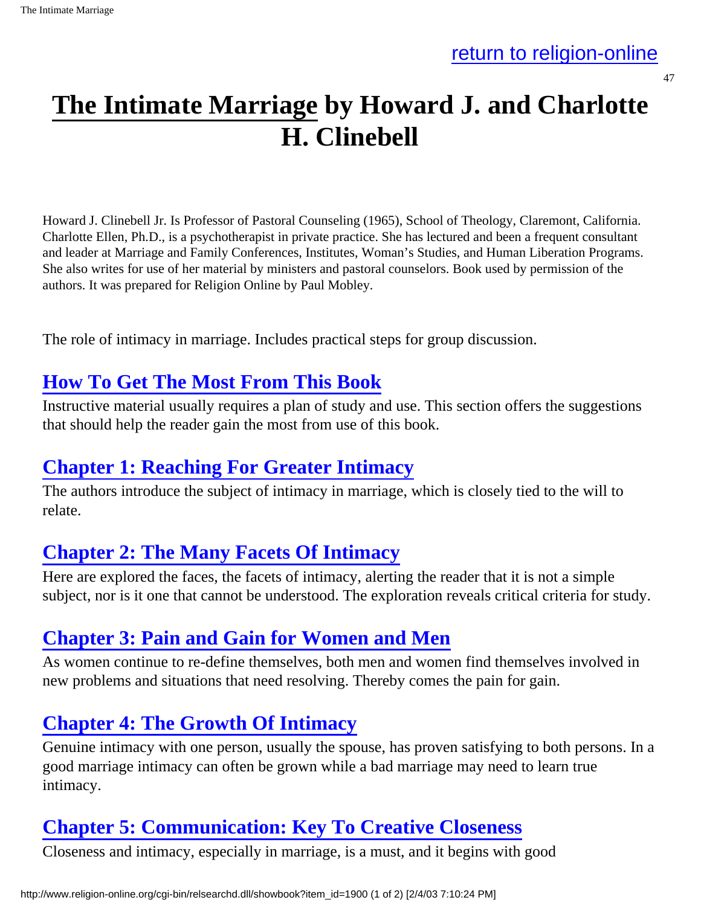return to religion-online

# The Intimate Marriage by Howard J. and Charlotte H. Clinebell

Howard J. Clinebell Jr. Is Professor of Pastoral Counseling (1965), School of Theology, Claremont, California. Charlotte Ellen, Ph.D., is a psychotherapist in private practice. She has lectured and been a frequent consultant and leader at Marriage and Family Conferences, Institutes, Woman's Studies, and Human Liberation Programs. She also writes for use of her material by ministers and pastoral counselors. Book used by permission of the authors. It was prepared for Religion Online by Paul Mobley.

The role of intimacy in marriage. Includes practical steps for group discussion.

## How To Get The Most From This Book

Instructive material usually requires a plan of study and use. This section offers the suggestions that should help the reader gain the most from use of this book.

## Chapter 1: Reaching For Greater Intimacy

The authors introduce the subject of intimacy in marriage, which is closely tied to the will to relate.

## Chapter 2: The Many Facets Of Intimacy

Here are explored the faces, the facets of intimacy, alerting the reader that it is not a simple subject, nor is it one that cannot be understood. The exploration reveals critical criteria for study.

## Chapter 3: Pain and Gain for Women and Men

As women continue to re-define themselves, both men and women find themselves involved in new problems and situations that need resolving. Thereby comes the pain for gain.

## Chapter 4: The Growth Of Intimacy

Genuine intimacy with one person, usually the spouse, has proven satisfying to both persons. In a good marriage intimacy can often be grown while a bad marriage may need to learn true intimacy.

## Chapter 5: Communication: Key To Creative Closeness

Closeness and intimacy, especially in marriage, is a must, and it begins with good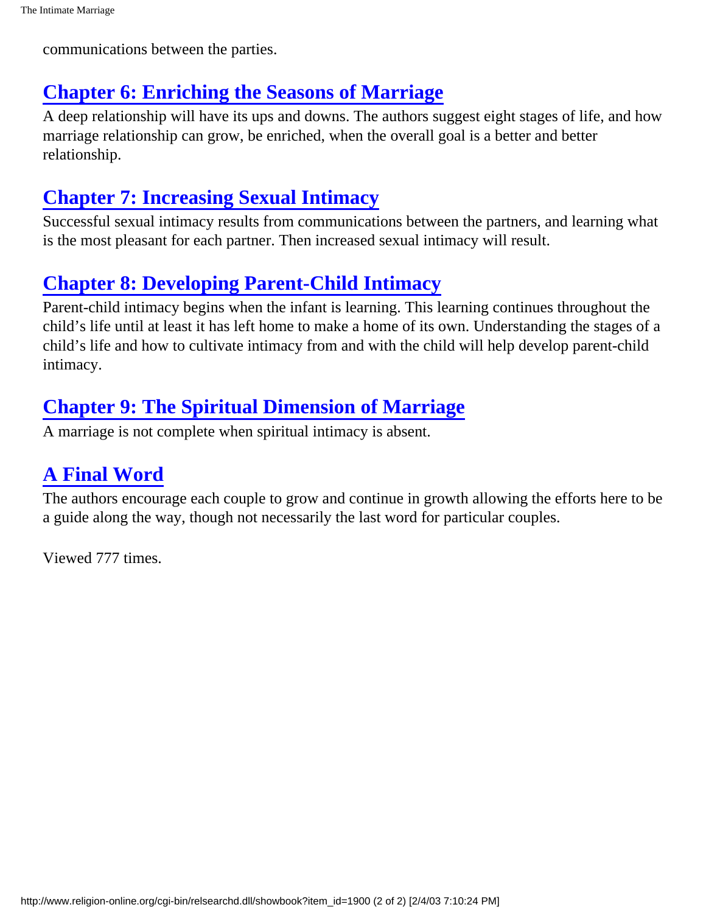communications between the parties.

## Chapter 6: Enriching the Seasons of Marriage

A deep relationship will have its ups and downs. The authors suggest eight stages of life, and how marriage relationship can grow, be enriched, when the overall goal is a better and better relationship.

## Chapter 7: Increasing Sexual Intimacy

Successful sexual intimacy results from communications between the partners, and learning what is the most pleasant for each partner. Then increased sexual intimacy will result.

## Chapter 8: Developing Parent-Child Intimacy

Parent-child intimacy begins when the infant is learning. This learning continues throughout the child's life until at least it has left home to make a home of its own. Understanding the stages of a child's life and how to cultivate intimacy from and with the child will help develop parent-child intimacy.

## Chapter 9: The Spiritual Dimension of Marriage

A marriage is not complete when spiritual intimacy is absent.

## A Final Word

The authors encourage each couple to grow and continue in growth allowing the efforts here to be a guide along the way, though not necessarily the last word for particular couples.

Viewed 777 times.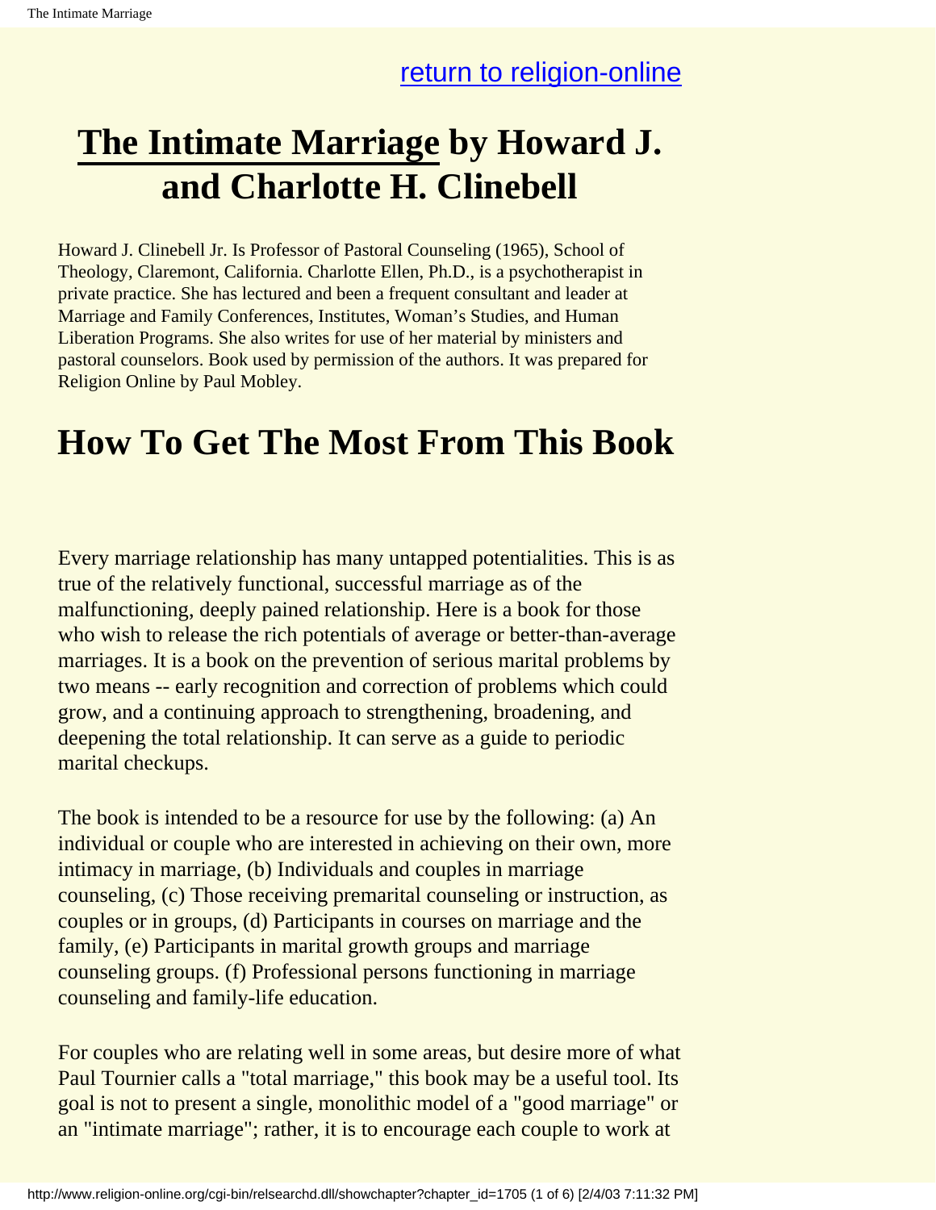return to religion-online

# The Intimate Marriage by Howard J. and Charlotte H. Clinebell

Howard J. Clinebell Jr. Is Professor of Pastoral Counseling (1965), School of Theology, Claremont, California. Charlotte Ellen, Ph.D., is a psychotherapist in private practice. She has lectured and been a frequent consultant and leader at Marriage and Family Conferences, Institutes, Woman's Studies, and Human Liberation Programs. She also writes for use of her material by ministers and pastoral counselors. Book used by permission of the authors. It was prepared for Religion Online by Paul Mobley.

## How To Get The Most From This Book

Every marriage relationship has many untapped potentialities. This is as true of the relatively functional, successful marriage as of the malfunctioning, deeply pained relationship. Here is a book for those who wish to release the rich potentials of average or better-than-average marriages. It is a book on the prevention of serious marital problems by two means -- early recognition and correction of problems which could grow, and a continuing approach to strengthening, broadening, and deepening the total relationship. It can serve as a guide to periodic marital checkups.

The book is intended to be a resource for use by the following: (a) An individual or couple who are interested in achieving on their own, more intimacy in marriage, (b) Individuals and couples in marriage counseling, (c) Those receiving premarital counseling or instruction, as couples or in groups, (d) Participants in courses on marriage and the family, (e) Participants in marital growth groups and marriage counseling groups. (f) Professional persons functioning in marriage counseling and family-life education.

For couples who are relating well in some areas, but desire more of what Paul Tournier calls a "total marriage," this book may be a useful tool. Its goal is not to present a single, monolithic model of a "good marriage" or an "intimate marriage"; rather, it is to encourage each couple to work at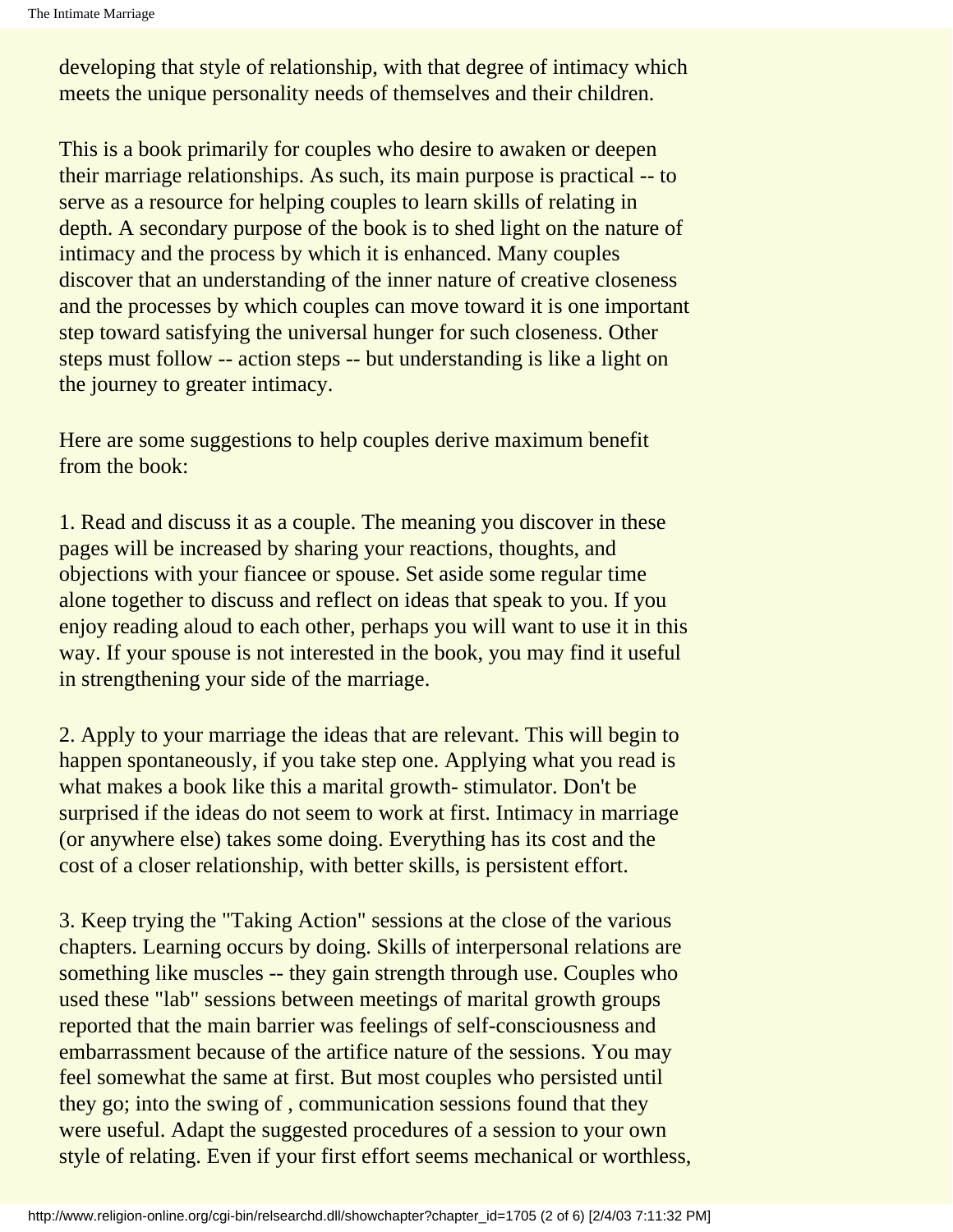developing that style of relationship, with that degree of intimacy which meets the unique personality needs of themselves and their children.

This is a book primarily for couples who desire to awaken or deepen their marriage relationships. As such, its main purpose is practical -- to serve as a resource for helping couples to learn skills of relating in depth. A secondary purpose of the book is to shed light on the nature of intimacy and the process by which it is enhanced. Many couples discover that an understanding of the inner nature of creative closeness and the processes by which couples can move toward it is one important step toward satisfying the universal hunger for such closeness. Other steps must follow -- action steps -- but understanding is like a light on the journey to greater intimacy.

Here are some suggestions to help couples derive maximum benefit from the book:

1. Read and discuss it as a couple. The meaning you discover in these pages will be increased by sharing your reactions, thoughts, and objections with your fiancee or spouse. Set aside some regular time alone together to discuss and reflect on ideas that speak to you. If you enjoy reading aloud to each other, perhaps you will want to use it in this way. If your spouse is not interested in the book, you may find it useful in strengthening your side of the marriage.

2. Apply to your marriage the ideas that are relevant. This will begin to happen spontaneously, if you take step one. Applying what you read is what makes a book like this a marital growth- stimulator. Don't be surprised if the ideas do not seem to work at first. Intimacy in marriage (or anywhere else) takes some doing. Everything has its cost and the cost of a closer relationship, with better skills, is persistent effort.

3. Keep trying the "Taking Action" sessions at the close of the various chapters. Learning occurs by doing. Skills of interpersonal relations are something like muscles -- they gain strength through use. Couples who used these "lab" sessions between meetings of marital growth groups reported that the main barrier was feelings of self-consciousness and embarrassment because of the artifice nature of the sessions. You may feel somewhat the same at first. But most couples who persisted until they go; into the swing of , communication sessions found that they were useful. Adapt the suggested procedures of a session to your own style of relating. Even if your first effort seems mechanical or worthless,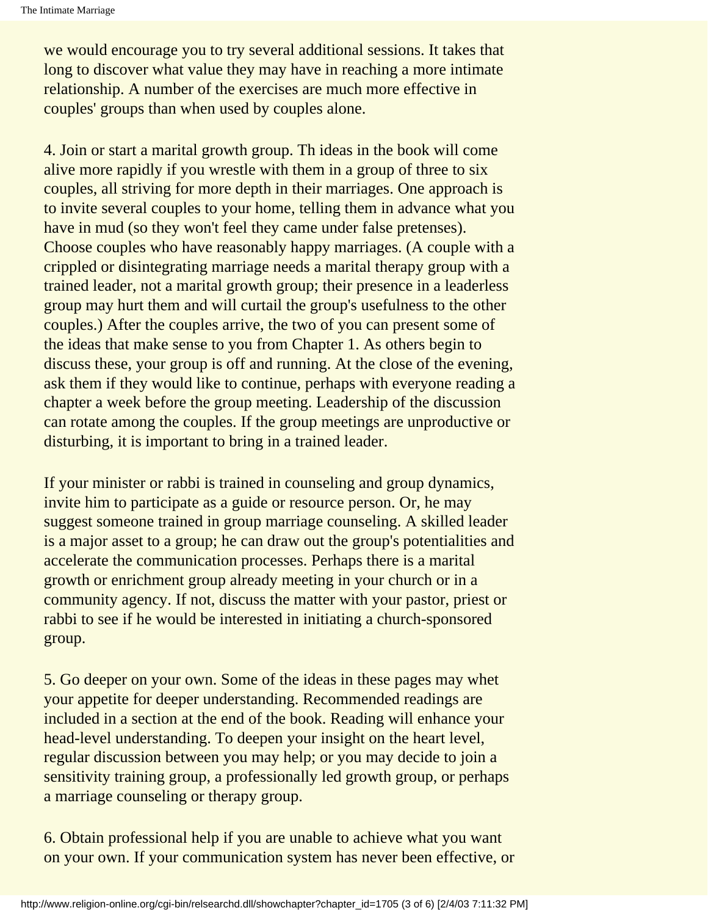we would encourage you to try several additional sessions. It takes that long to discover what value they may have in reaching a more intimate relationship. A number of the exercises are much more effective in couples' groups than when used by couples alone.

4. Join or start a marital growth group. Th ideas in the book will come alive more rapidly if you wrestle with them in a group of three to six couples, all striving for more depth in their marriages. One approach is to invite several couples to your home, telling them in advance what you have in mud (so they won't feel they came under false pretenses). Choose couples who have reasonably happy marriages. (A couple with a crippled or disintegrating marriage needs a marital therapy group with a trained leader, not a marital growth group; their presence in a leaderless group may hurt them and will curtail the group's usefulness to the other couples.) After the couples arrive, the two of you can present some of the ideas that make sense to you from Chapter 1. As others begin to discuss these, your group is off and running. At the close of the evening, ask them if they would like to continue, perhaps with everyone reading a chapter a week before the group meeting. Leadership of the discussion can rotate among the couples. If the group meetings are unproductive or disturbing, it is important to bring in a trained leader.

If your minister or rabbi is trained in counseling and group dynamics, invite him to participate as a guide or resource person. Or, he may suggest someone trained in group marriage counseling. A skilled leader is a major asset to a group; he can draw out the group's potentialities and accelerate the communication processes. Perhaps there is a marital growth or enrichment group already meeting in your church or in a community agency. If not, discuss the matter with your pastor, priest or rabbi to see if he would be interested in initiating a church-sponsored group.

5. Go deeper on your own. Some of the ideas in these pages may whet your appetite for deeper understanding. Recommended readings are included in a section at the end of the book. Reading will enhance your head-level understanding. To deepen your insight on the heart level, regular discussion between you may help; or you may decide to join a sensitivity training group, a professionally led growth group, or perhaps a marriage counseling or therapy group.

6. Obtain professional help if you are unable to achieve what you want on your own. If your communication system has never been effective, or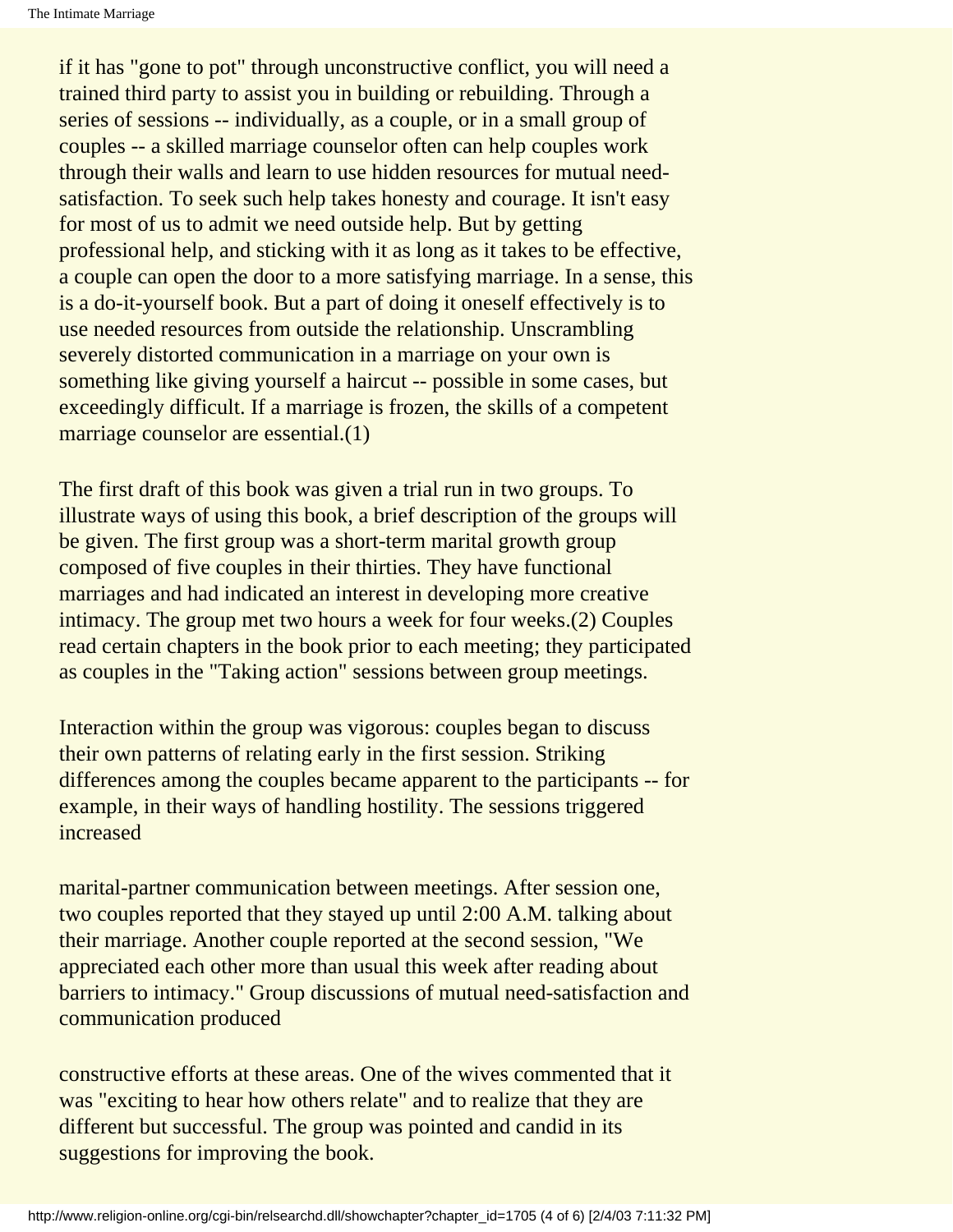if it has "gone to pot" through unconstructive conflict, you will need a trained third party to assist you in building or rebuilding. Through a series of sessions -- individually, as a couple, or in a small group of couples -- a skilled marriage counselor often can help couples work through their walls and learn to use hidden resources for mutual need-satisfaction. To seek such help takes honesty and courage. It isn't easy for most of us to admit we need outside help. But by getting professional help, and sticking with it as long as it takes to be effective, a couple can open the door to a more satisfying marriage. In a sense, this is a do-it-yourself book. But a part of doing it oneself effectively is to use needed resources from outside the relationship. Unscrambling severely distorted communication in a marriage on your own is something like giving yourself a haircut -- possible in some cases, but exceedingly difficult. If a marriage is frozen, the skills of a competent marriage counselor are essential.(1)

The first draft of this book was given a trial run in two groups. To illustrate ways of using this book, a brief description of the groups will be given. The first group was a short-term marital growth group composed of five couples in their thirties. They have functional marriages and had indicated an interest in developing more creative intimacy. The group met two hours a week for four weeks.(2) Couples read certain chapters in the book prior to each meeting; they participated as couples in the "Taking action" sessions between group meetings.

Interaction within the group was vigorous: couples began to discuss their own patterns of relating early in the first session. Striking differences among the couples became apparent to the participants -- for example, in their ways of handling hostility. The sessions triggered increased marital-partner communication between meetings. After session one, two couples reported that they stayed up until 2:00 A.M. talking about their marriage. Another couple reported at the second session, "We appreciated each other more than usual this week after reading about barriers to intimacy." Group discussions of mutual need-satisfaction and communication produced constructive efforts at these areas. One of the wives commented that it was "exciting to hear how others relate" and to realize that they are different but successful. The group was pointed and candid in its suggestions for improving the book.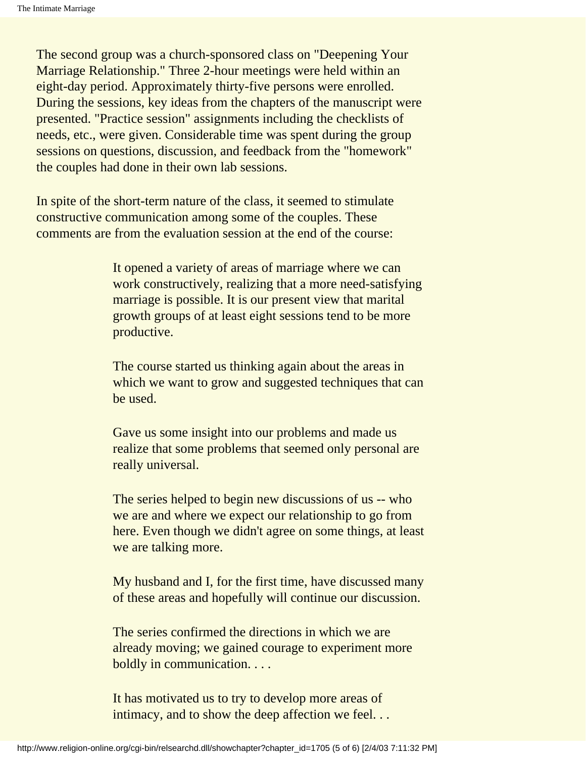The second group was a church-sponsored class on "Deepening Your Marriage Relationship." Three 2-hour meetings were held within an eight-day period. Approximately thirty-five persons were enrolled. During the sessions, key ideas from the chapters of the manuscript were presented. "Practice session" assignments including the checklists of needs, etc., were given. Considerable time was spent during the group sessions on questions, discussion, and feedback from the "homework" the couples had done in their own lab sessions.

In spite of the short-term nature of the class, it seemed to stimulate constructive communication among some of the couples. These comments are from the evaluation session at the end of the course:

> It opened a variety of areas of marriage where we can work constructively, realizing that a more need-satisfying marriage is possible. It is our present view that marital growth groups of at least eight sessions tend to be more productive.
>
> The course started us thinking again about the areas in which we want to grow and suggested techniques that can be used.
>
> Gave us some insight into our problems and made us realize that some problems that seemed only personal are really universal.
>
> The series helped to begin new discussions of us -- who we are and where we expect our relationship to go from here. Even though we didn't agree on some things, at least we are talking more.
>
> My husband and I, for the first time, have discussed many of these areas and hopefully will continue our discussion.
>
> The series confirmed the directions in which we are already moving; we gained courage to experiment more boldly in communication. . . .
>
> It has motivated us to try to develop more areas of intimacy, and to show the deep affection we feel. . .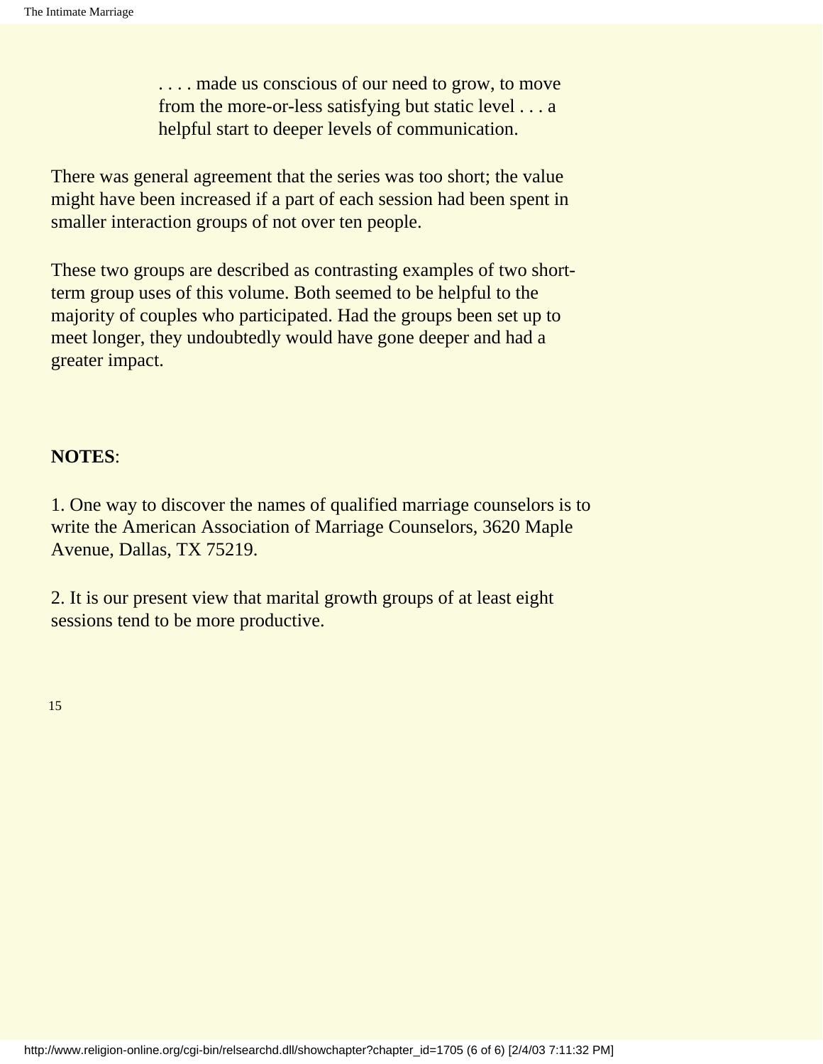> . . . . made us conscious of our need to grow, to move from the more-or-less satisfying but static level . . . a helpful start to deeper levels of communication.

There was general agreement that the series was too short; the value might have been increased if a part of each session had been spent in smaller interaction groups of not over ten people.

These two groups are described as contrasting examples of two short-term group uses of this volume. Both seemed to be helpful to the majority of couples who participated. Had the groups been set up to meet longer, they undoubtedly would have gone deeper and had a greater impact.

**NOTES**:

1. One way to discover the names of qualified marriage counselors is to write the American Association of Marriage Counselors, 3620 Maple Avenue, Dallas, TX 75219.

2. It is our present view that marital growth groups of at least eight sessions tend to be more productive.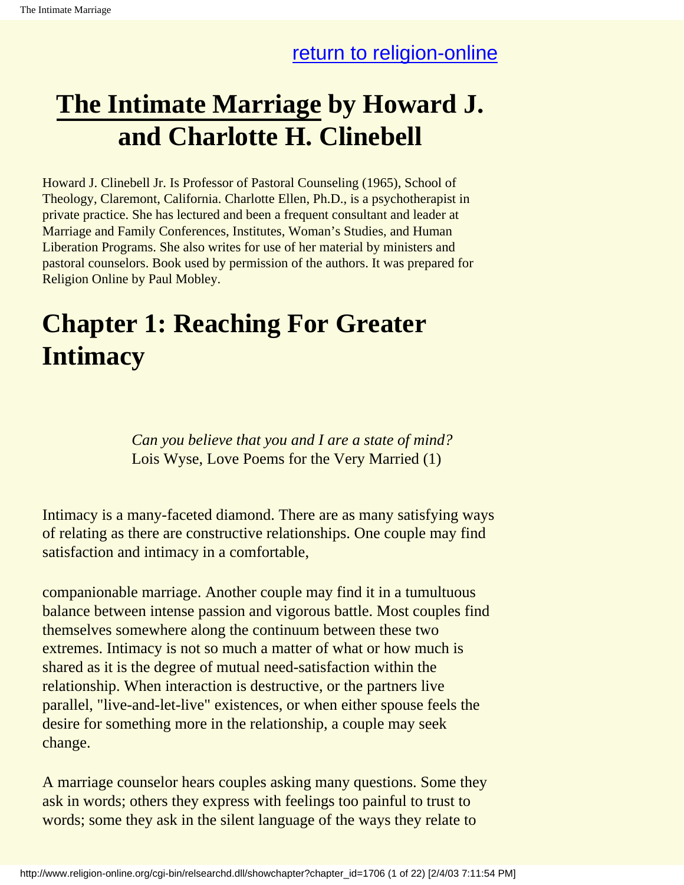[return to religion-online](http://www.religion-online.org)

# The Intimate Marriage by Howard J. and Charlotte H. Clinebell

Howard J. Clinebell Jr. Is Professor of Pastoral Counseling (1965), School of Theology, Claremont, California. Charlotte Ellen, Ph.D., is a psychotherapist in private practice. She has lectured and been a frequent consultant and leader at Marriage and Family Conferences, Institutes, Woman's Studies, and Human Liberation Programs. She also writes for use of her material by ministers and pastoral counselors. Book used by permission of the authors. It was prepared for Religion Online by Paul Mobley.

# Chapter 1: Reaching For Greater Intimacy

> *Can you believe that you and I are a state of mind?*
> Lois Wyse, Love Poems for the Very Married (1)

Intimacy is a many-faceted diamond. There are as many satisfying ways of relating as there are constructive relationships. One couple may find satisfaction and intimacy in a comfortable, companionable marriage. Another couple may find it in a tumultuous balance between intense passion and vigorous battle. Most couples find themselves somewhere along the continuum between these two extremes. Intimacy is not so much a matter of what or how much is shared as it is the degree of mutual need-satisfaction within the relationship. When interaction is destructive, or the partners live parallel, "live-and-let-live" existences, or when either spouse feels the desire for something more in the relationship, a couple may seek change.

A marriage counselor hears couples asking many questions. Some they ask in words; others they express with feelings too painful to trust to words; some they ask in the silent language of the ways they relate to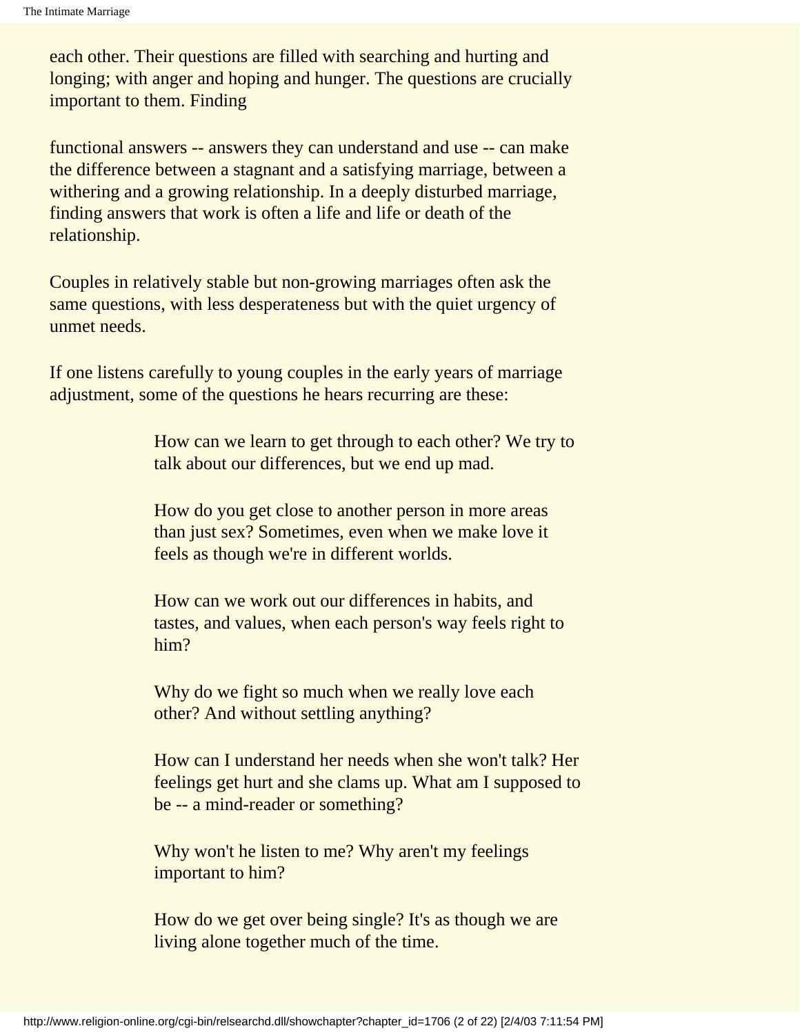each other. Their questions are filled with searching and hurting and longing; with anger and hoping and hunger. The questions are crucially important to them. Finding

functional answers -- answers they can understand and use -- can make the difference between a stagnant and a satisfying marriage, between a withering and a growing relationship. In a deeply disturbed marriage, finding answers that work is often a life and life or death of the relationship.

Couples in relatively stable but non-growing marriages often ask the same questions, with less desperateness but with the quiet urgency of unmet needs.

If one listens carefully to young couples in the early years of marriage adjustment, some of the questions he hears recurring are these:

> How can we learn to get through to each other? We try to talk about our differences, but we end up mad.
>
> How do you get close to another person in more areas than just sex? Sometimes, even when we make love it feels as though we're in different worlds.
>
> How can we work out our differences in habits, and tastes, and values, when each person's way feels right to him?
>
> Why do we fight so much when we really love each other? And without settling anything?
>
> How can I understand her needs when she won't talk? Her feelings get hurt and she clams up. What am I supposed to be -- a mind-reader or something?
>
> Why won't he listen to me? Why aren't my feelings important to him?
>
> How do we get over being single? It's as though we are living alone together much of the time.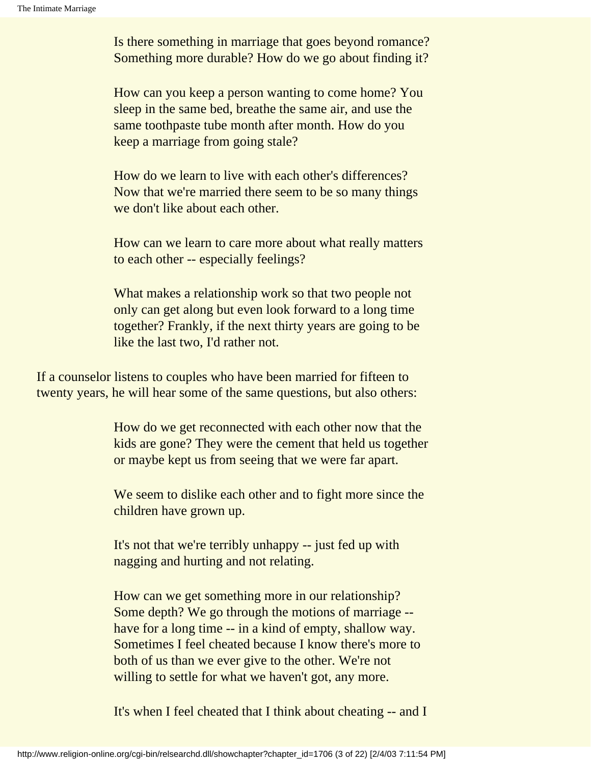> Is there something in marriage that goes beyond romance? Something more durable? How do we go about finding it?
>
> How can you keep a person wanting to come home? You sleep in the same bed, breathe the same air, and use the same toothpaste tube month after month. How do you keep a marriage from going stale?
>
> How do we learn to live with each other's differences? Now that we're married there seem to be so many things we don't like about each other.
>
> How can we learn to care more about what really matters to each other -- especially feelings?
>
> What makes a relationship work so that two people not only can get along but even look forward to a long time together? Frankly, if the next thirty years are going to be like the last two, I'd rather not.

If a counselor listens to couples who have been married for fifteen to twenty years, he will hear some of the same questions, but also others:

> How do we get reconnected with each other now that the kids are gone? They were the cement that held us together or maybe kept us from seeing that we were far apart.
>
> We seem to dislike each other and to fight more since the children have grown up.
>
> It's not that we're terribly unhappy -- just fed up with nagging and hurting and not relating.
>
> How can we get something more in our relationship? Some depth? We go through the motions of marriage -- have for a long time -- in a kind of empty, shallow way. Sometimes I feel cheated because I know there's more to both of us than we ever give to the other. We're not willing to settle for what we haven't got, any more.
>
> It's when I feel cheated that I think about cheating -- and I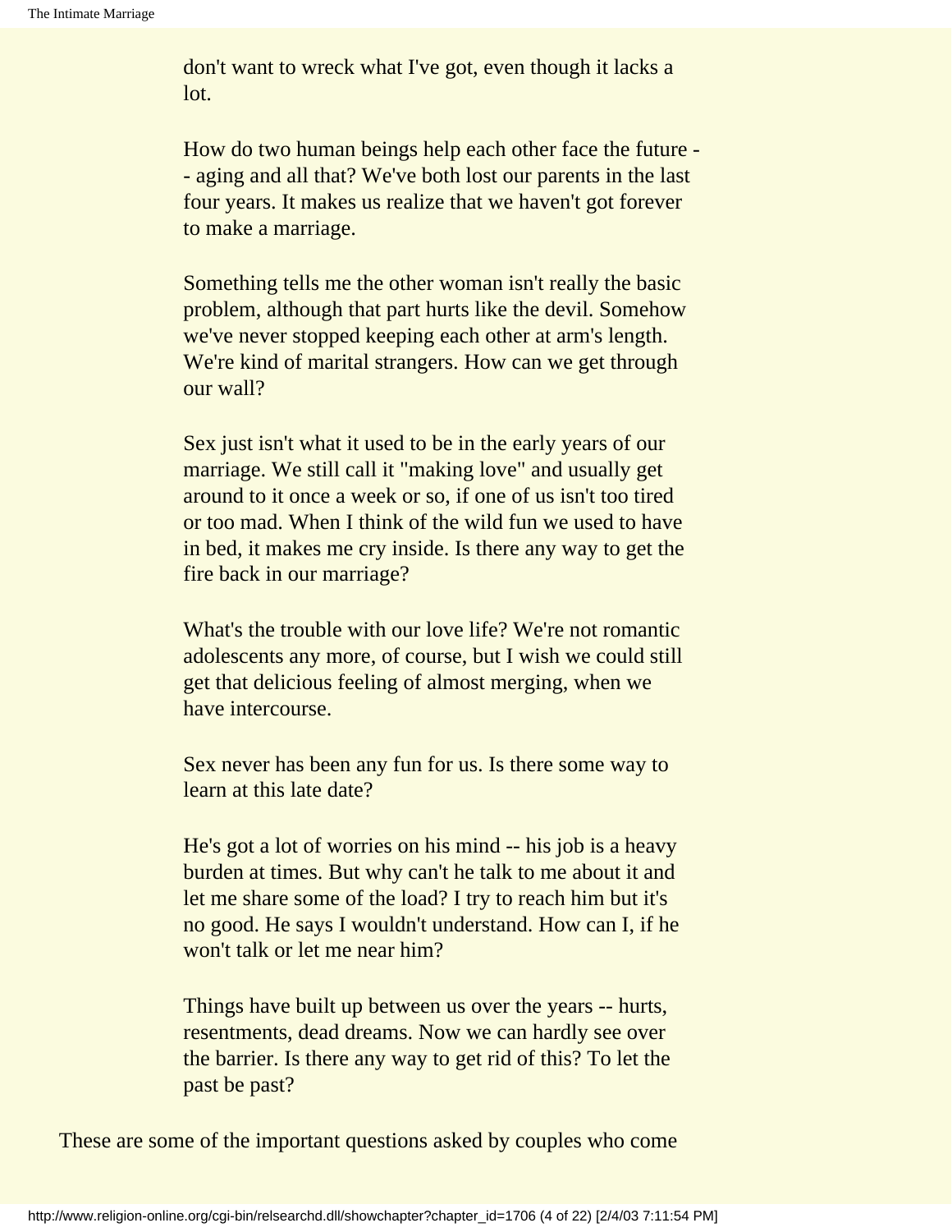don't want to wreck what I've got, even though it lacks a lot.

How do two human beings help each other face the future -- aging and all that? We've both lost our parents in the last four years. It makes us realize that we haven't got forever to make a marriage.

Something tells me the other woman isn't really the basic problem, although that part hurts like the devil. Somehow we've never stopped keeping each other at arm's length. We're kind of marital strangers. How can we get through our wall?

Sex just isn't what it used to be in the early years of our marriage. We still call it "making love" and usually get around to it once a week or so, if one of us isn't too tired or too mad. When I think of the wild fun we used to have in bed, it makes me cry inside. Is there any way to get the fire back in our marriage?

What's the trouble with our love life? We're not romantic adolescents any more, of course, but I wish we could still get that delicious feeling of almost merging, when we have intercourse.

Sex never has been any fun for us. Is there some way to learn at this late date?

He's got a lot of worries on his mind -- his job is a heavy burden at times. But why can't he talk to me about it and let me share some of the load? I try to reach him but it's no good. He says I wouldn't understand. How can I, if he won't talk or let me near him?

Things have built up between us over the years -- hurts, resentments, dead dreams. Now we can hardly see over the barrier. Is there any way to get rid of this? To let the past be past?

These are some of the important questions asked by couples who come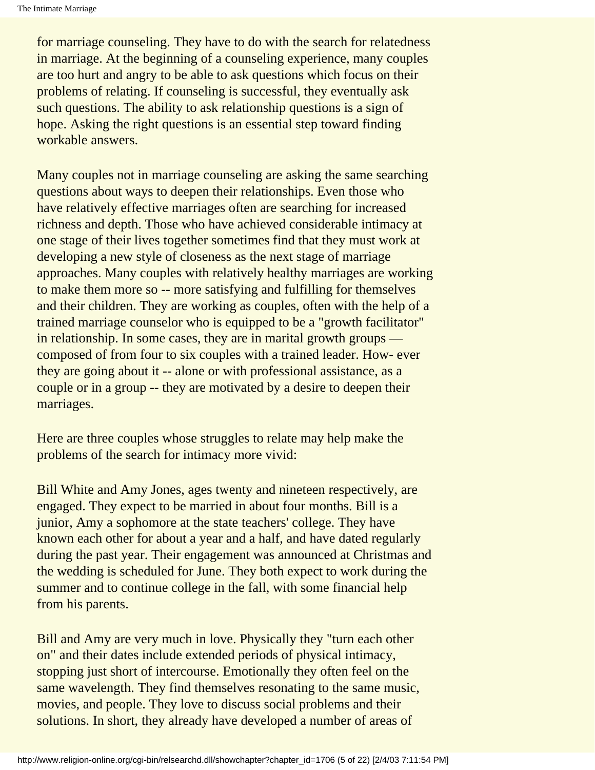for marriage counseling. They have to do with the search for relatedness in marriage. At the beginning of a counseling experience, many couples are too hurt and angry to be able to ask questions which focus on their problems of relating. If counseling is successful, they eventually ask such questions. The ability to ask relationship questions is a sign of hope. Asking the right questions is an essential step toward finding workable answers.

Many couples not in marriage counseling are asking the same searching questions about ways to deepen their relationships. Even those who have relatively effective marriages often are searching for increased richness and depth. Those who have achieved considerable intimacy at one stage of their lives together sometimes find that they must work at developing a new style of closeness as the next stage of marriage approaches. Many couples with relatively healthy marriages are working to make them more so -- more satisfying and fulfilling for themselves and their children. They are working as couples, often with the help of a trained marriage counselor who is equipped to be a "growth facilitator" in relationship. In some cases, they are in marital growth groups — composed of from four to six couples with a trained leader. How- ever they are going about it -- alone or with professional assistance, as a couple or in a group -- they are motivated by a desire to deepen their marriages.

Here are three couples whose struggles to relate may help make the problems of the search for intimacy more vivid:

Bill White and Amy Jones, ages twenty and nineteen respectively, are engaged. They expect to be married in about four months. Bill is a junior, Amy a sophomore at the state teachers' college. They have known each other for about a year and a half, and have dated regularly during the past year. Their engagement was announced at Christmas and the wedding is scheduled for June. They both expect to work during the summer and to continue college in the fall, with some financial help from his parents.

Bill and Amy are very much in love. Physically they "turn each other on" and their dates include extended periods of physical intimacy, stopping just short of intercourse. Emotionally they often feel on the same wavelength. They find themselves resonating to the same music, movies, and people. They love to discuss social problems and their solutions. In short, they already have developed a number of areas of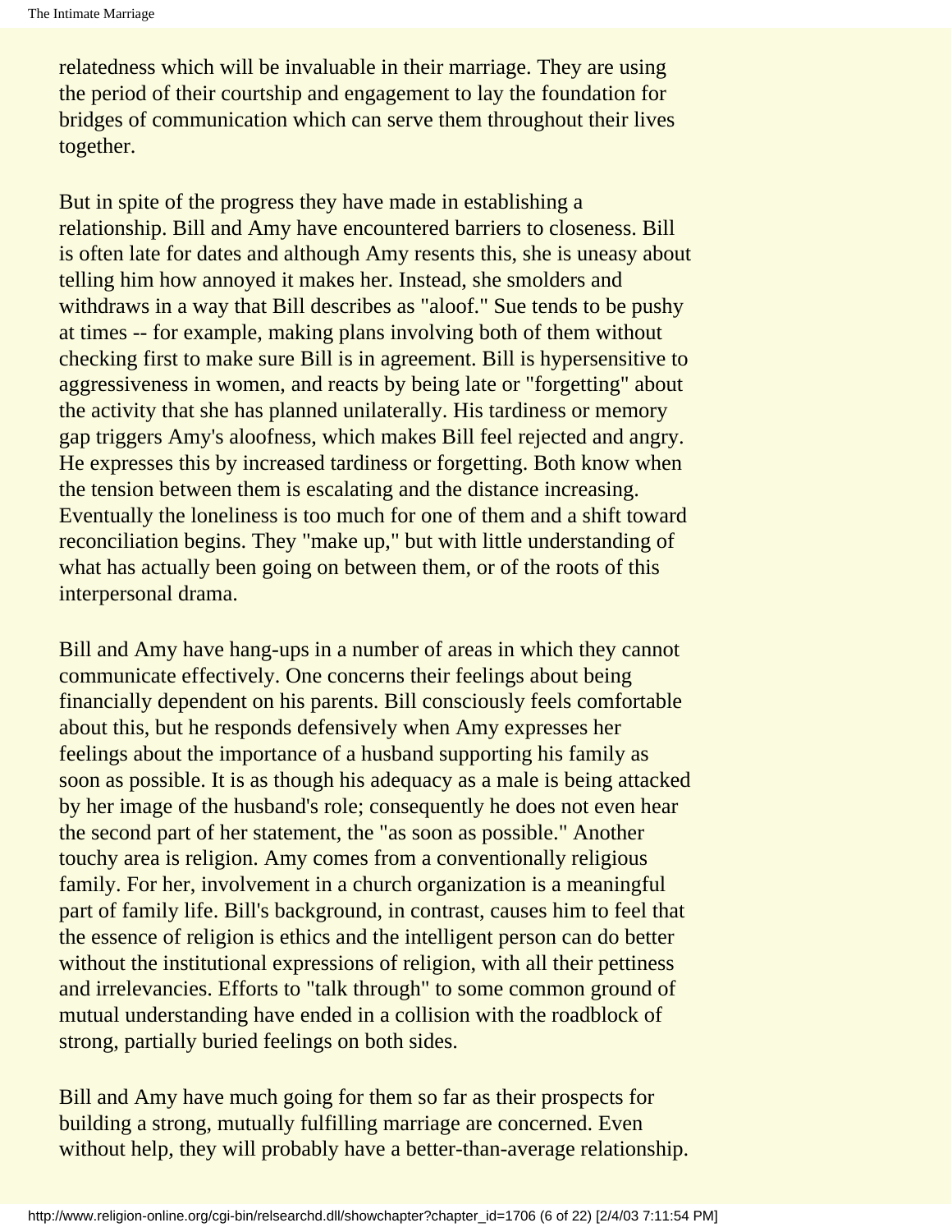relatedness which will be invaluable in their marriage. They are using the period of their courtship and engagement to lay the foundation for bridges of communication which can serve them throughout their lives together.

But in spite of the progress they have made in establishing a relationship. Bill and Amy have encountered barriers to closeness. Bill is often late for dates and although Amy resents this, she is uneasy about telling him how annoyed it makes her. Instead, she smolders and withdraws in a way that Bill describes as "aloof." Sue tends to be pushy at times -- for example, making plans involving both of them without checking first to make sure Bill is in agreement. Bill is hypersensitive to aggressiveness in women, and reacts by being late or "forgetting" about the activity that she has planned unilaterally. His tardiness or memory gap triggers Amy's aloofness, which makes Bill feel rejected and angry. He expresses this by increased tardiness or forgetting. Both know when the tension between them is escalating and the distance increasing. Eventually the loneliness is too much for one of them and a shift toward reconciliation begins. They "make up," but with little understanding of what has actually been going on between them, or of the roots of this interpersonal drama.

Bill and Amy have hang-ups in a number of areas in which they cannot communicate effectively. One concerns their feelings about being financially dependent on his parents. Bill consciously feels comfortable about this, but he responds defensively when Amy expresses her feelings about the importance of a husband supporting his family as soon as possible. It is as though his adequacy as a male is being attacked by her image of the husband's role; consequently he does not even hear the second part of her statement, the "as soon as possible." Another touchy area is religion. Amy comes from a conventionally religious family. For her, involvement in a church organization is a meaningful part of family life. Bill's background, in contrast, causes him to feel that the essence of religion is ethics and the intelligent person can do better without the institutional expressions of religion, with all their pettiness and irrelevancies. Efforts to "talk through" to some common ground of mutual understanding have ended in a collision with the roadblock of strong, partially buried feelings on both sides.

Bill and Amy have much going for them so far as their prospects for building a strong, mutually fulfilling marriage are concerned. Even without help, they will probably have a better-than-average relationship.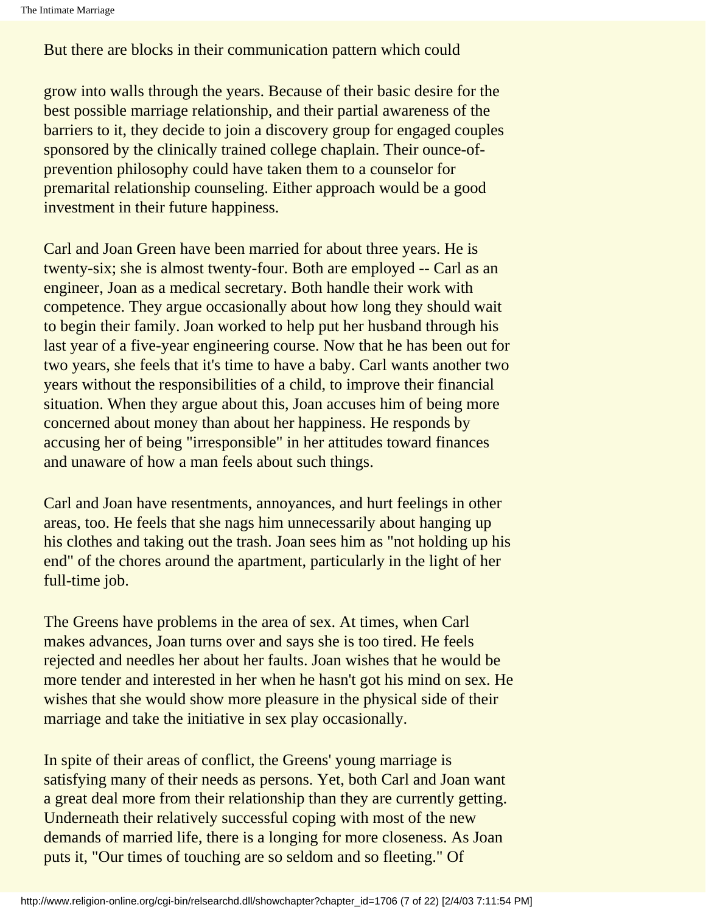But there are blocks in their communication pattern which could

grow into walls through the years. Because of their basic desire for the best possible marriage relationship, and their partial awareness of the barriers to it, they decide to join a discovery group for engaged couples sponsored by the clinically trained college chaplain. Their ounce-of-prevention philosophy could have taken them to a counselor for premarital relationship counseling. Either approach would be a good investment in their future happiness.

Carl and Joan Green have been married for about three years. He is twenty-six; she is almost twenty-four. Both are employed -- Carl as an engineer, Joan as a medical secretary. Both handle their work with competence. They argue occasionally about how long they should wait to begin their family. Joan worked to help put her husband through his last year of a five-year engineering course. Now that he has been out for two years, she feels that it's time to have a baby. Carl wants another two years without the responsibilities of a child, to improve their financial situation. When they argue about this, Joan accuses him of being more concerned about money than about her happiness. He responds by accusing her of being "irresponsible" in her attitudes toward finances and unaware of how a man feels about such things.

Carl and Joan have resentments, annoyances, and hurt feelings in other areas, too. He feels that she nags him unnecessarily about hanging up his clothes and taking out the trash. Joan sees him as "not holding up his end" of the chores around the apartment, particularly in the light of her full-time job.

The Greens have problems in the area of sex. At times, when Carl makes advances, Joan turns over and says she is too tired. He feels rejected and needles her about her faults. Joan wishes that he would be more tender and interested in her when he hasn't got his mind on sex. He wishes that she would show more pleasure in the physical side of their marriage and take the initiative in sex play occasionally.

In spite of their areas of conflict, the Greens' young marriage is satisfying many of their needs as persons. Yet, both Carl and Joan want a great deal more from their relationship than they are currently getting. Underneath their relatively successful coping with most of the new demands of married life, there is a longing for more closeness. As Joan puts it, "Our times of touching are so seldom and so fleeting." Of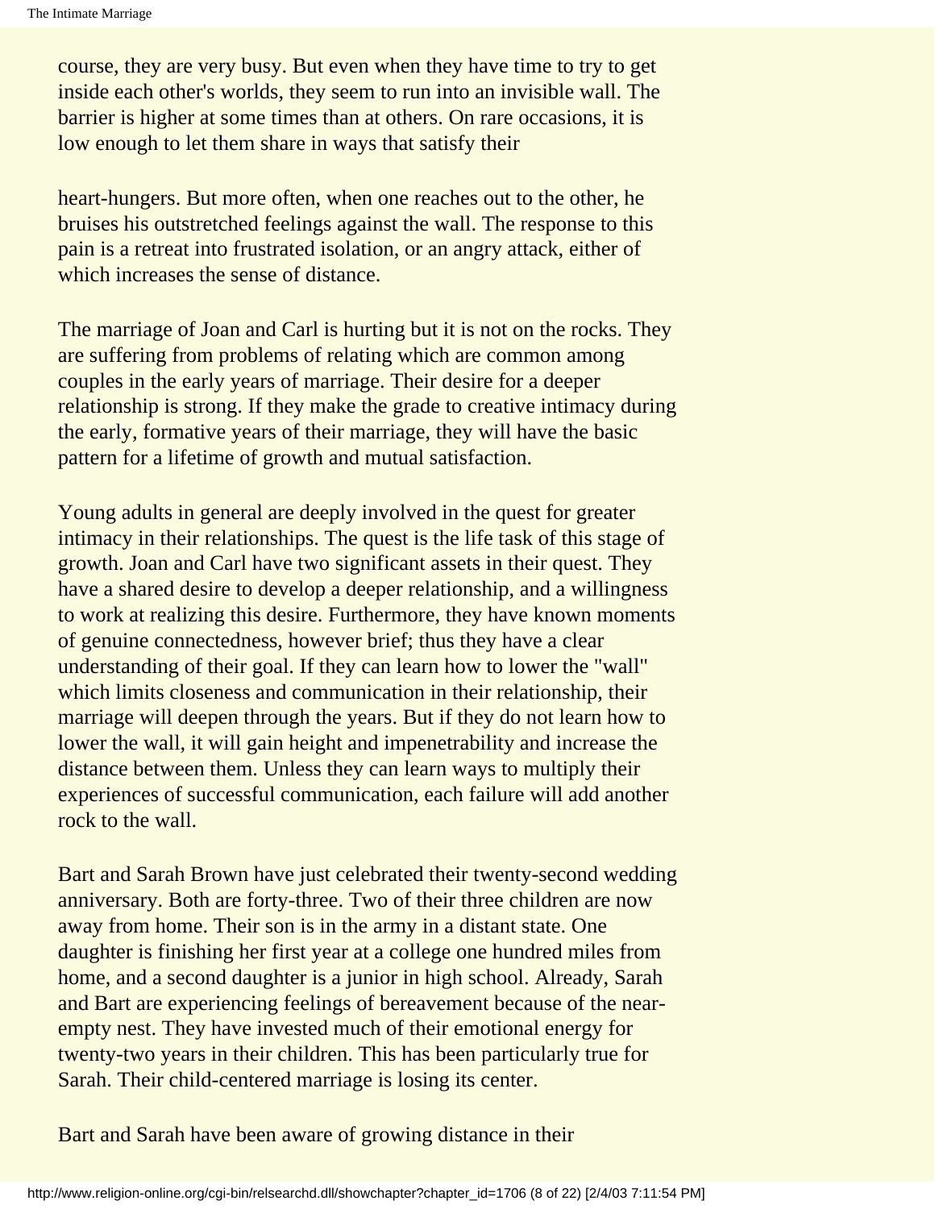course, they are very busy. But even when they have time to try to get inside each other's worlds, they seem to run into an invisible wall. The barrier is higher at some times than at others. On rare occasions, it is low enough to let them share in ways that satisfy their

heart-hungers. But more often, when one reaches out to the other, he bruises his outstretched feelings against the wall. The response to this pain is a retreat into frustrated isolation, or an angry attack, either of which increases the sense of distance.

The marriage of Joan and Carl is hurting but it is not on the rocks. They are suffering from problems of relating which are common among couples in the early years of marriage. Their desire for a deeper relationship is strong. If they make the grade to creative intimacy during the early, formative years of their marriage, they will have the basic pattern for a lifetime of growth and mutual satisfaction.

Young adults in general are deeply involved in the quest for greater intimacy in their relationships. The quest is the life task of this stage of growth. Joan and Carl have two significant assets in their quest. They have a shared desire to develop a deeper relationship, and a willingness to work at realizing this desire. Furthermore, they have known moments of genuine connectedness, however brief; thus they have a clear understanding of their goal. If they can learn how to lower the "wall" which limits closeness and communication in their relationship, their marriage will deepen through the years. But if they do not learn how to lower the wall, it will gain height and impenetrability and increase the distance between them. Unless they can learn ways to multiply their experiences of successful communication, each failure will add another rock to the wall.

Bart and Sarah Brown have just celebrated their twenty-second wedding anniversary. Both are forty-three. Two of their three children are now away from home. Their son is in the army in a distant state. One daughter is finishing her first year at a college one hundred miles from home, and a second daughter is a junior in high school. Already, Sarah and Bart are experiencing feelings of bereavement because of the near-empty nest. They have invested much of their emotional energy for twenty-two years in their children. This has been particularly true for Sarah. Their child-centered marriage is losing its center.

Bart and Sarah have been aware of growing distance in their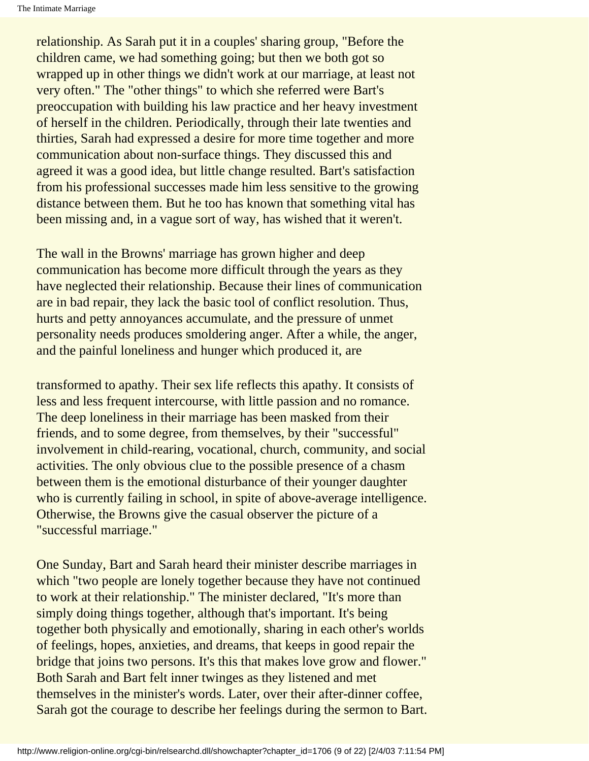relationship. As Sarah put it in a couples' sharing group, "Before the children came, we had something going; but then we both got so wrapped up in other things we didn't work at our marriage, at least not very often." The "other things" to which she referred were Bart's preoccupation with building his law practice and her heavy investment of herself in the children. Periodically, through their late twenties and thirties, Sarah had expressed a desire for more time together and more communication about non-surface things. They discussed this and agreed it was a good idea, but little change resulted. Bart's satisfaction from his professional successes made him less sensitive to the growing distance between them. But he too has known that something vital has been missing and, in a vague sort of way, has wished that it weren't.

The wall in the Browns' marriage has grown higher and deep communication has become more difficult through the years as they have neglected their relationship. Because their lines of communication are in bad repair, they lack the basic tool of conflict resolution. Thus, hurts and petty annoyances accumulate, and the pressure of unmet personality needs produces smoldering anger. After a while, the anger, and the painful loneliness and hunger which produced it, are transformed to apathy. Their sex life reflects this apathy. It consists of less and less frequent intercourse, with little passion and no romance. The deep loneliness in their marriage has been masked from their friends, and to some degree, from themselves, by their "successful" involvement in child-rearing, vocational, church, community, and social activities. The only obvious clue to the possible presence of a chasm between them is the emotional disturbance of their younger daughter who is currently failing in school, in spite of above-average intelligence. Otherwise, the Browns give the casual observer the picture of a "successful marriage."

One Sunday, Bart and Sarah heard their minister describe marriages in which "two people are lonely together because they have not continued to work at their relationship." The minister declared, "It's more than simply doing things together, although that's important. It's being together both physically and emotionally, sharing in each other's worlds of feelings, hopes, anxieties, and dreams, that keeps in good repair the bridge that joins two persons. It's this that makes love grow and flower." Both Sarah and Bart felt inner twinges as they listened and met themselves in the minister's words. Later, over their after-dinner coffee, Sarah got the courage to describe her feelings during the sermon to Bart.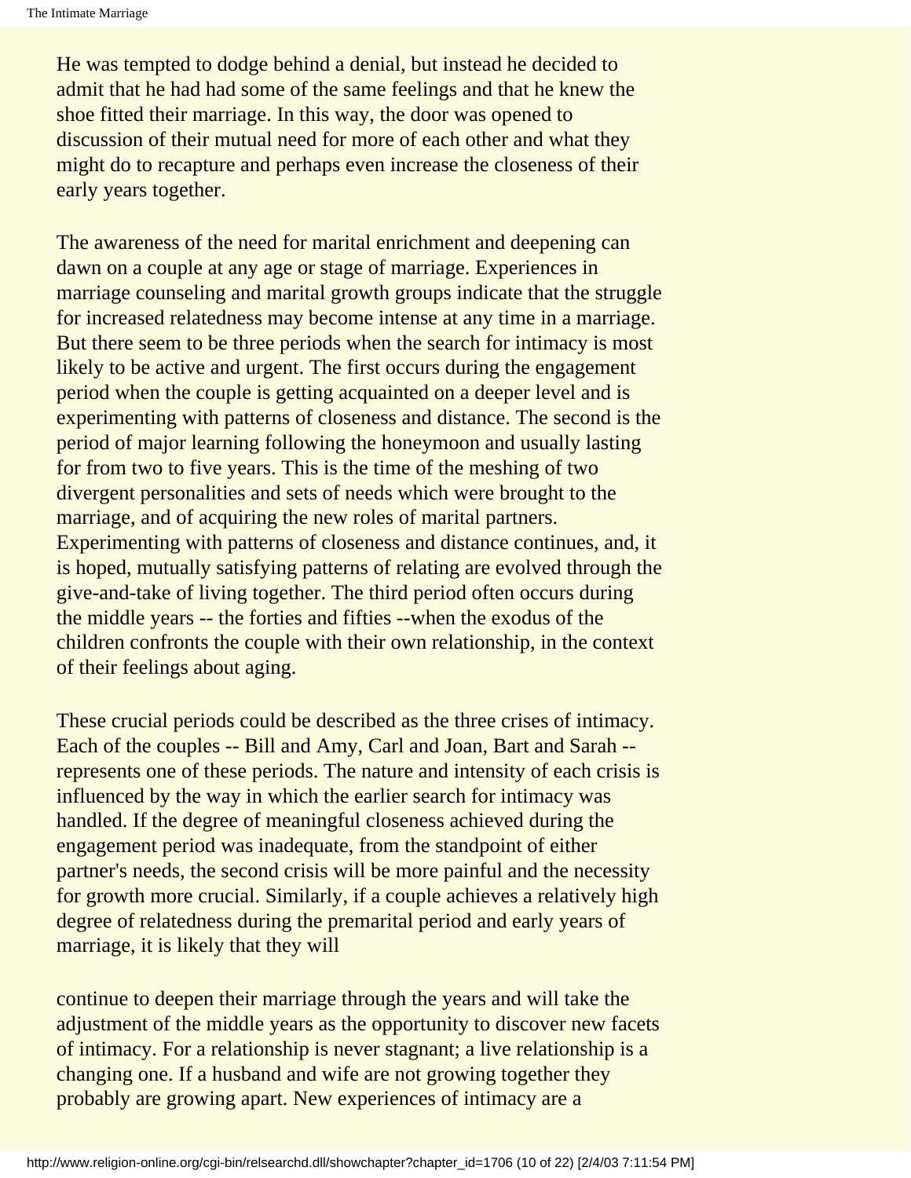He was tempted to dodge behind a denial, but instead he decided to admit that he had had some of the same feelings and that he knew the shoe fitted their marriage. In this way, the door was opened to discussion of their mutual need for more of each other and what they might do to recapture and perhaps even increase the closeness of their early years together.

The awareness of the need for marital enrichment and deepening can dawn on a couple at any age or stage of marriage. Experiences in marriage counseling and marital growth groups indicate that the struggle for increased relatedness may become intense at any time in a marriage. But there seem to be three periods when the search for intimacy is most likely to be active and urgent. The first occurs during the engagement period when the couple is getting acquainted on a deeper level and is experimenting with patterns of closeness and distance. The second is the period of major learning following the honeymoon and usually lasting for from two to five years. This is the time of the meshing of two divergent personalities and sets of needs which were brought to the marriage, and of acquiring the new roles of marital partners. Experimenting with patterns of closeness and distance continues, and, it is hoped, mutually satisfying patterns of relating are evolved through the give-and-take of living together. The third period often occurs during the middle years -- the forties and fifties --when the exodus of the children confronts the couple with their own relationship, in the context of their feelings about aging.

These crucial periods could be described as the three crises of intimacy. Each of the couples -- Bill and Amy, Carl and Joan, Bart and Sarah -- represents one of these periods. The nature and intensity of each crisis is influenced by the way in which the earlier search for intimacy was handled. If the degree of meaningful closeness achieved during the engagement period was inadequate, from the standpoint of either partner's needs, the second crisis will be more painful and the necessity for growth more crucial. Similarly, if a couple achieves a relatively high degree of relatedness during the premarital period and early years of marriage, it is likely that they will continue to deepen their marriage through the years and will take the adjustment of the middle years as the opportunity to discover new facets of intimacy. For a relationship is never stagnant; a live relationship is a changing one. If a husband and wife are not growing together they probably are growing apart. New experiences of intimacy are a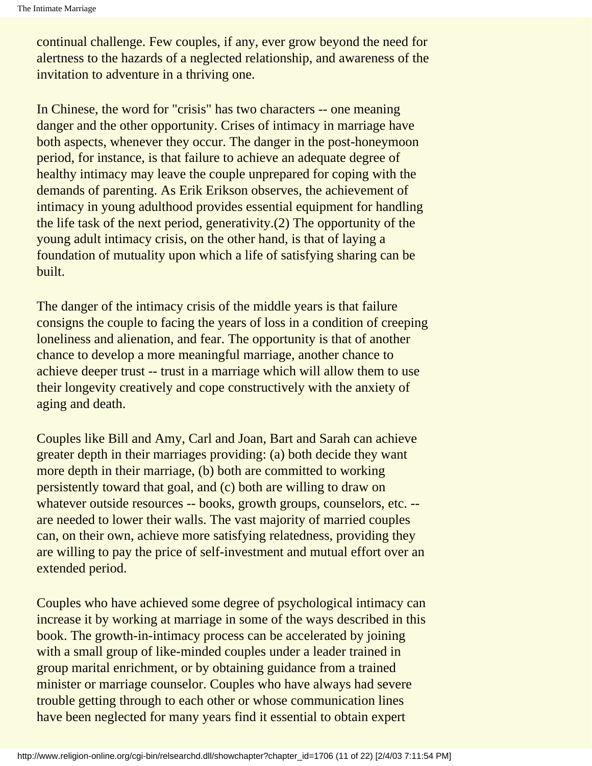continual challenge. Few couples, if any, ever grow beyond the need for alertness to the hazards of a neglected relationship, and awareness of the invitation to adventure in a thriving one.

In Chinese, the word for "crisis" has two characters -- one meaning danger and the other opportunity. Crises of intimacy in marriage have both aspects, whenever they occur. The danger in the post-honeymoon period, for instance, is that failure to achieve an adequate degree of healthy intimacy may leave the couple unprepared for coping with the demands of parenting. As Erik Erikson observes, the achievement of intimacy in young adulthood provides essential equipment for handling the life task of the next period, generativity.(2) The opportunity of the young adult intimacy crisis, on the other hand, is that of laying a foundation of mutuality upon which a life of satisfying sharing can be built.

The danger of the intimacy crisis of the middle years is that failure consigns the couple to facing the years of loss in a condition of creeping loneliness and alienation, and fear. The opportunity is that of another chance to develop a more meaningful marriage, another chance to achieve deeper trust -- trust in a marriage which will allow them to use their longevity creatively and cope constructively with the anxiety of aging and death.

Couples like Bill and Amy, Carl and Joan, Bart and Sarah can achieve greater depth in their marriages providing: (a) both decide they want more depth in their marriage, (b) both are committed to working persistently toward that goal, and (c) both are willing to draw on whatever outside resources -- books, growth groups, counselors, etc. -- are needed to lower their walls. The vast majority of married couples can, on their own, achieve more satisfying relatedness, providing they are willing to pay the price of self-investment and mutual effort over an extended period.

Couples who have achieved some degree of psychological intimacy can increase it by working at marriage in some of the ways described in this book. The growth-in-intimacy process can be accelerated by joining with a small group of like-minded couples under a leader trained in group marital enrichment, or by obtaining guidance from a trained minister or marriage counselor. Couples who have always had severe trouble getting through to each other or whose communication lines have been neglected for many years find it essential to obtain expert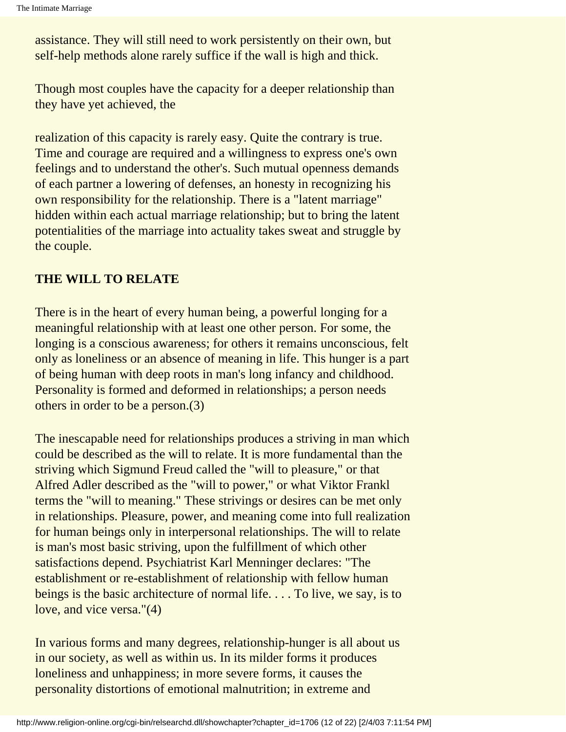assistance. They will still need to work persistently on their own, but self-help methods alone rarely suffice if the wall is high and thick.

Though most couples have the capacity for a deeper relationship than they have yet achieved, the

realization of this capacity is rarely easy. Quite the contrary is true. Time and courage are required and a willingness to express one's own feelings and to understand the other's. Such mutual openness demands of each partner a lowering of defenses, an honesty in recognizing his own responsibility for the relationship. There is a "latent marriage" hidden within each actual marriage relationship; but to bring the latent potentialities of the marriage into actuality takes sweat and struggle by the couple.

## THE WILL TO RELATE

There is in the heart of every human being, a powerful longing for a meaningful relationship with at least one other person. For some, the longing is a conscious awareness; for others it remains unconscious, felt only as loneliness or an absence of meaning in life. This hunger is a part of being human with deep roots in man's long infancy and childhood. Personality is formed and deformed in relationships; a person needs others in order to be a person.(3)

The inescapable need for relationships produces a striving in man which could be described as the will to relate. It is more fundamental than the striving which Sigmund Freud called the "will to pleasure," or that Alfred Adler described as the "will to power," or what Viktor Frankl terms the "will to meaning." These strivings or desires can be met only in relationships. Pleasure, power, and meaning come into full realization for human beings only in interpersonal relationships. The will to relate is man's most basic striving, upon the fulfillment of which other satisfactions depend. Psychiatrist Karl Menninger declares: "The establishment or re-establishment of relationship with fellow human beings is the basic architecture of normal life. . . . To live, we say, is to love, and vice versa."(4)

In various forms and many degrees, relationship-hunger is all about us in our society, as well as within us. In its milder forms it produces loneliness and unhappiness; in more severe forms, it causes the personality distortions of emotional malnutrition; in extreme and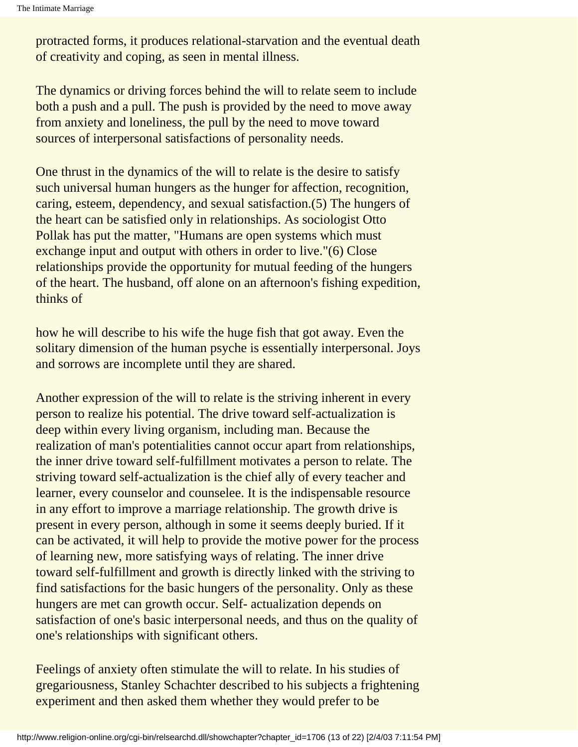protracted forms, it produces relational-starvation and the eventual death of creativity and coping, as seen in mental illness.

The dynamics or driving forces behind the will to relate seem to include both a push and a pull. The push is provided by the need to move away from anxiety and loneliness, the pull by the need to move toward sources of interpersonal satisfactions of personality needs.

One thrust in the dynamics of the will to relate is the desire to satisfy such universal human hungers as the hunger for affection, recognition, caring, esteem, dependency, and sexual satisfaction.(5) The hungers of the heart can be satisfied only in relationships. As sociologist Otto Pollak has put the matter, "Humans are open systems which must exchange input and output with others in order to live."(6) Close relationships provide the opportunity for mutual feeding of the hungers of the heart. The husband, off alone on an afternoon's fishing expedition, thinks of how he will describe to his wife the huge fish that got away. Even the solitary dimension of the human psyche is essentially interpersonal. Joys and sorrows are incomplete until they are shared.

Another expression of the will to relate is the striving inherent in every person to realize his potential. The drive toward self-actualization is deep within every living organism, including man. Because the realization of man's potentialities cannot occur apart from relationships, the inner drive toward self-fulfillment motivates a person to relate. The striving toward self-actualization is the chief ally of every teacher and learner, every counselor and counselee. It is the indispensable resource in any effort to improve a marriage relationship. The growth drive is present in every person, although in some it seems deeply buried. If it can be activated, it will help to provide the motive power for the process of learning new, more satisfying ways of relating. The inner drive toward self-fulfillment and growth is directly linked with the striving to find satisfactions for the basic hungers of the personality. Only as these hungers are met can growth occur. Self- actualization depends on satisfaction of one's basic interpersonal needs, and thus on the quality of one's relationships with significant others.

Feelings of anxiety often stimulate the will to relate. In his studies of gregariousness, Stanley Schachter described to his subjects a frightening experiment and then asked them whether they would prefer to be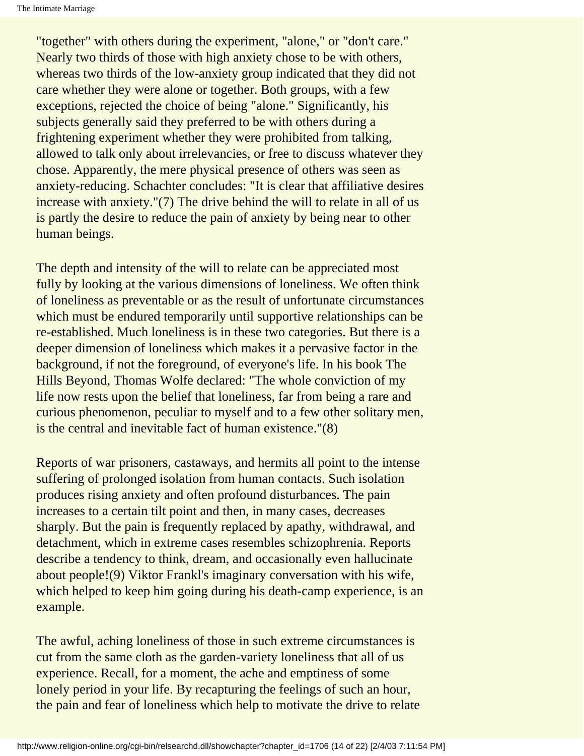"together" with others during the experiment, "alone," or "don't care." Nearly two thirds of those with high anxiety chose to be with others, whereas two thirds of the low-anxiety group indicated that they did not care whether they were alone or together. Both groups, with a few exceptions, rejected the choice of being "alone." Significantly, his subjects generally said they preferred to be with others during a frightening experiment whether they were prohibited from talking, allowed to talk only about irrelevancies, or free to discuss whatever they chose. Apparently, the mere physical presence of others was seen as anxiety-reducing. Schachter concludes: "It is clear that affiliative desires increase with anxiety."(7) The drive behind the will to relate in all of us is partly the desire to reduce the pain of anxiety by being near to other human beings.

The depth and intensity of the will to relate can be appreciated most fully by looking at the various dimensions of loneliness. We often think of loneliness as preventable or as the result of unfortunate circumstances which must be endured temporarily until supportive relationships can be re-established. Much loneliness is in these two categories. But there is a deeper dimension of loneliness which makes it a pervasive factor in the background, if not the foreground, of everyone's life. In his book The Hills Beyond, Thomas Wolfe declared: "The whole conviction of my life now rests upon the belief that loneliness, far from being a rare and curious phenomenon, peculiar to myself and to a few other solitary men, is the central and inevitable fact of human existence."(8)

Reports of war prisoners, castaways, and hermits all point to the intense suffering of prolonged isolation from human contacts. Such isolation produces rising anxiety and often profound disturbances. The pain increases to a certain tilt point and then, in many cases, decreases sharply. But the pain is frequently replaced by apathy, withdrawal, and detachment, which in extreme cases resembles schizophrenia. Reports describe a tendency to think, dream, and occasionally even hallucinate about people!(9) Viktor Frankl's imaginary conversation with his wife, which helped to keep him going during his death-camp experience, is an example.

The awful, aching loneliness of those in such extreme circumstances is cut from the same cloth as the garden-variety loneliness that all of us experience. Recall, for a moment, the ache and emptiness of some lonely period in your life. By recapturing the feelings of such an hour, the pain and fear of loneliness which help to motivate the drive to relate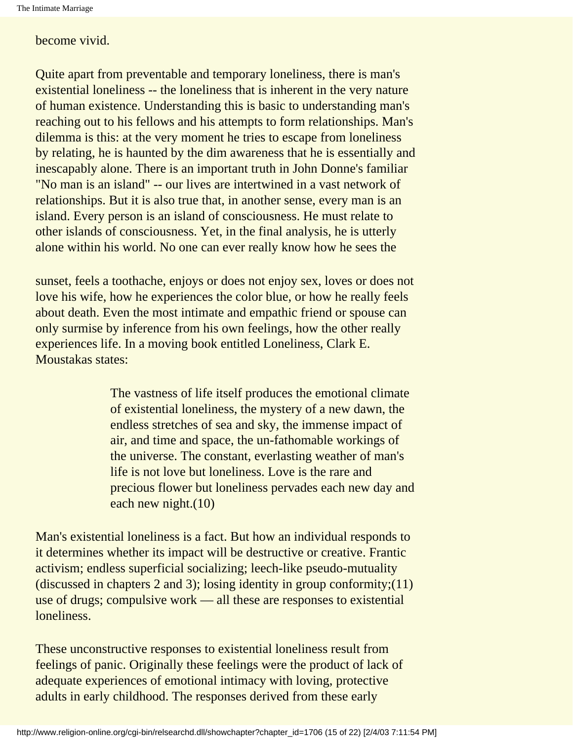become vivid.

Quite apart from preventable and temporary loneliness, there is man's existential loneliness -- the loneliness that is inherent in the very nature of human existence. Understanding this is basic to understanding man's reaching out to his fellows and his attempts to form relationships. Man's dilemma is this: at the very moment he tries to escape from loneliness by relating, he is haunted by the dim awareness that he is essentially and inescapably alone. There is an important truth in John Donne's familiar "No man is an island" -- our lives are intertwined in a vast network of relationships. But it is also true that, in another sense, every man is an island. Every person is an island of consciousness. He must relate to other islands of consciousness. Yet, in the final analysis, he is utterly alone within his world. No one can ever really know how he sees the sunset, feels a toothache, enjoys or does not enjoy sex, loves or does not love his wife, how he experiences the color blue, or how he really feels about death. Even the most intimate and empathic friend or spouse can only surmise by inference from his own feelings, how the other really experiences life. In a moving book entitled Loneliness, Clark E. Moustakas states:

> The vastness of life itself produces the emotional climate of existential loneliness, the mystery of a new dawn, the endless stretches of sea and sky, the immense impact of air, and time and space, the un-fathomable workings of the universe. The constant, everlasting weather of man's life is not love but loneliness. Love is the rare and precious flower but loneliness pervades each new day and each new night.(10)

Man's existential loneliness is a fact. But how an individual responds to it determines whether its impact will be destructive or creative. Frantic activism; endless superficial socializing; leech-like pseudo-mutuality (discussed in chapters 2 and 3); losing identity in group conformity;(11) use of drugs; compulsive work — all these are responses to existential loneliness.

These unconstructive responses to existential loneliness result from feelings of panic. Originally these feelings were the product of lack of adequate experiences of emotional intimacy with loving, protective adults in early childhood. The responses derived from these early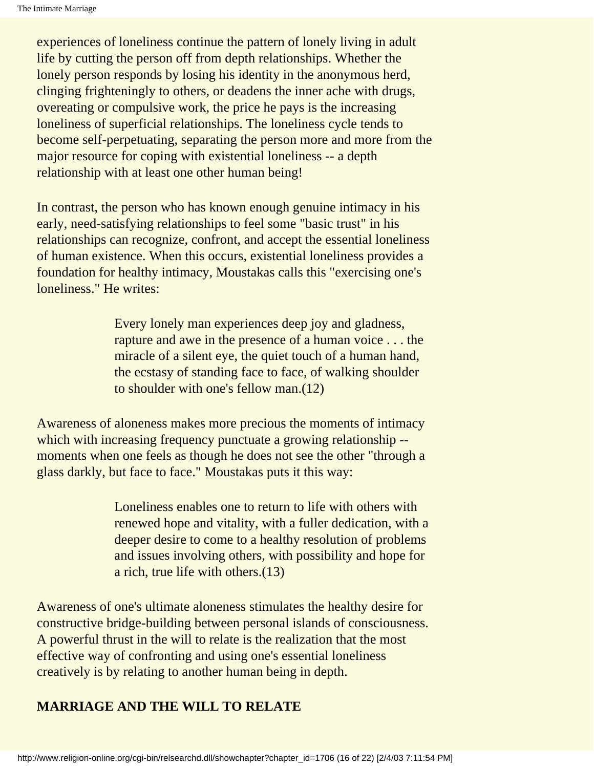experiences of loneliness continue the pattern of lonely living in adult life by cutting the person off from depth relationships. Whether the lonely person responds by losing his identity in the anonymous herd, clinging frighteningly to others, or deadens the inner ache with drugs, overeating or compulsive work, the price he pays is the increasing loneliness of superficial relationships. The loneliness cycle tends to become self-perpetuating, separating the person more and more from the major resource for coping with existential loneliness -- a depth relationship with at least one other human being!

In contrast, the person who has known enough genuine intimacy in his early, need-satisfying relationships to feel some "basic trust" in his relationships can recognize, confront, and accept the essential loneliness of human existence. When this occurs, existential loneliness provides a foundation for healthy intimacy, Moustakas calls this "exercising one's loneliness." He writes:

> Every lonely man experiences deep joy and gladness, rapture and awe in the presence of a human voice . . . the miracle of a silent eye, the quiet touch of a human hand, the ecstasy of standing face to face, of walking shoulder to shoulder with one's fellow man.(12)

Awareness of aloneness makes more precious the moments of intimacy which with increasing frequency punctuate a growing relationship -- moments when one feels as though he does not see the other "through a glass darkly, but face to face." Moustakas puts it this way:

> Loneliness enables one to return to life with others with renewed hope and vitality, with a fuller dedication, with a deeper desire to come to a healthy resolution of problems and issues involving others, with possibility and hope for a rich, true life with others.(13)

Awareness of one's ultimate aloneness stimulates the healthy desire for constructive bridge-building between personal islands of consciousness. A powerful thrust in the will to relate is the realization that the most effective way of confronting and using one's essential loneliness creatively is by relating to another human being in depth.

## MARRIAGE AND THE WILL TO RELATE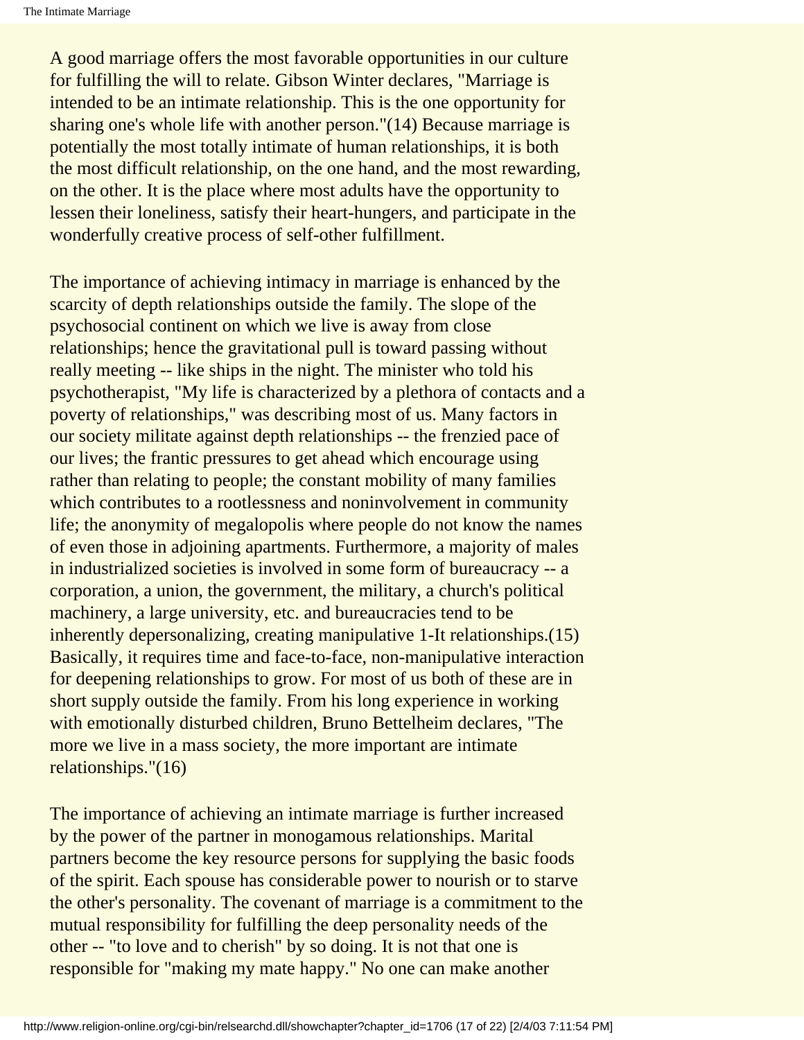A good marriage offers the most favorable opportunities in our culture for fulfilling the will to relate. Gibson Winter declares, "Marriage is intended to be an intimate relationship. This is the one opportunity for sharing one's whole life with another person."(14) Because marriage is potentially the most totally intimate of human relationships, it is both the most difficult relationship, on the one hand, and the most rewarding, on the other. It is the place where most adults have the opportunity to lessen their loneliness, satisfy their heart-hungers, and participate in the wonderfully creative process of self-other fulfillment.

The importance of achieving intimacy in marriage is enhanced by the scarcity of depth relationships outside the family. The slope of the psychosocial continent on which we live is away from close relationships; hence the gravitational pull is toward passing without really meeting -- like ships in the night. The minister who told his psychotherapist, "My life is characterized by a plethora of contacts and a poverty of relationships," was describing most of us. Many factors in our society militate against depth relationships -- the frenzied pace of our lives; the frantic pressures to get ahead which encourage using rather than relating to people; the constant mobility of many families which contributes to a rootlessness and noninvolvement in community life; the anonymity of megalopolis where people do not know the names of even those in adjoining apartments. Furthermore, a majority of males in industrialized societies is involved in some form of bureaucracy -- a corporation, a union, the government, the military, a church's political machinery, a large university, etc. and bureaucracies tend to be inherently depersonalizing, creating manipulative 1-It relationships.(15) Basically, it requires time and face-to-face, non-manipulative interaction for deepening relationships to grow. For most of us both of these are in short supply outside the family. From his long experience in working with emotionally disturbed children, Bruno Bettelheim declares, "The more we live in a mass society, the more important are intimate relationships."(16)

The importance of achieving an intimate marriage is further increased by the power of the partner in monogamous relationships. Marital partners become the key resource persons for supplying the basic foods of the spirit. Each spouse has considerable power to nourish or to starve the other's personality. The covenant of marriage is a commitment to the mutual responsibility for fulfilling the deep personality needs of the other -- "to love and to cherish" by so doing. It is not that one is responsible for "making my mate happy." No one can make another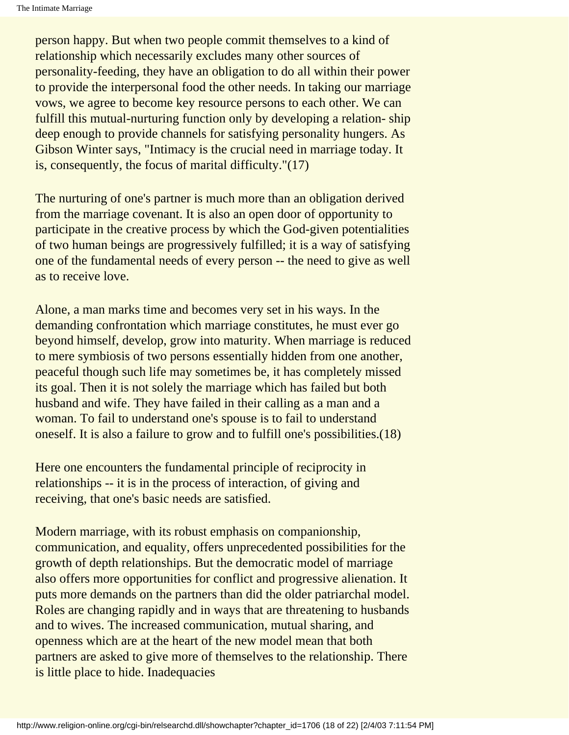person happy. But when two people commit themselves to a kind of relationship which necessarily excludes many other sources of personality-feeding, they have an obligation to do all within their power to provide the interpersonal food the other needs. In taking our marriage vows, we agree to become key resource persons to each other. We can fulfill this mutual-nurturing function only by developing a relation- ship deep enough to provide channels for satisfying personality hungers. As Gibson Winter says, "Intimacy is the crucial need in marriage today. It is, consequently, the focus of marital difficulty."(17)

The nurturing of one's partner is much more than an obligation derived from the marriage covenant. It is also an open door of opportunity to participate in the creative process by which the God-given potentialities of two human beings are progressively fulfilled; it is a way of satisfying one of the fundamental needs of every person -- the need to give as well as to receive love.

Alone, a man marks time and becomes very set in his ways. In the demanding confrontation which marriage constitutes, he must ever go beyond himself, develop, grow into maturity. When marriage is reduced to mere symbiosis of two persons essentially hidden from one another, peaceful though such life may sometimes be, it has completely missed its goal. Then it is not solely the marriage which has failed but both husband and wife. They have failed in their calling as a man and a woman. To fail to understand one's spouse is to fail to understand oneself. It is also a failure to grow and to fulfill one's possibilities.(18)

Here one encounters the fundamental principle of reciprocity in relationships -- it is in the process of interaction, of giving and receiving, that one's basic needs are satisfied.

Modern marriage, with its robust emphasis on companionship, communication, and equality, offers unprecedented possibilities for the growth of depth relationships. But the democratic model of marriage also offers more opportunities for conflict and progressive alienation. It puts more demands on the partners than did the older patriarchal model. Roles are changing rapidly and in ways that are threatening to husbands and to wives. The increased communication, mutual sharing, and openness which are at the heart of the new model mean that both partners are asked to give more of themselves to the relationship. There is little place to hide. Inadequacies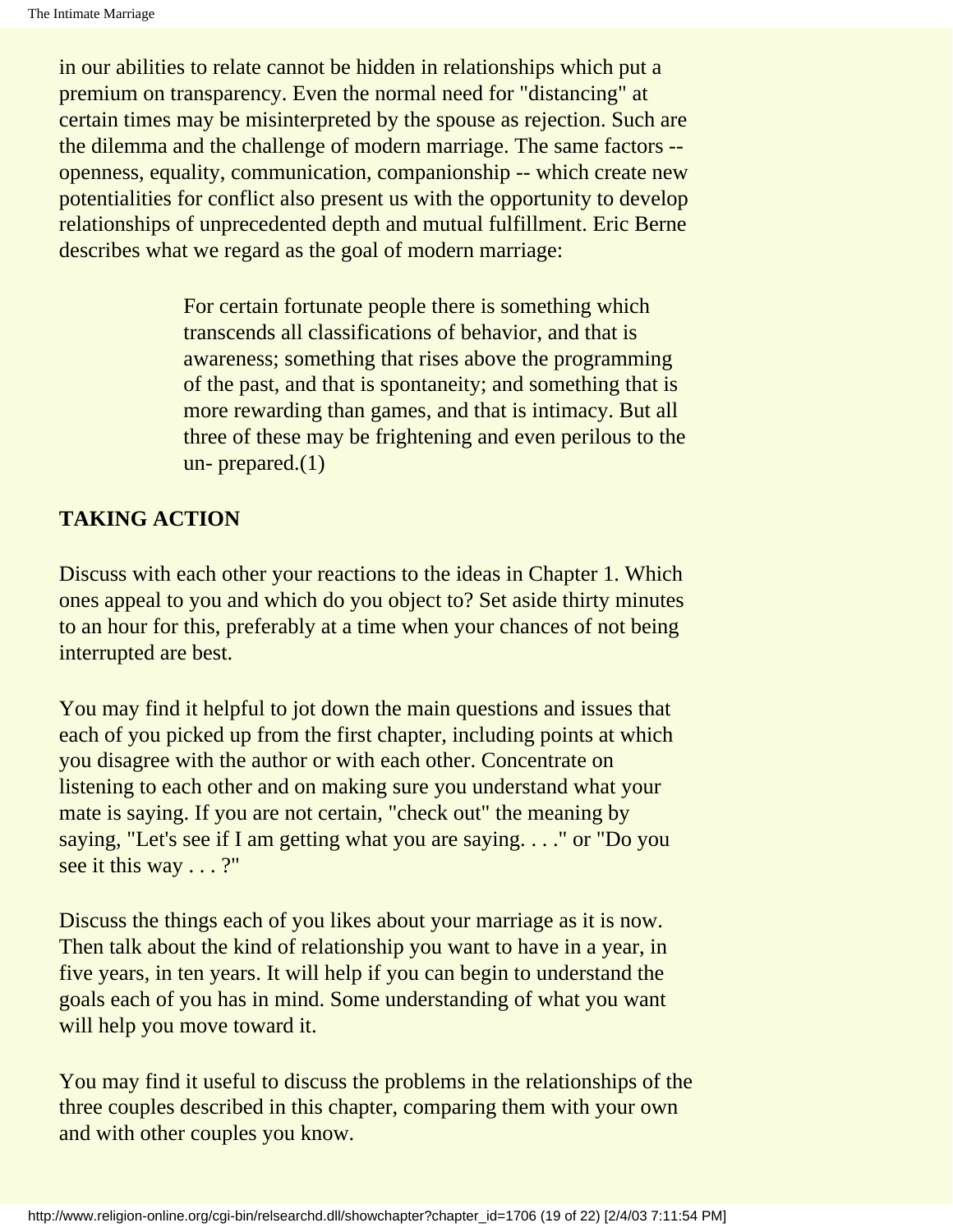in our abilities to relate cannot be hidden in relationships which put a premium on transparency. Even the normal need for "distancing" at certain times may be misinterpreted by the spouse as rejection. Such are the dilemma and the challenge of modern marriage. The same factors -- openness, equality, communication, companionship -- which create new potentialities for conflict also present us with the opportunity to develop relationships of unprecedented depth and mutual fulfillment. Eric Berne describes what we regard as the goal of modern marriage:

> For certain fortunate people there is something which transcends all classifications of behavior, and that is awareness; something that rises above the programming of the past, and that is spontaneity; and something that is more rewarding than games, and that is intimacy. But all three of these may be frightening and even perilous to the un- prepared.(1)

## TAKING ACTION

Discuss with each other your reactions to the ideas in Chapter 1. Which ones appeal to you and which do you object to? Set aside thirty minutes to an hour for this, preferably at a time when your chances of not being interrupted are best.

You may find it helpful to jot down the main questions and issues that each of you picked up from the first chapter, including points at which you disagree with the author or with each other. Concentrate on listening to each other and on making sure you understand what your mate is saying. If you are not certain, "check out" the meaning by saying, "Let's see if I am getting what you are saying. . . ." or "Do you see it this way . . . ?"

Discuss the things each of you likes about your marriage as it is now. Then talk about the kind of relationship you want to have in a year, in five years, in ten years. It will help if you can begin to understand the goals each of you has in mind. Some understanding of what you want will help you move toward it.

You may find it useful to discuss the problems in the relationships of the three couples described in this chapter, comparing them with your own and with other couples you know.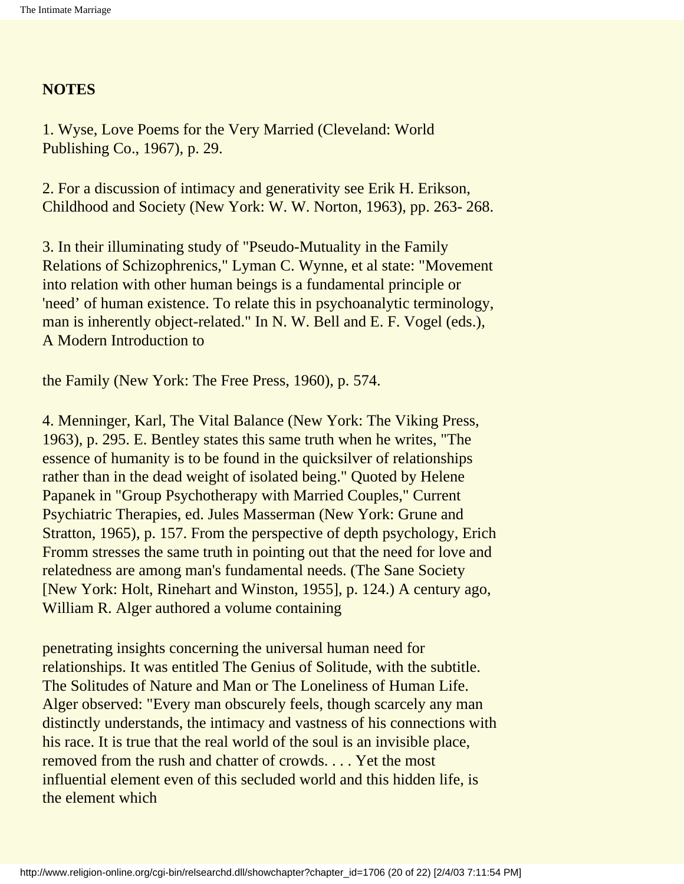## NOTES

1. Wyse, Love Poems for the Very Married (Cleveland: World Publishing Co., 1967), p. 29.

2. For a discussion of intimacy and generativity see Erik H. Erikson, Childhood and Society (New York: W. W. Norton, 1963), pp. 263- 268.

3. In their illuminating study of "Pseudo-Mutuality in the Family Relations of Schizophrenics," Lyman C. Wynne, et al state: "Movement into relation with other human beings is a fundamental principle or 'need' of human existence. To relate this in psychoanalytic terminology, man is inherently object-related." In N. W. Bell and E. F. Vogel (eds.), A Modern Introduction to

the Family (New York: The Free Press, 1960), p. 574.

4. Menninger, Karl, The Vital Balance (New York: The Viking Press, 1963), p. 295. E. Bentley states this same truth when he writes, "The essence of humanity is to be found in the quicksilver of relationships rather than in the dead weight of isolated being." Quoted by Helene Papanek in "Group Psychotherapy with Married Couples," Current Psychiatric Therapies, ed. Jules Masserman (New York: Grune and Stratton, 1965), p. 157. From the perspective of depth psychology, Erich Fromm stresses the same truth in pointing out that the need for love and relatedness are among man's fundamental needs. (The Sane Society [New York: Holt, Rinehart and Winston, 1955], p. 124.) A century ago, William R. Alger authored a volume containing

penetrating insights concerning the universal human need for relationships. It was entitled The Genius of Solitude, with the subtitle. The Solitudes of Nature and Man or The Loneliness of Human Life. Alger observed: "Every man obscurely feels, though scarcely any man distinctly understands, the intimacy and vastness of his connections with his race. It is true that the real world of the soul is an invisible place, removed from the rush and chatter of crowds. . . . Yet the most influential element even of this secluded world and this hidden life, is the element which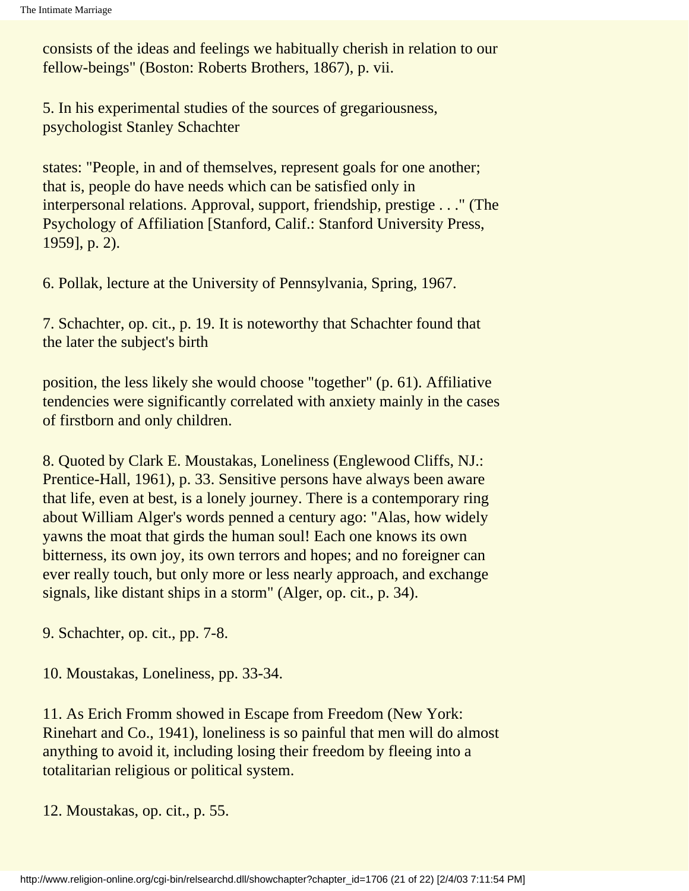consists of the ideas and feelings we habitually cherish in relation to our fellow-beings" (Boston: Roberts Brothers, 1867), p. vii.

5. In his experimental studies of the sources of gregariousness, psychologist Stanley Schachter

states: "People, in and of themselves, represent goals for one another; that is, people do have needs which can be satisfied only in interpersonal relations. Approval, support, friendship, prestige . . ." (The Psychology of Affiliation [Stanford, Calif.: Stanford University Press, 1959], p. 2).

6. Pollak, lecture at the University of Pennsylvania, Spring, 1967.

7. Schachter, op. cit., p. 19. It is noteworthy that Schachter found that the later the subject's birth

position, the less likely she would choose "together" (p. 61). Affiliative tendencies were significantly correlated with anxiety mainly in the cases of firstborn and only children.

8. Quoted by Clark E. Moustakas, Loneliness (Englewood Cliffs, NJ.: Prentice-Hall, 1961), p. 33. Sensitive persons have always been aware that life, even at best, is a lonely journey. There is a contemporary ring about William Alger's words penned a century ago: "Alas, how widely yawns the moat that girds the human soul! Each one knows its own bitterness, its own joy, its own terrors and hopes; and no foreigner can ever really touch, but only more or less nearly approach, and exchange signals, like distant ships in a storm" (Alger, op. cit., p. 34).

9. Schachter, op. cit., pp. 7-8.

10. Moustakas, Loneliness, pp. 33-34.

11. As Erich Fromm showed in Escape from Freedom (New York: Rinehart and Co., 1941), loneliness is so painful that men will do almost anything to avoid it, including losing their freedom by fleeing into a totalitarian religious or political system.

12. Moustakas, op. cit., p. 55.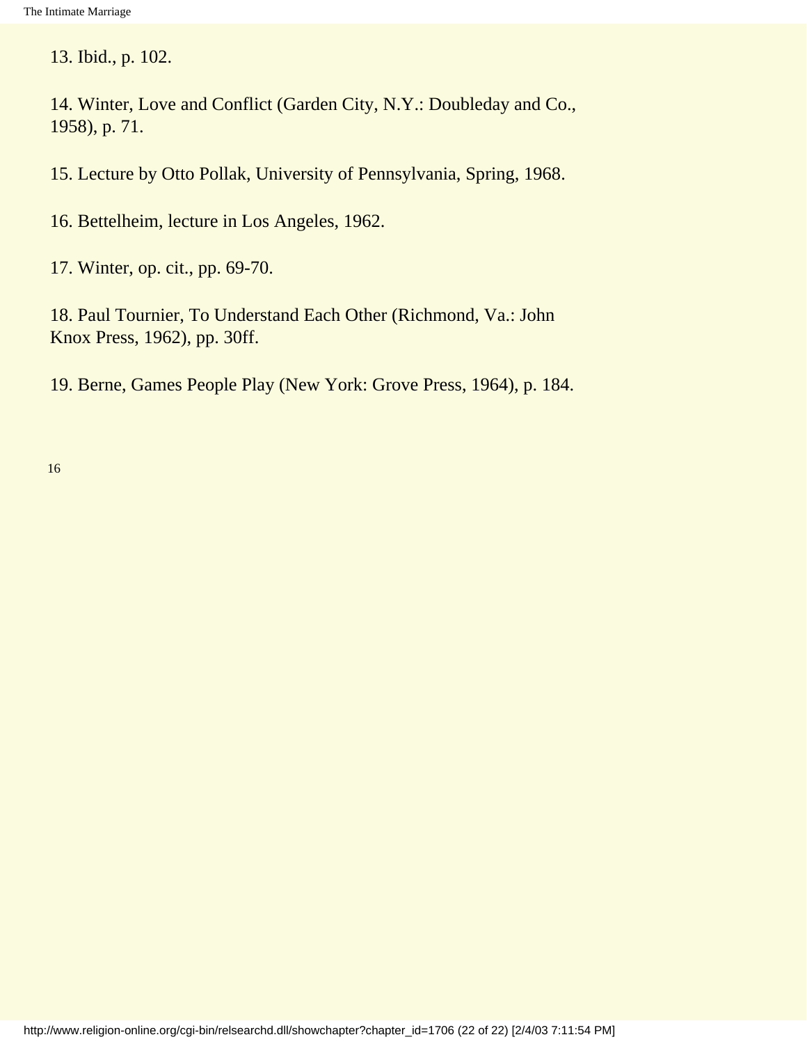13. Ibid., p. 102.

14. Winter, Love and Conflict (Garden City, N.Y.: Doubleday and Co., 1958), p. 71.

15. Lecture by Otto Pollak, University of Pennsylvania, Spring, 1968.

16. Bettelheim, lecture in Los Angeles, 1962.

17. Winter, op. cit., pp. 69-70.

18. Paul Tournier, To Understand Each Other (Richmond, Va.: John Knox Press, 1962), pp. 30ff.

19. Berne, Games People Play (New York: Grove Press, 1964), p. 184.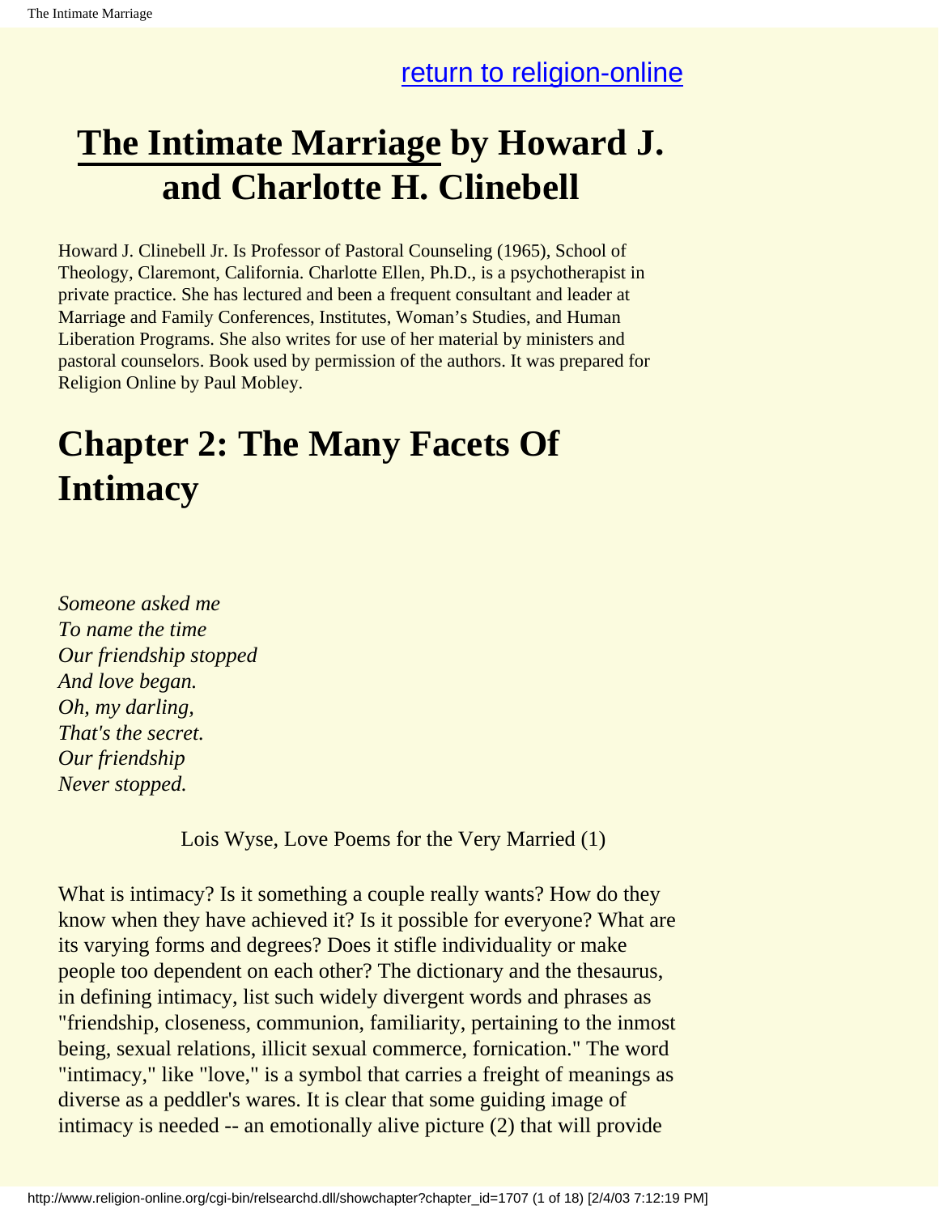[return to religion-online](http://www.religion-online.org)

# The Intimate Marriage by Howard J. and Charlotte H. Clinebell

Howard J. Clinebell Jr. Is Professor of Pastoral Counseling (1965), School of Theology, Claremont, California. Charlotte Ellen, Ph.D., is a psychotherapist in private practice. She has lectured and been a frequent consultant and leader at Marriage and Family Conferences, Institutes, Woman's Studies, and Human Liberation Programs. She also writes for use of her material by ministers and pastoral counselors. Book used by permission of the authors. It was prepared for Religion Online by Paul Mobley.

# Chapter 2: The Many Facets Of Intimacy

*Someone asked me*
*To name the time*
*Our friendship stopped*
*And love began.*
*Oh, my darling,*
*That's the secret.*
*Our friendship*
*Never stopped.*

Lois Wyse, Love Poems for the Very Married (1)

What is intimacy? Is it something a couple really wants? How do they know when they have achieved it? Is it possible for everyone? What are its varying forms and degrees? Does it stifle individuality or make people too dependent on each other? The dictionary and the thesaurus, in defining intimacy, list such widely divergent words and phrases as "friendship, closeness, communion, familiarity, pertaining to the inmost being, sexual relations, illicit sexual commerce, fornication." The word "intimacy," like "love," is a symbol that carries a freight of meanings as diverse as a peddler's wares. It is clear that some guiding image of intimacy is needed -- an emotionally alive picture (2) that will provide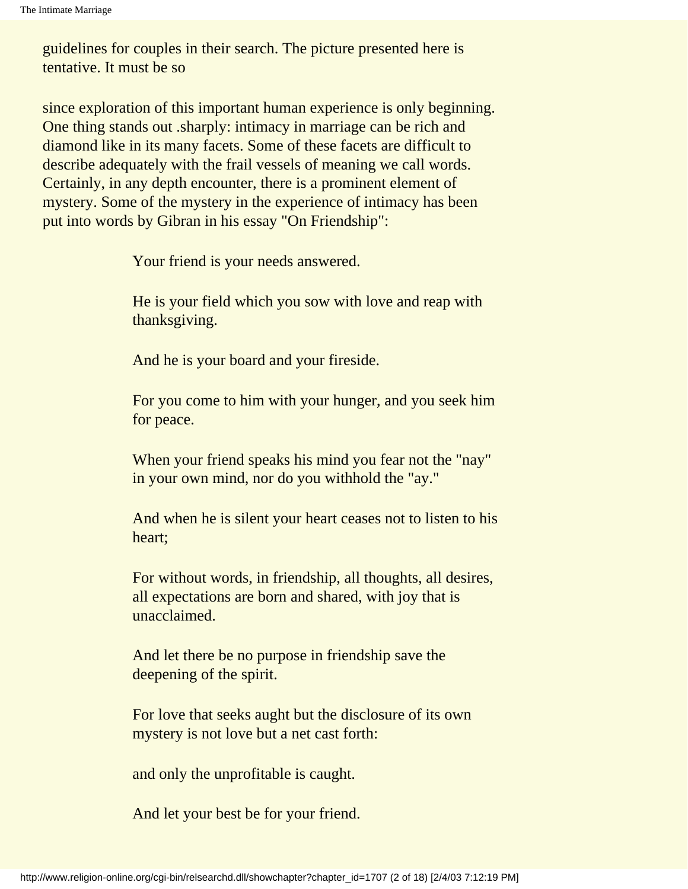guidelines for couples in their search. The picture presented here is tentative. It must be so

since exploration of this important human experience is only beginning. One thing stands out .sharply: intimacy in marriage can be rich and diamond like in its many facets. Some of these facets are difficult to describe adequately with the frail vessels of meaning we call words. Certainly, in any depth encounter, there is a prominent element of mystery. Some of the mystery in the experience of intimacy has been put into words by Gibran in his essay "On Friendship":

> Your friend is your needs answered.
>
> He is your field which you sow with love and reap with thanksgiving.
>
> And he is your board and your fireside.
>
> For you come to him with your hunger, and you seek him for peace.
>
> When your friend speaks his mind you fear not the "nay" in your own mind, nor do you withhold the "ay."
>
> And when he is silent your heart ceases not to listen to his heart;
>
> For without words, in friendship, all thoughts, all desires, all expectations are born and shared, with joy that is unacclaimed.
>
> And let there be no purpose in friendship save the deepening of the spirit.
>
> For love that seeks aught but the disclosure of its own mystery is not love but a net cast forth:
>
> and only the unprofitable is caught.
>
> And let your best be for your friend.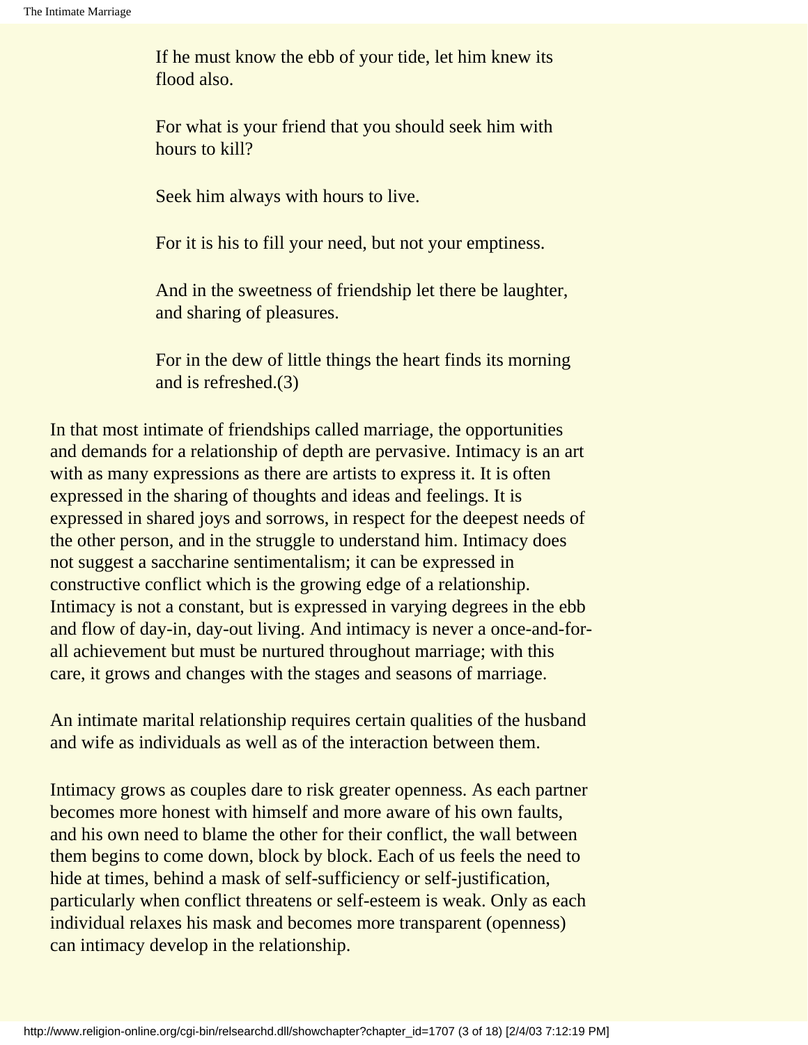> If he must know the ebb of your tide, let him knew its flood also.
>
> For what is your friend that you should seek him with hours to kill?
>
> Seek him always with hours to live.
>
> For it is his to fill your need, but not your emptiness.
>
> And in the sweetness of friendship let there be laughter, and sharing of pleasures.
>
> For in the dew of little things the heart finds its morning and is refreshed.(3)

In that most intimate of friendships called marriage, the opportunities and demands for a relationship of depth are pervasive. Intimacy is an art with as many expressions as there are artists to express it. It is often expressed in the sharing of thoughts and ideas and feelings. It is expressed in shared joys and sorrows, in respect for the deepest needs of the other person, and in the struggle to understand him. Intimacy does not suggest a saccharine sentimentalism; it can be expressed in constructive conflict which is the growing edge of a relationship. Intimacy is not a constant, but is expressed in varying degrees in the ebb and flow of day-in, day-out living. And intimacy is never a once-and-for-all achievement but must be nurtured throughout marriage; with this care, it grows and changes with the stages and seasons of marriage.

An intimate marital relationship requires certain qualities of the husband and wife as individuals as well as of the interaction between them.

Intimacy grows as couples dare to risk greater openness. As each partner becomes more honest with himself and more aware of his own faults, and his own need to blame the other for their conflict, the wall between them begins to come down, block by block. Each of us feels the need to hide at times, behind a mask of self-sufficiency or self-justification, particularly when conflict threatens or self-esteem is weak. Only as each individual relaxes his mask and becomes more transparent (openness) can intimacy develop in the relationship.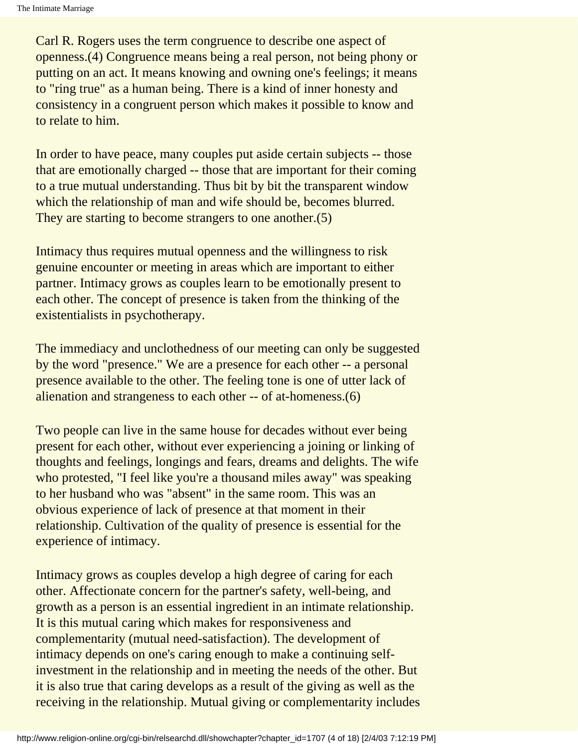Carl R. Rogers uses the term congruence to describe one aspect of openness.(4) Congruence means being a real person, not being phony or putting on an act. It means knowing and owning one's feelings; it means to "ring true" as a human being. There is a kind of inner honesty and consistency in a congruent person which makes it possible to know and to relate to him.

In order to have peace, many couples put aside certain subjects -- those that are emotionally charged -- those that are important for their coming to a true mutual understanding. Thus bit by bit the transparent window which the relationship of man and wife should be, becomes blurred. They are starting to become strangers to one another.(5)

Intimacy thus requires mutual openness and the willingness to risk genuine encounter or meeting in areas which are important to either partner. Intimacy grows as couples learn to be emotionally present to each other. The concept of presence is taken from the thinking of the existentialists in psychotherapy.

The immediacy and unclothedness of our meeting can only be suggested by the word "presence." We are a presence for each other -- a personal presence available to the other. The feeling tone is one of utter lack of alienation and strangeness to each other -- of at-homeness.(6)

Two people can live in the same house for decades without ever being present for each other, without ever experiencing a joining or linking of thoughts and feelings, longings and fears, dreams and delights. The wife who protested, "I feel like you're a thousand miles away" was speaking to her husband who was "absent" in the same room. This was an obvious experience of lack of presence at that moment in their relationship. Cultivation of the quality of presence is essential for the experience of intimacy.

Intimacy grows as couples develop a high degree of caring for each other. Affectionate concern for the partner's safety, well-being, and growth as a person is an essential ingredient in an intimate relationship. It is this mutual caring which makes for responsiveness and complementarity (mutual need-satisfaction). The development of intimacy depends on one's caring enough to make a continuing self-investment in the relationship and in meeting the needs of the other. But it is also true that caring develops as a result of the giving as well as the receiving in the relationship. Mutual giving or complementarity includes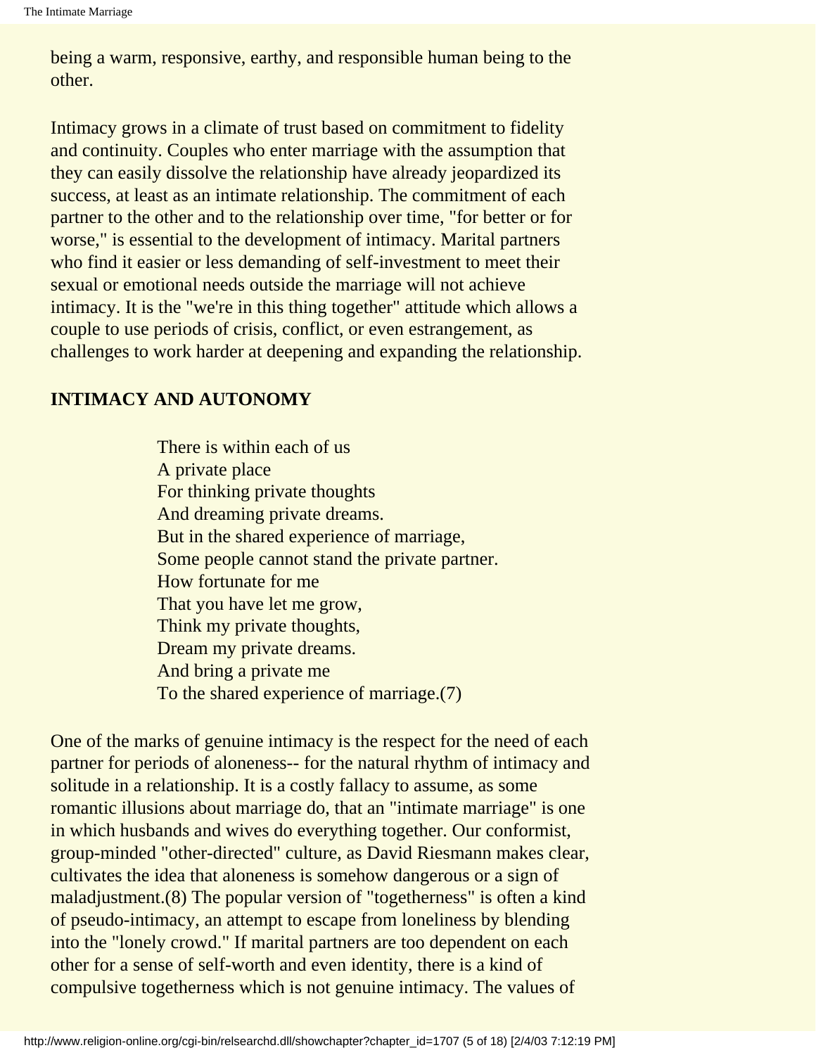being a warm, responsive, earthy, and responsible human being to the other.

Intimacy grows in a climate of trust based on commitment to fidelity and continuity. Couples who enter marriage with the assumption that they can easily dissolve the relationship have already jeopardized its success, at least as an intimate relationship. The commitment of each partner to the other and to the relationship over time, "for better or for worse," is essential to the development of intimacy. Marital partners who find it easier or less demanding of self-investment to meet their sexual or emotional needs outside the marriage will not achieve intimacy. It is the "we're in this thing together" attitude which allows a couple to use periods of crisis, conflict, or even estrangement, as challenges to work harder at deepening and expanding the relationship.

**INTIMACY AND AUTONOMY**

> There is within each of us
> A private place
> For thinking private thoughts
> And dreaming private dreams.
> But in the shared experience of marriage,
> Some people cannot stand the private partner.
> How fortunate for me
> That you have let me grow,
> Think my private thoughts,
> Dream my private dreams.
> And bring a private me
> To the shared experience of marriage.(7)

One of the marks of genuine intimacy is the respect for the need of each partner for periods of aloneness-- for the natural rhythm of intimacy and solitude in a relationship. It is a costly fallacy to assume, as some romantic illusions about marriage do, that an "intimate marriage" is one in which husbands and wives do everything together. Our conformist, group-minded "other-directed" culture, as David Riesmann makes clear, cultivates the idea that aloneness is somehow dangerous or a sign of maladjustment.(8) The popular version of "togetherness" is often a kind of pseudo-intimacy, an attempt to escape from loneliness by blending into the "lonely crowd." If marital partners are too dependent on each other for a sense of self-worth and even identity, there is a kind of compulsive togetherness which is not genuine intimacy. The values of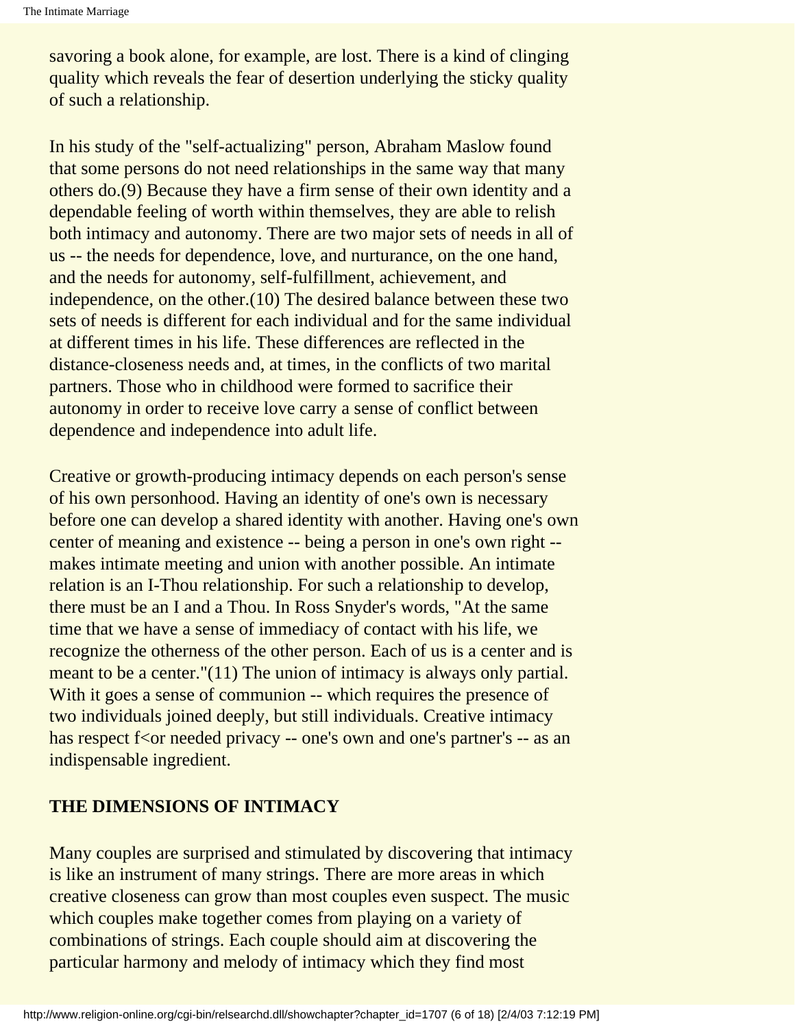savoring a book alone, for example, are lost. There is a kind of clinging quality which reveals the fear of desertion underlying the sticky quality of such a relationship.

In his study of the "self-actualizing" person, Abraham Maslow found that some persons do not need relationships in the same way that many others do.(9) Because they have a firm sense of their own identity and a dependable feeling of worth within themselves, they are able to relish both intimacy and autonomy. There are two major sets of needs in all of us -- the needs for dependence, love, and nurturance, on the one hand, and the needs for autonomy, self-fulfillment, achievement, and independence, on the other.(10) The desired balance between these two sets of needs is different for each individual and for the same individual at different times in his life. These differences are reflected in the distance-closeness needs and, at times, in the conflicts of two marital partners. Those who in childhood were formed to sacrifice their autonomy in order to receive love carry a sense of conflict between dependence and independence into adult life.

Creative or growth-producing intimacy depends on each person's sense of his own personhood. Having an identity of one's own is necessary before one can develop a shared identity with another. Having one's own center of meaning and existence -- being a person in one's own right -- makes intimate meeting and union with another possible. An intimate relation is an I-Thou relationship. For such a relationship to develop, there must be an I and a Thou. In Ross Snyder's words, "At the same time that we have a sense of immediacy of contact with his life, we recognize the otherness of the other person. Each of us is a center and is meant to be a center."(11) The union of intimacy is always only partial. With it goes a sense of communion -- which requires the presence of two individuals joined deeply, but still individuals. Creative intimacy has respect f<or needed privacy -- one's own and one's partner's -- as an indispensable ingredient.

## THE DIMENSIONS OF INTIMACY

Many couples are surprised and stimulated by discovering that intimacy is like an instrument of many strings. There are more areas in which creative closeness can grow than most couples even suspect. The music which couples make together comes from playing on a variety of combinations of strings. Each couple should aim at discovering the particular harmony and melody of intimacy which they find most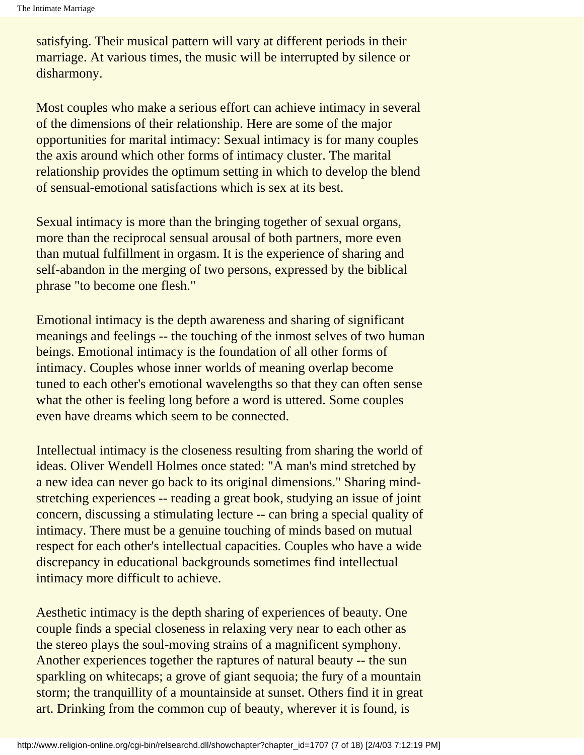satisfying. Their musical pattern will vary at different periods in their marriage. At various times, the music will be interrupted by silence or disharmony.

Most couples who make a serious effort can achieve intimacy in several of the dimensions of their relationship. Here are some of the major opportunities for marital intimacy: Sexual intimacy is for many couples the axis around which other forms of intimacy cluster. The marital relationship provides the optimum setting in which to develop the blend of sensual-emotional satisfactions which is sex at its best.

Sexual intimacy is more than the bringing together of sexual organs, more than the reciprocal sensual arousal of both partners, more even than mutual fulfillment in orgasm. It is the experience of sharing and self-abandon in the merging of two persons, expressed by the biblical phrase "to become one flesh."

Emotional intimacy is the depth awareness and sharing of significant meanings and feelings -- the touching of the inmost selves of two human beings. Emotional intimacy is the foundation of all other forms of intimacy. Couples whose inner worlds of meaning overlap become tuned to each other's emotional wavelengths so that they can often sense what the other is feeling long before a word is uttered. Some couples even have dreams which seem to be connected.

Intellectual intimacy is the closeness resulting from sharing the world of ideas. Oliver Wendell Holmes once stated: "A man's mind stretched by a new idea can never go back to its original dimensions." Sharing mind-stretching experiences -- reading a great book, studying an issue of joint concern, discussing a stimulating lecture -- can bring a special quality of intimacy. There must be a genuine touching of minds based on mutual respect for each other's intellectual capacities. Couples who have a wide discrepancy in educational backgrounds sometimes find intellectual intimacy more difficult to achieve.

Aesthetic intimacy is the depth sharing of experiences of beauty. One couple finds a special closeness in relaxing very near to each other as the stereo plays the soul-moving strains of a magnificent symphony. Another experiences together the raptures of natural beauty -- the sun sparkling on whitecaps; a grove of giant sequoia; the fury of a mountain storm; the tranquillity of a mountainside at sunset. Others find it in great art. Drinking from the common cup of beauty, wherever it is found, is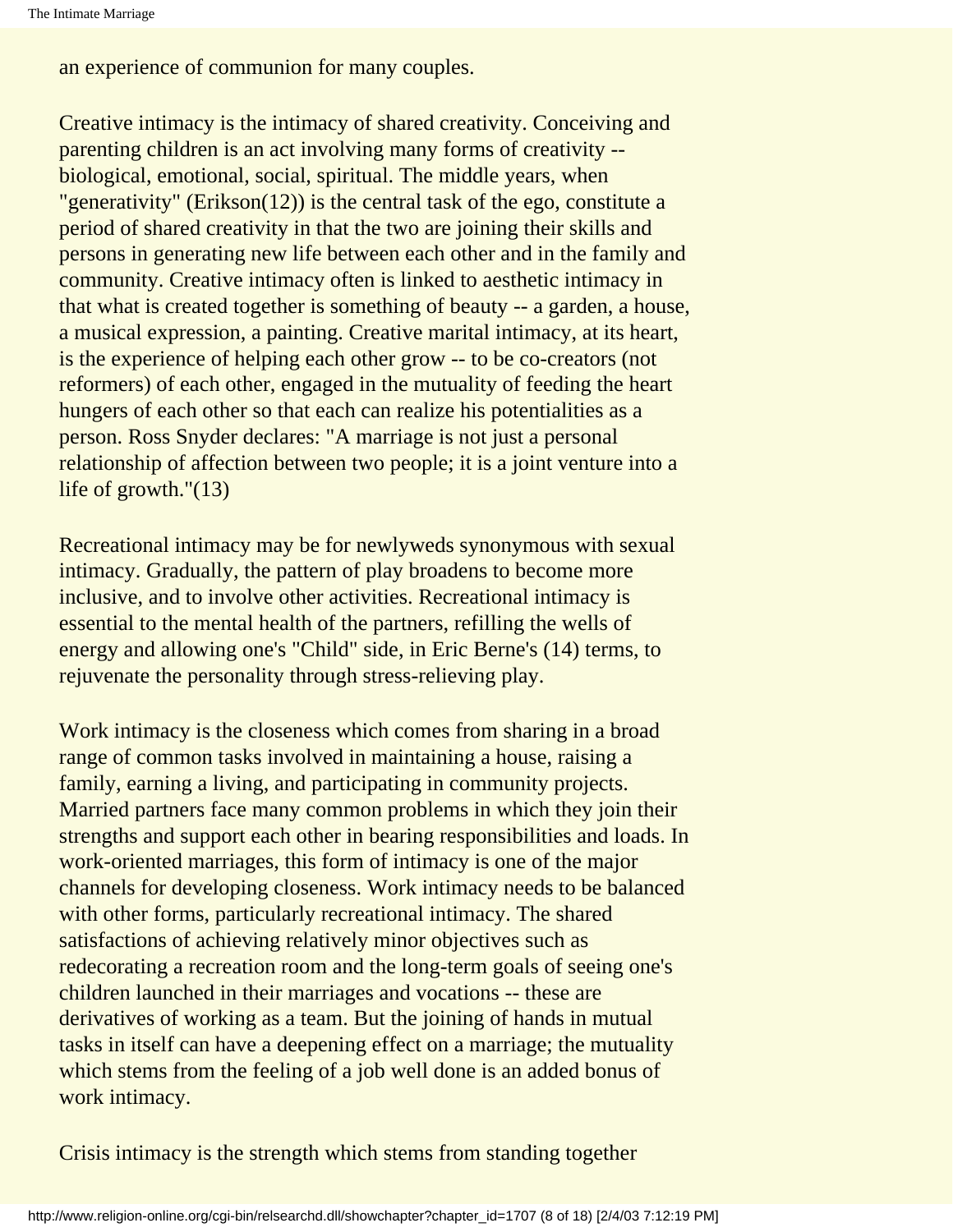an experience of communion for many couples.

Creative intimacy is the intimacy of shared creativity. Conceiving and parenting children is an act involving many forms of creativity -- biological, emotional, social, spiritual. The middle years, when "generativity" (Erikson(12)) is the central task of the ego, constitute a period of shared creativity in that the two are joining their skills and persons in generating new life between each other and in the family and community. Creative intimacy often is linked to aesthetic intimacy in that what is created together is something of beauty -- a garden, a house, a musical expression, a painting. Creative marital intimacy, at its heart, is the experience of helping each other grow -- to be co-creators (not reformers) of each other, engaged in the mutuality of feeding the heart hungers of each other so that each can realize his potentialities as a person. Ross Snyder declares: "A marriage is not just a personal relationship of affection between two people; it is a joint venture into a life of growth."(13)

Recreational intimacy may be for newlyweds synonymous with sexual intimacy. Gradually, the pattern of play broadens to become more inclusive, and to involve other activities. Recreational intimacy is essential to the mental health of the partners, refilling the wells of energy and allowing one's "Child" side, in Eric Berne's (14) terms, to rejuvenate the personality through stress-relieving play.

Work intimacy is the closeness which comes from sharing in a broad range of common tasks involved in maintaining a house, raising a family, earning a living, and participating in community projects. Married partners face many common problems in which they join their strengths and support each other in bearing responsibilities and loads. In work-oriented marriages, this form of intimacy is one of the major channels for developing closeness. Work intimacy needs to be balanced with other forms, particularly recreational intimacy. The shared satisfactions of achieving relatively minor objectives such as redecorating a recreation room and the long-term goals of seeing one's children launched in their marriages and vocations -- these are derivatives of working as a team. But the joining of hands in mutual tasks in itself can have a deepening effect on a marriage; the mutuality which stems from the feeling of a job well done is an added bonus of work intimacy.

Crisis intimacy is the strength which stems from standing together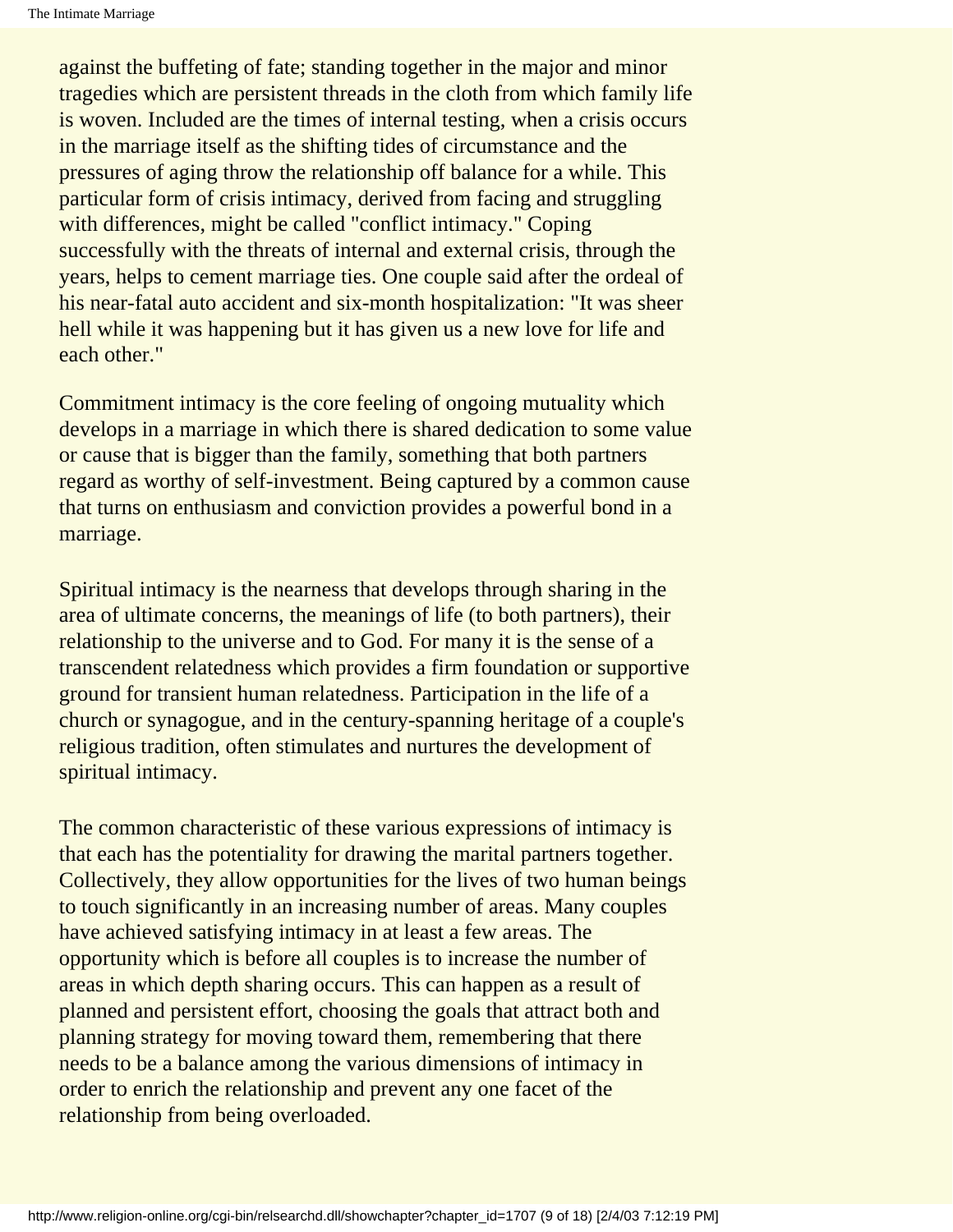against the buffeting of fate; standing together in the major and minor tragedies which are persistent threads in the cloth from which family life is woven. Included are the times of internal testing, when a crisis occurs in the marriage itself as the shifting tides of circumstance and the pressures of aging throw the relationship off balance for a while. This particular form of crisis intimacy, derived from facing and struggling with differences, might be called "conflict intimacy." Coping successfully with the threats of internal and external crisis, through the years, helps to cement marriage ties. One couple said after the ordeal of his near-fatal auto accident and six-month hospitalization: "It was sheer hell while it was happening but it has given us a new love for life and each other."

Commitment intimacy is the core feeling of ongoing mutuality which develops in a marriage in which there is shared dedication to some value or cause that is bigger than the family, something that both partners regard as worthy of self-investment. Being captured by a common cause that turns on enthusiasm and conviction provides a powerful bond in a marriage.

Spiritual intimacy is the nearness that develops through sharing in the area of ultimate concerns, the meanings of life (to both partners), their relationship to the universe and to God. For many it is the sense of a transcendent relatedness which provides a firm foundation or supportive ground for transient human relatedness. Participation in the life of a church or synagogue, and in the century-spanning heritage of a couple's religious tradition, often stimulates and nurtures the development of spiritual intimacy.

The common characteristic of these various expressions of intimacy is that each has the potentiality for drawing the marital partners together. Collectively, they allow opportunities for the lives of two human beings to touch significantly in an increasing number of areas. Many couples have achieved satisfying intimacy in at least a few areas. The opportunity which is before all couples is to increase the number of areas in which depth sharing occurs. This can happen as a result of planned and persistent effort, choosing the goals that attract both and planning strategy for moving toward them, remembering that there needs to be a balance among the various dimensions of intimacy in order to enrich the relationship and prevent any one facet of the relationship from being overloaded.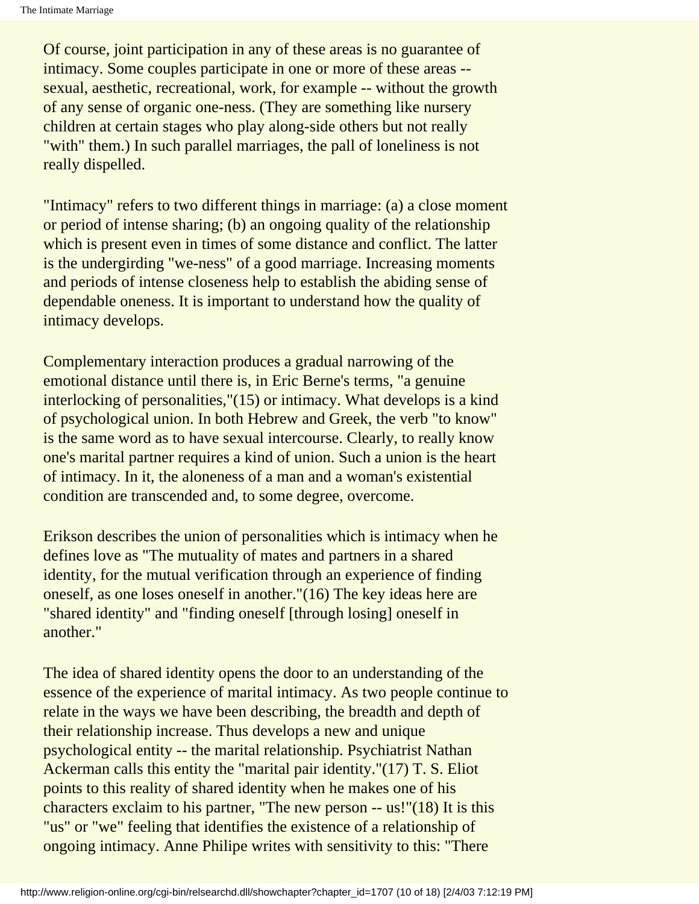Of course, joint participation in any of these areas is no guarantee of intimacy. Some couples participate in one or more of these areas -- sexual, aesthetic, recreational, work, for example -- without the growth of any sense of organic one-ness. (They are something like nursery children at certain stages who play along-side others but not really "with" them.) In such parallel marriages, the pall of loneliness is not really dispelled.

"Intimacy" refers to two different things in marriage: (a) a close moment or period of intense sharing; (b) an ongoing quality of the relationship which is present even in times of some distance and conflict. The latter is the undergirding "we-ness" of a good marriage. Increasing moments and periods of intense closeness help to establish the abiding sense of dependable oneness. It is important to understand how the quality of intimacy develops.

Complementary interaction produces a gradual narrowing of the emotional distance until there is, in Eric Berne's terms, "a genuine interlocking of personalities,"(15) or intimacy. What develops is a kind of psychological union. In both Hebrew and Greek, the verb "to know" is the same word as to have sexual intercourse. Clearly, to really know one's marital partner requires a kind of union. Such a union is the heart of intimacy. In it, the aloneness of a man and a woman's existential condition are transcended and, to some degree, overcome.

Erikson describes the union of personalities which is intimacy when he defines love as "The mutuality of mates and partners in a shared identity, for the mutual verification through an experience of finding oneself, as one loses oneself in another."(16) The key ideas here are "shared identity" and "finding oneself [through losing] oneself in another."

The idea of shared identity opens the door to an understanding of the essence of the experience of marital intimacy. As two people continue to relate in the ways we have been describing, the breadth and depth of their relationship increase. Thus develops a new and unique psychological entity -- the marital relationship. Psychiatrist Nathan Ackerman calls this entity the "marital pair identity."(17) T. S. Eliot points to this reality of shared identity when he makes one of his characters exclaim to his partner, "The new person -- us!"(18) It is this "us" or "we" feeling that identifies the existence of a relationship of ongoing intimacy. Anne Philipe writes with sensitivity to this: "There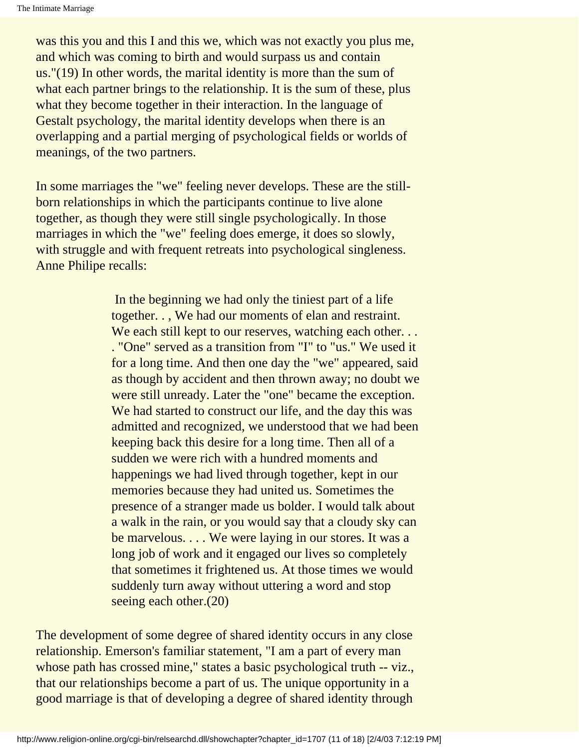was this you and this I and this we, which was not exactly you plus me, and which was coming to birth and would surpass us and contain us."(19) In other words, the marital identity is more than the sum of what each partner brings to the relationship. It is the sum of these, plus what they become together in their interaction. In the language of Gestalt psychology, the marital identity develops when there is an overlapping and a partial merging of psychological fields or worlds of meanings, of the two partners.

In some marriages the "we" feeling never develops. These are the still-born relationships in which the participants continue to live alone together, as though they were still single psychologically. In those marriages in which the "we" feeling does emerge, it does so slowly, with struggle and with frequent retreats into psychological singleness. Anne Philipe recalls:

> In the beginning we had only the tiniest part of a life together. . , We had our moments of elan and restraint. We each still kept to our reserves, watching each other. . . . "One" served as a transition from "I" to "us." We used it for a long time. And then one day the "we" appeared, said as though by accident and then thrown away; no doubt we were still unready. Later the "one" became the exception. We had started to construct our life, and the day this was admitted and recognized, we understood that we had been keeping back this desire for a long time. Then all of a sudden we were rich with a hundred moments and happenings we had lived through together, kept in our memories because they had united us. Sometimes the presence of a stranger made us bolder. I would talk about a walk in the rain, or you would say that a cloudy sky can be marvelous. . . . We were laying in our stores. It was a long job of work and it engaged our lives so completely that sometimes it frightened us. At those times we would suddenly turn away without uttering a word and stop seeing each other.(20)

The development of some degree of shared identity occurs in any close relationship. Emerson's familiar statement, "I am a part of every man whose path has crossed mine," states a basic psychological truth -- viz., that our relationships become a part of us. The unique opportunity in a good marriage is that of developing a degree of shared identity through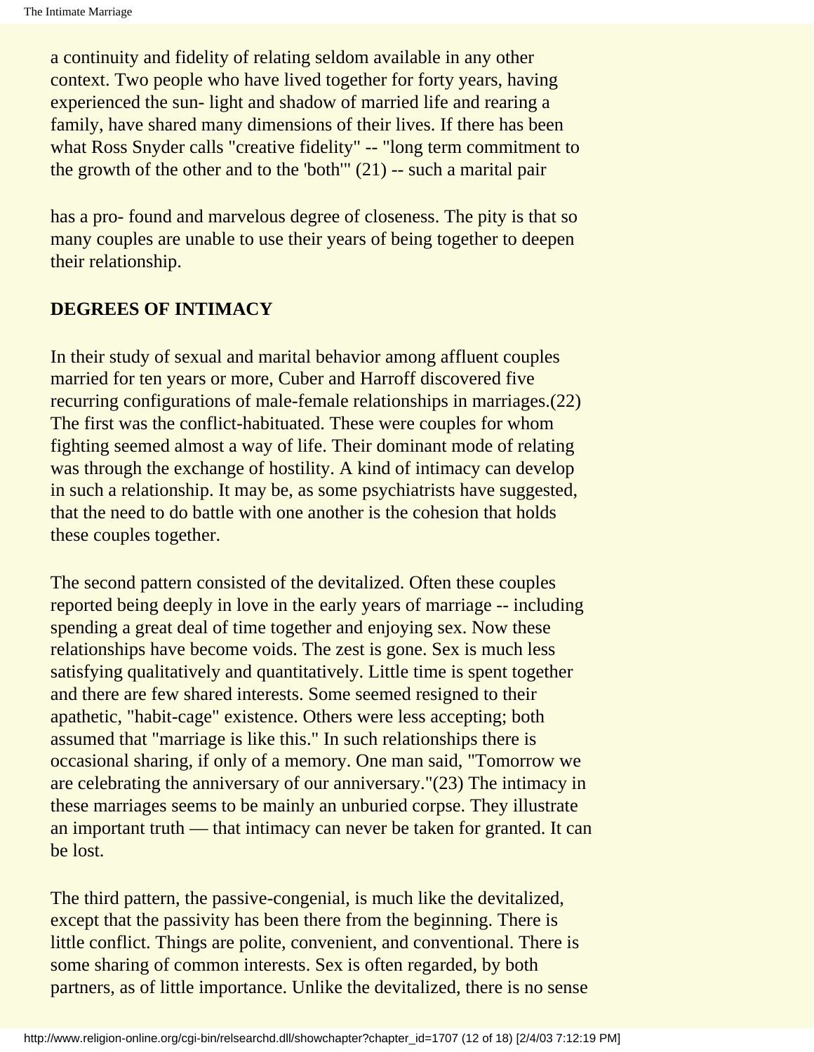a continuity and fidelity of relating seldom available in any other context. Two people who have lived together for forty years, having experienced the sun- light and shadow of married life and rearing a family, have shared many dimensions of their lives. If there has been what Ross Snyder calls "creative fidelity" -- "long term commitment to the growth of the other and to the 'both'" (21) -- such a marital pair

has a pro- found and marvelous degree of closeness. The pity is that so many couples are unable to use their years of being together to deepen their relationship.

**DEGREES OF INTIMACY**

In their study of sexual and marital behavior among affluent couples married for ten years or more, Cuber and Harroff discovered five recurring configurations of male-female relationships in marriages.(22) The first was the conflict-habituated. These were couples for whom fighting seemed almost a way of life. Their dominant mode of relating was through the exchange of hostility. A kind of intimacy can develop in such a relationship. It may be, as some psychiatrists have suggested, that the need to do battle with one another is the cohesion that holds these couples together.

The second pattern consisted of the devitalized. Often these couples reported being deeply in love in the early years of marriage -- including spending a great deal of time together and enjoying sex. Now these relationships have become voids. The zest is gone. Sex is much less satisfying qualitatively and quantitatively. Little time is spent together and there are few shared interests. Some seemed resigned to their apathetic, "habit-cage" existence. Others were less accepting; both assumed that "marriage is like this." In such relationships there is occasional sharing, if only of a memory. One man said, "Tomorrow we are celebrating the anniversary of our anniversary."(23) The intimacy in these marriages seems to be mainly an unburied corpse. They illustrate an important truth — that intimacy can never be taken for granted. It can be lost.

The third pattern, the passive-congenial, is much like the devitalized, except that the passivity has been there from the beginning. There is little conflict. Things are polite, convenient, and conventional. There is some sharing of common interests. Sex is often regarded, by both partners, as of little importance. Unlike the devitalized, there is no sense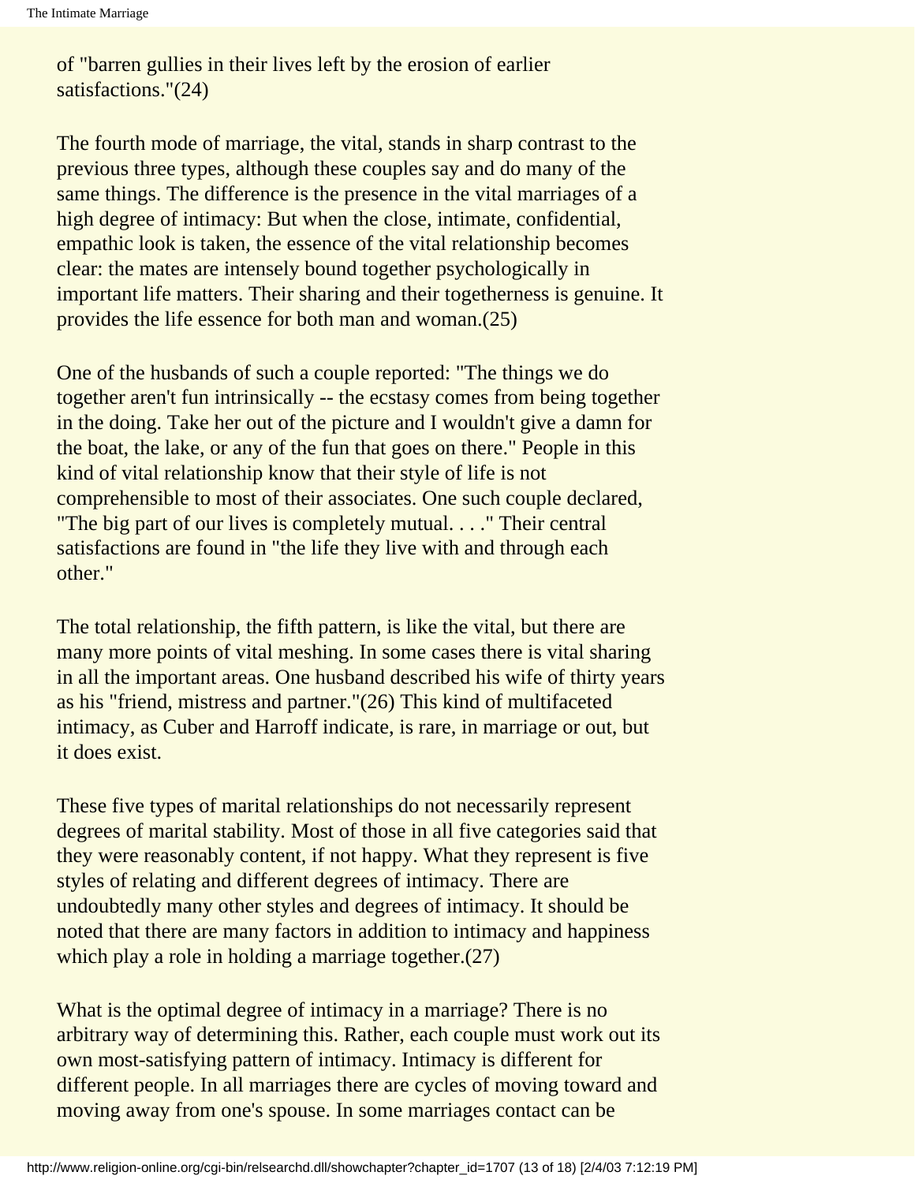of "barren gullies in their lives left by the erosion of earlier satisfactions."(24)

The fourth mode of marriage, the vital, stands in sharp contrast to the previous three types, although these couples say and do many of the same things. The difference is the presence in the vital marriages of a high degree of intimacy: But when the close, intimate, confidential, empathic look is taken, the essence of the vital relationship becomes clear: the mates are intensely bound together psychologically in important life matters. Their sharing and their togetherness is genuine. It provides the life essence for both man and woman.(25)

One of the husbands of such a couple reported: "The things we do together aren't fun intrinsically -- the ecstasy comes from being together in the doing. Take her out of the picture and I wouldn't give a damn for the boat, the lake, or any of the fun that goes on there." People in this kind of vital relationship know that their style of life is not comprehensible to most of their associates. One such couple declared, "The big part of our lives is completely mutual. . . ." Their central satisfactions are found in "the life they live with and through each other."

The total relationship, the fifth pattern, is like the vital, but there are many more points of vital meshing. In some cases there is vital sharing in all the important areas. One husband described his wife of thirty years as his "friend, mistress and partner."(26) This kind of multifaceted intimacy, as Cuber and Harroff indicate, is rare, in marriage or out, but it does exist.

These five types of marital relationships do not necessarily represent degrees of marital stability. Most of those in all five categories said that they were reasonably content, if not happy. What they represent is five styles of relating and different degrees of intimacy. There are undoubtedly many other styles and degrees of intimacy. It should be noted that there are many factors in addition to intimacy and happiness which play a role in holding a marriage together.(27)

What is the optimal degree of intimacy in a marriage? There is no arbitrary way of determining this. Rather, each couple must work out its own most-satisfying pattern of intimacy. Intimacy is different for different people. In all marriages there are cycles of moving toward and moving away from one's spouse. In some marriages contact can be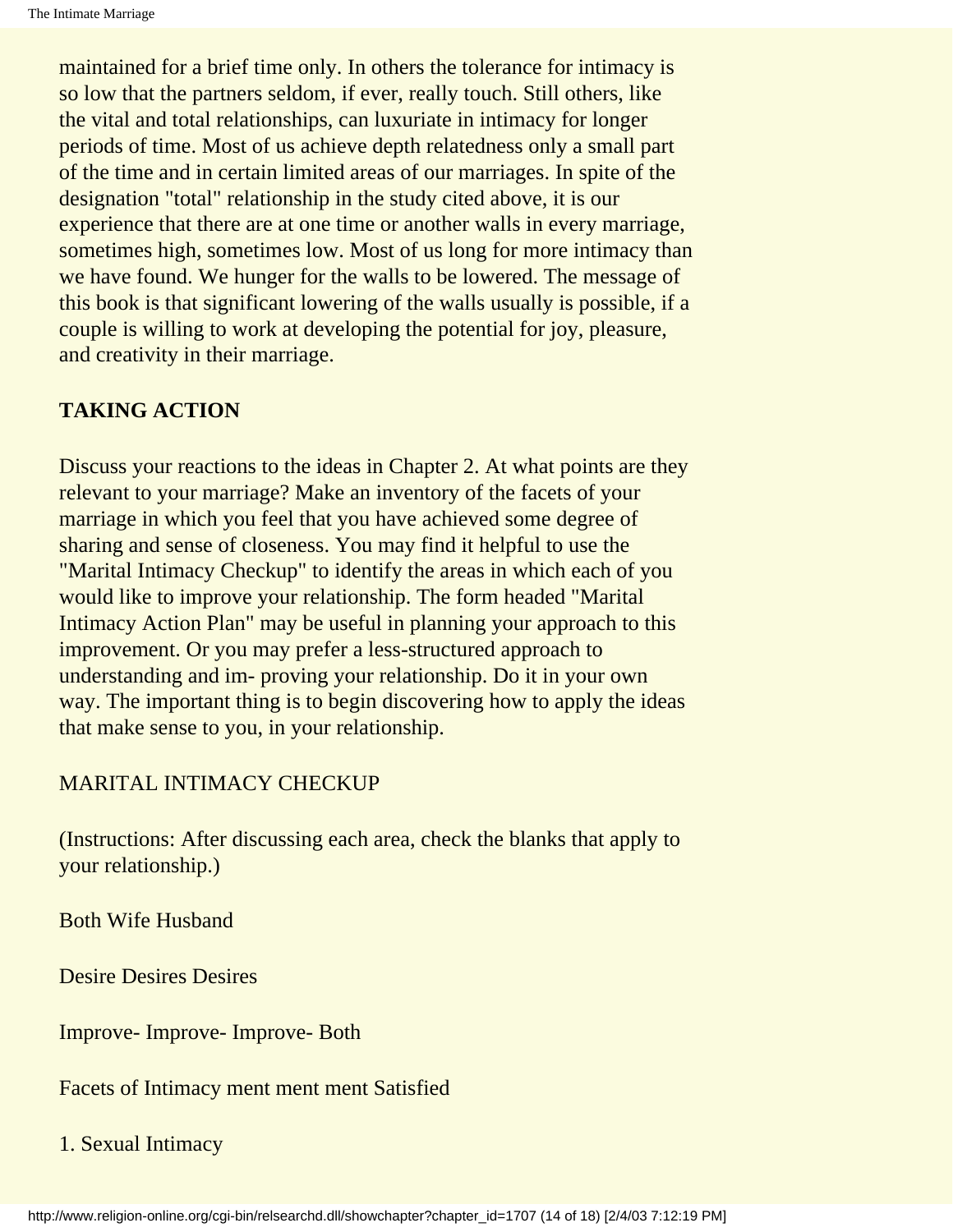maintained for a brief time only. In others the tolerance for intimacy is so low that the partners seldom, if ever, really touch. Still others, like the vital and total relationships, can luxuriate in intimacy for longer periods of time. Most of us achieve depth relatedness only a small part of the time and in certain limited areas of our marriages. In spite of the designation "total" relationship in the study cited above, it is our experience that there are at one time or another walls in every marriage, sometimes high, sometimes low. Most of us long for more intimacy than we have found. We hunger for the walls to be lowered. The message of this book is that significant lowering of the walls usually is possible, if a couple is willing to work at developing the potential for joy, pleasure, and creativity in their marriage.

**TAKING ACTION**

Discuss your reactions to the ideas in Chapter 2. At what points are they relevant to your marriage? Make an inventory of the facets of your marriage in which you feel that you have achieved some degree of sharing and sense of closeness. You may find it helpful to use the "Marital Intimacy Checkup" to identify the areas in which each of you would like to improve your relationship. The form headed "Marital Intimacy Action Plan" may be useful in planning your approach to this improvement. Or you may prefer a less-structured approach to understanding and im- proving your relationship. Do it in your own way. The important thing is to begin discovering how to apply the ideas that make sense to you, in your relationship.

MARITAL INTIMACY CHECKUP

(Instructions: After discussing each area, check the blanks that apply to your relationship.)

Both Wife Husband

Desire Desires Desires

Improve- Improve- Improve- Both

Facets of Intimacy ment ment ment Satisfied

1. Sexual Intimacy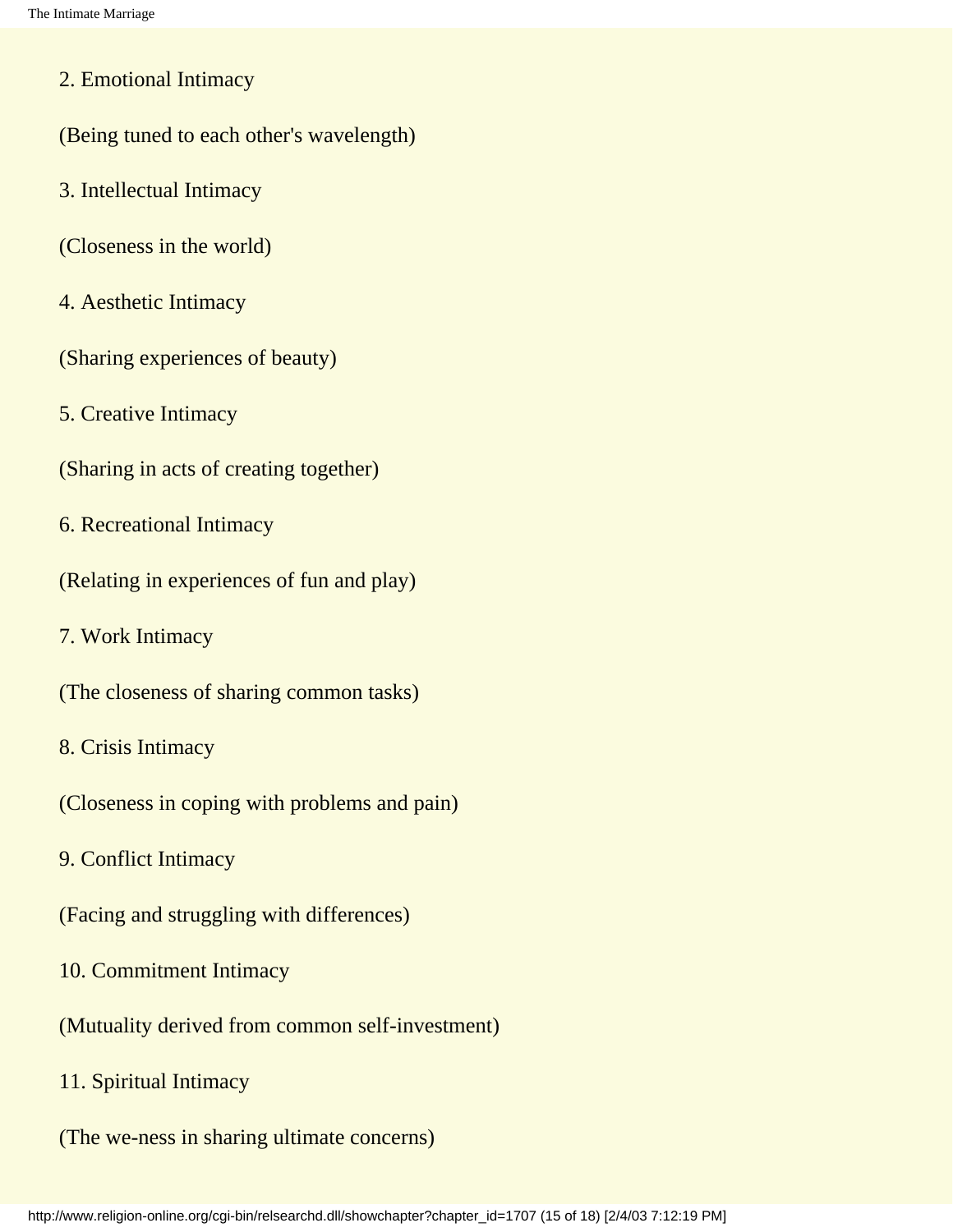2. Emotional Intimacy

(Being tuned to each other's wavelength)

3. Intellectual Intimacy

(Closeness in the world)

4. Aesthetic Intimacy

(Sharing experiences of beauty)

5. Creative Intimacy

(Sharing in acts of creating together)

6. Recreational Intimacy

(Relating in experiences of fun and play)

7. Work Intimacy

(The closeness of sharing common tasks)

8. Crisis Intimacy

(Closeness in coping with problems and pain)

9. Conflict Intimacy

(Facing and struggling with differences)

10. Commitment Intimacy

(Mutuality derived from common self-investment)

11. Spiritual Intimacy

(The we-ness in sharing ultimate concerns)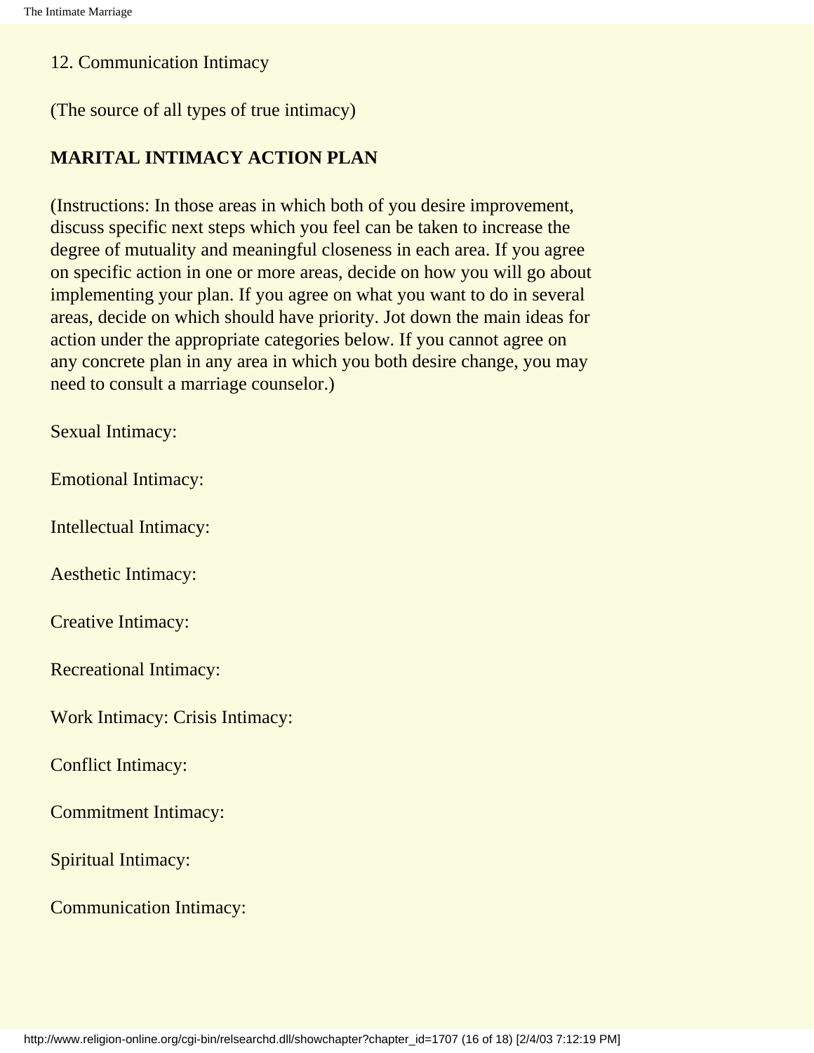12. Communication Intimacy

(The source of all types of true intimacy)

**MARITAL INTIMACY ACTION PLAN**

(Instructions: In those areas in which both of you desire improvement, discuss specific next steps which you feel can be taken to increase the degree of mutuality and meaningful closeness in each area. If you agree on specific action in one or more areas, decide on how you will go about implementing your plan. If you agree on what you want to do in several areas, decide on which should have priority. Jot down the main ideas for action under the appropriate categories below. If you cannot agree on any concrete plan in any area in which you both desire change, you may need to consult a marriage counselor.)

Sexual Intimacy:

Emotional Intimacy:

Intellectual Intimacy:

Aesthetic Intimacy:

Creative Intimacy:

Recreational Intimacy:

Work Intimacy: Crisis Intimacy:

Conflict Intimacy:

Commitment Intimacy:

Spiritual Intimacy:

Communication Intimacy: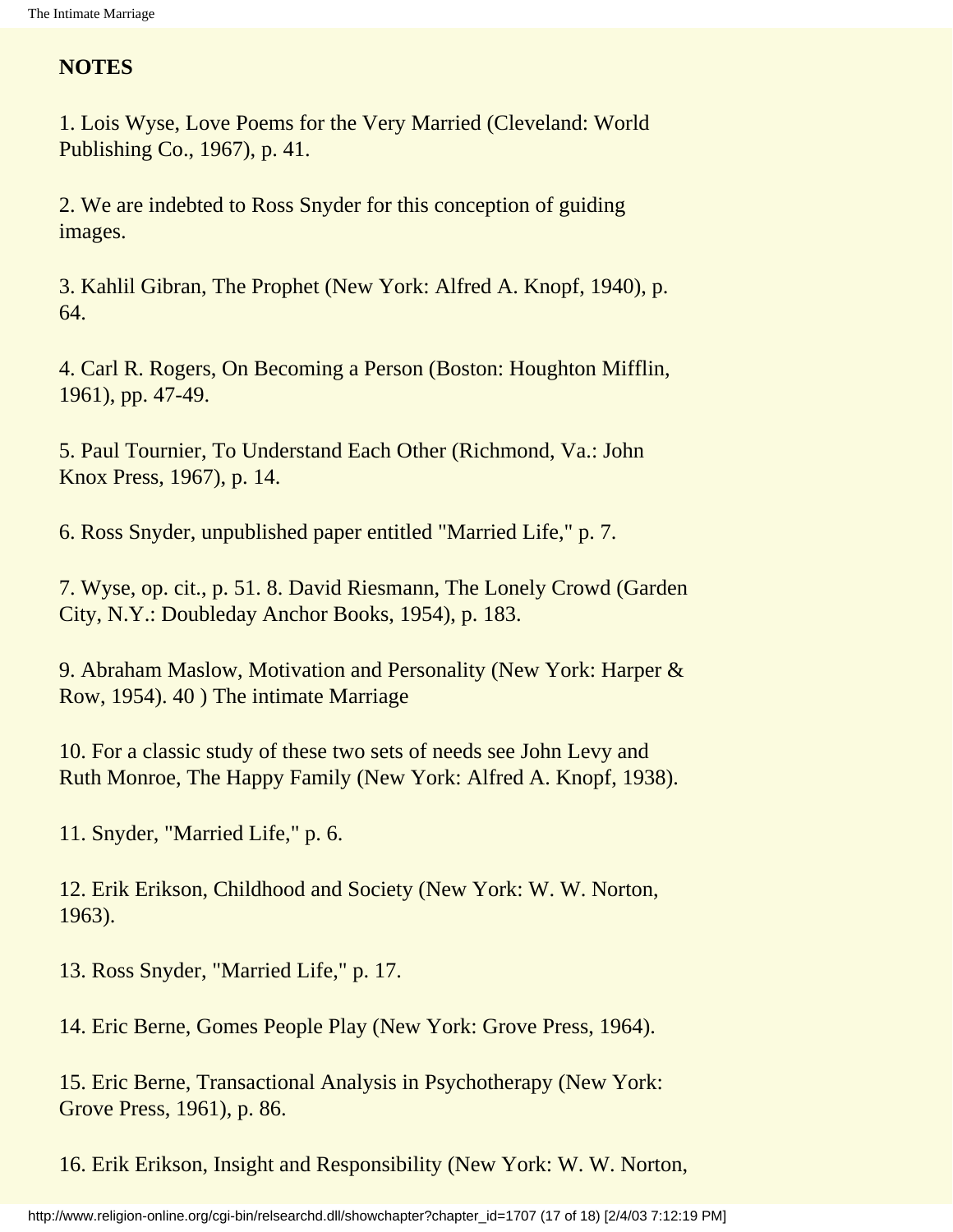**NOTES**

1. Lois Wyse, Love Poems for the Very Married (Cleveland: World Publishing Co., 1967), p. 41.

2. We are indebted to Ross Snyder for this conception of guiding images.

3. Kahlil Gibran, The Prophet (New York: Alfred A. Knopf, 1940), p. 64.

4. Carl R. Rogers, On Becoming a Person (Boston: Houghton Mifflin, 1961), pp. 47-49.

5. Paul Tournier, To Understand Each Other (Richmond, Va.: John Knox Press, 1967), p. 14.

6. Ross Snyder, unpublished paper entitled "Married Life," p. 7.

7. Wyse, op. cit., p. 51. 8. David Riesmann, The Lonely Crowd (Garden City, N.Y.: Doubleday Anchor Books, 1954), p. 183.

9. Abraham Maslow, Motivation and Personality (New York: Harper & Row, 1954). 40 ) The intimate Marriage

10. For a classic study of these two sets of needs see John Levy and Ruth Monroe, The Happy Family (New York: Alfred A. Knopf, 1938).

11. Snyder, "Married Life," p. 6.

12. Erik Erikson, Childhood and Society (New York: W. W. Norton, 1963).

13. Ross Snyder, "Married Life," p. 17.

14. Eric Berne, Gomes People Play (New York: Grove Press, 1964).

15. Eric Berne, Transactional Analysis in Psychotherapy (New York: Grove Press, 1961), p. 86.

16. Erik Erikson, Insight and Responsibility (New York: W. W. Norton,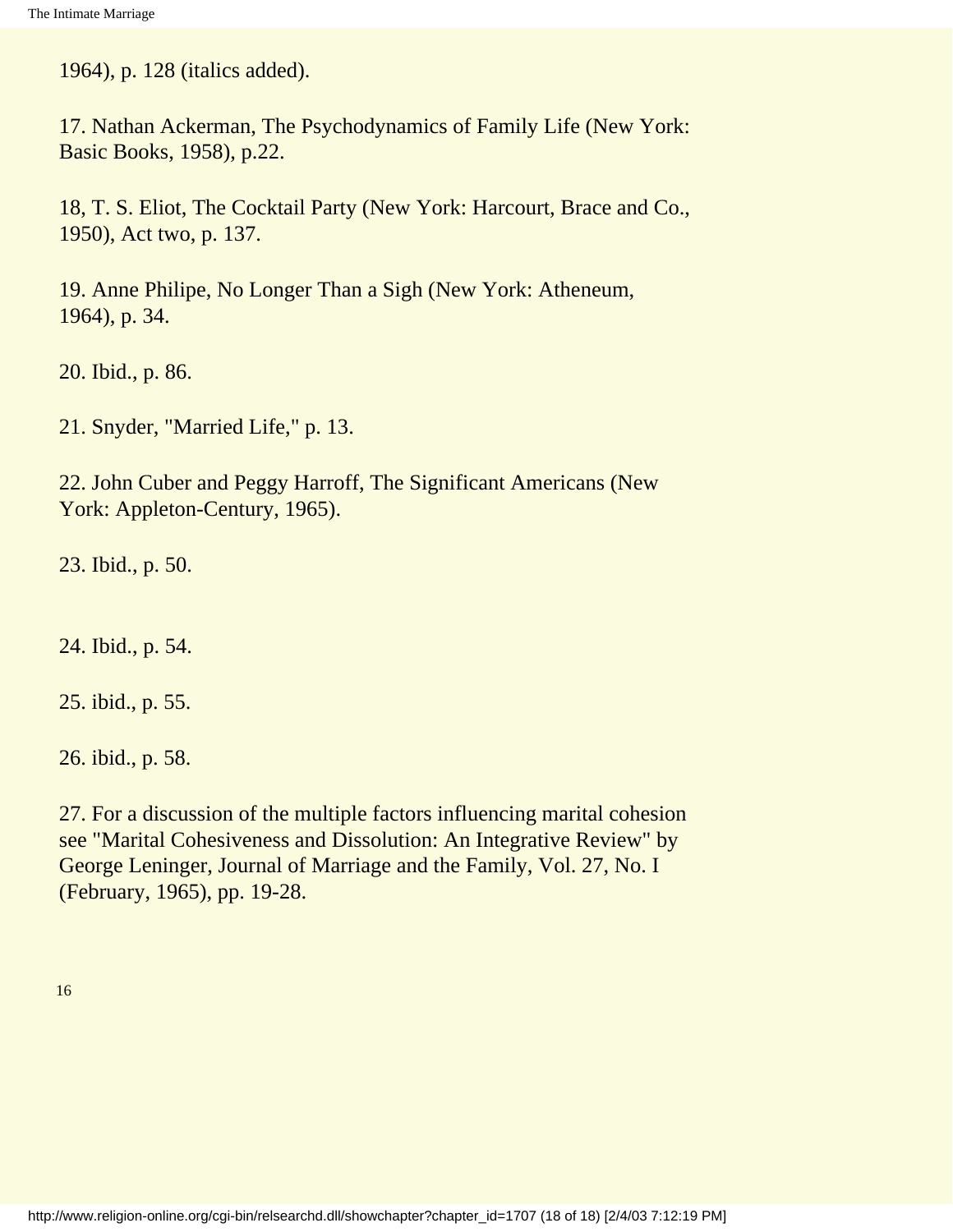1964), p. 128 (italics added).

17. Nathan Ackerman, The Psychodynamics of Family Life (New York: Basic Books, 1958), p.22.

18, T. S. Eliot, The Cocktail Party (New York: Harcourt, Brace and Co., 1950), Act two, p. 137.

19. Anne Philipe, No Longer Than a Sigh (New York: Atheneum, 1964), p. 34.

20. Ibid., p. 86.

21. Snyder, "Married Life," p. 13.

22. John Cuber and Peggy Harroff, The Significant Americans (New York: Appleton-Century, 1965).

23. Ibid., p. 50.

24. Ibid., p. 54.

25. ibid., p. 55.

26. ibid., p. 58.

27. For a discussion of the multiple factors influencing marital cohesion see "Marital Cohesiveness and Dissolution: An Integrative Review" by George Leninger, Journal of Marriage and the Family, Vol. 27, No. I (February, 1965), pp. 19-28.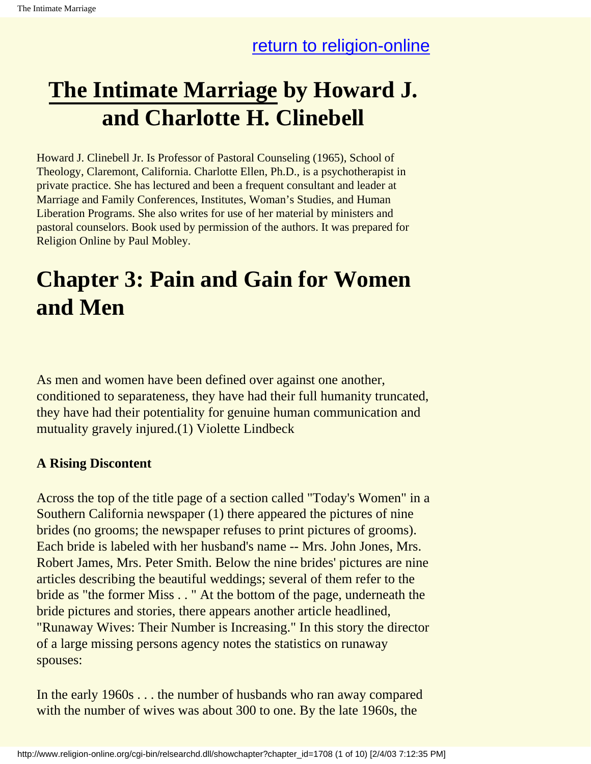[return to religion-online](http://www.religion-online.org)

# The Intimate Marriage by Howard J. and Charlotte H. Clinebell

Howard J. Clinebell Jr. Is Professor of Pastoral Counseling (1965), School of Theology, Claremont, California. Charlotte Ellen, Ph.D., is a psychotherapist in private practice. She has lectured and been a frequent consultant and leader at Marriage and Family Conferences, Institutes, Woman's Studies, and Human Liberation Programs. She also writes for use of her material by ministers and pastoral counselors. Book used by permission of the authors. It was prepared for Religion Online by Paul Mobley.

# Chapter 3: Pain and Gain for Women and Men

As men and women have been defined over against one another, conditioned to separateness, they have had their full humanity truncated, they have had their potentiality for genuine human communication and mutuality gravely injured.(1) Violette Lindbeck

### A Rising Discontent

Across the top of the title page of a section called "Today's Women" in a Southern California newspaper (1) there appeared the pictures of nine brides (no grooms; the newspaper refuses to print pictures of grooms). Each bride is labeled with her husband's name -- Mrs. John Jones, Mrs. Robert James, Mrs. Peter Smith. Below the nine brides' pictures are nine articles describing the beautiful weddings; several of them refer to the bride as "the former Miss . . " At the bottom of the page, underneath the bride pictures and stories, there appears another article headlined, "Runaway Wives: Their Number is Increasing." In this story the director of a large missing persons agency notes the statistics on runaway spouses:

In the early 1960s . . . the number of husbands who ran away compared with the number of wives was about 300 to one. By the late 1960s, the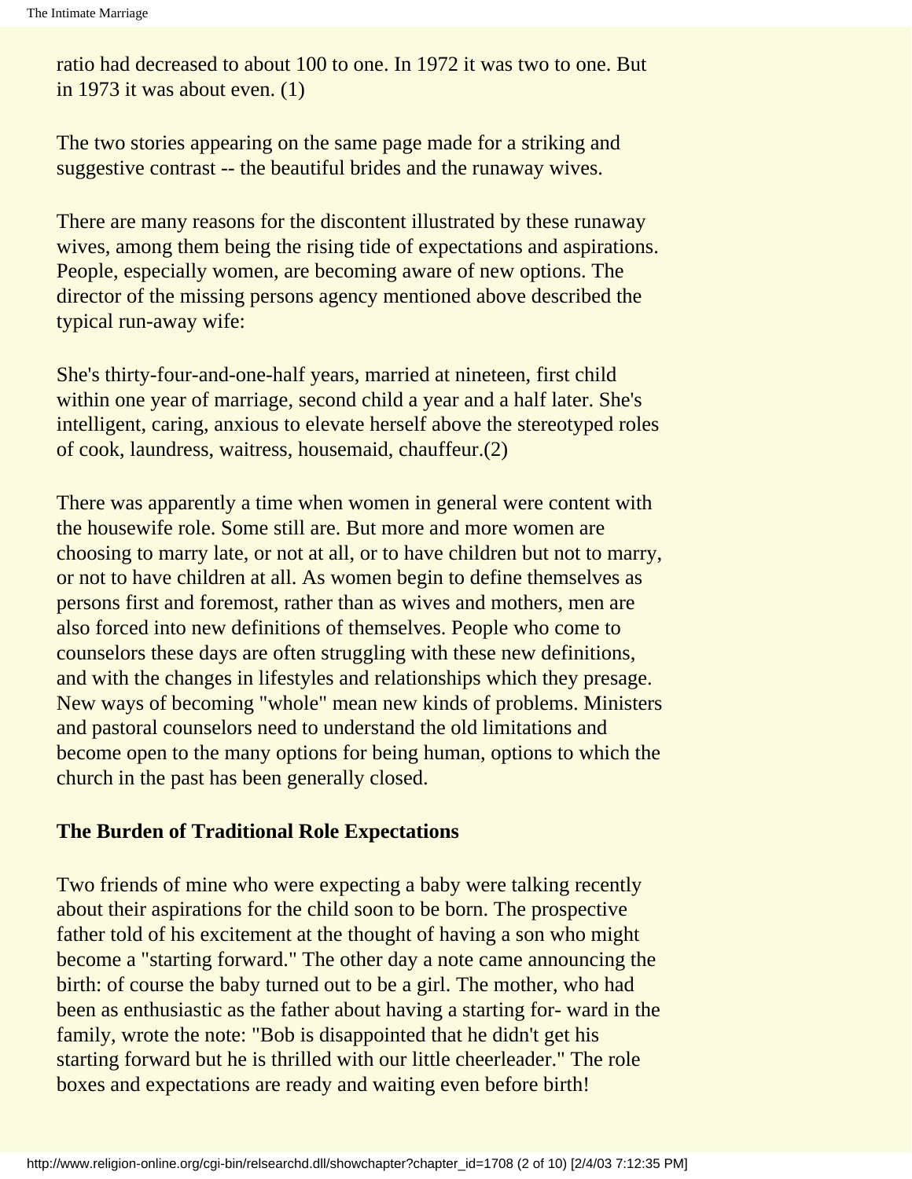ratio had decreased to about 100 to one. In 1972 it was two to one. But in 1973 it was about even. (1)

The two stories appearing on the same page made for a striking and suggestive contrast -- the beautiful brides and the runaway wives.

There are many reasons for the discontent illustrated by these runaway wives, among them being the rising tide of expectations and aspirations. People, especially women, are becoming aware of new options. The director of the missing persons agency mentioned above described the typical run-away wife:

She's thirty-four-and-one-half years, married at nineteen, first child within one year of marriage, second child a year and a half later. She's intelligent, caring, anxious to elevate herself above the stereotyped roles of cook, laundress, waitress, housemaid, chauffeur.(2)

There was apparently a time when women in general were content with the housewife role. Some still are. But more and more women are choosing to marry late, or not at all, or to have children but not to marry, or not to have children at all. As women begin to define themselves as persons first and foremost, rather than as wives and mothers, men are also forced into new definitions of themselves. People who come to counselors these days are often struggling with these new definitions, and with the changes in lifestyles and relationships which they presage. New ways of becoming "whole" mean new kinds of problems. Ministers and pastoral counselors need to understand the old limitations and become open to the many options for being human, options to which the church in the past has been generally closed.

**The Burden of Traditional Role Expectations**

Two friends of mine who were expecting a baby were talking recently about their aspirations for the child soon to be born. The prospective father told of his excitement at the thought of having a son who might become a "starting forward." The other day a note came announcing the birth: of course the baby turned out to be a girl. The mother, who had been as enthusiastic as the father about having a starting for- ward in the family, wrote the note: "Bob is disappointed that he didn't get his starting forward but he is thrilled with our little cheerleader." The role boxes and expectations are ready and waiting even before birth!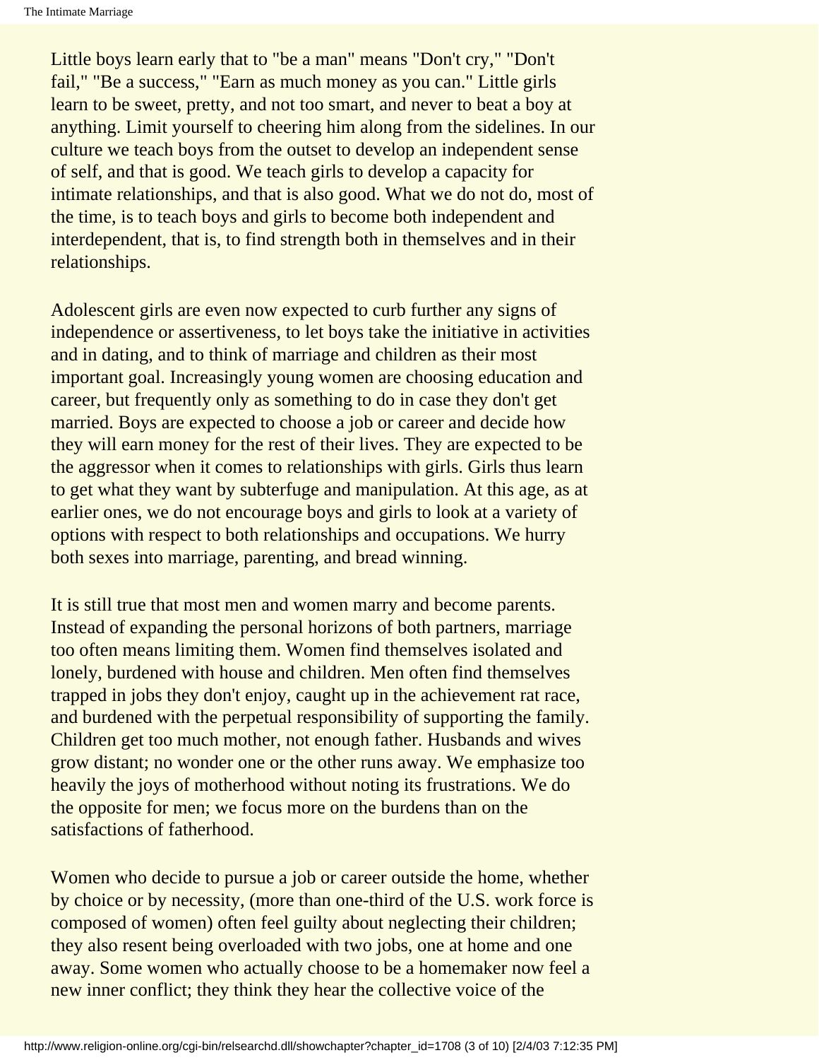Little boys learn early that to "be a man" means "Don't cry," "Don't fail," "Be a success," "Earn as much money as you can." Little girls learn to be sweet, pretty, and not too smart, and never to beat a boy at anything. Limit yourself to cheering him along from the sidelines. In our culture we teach boys from the outset to develop an independent sense of self, and that is good. We teach girls to develop a capacity for intimate relationships, and that is also good. What we do not do, most of the time, is to teach boys and girls to become both independent and interdependent, that is, to find strength both in themselves and in their relationships.

Adolescent girls are even now expected to curb further any signs of independence or assertiveness, to let boys take the initiative in activities and in dating, and to think of marriage and children as their most important goal. Increasingly young women are choosing education and career, but frequently only as something to do in case they don't get married. Boys are expected to choose a job or career and decide how they will earn money for the rest of their lives. They are expected to be the aggressor when it comes to relationships with girls. Girls thus learn to get what they want by subterfuge and manipulation. At this age, as at earlier ones, we do not encourage boys and girls to look at a variety of options with respect to both relationships and occupations. We hurry both sexes into marriage, parenting, and bread winning.

It is still true that most men and women marry and become parents. Instead of expanding the personal horizons of both partners, marriage too often means limiting them. Women find themselves isolated and lonely, burdened with house and children. Men often find themselves trapped in jobs they don't enjoy, caught up in the achievement rat race, and burdened with the perpetual responsibility of supporting the family. Children get too much mother, not enough father. Husbands and wives grow distant; no wonder one or the other runs away. We emphasize too heavily the joys of motherhood without noting its frustrations. We do the opposite for men; we focus more on the burdens than on the satisfactions of fatherhood.

Women who decide to pursue a job or career outside the home, whether by choice or by necessity, (more than one-third of the U.S. work force is composed of women) often feel guilty about neglecting their children; they also resent being overloaded with two jobs, one at home and one away. Some women who actually choose to be a homemaker now feel a new inner conflict; they think they hear the collective voice of the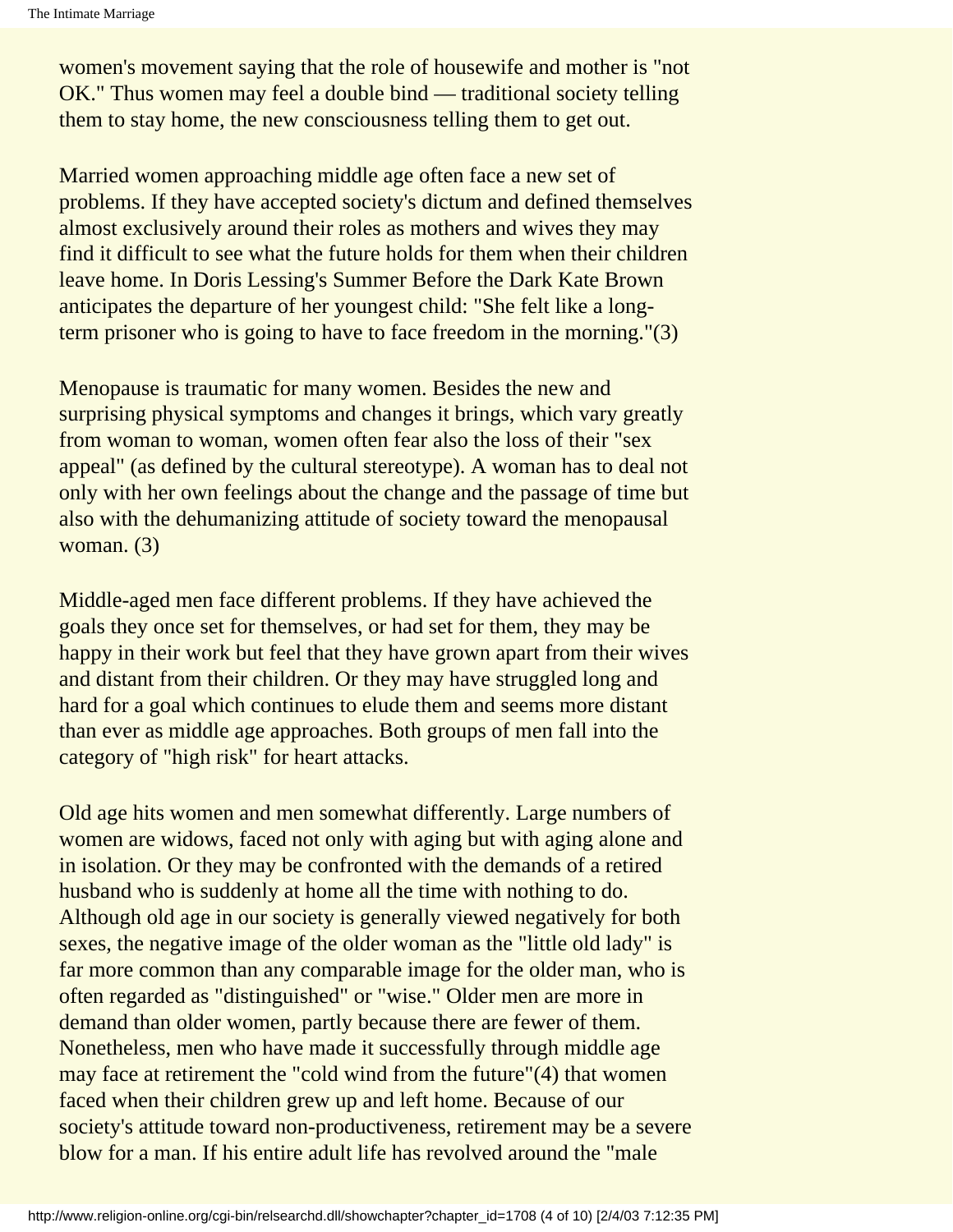women's movement saying that the role of housewife and mother is "not OK." Thus women may feel a double bind — traditional society telling them to stay home, the new consciousness telling them to get out.

Married women approaching middle age often face a new set of problems. If they have accepted society's dictum and defined themselves almost exclusively around their roles as mothers and wives they may find it difficult to see what the future holds for them when their children leave home. In Doris Lessing's Summer Before the Dark Kate Brown anticipates the departure of her youngest child: "She felt like a long-term prisoner who is going to have to face freedom in the morning."(3)

Menopause is traumatic for many women. Besides the new and surprising physical symptoms and changes it brings, which vary greatly from woman to woman, women often fear also the loss of their "sex appeal" (as defined by the cultural stereotype). A woman has to deal not only with her own feelings about the change and the passage of time but also with the dehumanizing attitude of society toward the menopausal woman. (3)

Middle-aged men face different problems. If they have achieved the goals they once set for themselves, or had set for them, they may be happy in their work but feel that they have grown apart from their wives and distant from their children. Or they may have struggled long and hard for a goal which continues to elude them and seems more distant than ever as middle age approaches. Both groups of men fall into the category of "high risk" for heart attacks.

Old age hits women and men somewhat differently. Large numbers of women are widows, faced not only with aging but with aging alone and in isolation. Or they may be confronted with the demands of a retired husband who is suddenly at home all the time with nothing to do. Although old age in our society is generally viewed negatively for both sexes, the negative image of the older woman as the "little old lady" is far more common than any comparable image for the older man, who is often regarded as "distinguished" or "wise." Older men are more in demand than older women, partly because there are fewer of them. Nonetheless, men who have made it successfully through middle age may face at retirement the "cold wind from the future"(4) that women faced when their children grew up and left home. Because of our society's attitude toward non-productiveness, retirement may be a severe blow for a man. If his entire adult life has revolved around the "male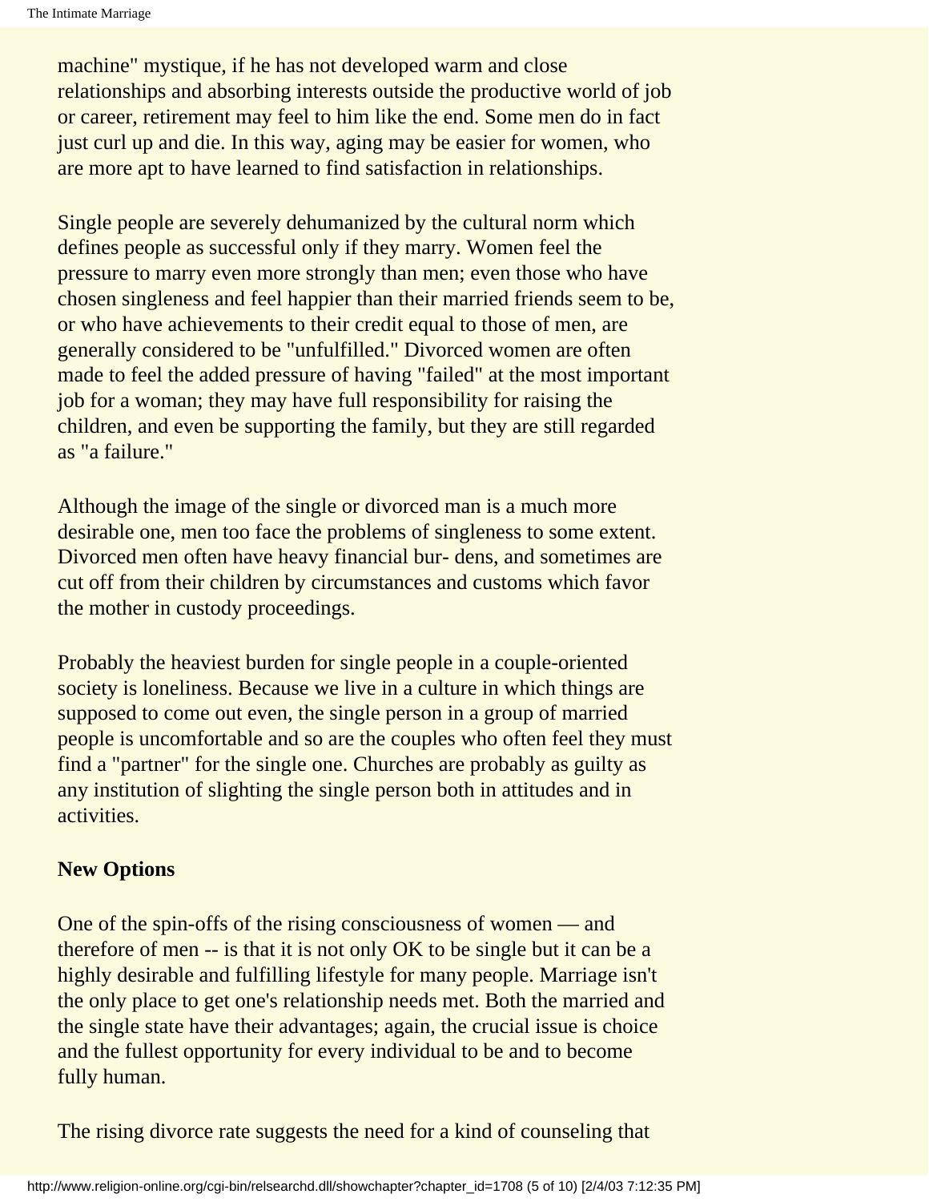machine" mystique, if he has not developed warm and close relationships and absorbing interests outside the productive world of job or career, retirement may feel to him like the end. Some men do in fact just curl up and die. In this way, aging may be easier for women, who are more apt to have learned to find satisfaction in relationships.

Single people are severely dehumanized by the cultural norm which defines people as successful only if they marry. Women feel the pressure to marry even more strongly than men; even those who have chosen singleness and feel happier than their married friends seem to be, or who have achievements to their credit equal to those of men, are generally considered to be "unfulfilled." Divorced women are often made to feel the added pressure of having "failed" at the most important job for a woman; they may have full responsibility for raising the children, and even be supporting the family, but they are still regarded as "a failure."

Although the image of the single or divorced man is a much more desirable one, men too face the problems of singleness to some extent. Divorced men often have heavy financial bur- dens, and sometimes are cut off from their children by circumstances and customs which favor the mother in custody proceedings.

Probably the heaviest burden for single people in a couple-oriented society is loneliness. Because we live in a culture in which things are supposed to come out even, the single person in a group of married people is uncomfortable and so are the couples who often feel they must find a "partner" for the single one. Churches are probably as guilty as any institution of slighting the single person both in attitudes and in activities.

**New Options**

One of the spin-offs of the rising consciousness of women — and therefore of men -- is that it is not only OK to be single but it can be a highly desirable and fulfilling lifestyle for many people. Marriage isn't the only place to get one's relationship needs met. Both the married and the single state have their advantages; again, the crucial issue is choice and the fullest opportunity for every individual to be and to become fully human.

The rising divorce rate suggests the need for a kind of counseling that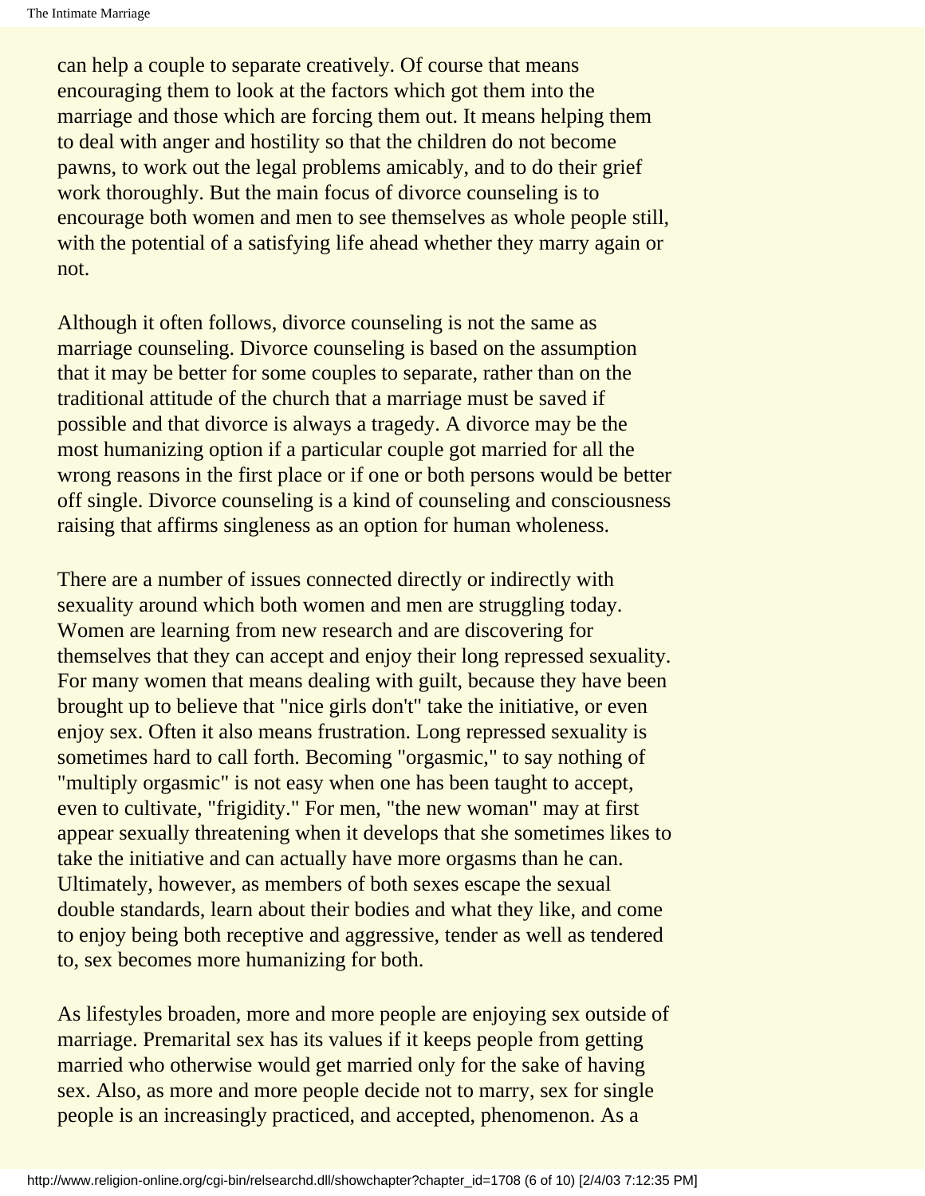can help a couple to separate creatively. Of course that means encouraging them to look at the factors which got them into the marriage and those which are forcing them out. It means helping them to deal with anger and hostility so that the children do not become pawns, to work out the legal problems amicably, and to do their grief work thoroughly. But the main focus of divorce counseling is to encourage both women and men to see themselves as whole people still, with the potential of a satisfying life ahead whether they marry again or not.

Although it often follows, divorce counseling is not the same as marriage counseling. Divorce counseling is based on the assumption that it may be better for some couples to separate, rather than on the traditional attitude of the church that a marriage must be saved if possible and that divorce is always a tragedy. A divorce may be the most humanizing option if a particular couple got married for all the wrong reasons in the first place or if one or both persons would be better off single. Divorce counseling is a kind of counseling and consciousness raising that affirms singleness as an option for human wholeness.

There are a number of issues connected directly or indirectly with sexuality around which both women and men are struggling today. Women are learning from new research and are discovering for themselves that they can accept and enjoy their long repressed sexuality. For many women that means dealing with guilt, because they have been brought up to believe that "nice girls don't" take the initiative, or even enjoy sex. Often it also means frustration. Long repressed sexuality is sometimes hard to call forth. Becoming "orgasmic," to say nothing of "multiply orgasmic" is not easy when one has been taught to accept, even to cultivate, "frigidity." For men, "the new woman" may at first appear sexually threatening when it develops that she sometimes likes to take the initiative and can actually have more orgasms than he can. Ultimately, however, as members of both sexes escape the sexual double standards, learn about their bodies and what they like, and come to enjoy being both receptive and aggressive, tender as well as tendered to, sex becomes more humanizing for both.

As lifestyles broaden, more and more people are enjoying sex outside of marriage. Premarital sex has its values if it keeps people from getting married who otherwise would get married only for the sake of having sex. Also, as more and more people decide not to marry, sex for single people is an increasingly practiced, and accepted, phenomenon. As a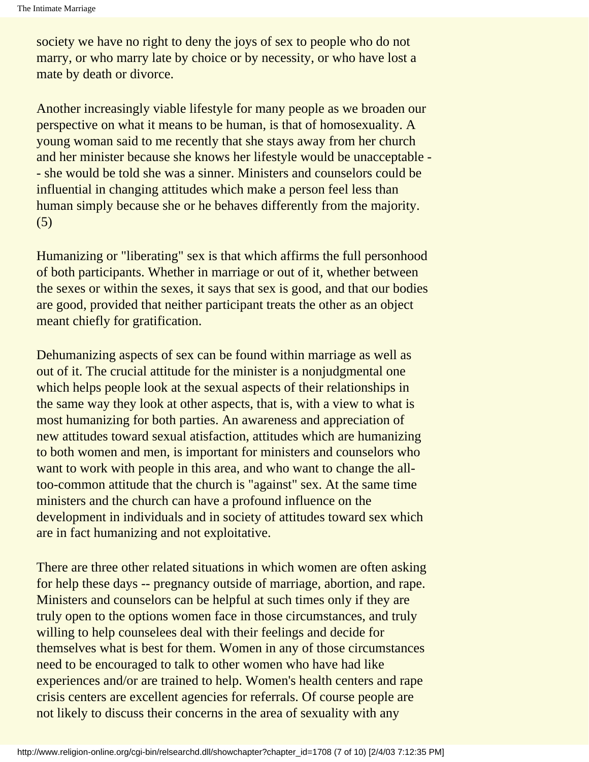society we have no right to deny the joys of sex to people who do not marry, or who marry late by choice or by necessity, or who have lost a mate by death or divorce.

Another increasingly viable lifestyle for many people as we broaden our perspective on what it means to be human, is that of homosexuality. A young woman said to me recently that she stays away from her church and her minister because she knows her lifestyle would be unacceptable -- she would be told she was a sinner. Ministers and counselors could be influential in changing attitudes which make a person feel less than human simply because she or he behaves differently from the majority. (5)

Humanizing or "liberating" sex is that which affirms the full personhood of both participants. Whether in marriage or out of it, whether between the sexes or within the sexes, it says that sex is good, and that our bodies are good, provided that neither participant treats the other as an object meant chiefly for gratification.

Dehumanizing aspects of sex can be found within marriage as well as out of it. The crucial attitude for the minister is a nonjudgmental one which helps people look at the sexual aspects of their relationships in the same way they look at other aspects, that is, with a view to what is most humanizing for both parties. An awareness and appreciation of new attitudes toward sexual atisfaction, attitudes which are humanizing to both women and men, is important for ministers and counselors who want to work with people in this area, and who want to change the all-too-common attitude that the church is "against" sex. At the same time ministers and the church can have a profound influence on the development in individuals and in society of attitudes toward sex which are in fact humanizing and not exploitative.

There are three other related situations in which women are often asking for help these days -- pregnancy outside of marriage, abortion, and rape. Ministers and counselors can be helpful at such times only if they are truly open to the options women face in those circumstances, and truly willing to help counselees deal with their feelings and decide for themselves what is best for them. Women in any of those circumstances need to be encouraged to talk to other women who have had like experiences and/or are trained to help. Women's health centers and rape crisis centers are excellent agencies for referrals. Of course people are not likely to discuss their concerns in the area of sexuality with any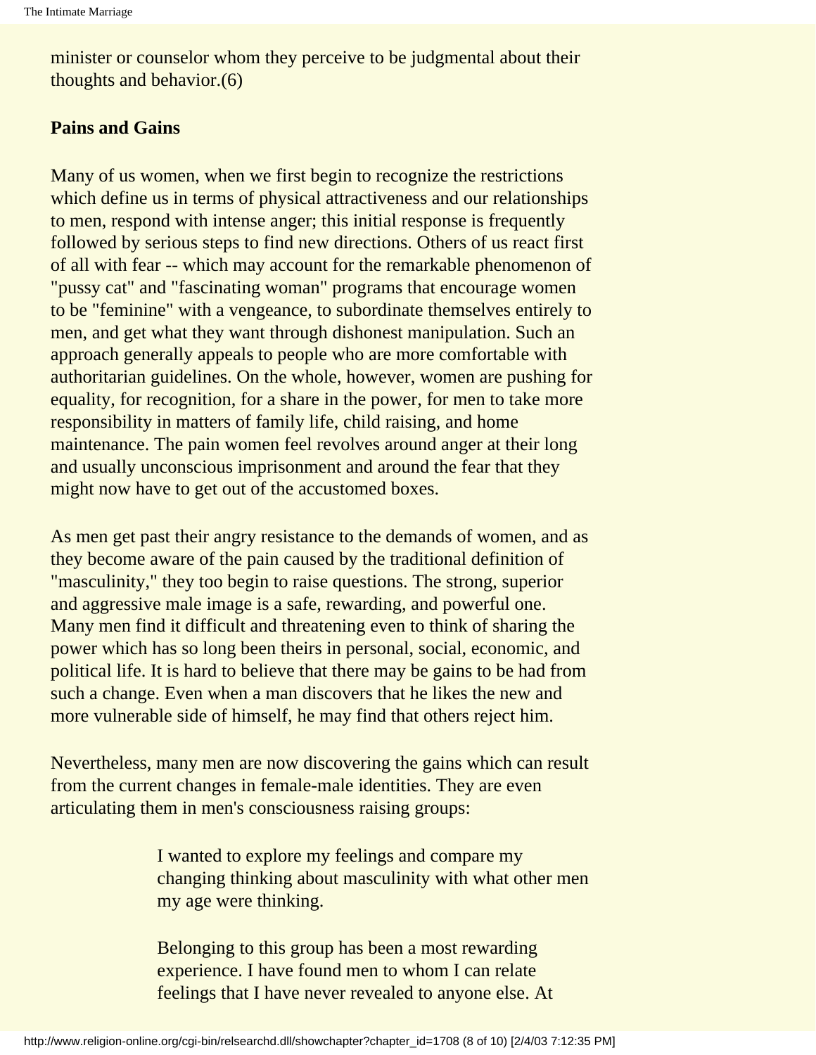minister or counselor whom they perceive to be judgmental about their thoughts and behavior.(6)

**Pains and Gains**

Many of us women, when we first begin to recognize the restrictions which define us in terms of physical attractiveness and our relationships to men, respond with intense anger; this initial response is frequently followed by serious steps to find new directions. Others of us react first of all with fear -- which may account for the remarkable phenomenon of "pussy cat" and "fascinating woman" programs that encourage women to be "feminine" with a vengeance, to subordinate themselves entirely to men, and get what they want through dishonest manipulation. Such an approach generally appeals to people who are more comfortable with authoritarian guidelines. On the whole, however, women are pushing for equality, for recognition, for a share in the power, for men to take more responsibility in matters of family life, child raising, and home maintenance. The pain women feel revolves around anger at their long and usually unconscious imprisonment and around the fear that they might now have to get out of the accustomed boxes.

As men get past their angry resistance to the demands of women, and as they become aware of the pain caused by the traditional definition of "masculinity," they too begin to raise questions. The strong, superior and aggressive male image is a safe, rewarding, and powerful one. Many men find it difficult and threatening even to think of sharing the power which has so long been theirs in personal, social, economic, and political life. It is hard to believe that there may be gains to be had from such a change. Even when a man discovers that he likes the new and more vulnerable side of himself, he may find that others reject him.

Nevertheless, many men are now discovering the gains which can result from the current changes in female-male identities. They are even articulating them in men's consciousness raising groups:

> I wanted to explore my feelings and compare my changing thinking about masculinity with what other men my age were thinking.
>
> Belonging to this group has been a most rewarding experience. I have found men to whom I can relate feelings that I have never revealed to anyone else. At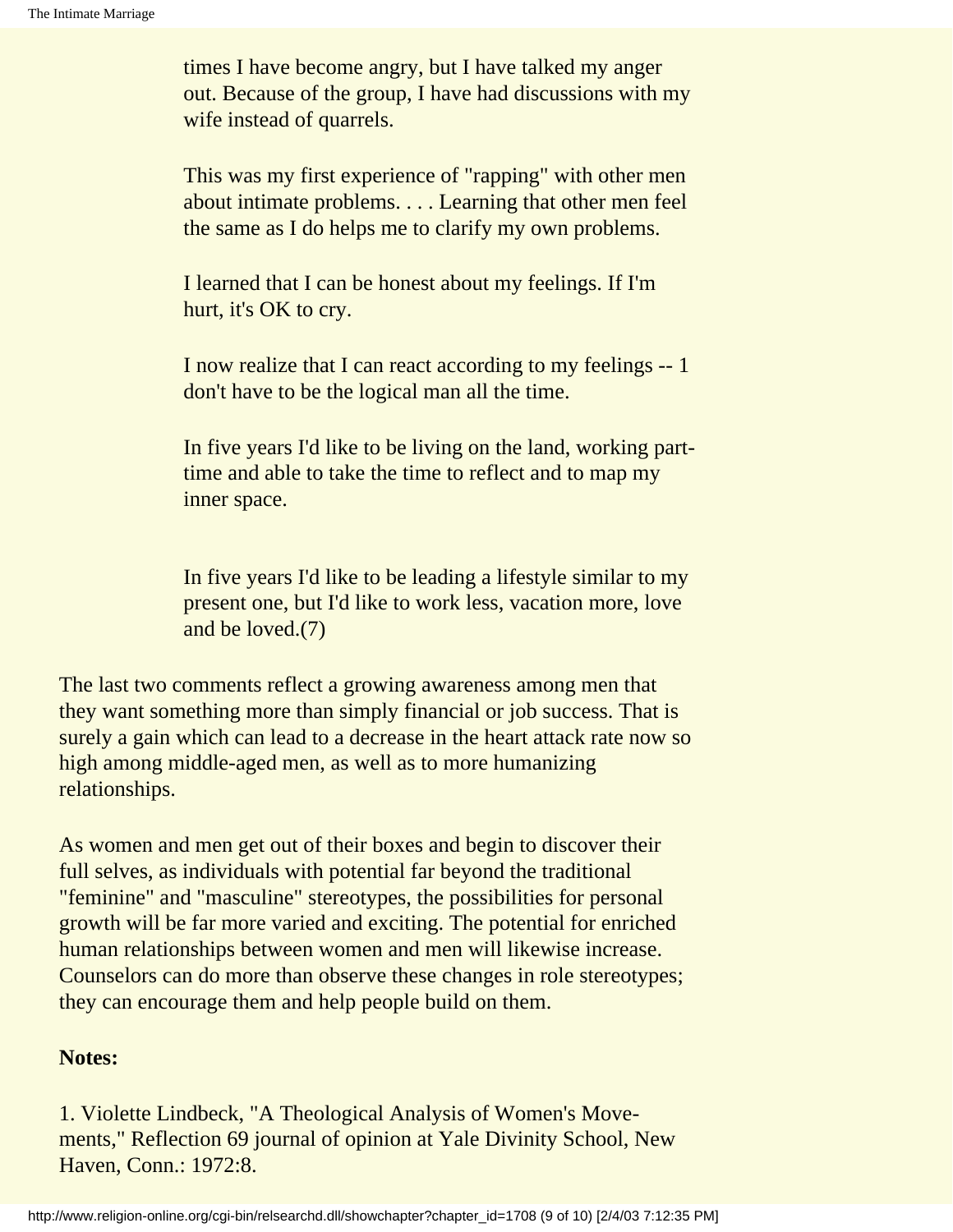times I have become angry, but I have talked my anger out. Because of the group, I have had discussions with my wife instead of quarrels.

> This was my first experience of "rapping" with other men about intimate problems. . . . Learning that other men feel the same as I do helps me to clarify my own problems.

> I learned that I can be honest about my feelings. If I'm hurt, it's OK to cry.

> I now realize that I can react according to my feelings -- 1 don't have to be the logical man all the time.

> In five years I'd like to be living on the land, working part-time and able to take the time to reflect and to map my inner space.

> In five years I'd like to be leading a lifestyle similar to my present one, but I'd like to work less, vacation more, love and be loved.(7)

The last two comments reflect a growing awareness among men that they want something more than simply financial or job success. That is surely a gain which can lead to a decrease in the heart attack rate now so high among middle-aged men, as well as to more humanizing relationships.

As women and men get out of their boxes and begin to discover their full selves, as individuals with potential far beyond the traditional "feminine" and "masculine" stereotypes, the possibilities for personal growth will be far more varied and exciting. The potential for enriched human relationships between women and men will likewise increase. Counselors can do more than observe these changes in role stereotypes; they can encourage them and help people build on them.

**Notes:**

1. Violette Lindbeck, "A Theological Analysis of Women's Move-ments," Reflection 69 journal of opinion at Yale Divinity School, New Haven, Conn.: 1972:8.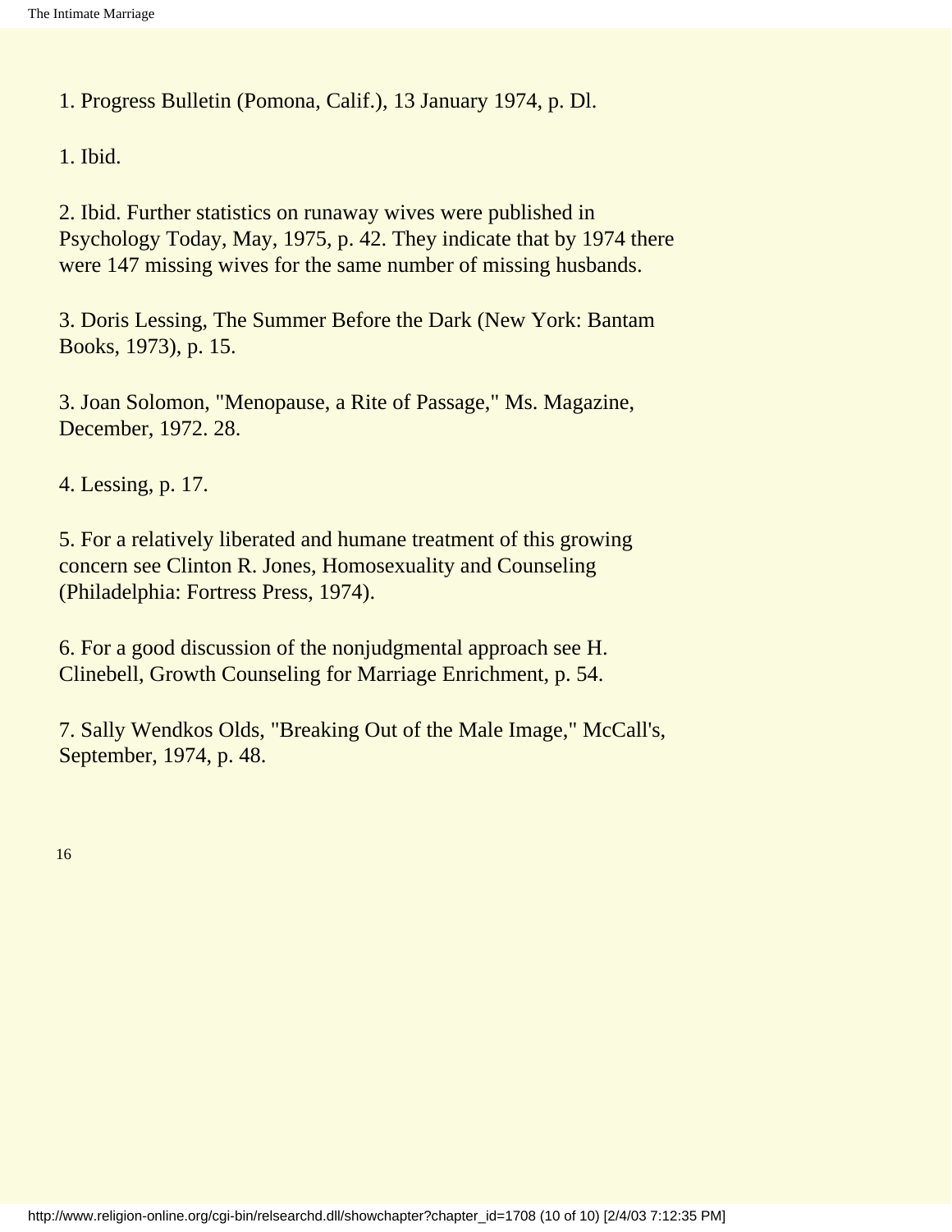1. Progress Bulletin (Pomona, Calif.), 13 January 1974, p. Dl.

1. Ibid.

2. Ibid. Further statistics on runaway wives were published in Psychology Today, May, 1975, p. 42. They indicate that by 1974 there were 147 missing wives for the same number of missing husbands.

3. Doris Lessing, The Summer Before the Dark (New York: Bantam Books, 1973), p. 15.

3. Joan Solomon, "Menopause, a Rite of Passage," Ms. Magazine, December, 1972. 28.

4. Lessing, p. 17.

5. For a relatively liberated and humane treatment of this growing concern see Clinton R. Jones, Homosexuality and Counseling (Philadelphia: Fortress Press, 1974).

6. For a good discussion of the nonjudgmental approach see H. Clinebell, Growth Counseling for Marriage Enrichment, p. 54.

7. Sally Wendkos Olds, "Breaking Out of the Male Image," McCall's, September, 1974, p. 48.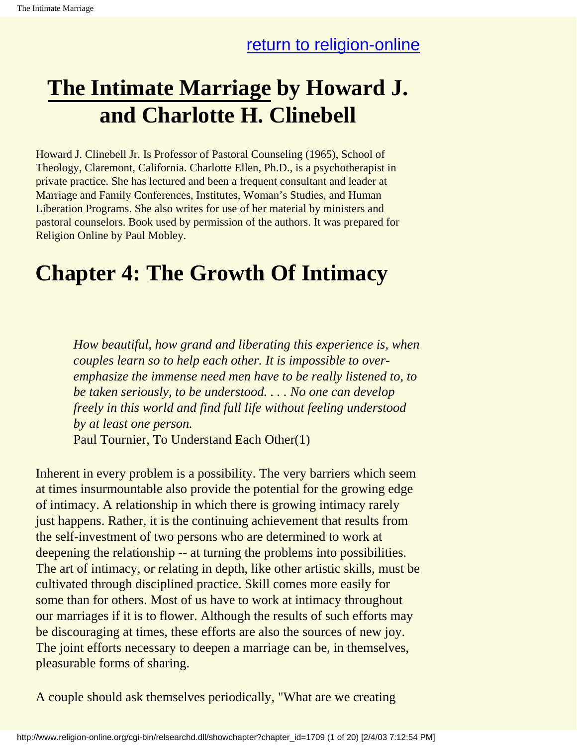return to religion-online

# The Intimate Marriage by Howard J. and Charlotte H. Clinebell

Howard J. Clinebell Jr. Is Professor of Pastoral Counseling (1965), School of Theology, Claremont, California. Charlotte Ellen, Ph.D., is a psychotherapist in private practice. She has lectured and been a frequent consultant and leader at Marriage and Family Conferences, Institutes, Woman's Studies, and Human Liberation Programs. She also writes for use of her material by ministers and pastoral counselors. Book used by permission of the authors. It was prepared for Religion Online by Paul Mobley.

# Chapter 4: The Growth Of Intimacy

> *How beautiful, how grand and liberating this experience is, when couples learn so to help each other. It is impossible to over-emphasize the immense need men have to be really listened to, to be taken seriously, to be understood. . . . No one can develop freely in this world and find full life without feeling understood by at least one person.*
> Paul Tournier, To Understand Each Other(1)

Inherent in every problem is a possibility. The very barriers which seem at times insurmountable also provide the potential for the growing edge of intimacy. A relationship in which there is growing intimacy rarely just happens. Rather, it is the continuing achievement that results from the self-investment of two persons who are determined to work at deepening the relationship -- at turning the problems into possibilities. The art of intimacy, or relating in depth, like other artistic skills, must be cultivated through disciplined practice. Skill comes more easily for some than for others. Most of us have to work at intimacy throughout our marriages if it is to flower. Although the results of such efforts may be discouraging at times, these efforts are also the sources of new joy. The joint efforts necessary to deepen a marriage can be, in themselves, pleasurable forms of sharing.

A couple should ask themselves periodically, "What are we creating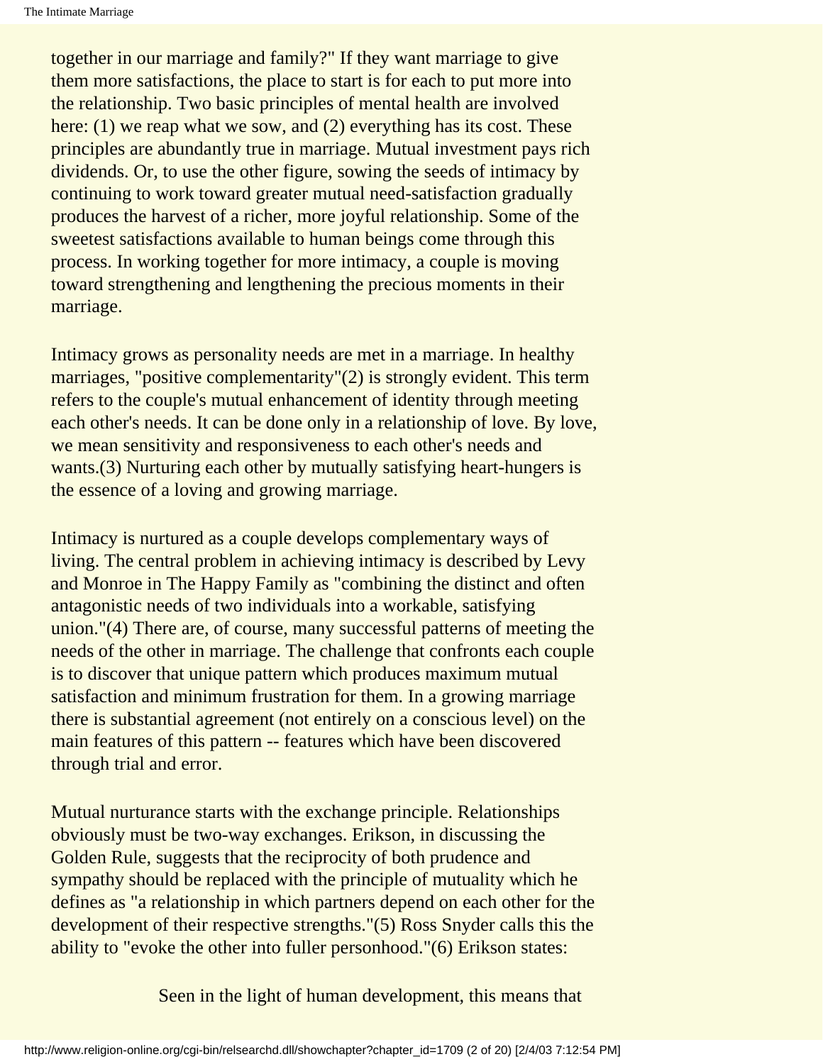together in our marriage and family?" If they want marriage to give them more satisfactions, the place to start is for each to put more into the relationship. Two basic principles of mental health are involved here: (1) we reap what we sow, and (2) everything has its cost. These principles are abundantly true in marriage. Mutual investment pays rich dividends. Or, to use the other figure, sowing the seeds of intimacy by continuing to work toward greater mutual need-satisfaction gradually produces the harvest of a richer, more joyful relationship. Some of the sweetest satisfactions available to human beings come through this process. In working together for more intimacy, a couple is moving toward strengthening and lengthening the precious moments in their marriage.

Intimacy grows as personality needs are met in a marriage. In healthy marriages, "positive complementarity"(2) is strongly evident. This term refers to the couple's mutual enhancement of identity through meeting each other's needs. It can be done only in a relationship of love. By love, we mean sensitivity and responsiveness to each other's needs and wants.(3) Nurturing each other by mutually satisfying heart-hungers is the essence of a loving and growing marriage.

Intimacy is nurtured as a couple develops complementary ways of living. The central problem in achieving intimacy is described by Levy and Monroe in The Happy Family as "combining the distinct and often antagonistic needs of two individuals into a workable, satisfying union."(4) There are, of course, many successful patterns of meeting the needs of the other in marriage. The challenge that confronts each couple is to discover that unique pattern which produces maximum mutual satisfaction and minimum frustration for them. In a growing marriage there is substantial agreement (not entirely on a conscious level) on the main features of this pattern -- features which have been discovered through trial and error.

Mutual nurturance starts with the exchange principle. Relationships obviously must be two-way exchanges. Erikson, in discussing the Golden Rule, suggests that the reciprocity of both prudence and sympathy should be replaced with the principle of mutuality which he defines as "a relationship in which partners depend on each other for the development of their respective strengths."(5) Ross Snyder calls this the ability to "evoke the other into fuller personhood."(6) Erikson states:

> Seen in the light of human development, this means that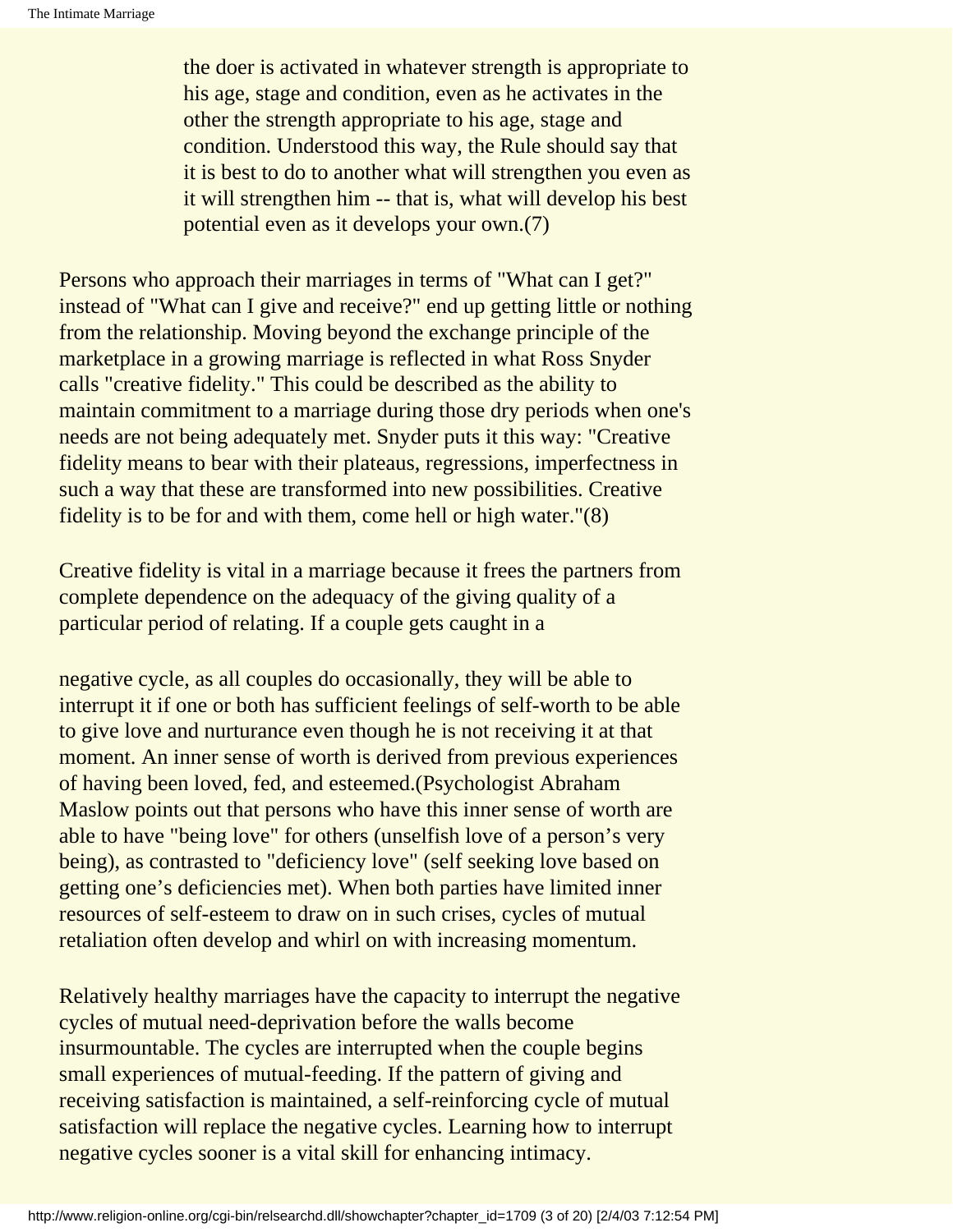> the doer is activated in whatever strength is appropriate to his age, stage and condition, even as he activates in the other the strength appropriate to his age, stage and condition. Understood this way, the Rule should say that it is best to do to another what will strengthen you even as it will strengthen him -- that is, what will develop his best potential even as it develops your own.(7)

Persons who approach their marriages in terms of "What can I get?" instead of "What can I give and receive?" end up getting little or nothing from the relationship. Moving beyond the exchange principle of the marketplace in a growing marriage is reflected in what Ross Snyder calls "creative fidelity." This could be described as the ability to maintain commitment to a marriage during those dry periods when one's needs are not being adequately met. Snyder puts it this way: "Creative fidelity means to bear with their plateaus, regressions, imperfectness in such a way that these are transformed into new possibilities. Creative fidelity is to be for and with them, come hell or high water."(8)

Creative fidelity is vital in a marriage because it frees the partners from complete dependence on the adequacy of the giving quality of a particular period of relating. If a couple gets caught in a negative cycle, as all couples do occasionally, they will be able to interrupt it if one or both has sufficient feelings of self-worth to be able to give love and nurturance even though he is not receiving it at that moment. An inner sense of worth is derived from previous experiences of having been loved, fed, and esteemed.(Psychologist Abraham Maslow points out that persons who have this inner sense of worth are able to have "being love" for others (unselfish love of a person's very being), as contrasted to "deficiency love" (self seeking love based on getting one's deficiencies met). When both parties have limited inner resources of self-esteem to draw on in such crises, cycles of mutual retaliation often develop and whirl on with increasing momentum.

Relatively healthy marriages have the capacity to interrupt the negative cycles of mutual need-deprivation before the walls become insurmountable. The cycles are interrupted when the couple begins small experiences of mutual-feeding. If the pattern of giving and receiving satisfaction is maintained, a self-reinforcing cycle of mutual satisfaction will replace the negative cycles. Learning how to interrupt negative cycles sooner is a vital skill for enhancing intimacy.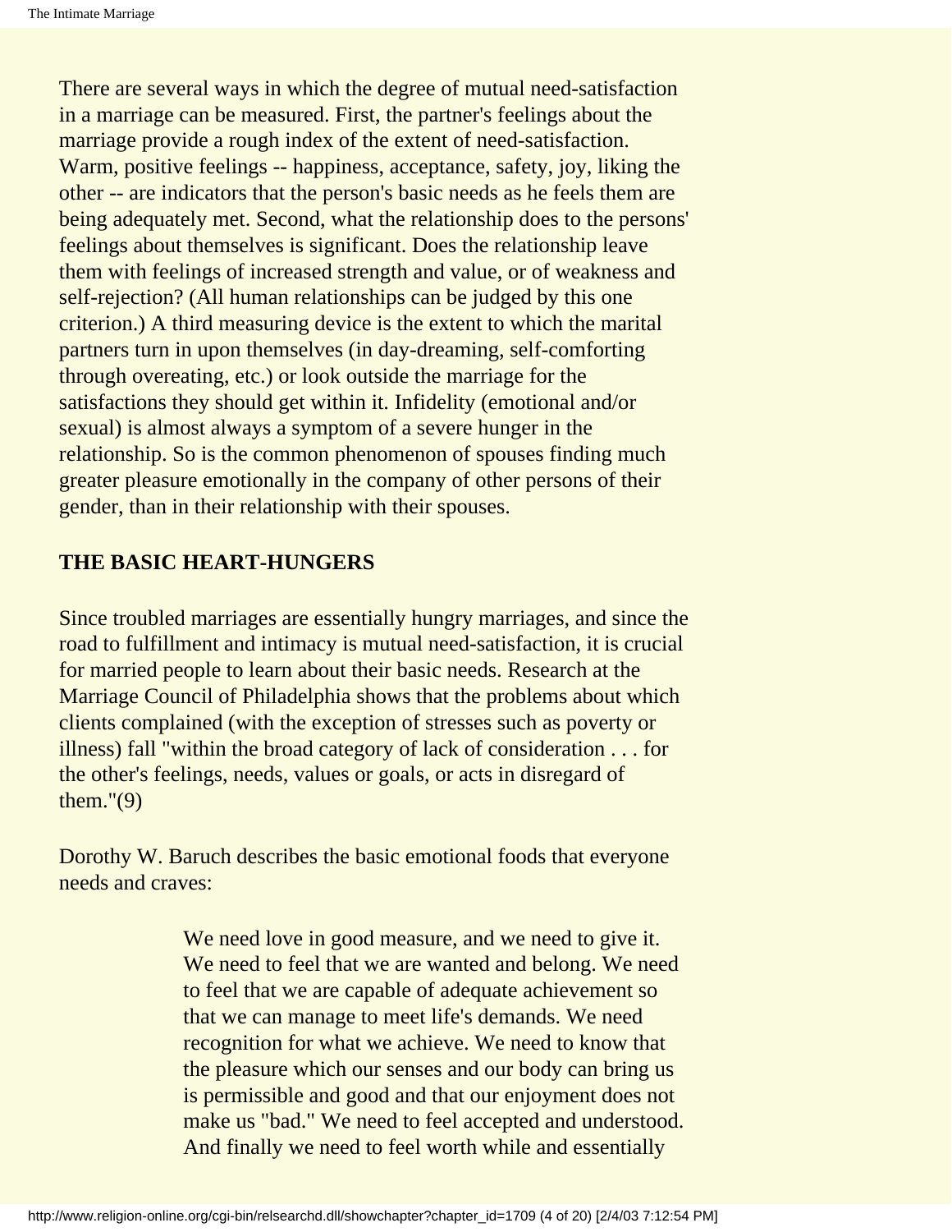There are several ways in which the degree of mutual need-satisfaction in a marriage can be measured. First, the partner's feelings about the marriage provide a rough index of the extent of need-satisfaction. Warm, positive feelings -- happiness, acceptance, safety, joy, liking the other -- are indicators that the person's basic needs as he feels them are being adequately met. Second, what the relationship does to the persons' feelings about themselves is significant. Does the relationship leave them with feelings of increased strength and value, or of weakness and self-rejection? (All human relationships can be judged by this one criterion.) A third measuring device is the extent to which the marital partners turn in upon themselves (in day-dreaming, self-comforting through overeating, etc.) or look outside the marriage for the satisfactions they should get within it. Infidelity (emotional and/or sexual) is almost always a symptom of a severe hunger in the relationship. So is the common phenomenon of spouses finding much greater pleasure emotionally in the company of other persons of their gender, than in their relationship with their spouses.

**THE BASIC HEART-HUNGERS**

Since troubled marriages are essentially hungry marriages, and since the road to fulfillment and intimacy is mutual need-satisfaction, it is crucial for married people to learn about their basic needs. Research at the Marriage Council of Philadelphia shows that the problems about which clients complained (with the exception of stresses such as poverty or illness) fall "within the broad category of lack of consideration . . . for the other's feelings, needs, values or goals, or acts in disregard of them."(9)

Dorothy W. Baruch describes the basic emotional foods that everyone needs and craves:

> We need love in good measure, and we need to give it. We need to feel that we are wanted and belong. We need to feel that we are capable of adequate achievement so that we can manage to meet life's demands. We need recognition for what we achieve. We need to know that the pleasure which our senses and our body can bring us is permissible and good and that our enjoyment does not make us "bad." We need to feel accepted and understood. And finally we need to feel worth while and essentially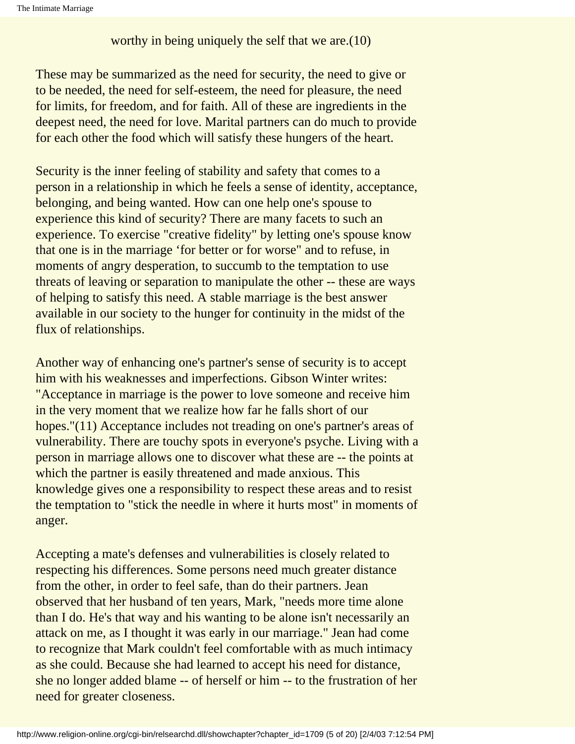worthy in being uniquely the self that we are.(10)

These may be summarized as the need for security, the need to give or to be needed, the need for self-esteem, the need for pleasure, the need for limits, for freedom, and for faith. All of these are ingredients in the deepest need, the need for love. Marital partners can do much to provide for each other the food which will satisfy these hungers of the heart.

Security is the inner feeling of stability and safety that comes to a person in a relationship in which he feels a sense of identity, acceptance, belonging, and being wanted. How can one help one's spouse to experience this kind of security? There are many facets to such an experience. To exercise "creative fidelity" by letting one's spouse know that one is in the marriage ‘for better or for worse" and to refuse, in moments of angry desperation, to succumb to the temptation to use threats of leaving or separation to manipulate the other -- these are ways of helping to satisfy this need. A stable marriage is the best answer available in our society to the hunger for continuity in the midst of the flux of relationships.

Another way of enhancing one's partner's sense of security is to accept him with his weaknesses and imperfections. Gibson Winter writes: "Acceptance in marriage is the power to love someone and receive him in the very moment that we realize how far he falls short of our hopes."(11) Acceptance includes not treading on one's partner's areas of vulnerability. There are touchy spots in everyone's psyche. Living with a person in marriage allows one to discover what these are -- the points at which the partner is easily threatened and made anxious. This knowledge gives one a responsibility to respect these areas and to resist the temptation to "stick the needle in where it hurts most" in moments of anger.

Accepting a mate's defenses and vulnerabilities is closely related to respecting his differences. Some persons need much greater distance from the other, in order to feel safe, than do their partners. Jean observed that her husband of ten years, Mark, "needs more time alone than I do. He's that way and his wanting to be alone isn't necessarily an attack on me, as I thought it was early in our marriage." Jean had come to recognize that Mark couldn't feel comfortable with as much intimacy as she could. Because she had learned to accept his need for distance, she no longer added blame -- of herself or him -- to the frustration of her need for greater closeness.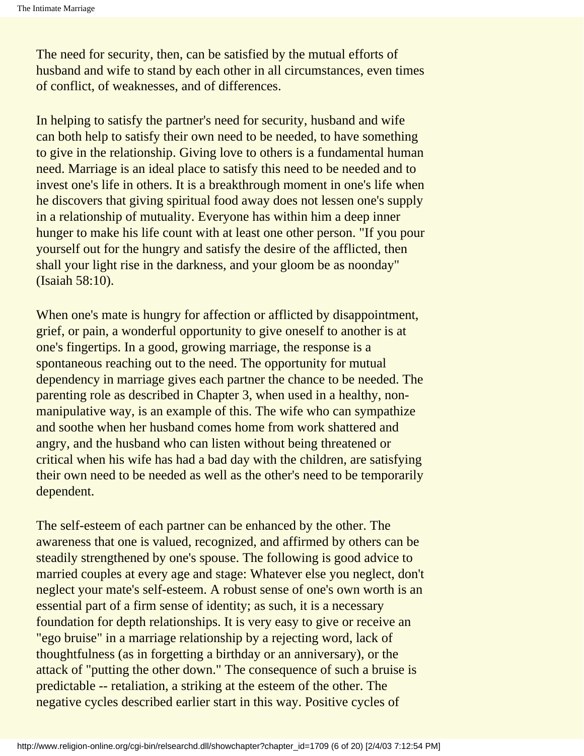The need for security, then, can be satisfied by the mutual efforts of husband and wife to stand by each other in all circumstances, even times of conflict, of weaknesses, and of differences.

In helping to satisfy the partner's need for security, husband and wife can both help to satisfy their own need to be needed, to have something to give in the relationship. Giving love to others is a fundamental human need. Marriage is an ideal place to satisfy this need to be needed and to invest one's life in others. It is a breakthrough moment in one's life when he discovers that giving spiritual food away does not lessen one's supply in a relationship of mutuality. Everyone has within him a deep inner hunger to make his life count with at least one other person. "If you pour yourself out for the hungry and satisfy the desire of the afflicted, then shall your light rise in the darkness, and your gloom be as noonday" (Isaiah 58:10).

When one's mate is hungry for affection or afflicted by disappointment, grief, or pain, a wonderful opportunity to give oneself to another is at one's fingertips. In a good, growing marriage, the response is a spontaneous reaching out to the need. The opportunity for mutual dependency in marriage gives each partner the chance to be needed. The parenting role as described in Chapter 3, when used in a healthy, non-manipulative way, is an example of this. The wife who can sympathize and soothe when her husband comes home from work shattered and angry, and the husband who can listen without being threatened or critical when his wife has had a bad day with the children, are satisfying their own need to be needed as well as the other's need to be temporarily dependent.

The self-esteem of each partner can be enhanced by the other. The awareness that one is valued, recognized, and affirmed by others can be steadily strengthened by one's spouse. The following is good advice to married couples at every age and stage: Whatever else you neglect, don't neglect your mate's self-esteem. A robust sense of one's own worth is an essential part of a firm sense of identity; as such, it is a necessary foundation for depth relationships. It is very easy to give or receive an "ego bruise" in a marriage relationship by a rejecting word, lack of thoughtfulness (as in forgetting a birthday or an anniversary), or the attack of "putting the other down." The consequence of such a bruise is predictable -- retaliation, a striking at the esteem of the other. The negative cycles described earlier start in this way. Positive cycles of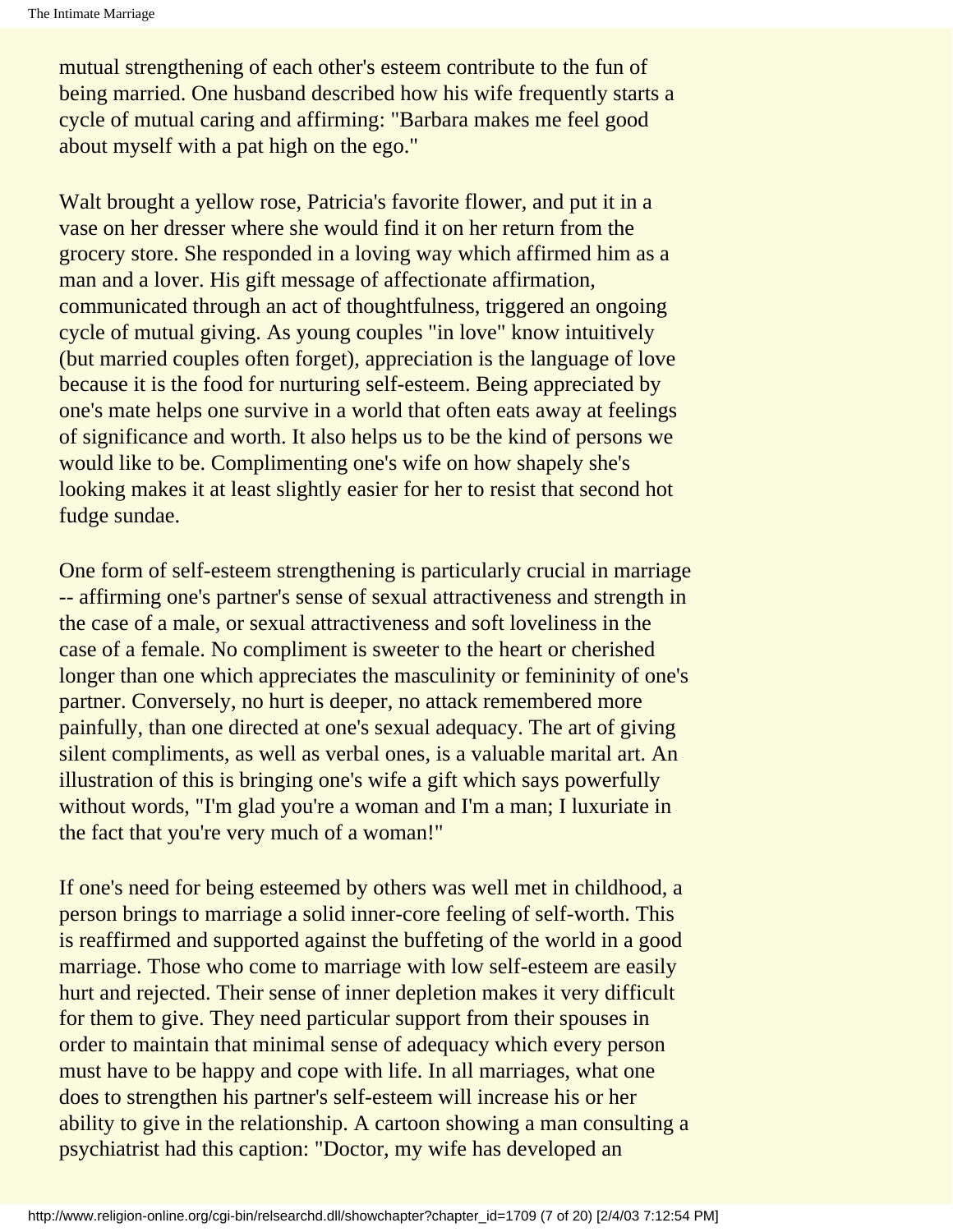mutual strengthening of each other's esteem contribute to the fun of being married. One husband described how his wife frequently starts a cycle of mutual caring and affirming: "Barbara makes me feel good about myself with a pat high on the ego."

Walt brought a yellow rose, Patricia's favorite flower, and put it in a vase on her dresser where she would find it on her return from the grocery store. She responded in a loving way which affirmed him as a man and a lover. His gift message of affectionate affirmation, communicated through an act of thoughtfulness, triggered an ongoing cycle of mutual giving. As young couples "in love" know intuitively (but married couples often forget), appreciation is the language of love because it is the food for nurturing self-esteem. Being appreciated by one's mate helps one survive in a world that often eats away at feelings of significance and worth. It also helps us to be the kind of persons we would like to be. Complimenting one's wife on how shapely she's looking makes it at least slightly easier for her to resist that second hot fudge sundae.

One form of self-esteem strengthening is particularly crucial in marriage -- affirming one's partner's sense of sexual attractiveness and strength in the case of a male, or sexual attractiveness and soft loveliness in the case of a female. No compliment is sweeter to the heart or cherished longer than one which appreciates the masculinity or femininity of one's partner. Conversely, no hurt is deeper, no attack remembered more painfully, than one directed at one's sexual adequacy. The art of giving silent compliments, as well as verbal ones, is a valuable marital art. An illustration of this is bringing one's wife a gift which says powerfully without words, "I'm glad you're a woman and I'm a man; I luxuriate in the fact that you're very much of a woman!"

If one's need for being esteemed by others was well met in childhood, a person brings to marriage a solid inner-core feeling of self-worth. This is reaffirmed and supported against the buffeting of the world in a good marriage. Those who come to marriage with low self-esteem are easily hurt and rejected. Their sense of inner depletion makes it very difficult for them to give. They need particular support from their spouses in order to maintain that minimal sense of adequacy which every person must have to be happy and cope with life. In all marriages, what one does to strengthen his partner's self-esteem will increase his or her ability to give in the relationship. A cartoon showing a man consulting a psychiatrist had this caption: "Doctor, my wife has developed an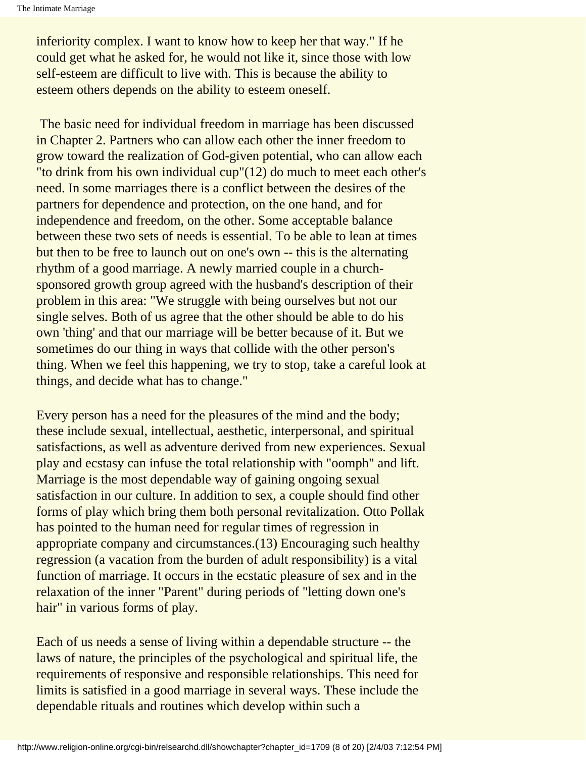inferiority complex. I want to know how to keep her that way." If he could get what he asked for, he would not like it, since those with low self-esteem are difficult to live with. This is because the ability to esteem others depends on the ability to esteem oneself.

The basic need for individual freedom in marriage has been discussed in Chapter 2. Partners who can allow each other the inner freedom to grow toward the realization of God-given potential, who can allow each "to drink from his own individual cup"(12) do much to meet each other's need. In some marriages there is a conflict between the desires of the partners for dependence and protection, on the one hand, and for independence and freedom, on the other. Some acceptable balance between these two sets of needs is essential. To be able to lean at times but then to be free to launch out on one's own -- this is the alternating rhythm of a good marriage. A newly married couple in a church-sponsored growth group agreed with the husband's description of their problem in this area: "We struggle with being ourselves but not our single selves. Both of us agree that the other should be able to do his own 'thing' and that our marriage will be better because of it. But we sometimes do our thing in ways that collide with the other person's thing. When we feel this happening, we try to stop, take a careful look at things, and decide what has to change."

Every person has a need for the pleasures of the mind and the body; these include sexual, intellectual, aesthetic, interpersonal, and spiritual satisfactions, as well as adventure derived from new experiences. Sexual play and ecstasy can infuse the total relationship with "oomph" and lift. Marriage is the most dependable way of gaining ongoing sexual satisfaction in our culture. In addition to sex, a couple should find other forms of play which bring them both personal revitalization. Otto Pollak has pointed to the human need for regular times of regression in appropriate company and circumstances.(13) Encouraging such healthy regression (a vacation from the burden of adult responsibility) is a vital function of marriage. It occurs in the ecstatic pleasure of sex and in the relaxation of the inner "Parent" during periods of "letting down one's hair" in various forms of play.

Each of us needs a sense of living within a dependable structure -- the laws of nature, the principles of the psychological and spiritual life, the requirements of responsive and responsible relationships. This need for limits is satisfied in a good marriage in several ways. These include the dependable rituals and routines which develop within such a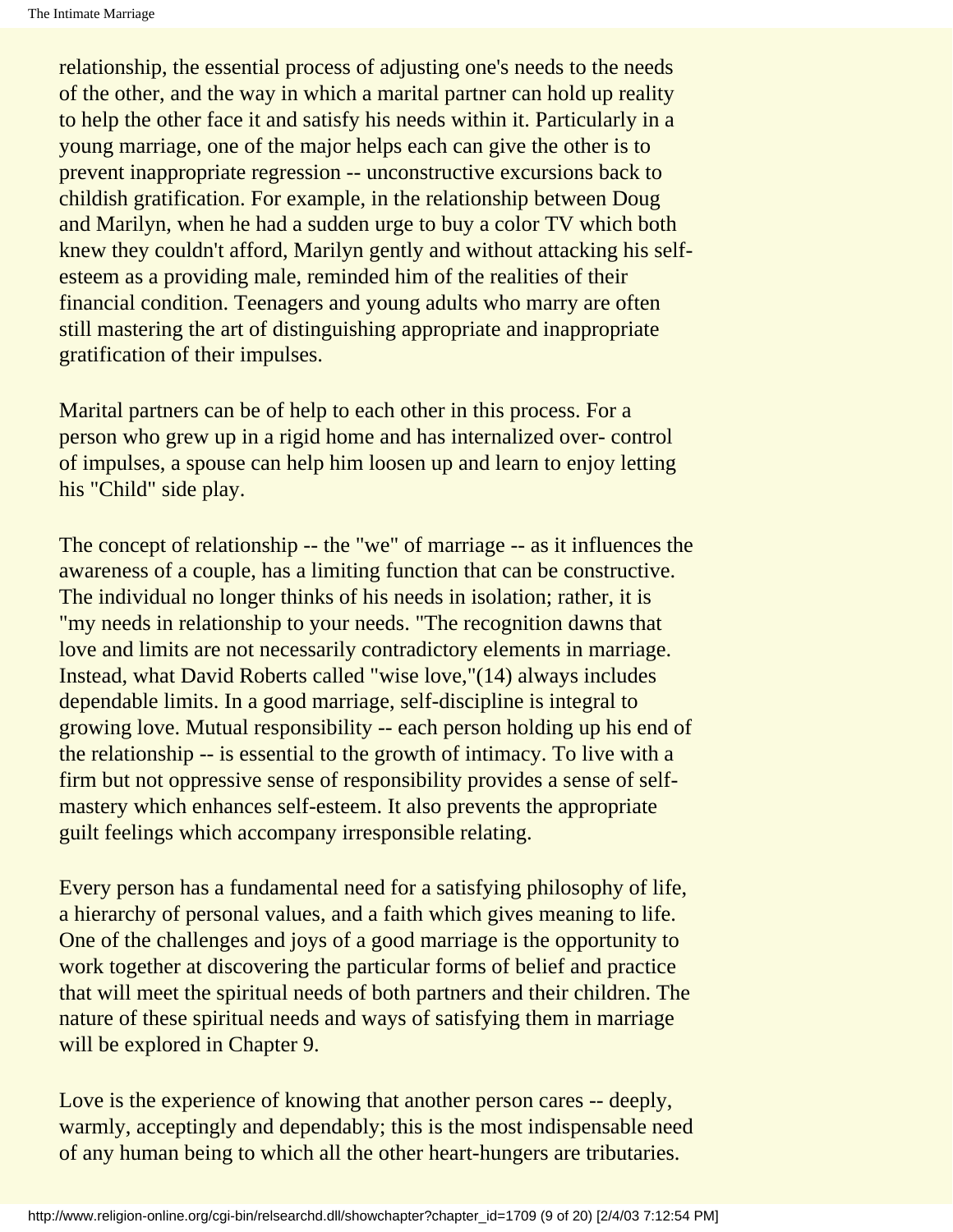relationship, the essential process of adjusting one's needs to the needs of the other, and the way in which a marital partner can hold up reality to help the other face it and satisfy his needs within it. Particularly in a young marriage, one of the major helps each can give the other is to prevent inappropriate regression -- unconstructive excursions back to childish gratification. For example, in the relationship between Doug and Marilyn, when he had a sudden urge to buy a color TV which both knew they couldn't afford, Marilyn gently and without attacking his self-esteem as a providing male, reminded him of the realities of their financial condition. Teenagers and young adults who marry are often still mastering the art of distinguishing appropriate and inappropriate gratification of their impulses.

Marital partners can be of help to each other in this process. For a person who grew up in a rigid home and has internalized over- control of impulses, a spouse can help him loosen up and learn to enjoy letting his "Child" side play.

The concept of relationship -- the "we" of marriage -- as it influences the awareness of a couple, has a limiting function that can be constructive. The individual no longer thinks of his needs in isolation; rather, it is "my needs in relationship to your needs. "The recognition dawns that love and limits are not necessarily contradictory elements in marriage. Instead, what David Roberts called "wise love,"(14) always includes dependable limits. In a good marriage, self-discipline is integral to growing love. Mutual responsibility -- each person holding up his end of the relationship -- is essential to the growth of intimacy. To live with a firm but not oppressive sense of responsibility provides a sense of self-mastery which enhances self-esteem. It also prevents the appropriate guilt feelings which accompany irresponsible relating.

Every person has a fundamental need for a satisfying philosophy of life, a hierarchy of personal values, and a faith which gives meaning to life. One of the challenges and joys of a good marriage is the opportunity to work together at discovering the particular forms of belief and practice that will meet the spiritual needs of both partners and their children. The nature of these spiritual needs and ways of satisfying them in marriage will be explored in Chapter 9.

Love is the experience of knowing that another person cares -- deeply, warmly, acceptingly and dependably; this is the most indispensable need of any human being to which all the other heart-hungers are tributaries.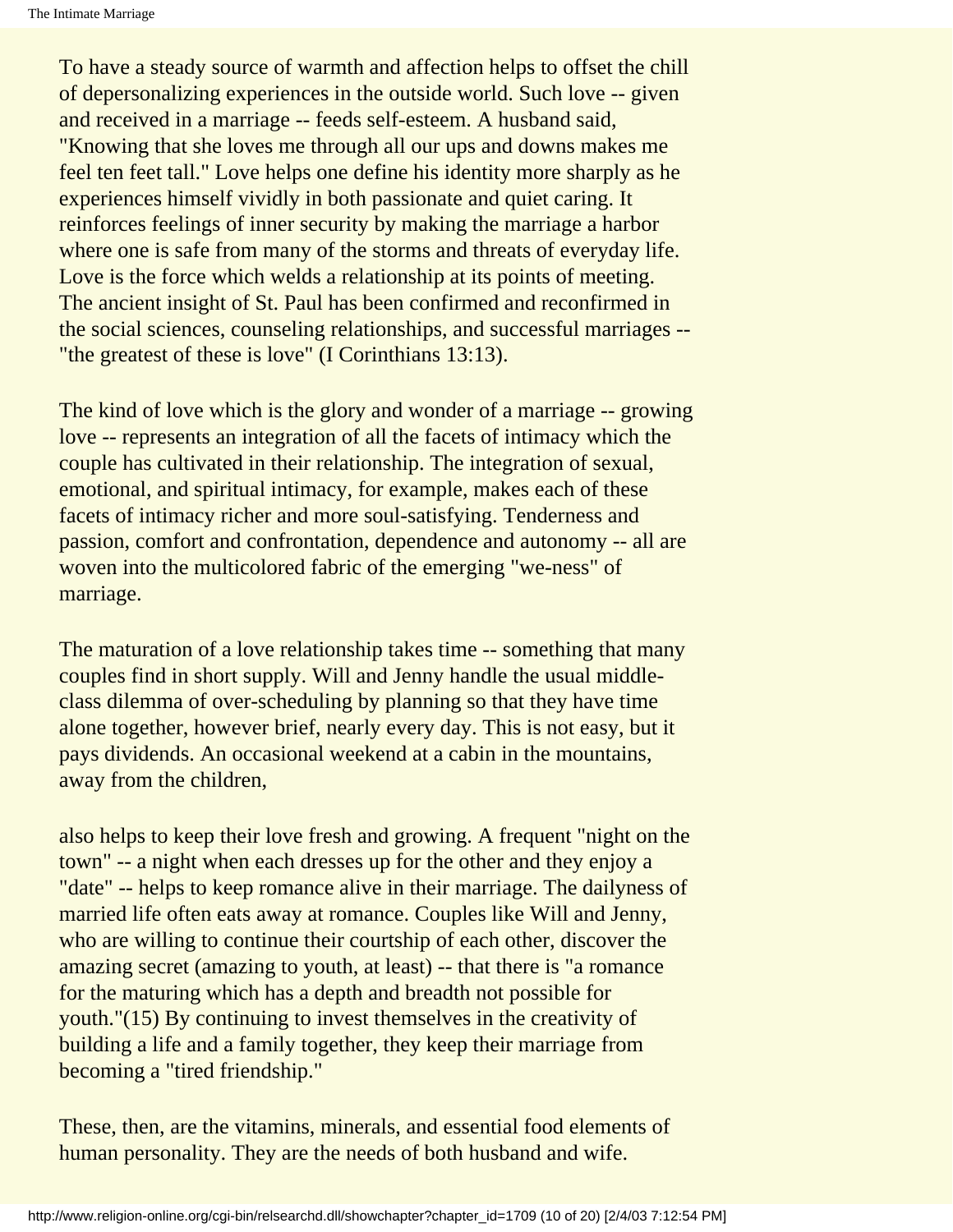To have a steady source of warmth and affection helps to offset the chill of depersonalizing experiences in the outside world. Such love -- given and received in a marriage -- feeds self-esteem. A husband said, "Knowing that she loves me through all our ups and downs makes me feel ten feet tall." Love helps one define his identity more sharply as he experiences himself vividly in both passionate and quiet caring. It reinforces feelings of inner security by making the marriage a harbor where one is safe from many of the storms and threats of everyday life. Love is the force which welds a relationship at its points of meeting. The ancient insight of St. Paul has been confirmed and reconfirmed in the social sciences, counseling relationships, and successful marriages -- "the greatest of these is love" (I Corinthians 13:13).

The kind of love which is the glory and wonder of a marriage -- growing love -- represents an integration of all the facets of intimacy which the couple has cultivated in their relationship. The integration of sexual, emotional, and spiritual intimacy, for example, makes each of these facets of intimacy richer and more soul-satisfying. Tenderness and passion, comfort and confrontation, dependence and autonomy -- all are woven into the multicolored fabric of the emerging "we-ness" of marriage.

The maturation of a love relationship takes time -- something that many couples find in short supply. Will and Jenny handle the usual middle-class dilemma of over-scheduling by planning so that they have time alone together, however brief, nearly every day. This is not easy, but it pays dividends. An occasional weekend at a cabin in the mountains, away from the children, also helps to keep their love fresh and growing. A frequent "night on the town" -- a night when each dresses up for the other and they enjoy a "date" -- helps to keep romance alive in their marriage. The dailyness of married life often eats away at romance. Couples like Will and Jenny, who are willing to continue their courtship of each other, discover the amazing secret (amazing to youth, at least) -- that there is "a romance for the maturing which has a depth and breadth not possible for youth."(15) By continuing to invest themselves in the creativity of building a life and a family together, they keep their marriage from becoming a "tired friendship."

These, then, are the vitamins, minerals, and essential food elements of human personality. They are the needs of both husband and wife.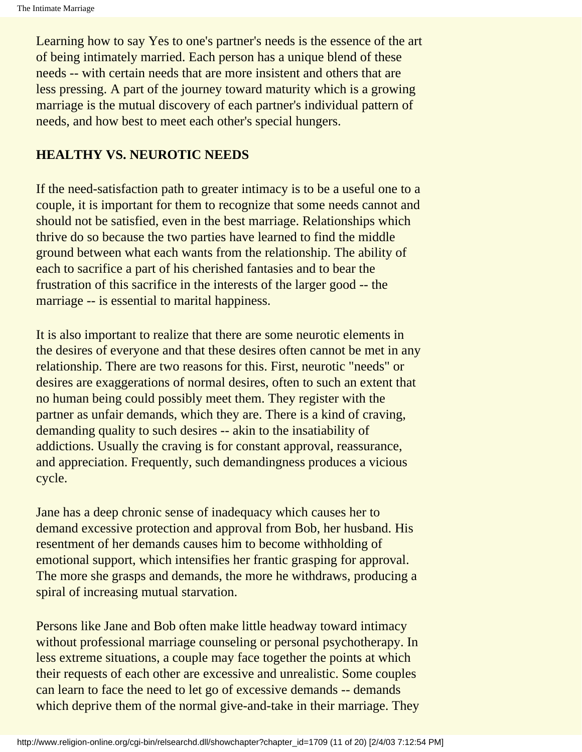Learning how to say Yes to one's partner's needs is the essence of the art of being intimately married. Each person has a unique blend of these needs -- with certain needs that are more insistent and others that are less pressing. A part of the journey toward maturity which is a growing marriage is the mutual discovery of each partner's individual pattern of needs, and how best to meet each other's special hungers.

## HEALTHY VS. NEUROTIC NEEDS

If the need-satisfaction path to greater intimacy is to be a useful one to a couple, it is important for them to recognize that some needs cannot and should not be satisfied, even in the best marriage. Relationships which thrive do so because the two parties have learned to find the middle ground between what each wants from the relationship. The ability of each to sacrifice a part of his cherished fantasies and to bear the frustration of this sacrifice in the interests of the larger good -- the marriage -- is essential to marital happiness.

It is also important to realize that there are some neurotic elements in the desires of everyone and that these desires often cannot be met in any relationship. There are two reasons for this. First, neurotic "needs" or desires are exaggerations of normal desires, often to such an extent that no human being could possibly meet them. They register with the partner as unfair demands, which they are. There is a kind of craving, demanding quality to such desires -- akin to the insatiability of addictions. Usually the craving is for constant approval, reassurance, and appreciation. Frequently, such demandingness produces a vicious cycle.

Jane has a deep chronic sense of inadequacy which causes her to demand excessive protection and approval from Bob, her husband. His resentment of her demands causes him to become withholding of emotional support, which intensifies her frantic grasping for approval. The more she grasps and demands, the more he withdraws, producing a spiral of increasing mutual starvation.

Persons like Jane and Bob often make little headway toward intimacy without professional marriage counseling or personal psychotherapy. In less extreme situations, a couple may face together the points at which their requests of each other are excessive and unrealistic. Some couples can learn to face the need to let go of excessive demands -- demands which deprive them of the normal give-and-take in their marriage. They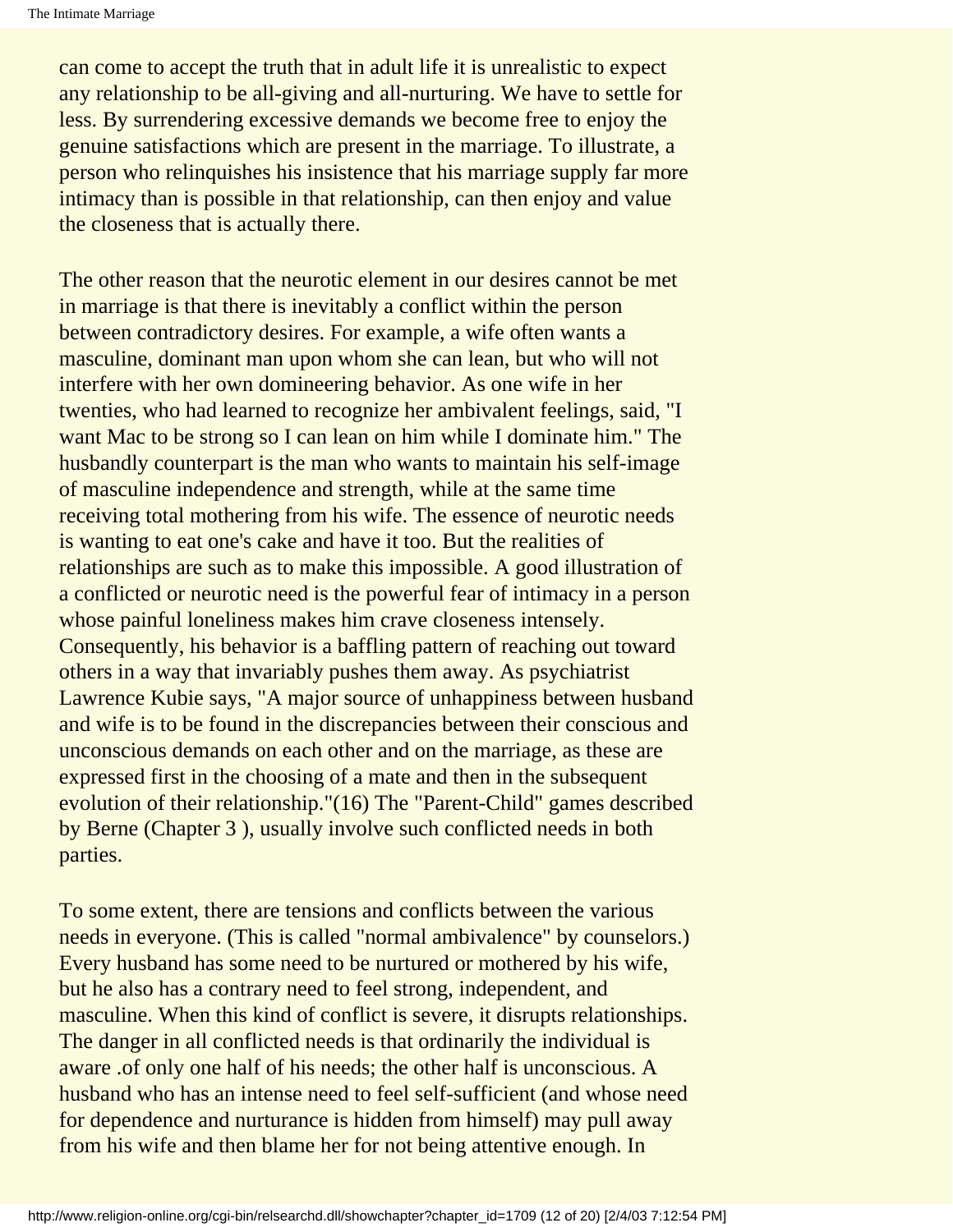can come to accept the truth that in adult life it is unrealistic to expect any relationship to be all-giving and all-nurturing. We have to settle for less. By surrendering excessive demands we become free to enjoy the genuine satisfactions which are present in the marriage. To illustrate, a person who relinquishes his insistence that his marriage supply far more intimacy than is possible in that relationship, can then enjoy and value the closeness that is actually there.

The other reason that the neurotic element in our desires cannot be met in marriage is that there is inevitably a conflict within the person between contradictory desires. For example, a wife often wants a masculine, dominant man upon whom she can lean, but who will not interfere with her own domineering behavior. As one wife in her twenties, who had learned to recognize her ambivalent feelings, said, "I want Mac to be strong so I can lean on him while I dominate him." The husbandly counterpart is the man who wants to maintain his self-image of masculine independence and strength, while at the same time receiving total mothering from his wife. The essence of neurotic needs is wanting to eat one's cake and have it too. But the realities of relationships are such as to make this impossible. A good illustration of a conflicted or neurotic need is the powerful fear of intimacy in a person whose painful loneliness makes him crave closeness intensely. Consequently, his behavior is a baffling pattern of reaching out toward others in a way that invariably pushes them away. As psychiatrist Lawrence Kubie says, "A major source of unhappiness between husband and wife is to be found in the discrepancies between their conscious and unconscious demands on each other and on the marriage, as these are expressed first in the choosing of a mate and then in the subsequent evolution of their relationship."(16) The "Parent-Child" games described by Berne (Chapter 3 ), usually involve such conflicted needs in both parties.

To some extent, there are tensions and conflicts between the various needs in everyone. (This is called "normal ambivalence" by counselors.) Every husband has some need to be nurtured or mothered by his wife, but he also has a contrary need to feel strong, independent, and masculine. When this kind of conflict is severe, it disrupts relationships. The danger in all conflicted needs is that ordinarily the individual is aware .of only one half of his needs; the other half is unconscious. A husband who has an intense need to feel self-sufficient (and whose need for dependence and nurturance is hidden from himself) may pull away from his wife and then blame her for not being attentive enough. In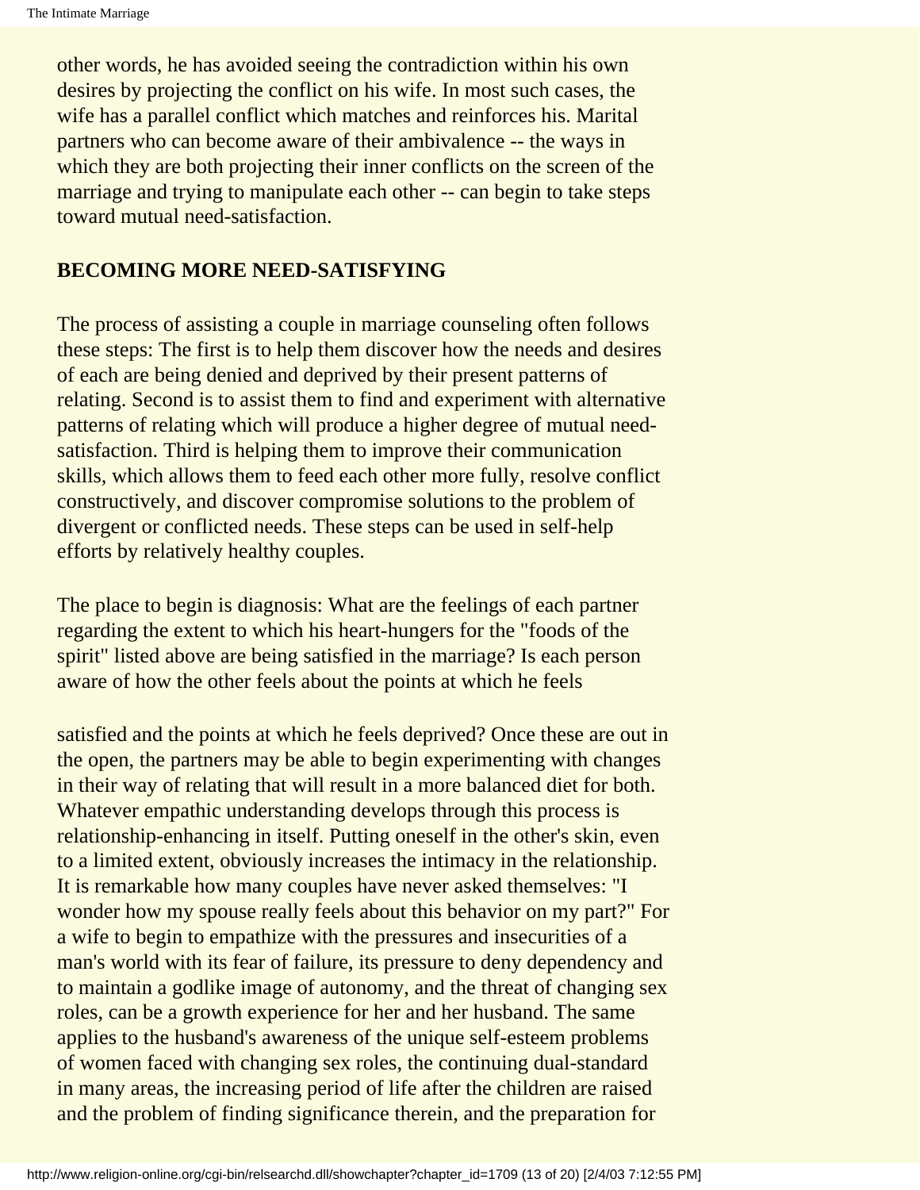other words, he has avoided seeing the contradiction within his own desires by projecting the conflict on his wife. In most such cases, the wife has a parallel conflict which matches and reinforces his. Marital partners who can become aware of their ambivalence -- the ways in which they are both projecting their inner conflicts on the screen of the marriage and trying to manipulate each other -- can begin to take steps toward mutual need-satisfaction.

## BECOMING MORE NEED-SATISFYING

The process of assisting a couple in marriage counseling often follows these steps: The first is to help them discover how the needs and desires of each are being denied and deprived by their present patterns of relating. Second is to assist them to find and experiment with alternative patterns of relating which will produce a higher degree of mutual need-satisfaction. Third is helping them to improve their communication skills, which allows them to feed each other more fully, resolve conflict constructively, and discover compromise solutions to the problem of divergent or conflicted needs. These steps can be used in self-help efforts by relatively healthy couples.

The place to begin is diagnosis: What are the feelings of each partner regarding the extent to which his heart-hungers for the "foods of the spirit" listed above are being satisfied in the marriage? Is each person aware of how the other feels about the points at which he feels satisfied and the points at which he feels deprived? Once these are out in the open, the partners may be able to begin experimenting with changes in their way of relating that will result in a more balanced diet for both. Whatever empathic understanding develops through this process is relationship-enhancing in itself. Putting oneself in the other's skin, even to a limited extent, obviously increases the intimacy in the relationship. It is remarkable how many couples have never asked themselves: "I wonder how my spouse really feels about this behavior on my part?" For a wife to begin to empathize with the pressures and insecurities of a man's world with its fear of failure, its pressure to deny dependency and to maintain a godlike image of autonomy, and the threat of changing sex roles, can be a growth experience for her and her husband. The same applies to the husband's awareness of the unique self-esteem problems of women faced with changing sex roles, the continuing dual-standard in many areas, the increasing period of life after the children are raised and the problem of finding significance therein, and the preparation for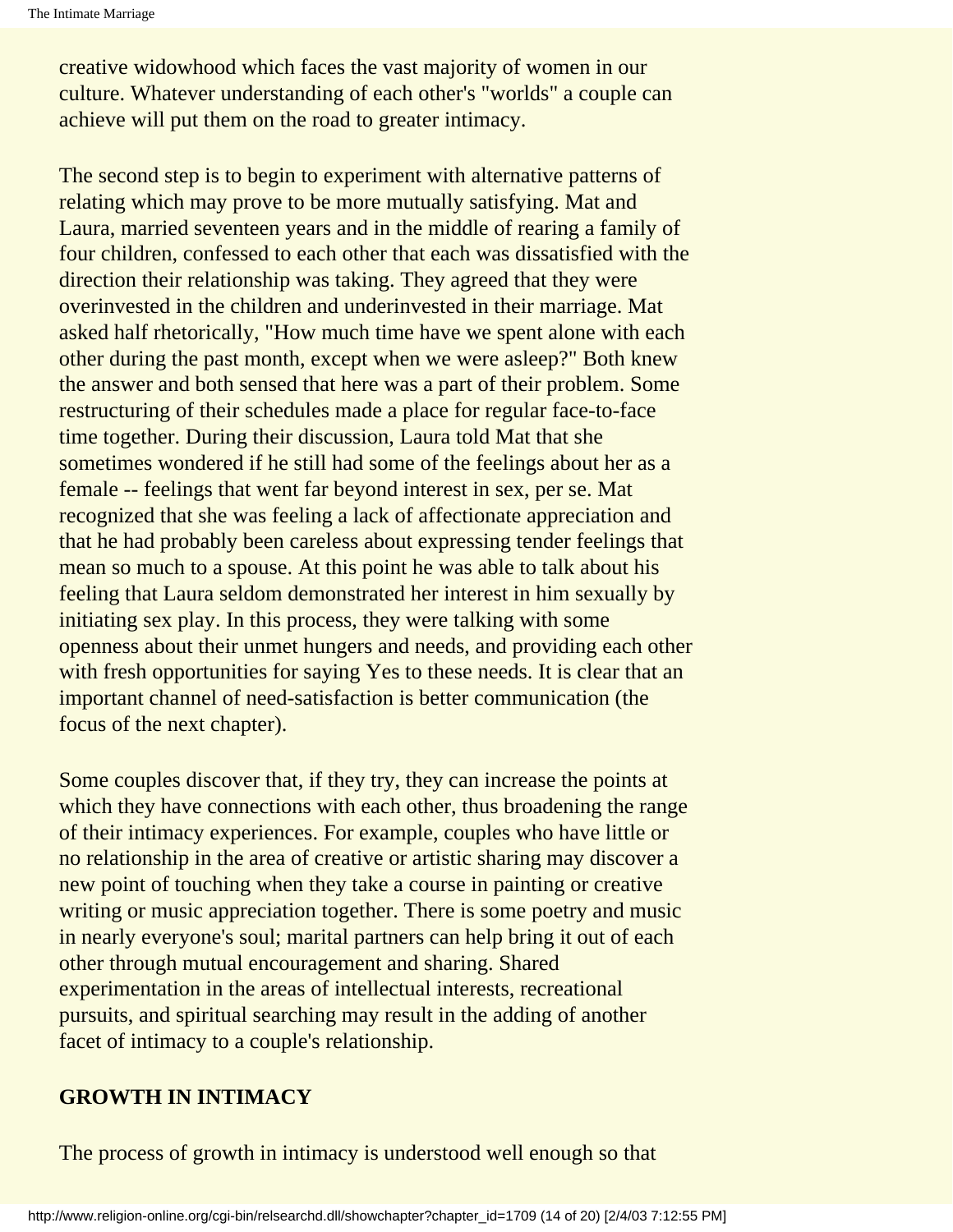creative widowhood which faces the vast majority of women in our culture. Whatever understanding of each other's "worlds" a couple can achieve will put them on the road to greater intimacy.

The second step is to begin to experiment with alternative patterns of relating which may prove to be more mutually satisfying. Mat and Laura, married seventeen years and in the middle of rearing a family of four children, confessed to each other that each was dissatisfied with the direction their relationship was taking. They agreed that they were overinvested in the children and underinvested in their marriage. Mat asked half rhetorically, "How much time have we spent alone with each other during the past month, except when we were asleep?" Both knew the answer and both sensed that here was a part of their problem. Some restructuring of their schedules made a place for regular face-to-face time together. During their discussion, Laura told Mat that she sometimes wondered if he still had some of the feelings about her as a female -- feelings that went far beyond interest in sex, per se. Mat recognized that she was feeling a lack of affectionate appreciation and that he had probably been careless about expressing tender feelings that mean so much to a spouse. At this point he was able to talk about his feeling that Laura seldom demonstrated her interest in him sexually by initiating sex play. In this process, they were talking with some openness about their unmet hungers and needs, and providing each other with fresh opportunities for saying Yes to these needs. It is clear that an important channel of need-satisfaction is better communication (the focus of the next chapter).

Some couples discover that, if they try, they can increase the points at which they have connections with each other, thus broadening the range of their intimacy experiences. For example, couples who have little or no relationship in the area of creative or artistic sharing may discover a new point of touching when they take a course in painting or creative writing or music appreciation together. There is some poetry and music in nearly everyone's soul; marital partners can help bring it out of each other through mutual encouragement and sharing. Shared experimentation in the areas of intellectual interests, recreational pursuits, and spiritual searching may result in the adding of another facet of intimacy to a couple's relationship.

## GROWTH IN INTIMACY

The process of growth in intimacy is understood well enough so that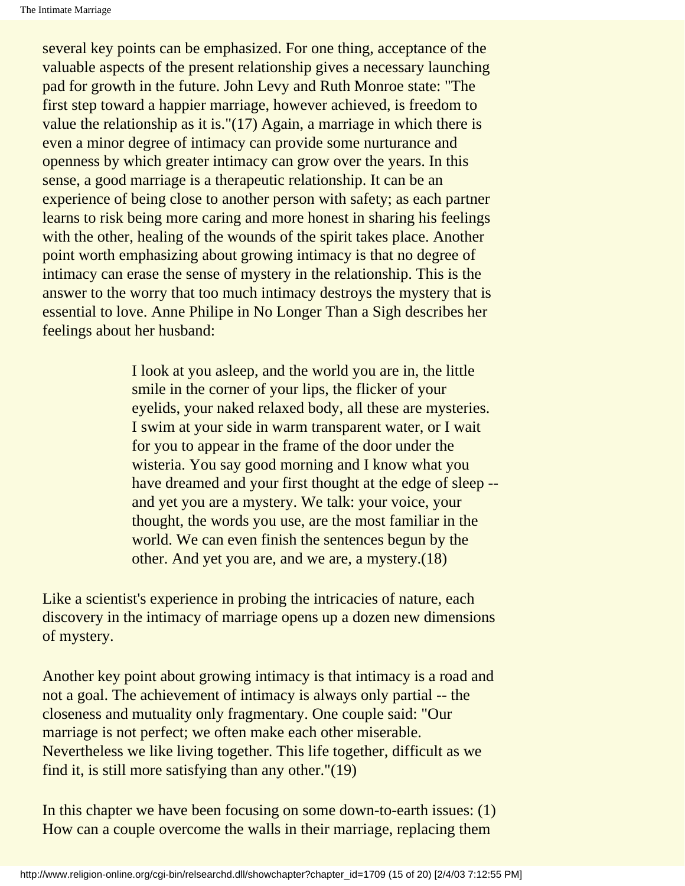several key points can be emphasized. For one thing, acceptance of the valuable aspects of the present relationship gives a necessary launching pad for growth in the future. John Levy and Ruth Monroe state: "The first step toward a happier marriage, however achieved, is freedom to value the relationship as it is."(17) Again, a marriage in which there is even a minor degree of intimacy can provide some nurturance and openness by which greater intimacy can grow over the years. In this sense, a good marriage is a therapeutic relationship. It can be an experience of being close to another person with safety; as each partner learns to risk being more caring and more honest in sharing his feelings with the other, healing of the wounds of the spirit takes place. Another point worth emphasizing about growing intimacy is that no degree of intimacy can erase the sense of mystery in the relationship. This is the answer to the worry that too much intimacy destroys the mystery that is essential to love. Anne Philipe in No Longer Than a Sigh describes her feelings about her husband:

> I look at you asleep, and the world you are in, the little smile in the corner of your lips, the flicker of your eyelids, your naked relaxed body, all these are mysteries. I swim at your side in warm transparent water, or I wait for you to appear in the frame of the door under the wisteria. You say good morning and I know what you have dreamed and your first thought at the edge of sleep -- and yet you are a mystery. We talk: your voice, your thought, the words you use, are the most familiar in the world. We can even finish the sentences begun by the other. And yet you are, and we are, a mystery.(18)

Like a scientist's experience in probing the intricacies of nature, each discovery in the intimacy of marriage opens up a dozen new dimensions of mystery.

Another key point about growing intimacy is that intimacy is a road and not a goal. The achievement of intimacy is always only partial -- the closeness and mutuality only fragmentary. One couple said: "Our marriage is not perfect; we often make each other miserable. Nevertheless we like living together. This life together, difficult as we find it, is still more satisfying than any other."(19)

In this chapter we have been focusing on some down-to-earth issues: (1) How can a couple overcome the walls in their marriage, replacing them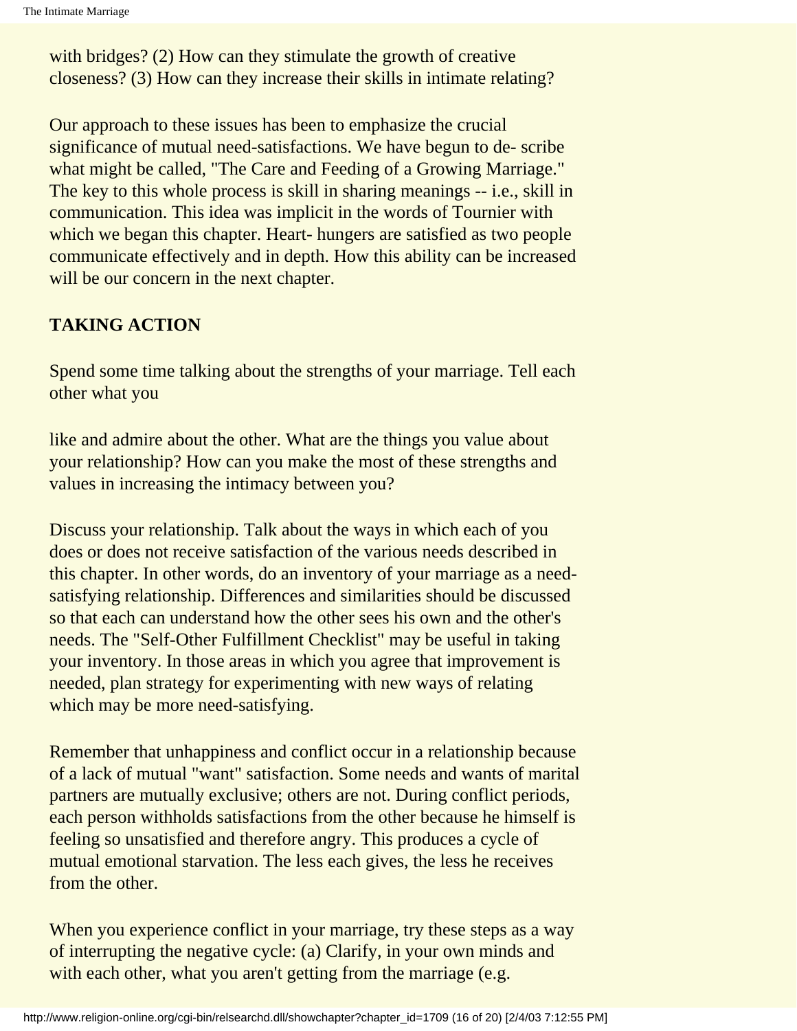with bridges? (2) How can they stimulate the growth of creative closeness? (3) How can they increase their skills in intimate relating?

Our approach to these issues has been to emphasize the crucial significance of mutual need-satisfactions. We have begun to de- scribe what might be called, "The Care and Feeding of a Growing Marriage." The key to this whole process is skill in sharing meanings -- i.e., skill in communication. This idea was implicit in the words of Tournier with which we began this chapter. Heart- hungers are satisfied as two people communicate effectively and in depth. How this ability can be increased will be our concern in the next chapter.

## TAKING ACTION

Spend some time talking about the strengths of your marriage. Tell each other what you

like and admire about the other. What are the things you value about your relationship? How can you make the most of these strengths and values in increasing the intimacy between you?

Discuss your relationship. Talk about the ways in which each of you does or does not receive satisfaction of the various needs described in this chapter. In other words, do an inventory of your marriage as a need-satisfying relationship. Differences and similarities should be discussed so that each can understand how the other sees his own and the other's needs. The "Self-Other Fulfillment Checklist" may be useful in taking your inventory. In those areas in which you agree that improvement is needed, plan strategy for experimenting with new ways of relating which may be more need-satisfying.

Remember that unhappiness and conflict occur in a relationship because of a lack of mutual "want" satisfaction. Some needs and wants of marital partners are mutually exclusive; others are not. During conflict periods, each person withholds satisfactions from the other because he himself is feeling so unsatisfied and therefore angry. This produces a cycle of mutual emotional starvation. The less each gives, the less he receives from the other.

When you experience conflict in your marriage, try these steps as a way of interrupting the negative cycle: (a) Clarify, in your own minds and with each other, what you aren't getting from the marriage (e.g.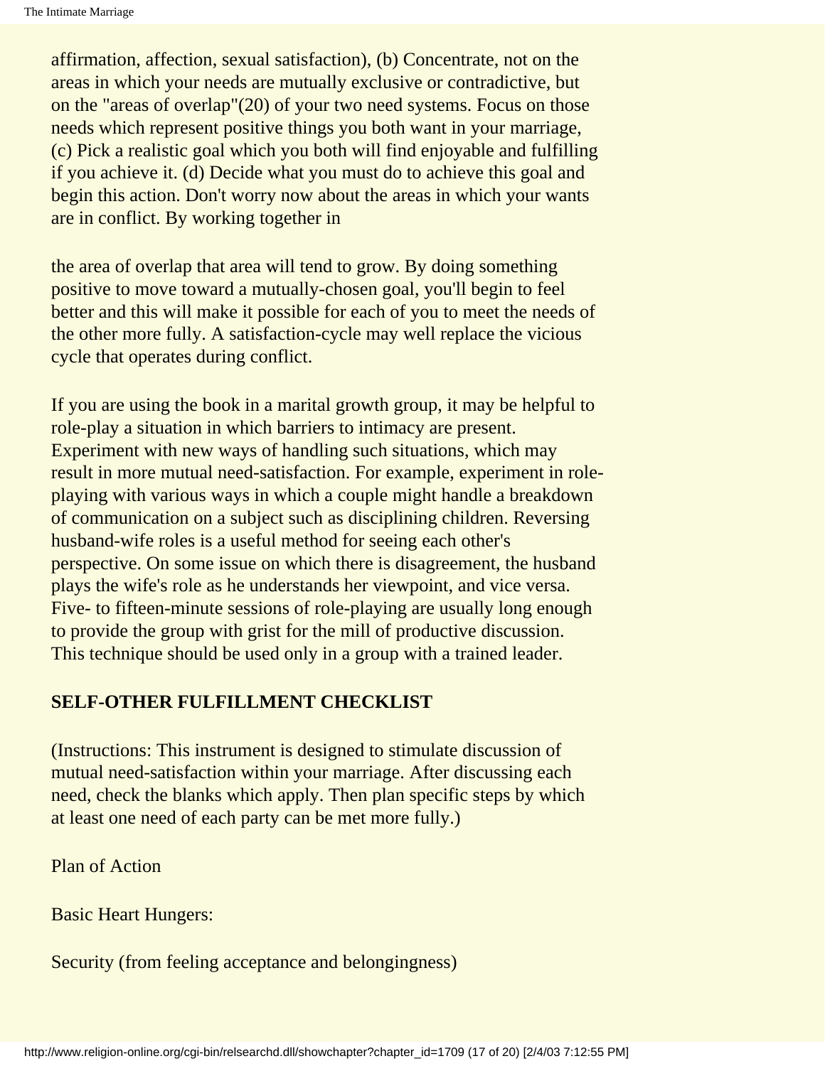affirmation, affection, sexual satisfaction), (b) Concentrate, not on the areas in which your needs are mutually exclusive or contradictive, but on the "areas of overlap"(20) of your two need systems. Focus on those needs which represent positive things you both want in your marriage, (c) Pick a realistic goal which you both will find enjoyable and fulfilling if you achieve it. (d) Decide what you must do to achieve this goal and begin this action. Don't worry now about the areas in which your wants are in conflict. By working together in

the area of overlap that area will tend to grow. By doing something positive to move toward a mutually-chosen goal, you'll begin to feel better and this will make it possible for each of you to meet the needs of the other more fully. A satisfaction-cycle may well replace the vicious cycle that operates during conflict.

If you are using the book in a marital growth group, it may be helpful to role-play a situation in which barriers to intimacy are present. Experiment with new ways of handling such situations, which may result in more mutual need-satisfaction. For example, experiment in role-playing with various ways in which a couple might handle a breakdown of communication on a subject such as disciplining children. Reversing husband-wife roles is a useful method for seeing each other's perspective. On some issue on which there is disagreement, the husband plays the wife's role as he understands her viewpoint, and vice versa. Five- to fifteen-minute sessions of role-playing are usually long enough to provide the group with grist for the mill of productive discussion. This technique should be used only in a group with a trained leader.

**SELF-OTHER FULFILLMENT CHECKLIST**

(Instructions: This instrument is designed to stimulate discussion of mutual need-satisfaction within your marriage. After discussing each need, check the blanks which apply. Then plan specific steps by which at least one need of each party can be met more fully.)

Plan of Action

Basic Heart Hungers:

Security (from feeling acceptance and belongingness)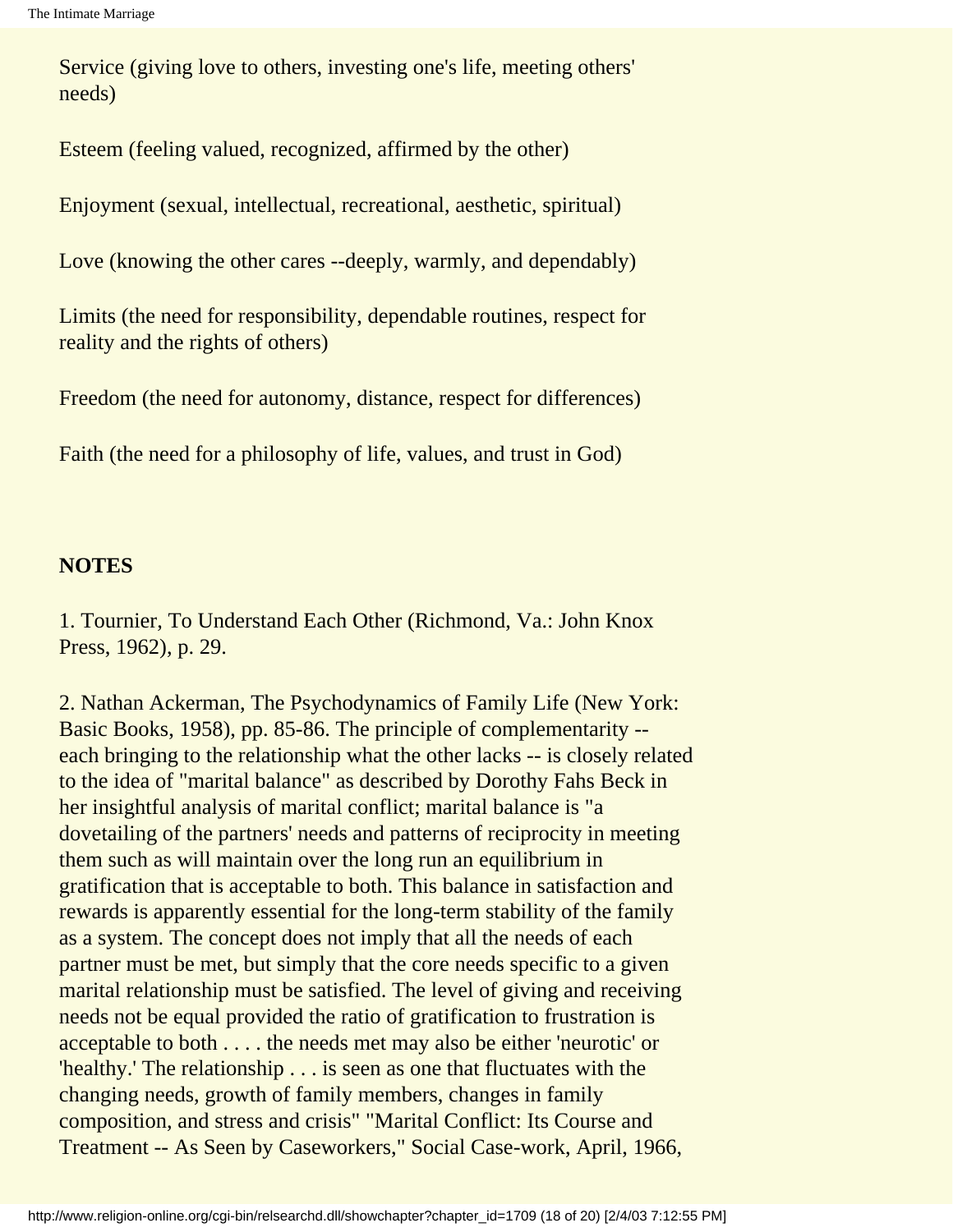Service (giving love to others, investing one's life, meeting others' needs)

Esteem (feeling valued, recognized, affirmed by the other)

Enjoyment (sexual, intellectual, recreational, aesthetic, spiritual)

Love (knowing the other cares --deeply, warmly, and dependably)

Limits (the need for responsibility, dependable routines, respect for reality and the rights of others)

Freedom (the need for autonomy, distance, respect for differences)

Faith (the need for a philosophy of life, values, and trust in God)

**NOTES**

1. Tournier, To Understand Each Other (Richmond, Va.: John Knox Press, 1962), p. 29.

2. Nathan Ackerman, The Psychodynamics of Family Life (New York: Basic Books, 1958), pp. 85-86. The principle of complementarity -- each bringing to the relationship what the other lacks -- is closely related to the idea of "marital balance" as described by Dorothy Fahs Beck in her insightful analysis of marital conflict; marital balance is "a dovetailing of the partners' needs and patterns of reciprocity in meeting them such as will maintain over the long run an equilibrium in gratification that is acceptable to both. This balance in satisfaction and rewards is apparently essential for the long-term stability of the family as a system. The concept does not imply that all the needs of each partner must be met, but simply that the core needs specific to a given marital relationship must be satisfied. The level of giving and receiving needs not be equal provided the ratio of gratification to frustration is acceptable to both . . . . the needs met may also be either 'neurotic' or 'healthy.' The relationship . . . is seen as one that fluctuates with the changing needs, growth of family members, changes in family composition, and stress and crisis" "Marital Conflict: Its Course and Treatment -- As Seen by Caseworkers," Social Case-work, April, 1966,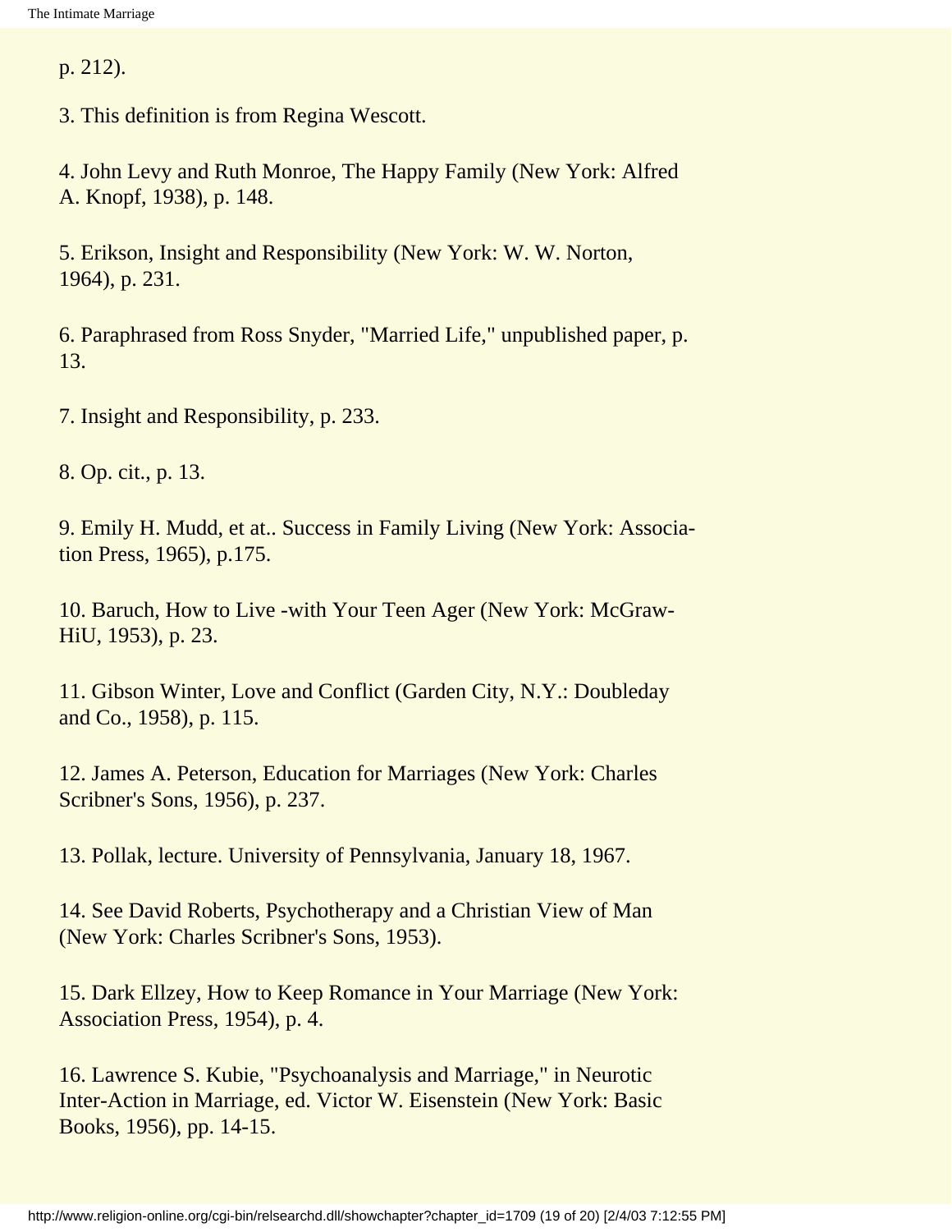p. 212).

3. This definition is from Regina Wescott.

4. John Levy and Ruth Monroe, The Happy Family (New York: Alfred A. Knopf, 1938), p. 148.

5. Erikson, Insight and Responsibility (New York: W. W. Norton, 1964), p. 231.

6. Paraphrased from Ross Snyder, "Married Life," unpublished paper, p. 13.

7. Insight and Responsibility, p. 233.

8. Op. cit., p. 13.

9. Emily H. Mudd, et at.. Success in Family Living (New York: Association Press, 1965), p.175.

10. Baruch, How to Live -with Your Teen Ager (New York: McGraw-HiU, 1953), p. 23.

11. Gibson Winter, Love and Conflict (Garden City, N.Y.: Doubleday and Co., 1958), p. 115.

12. James A. Peterson, Education for Marriages (New York: Charles Scribner's Sons, 1956), p. 237.

13. Pollak, lecture. University of Pennsylvania, January 18, 1967.

14. See David Roberts, Psychotherapy and a Christian View of Man (New York: Charles Scribner's Sons, 1953).

15. Dark Ellzey, How to Keep Romance in Your Marriage (New York: Association Press, 1954), p. 4.

16. Lawrence S. Kubie, "Psychoanalysis and Marriage," in Neurotic Inter-Action in Marriage, ed. Victor W. Eisenstein (New York: Basic Books, 1956), pp. 14-15.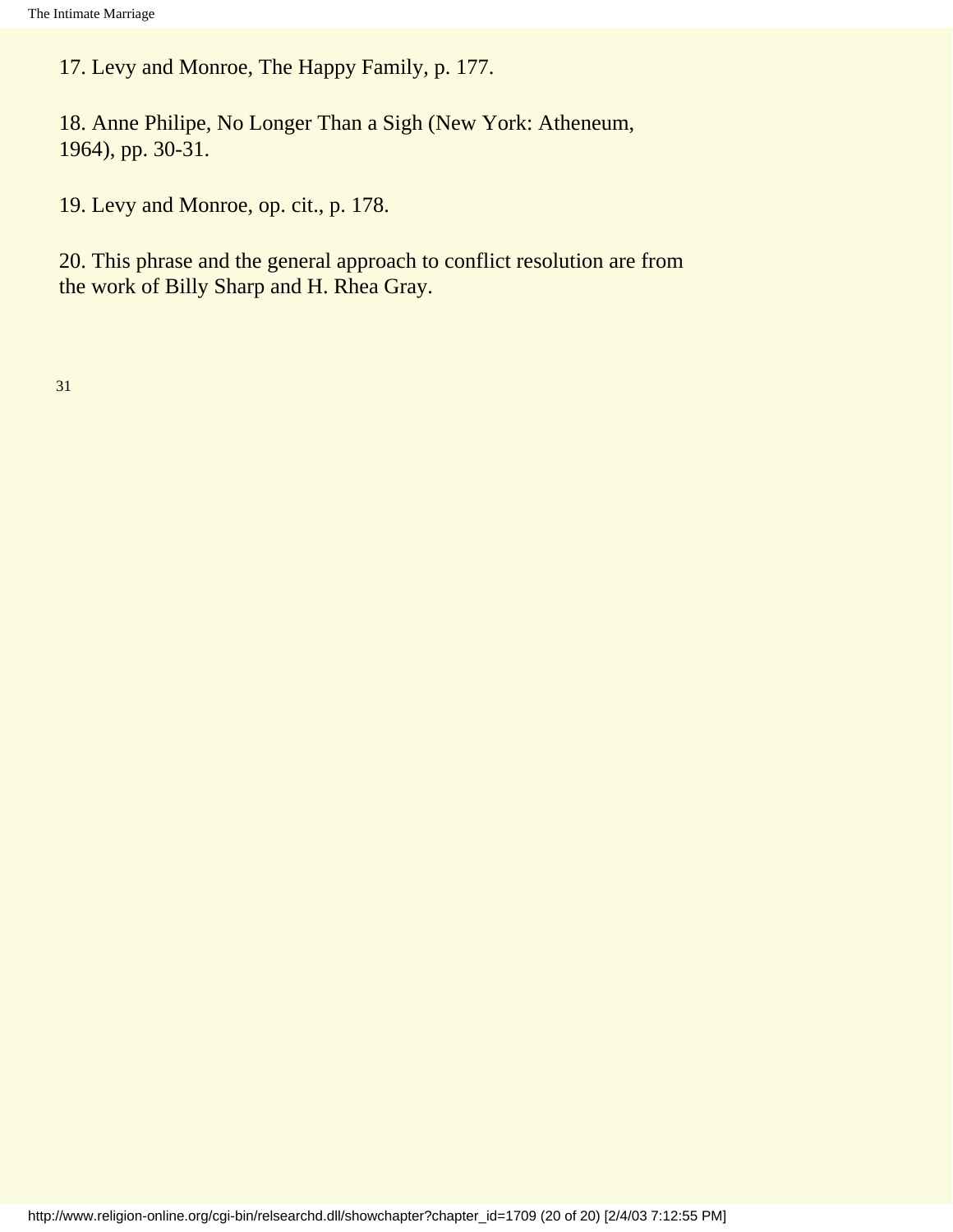17. Levy and Monroe, The Happy Family, p. 177.

18. Anne Philipe, No Longer Than a Sigh (New York: Atheneum, 1964), pp. 30-31.

19. Levy and Monroe, op. cit., p. 178.

20. This phrase and the general approach to conflict resolution are from the work of Billy Sharp and H. Rhea Gray.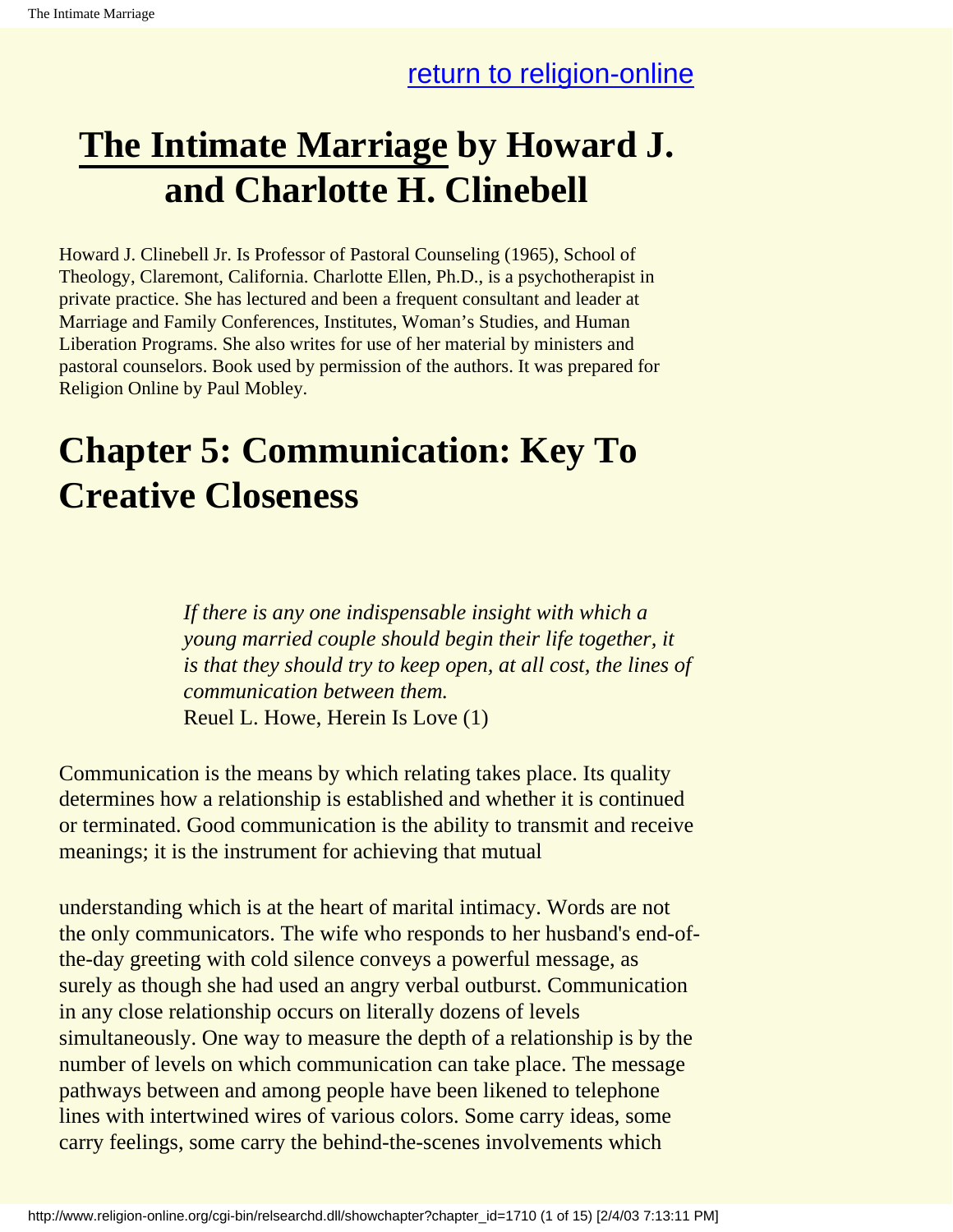return to religion-online

# The Intimate Marriage by Howard J. and Charlotte H. Clinebell

Howard J. Clinebell Jr. Is Professor of Pastoral Counseling (1965), School of Theology, Claremont, California. Charlotte Ellen, Ph.D., is a psychotherapist in private practice. She has lectured and been a frequent consultant and leader at Marriage and Family Conferences, Institutes, Woman's Studies, and Human Liberation Programs. She also writes for use of her material by ministers and pastoral counselors. Book used by permission of the authors. It was prepared for Religion Online by Paul Mobley.

## Chapter 5: Communication: Key To Creative Closeness

> *If there is any one indispensable insight with which a young married couple should begin their life together, it is that they should try to keep open, at all cost, the lines of communication between them.*
> Reuel L. Howe, Herein Is Love (1)

Communication is the means by which relating takes place. Its quality determines how a relationship is established and whether it is continued or terminated. Good communication is the ability to transmit and receive meanings; it is the instrument for achieving that mutual understanding which is at the heart of marital intimacy. Words are not the only communicators. The wife who responds to her husband's end-of-the-day greeting with cold silence conveys a powerful message, as surely as though she had used an angry verbal outburst. Communication in any close relationship occurs on literally dozens of levels simultaneously. One way to measure the depth of a relationship is by the number of levels on which communication can take place. The message pathways between and among people have been likened to telephone lines with intertwined wires of various colors. Some carry ideas, some carry feelings, some carry the behind-the-scenes involvements which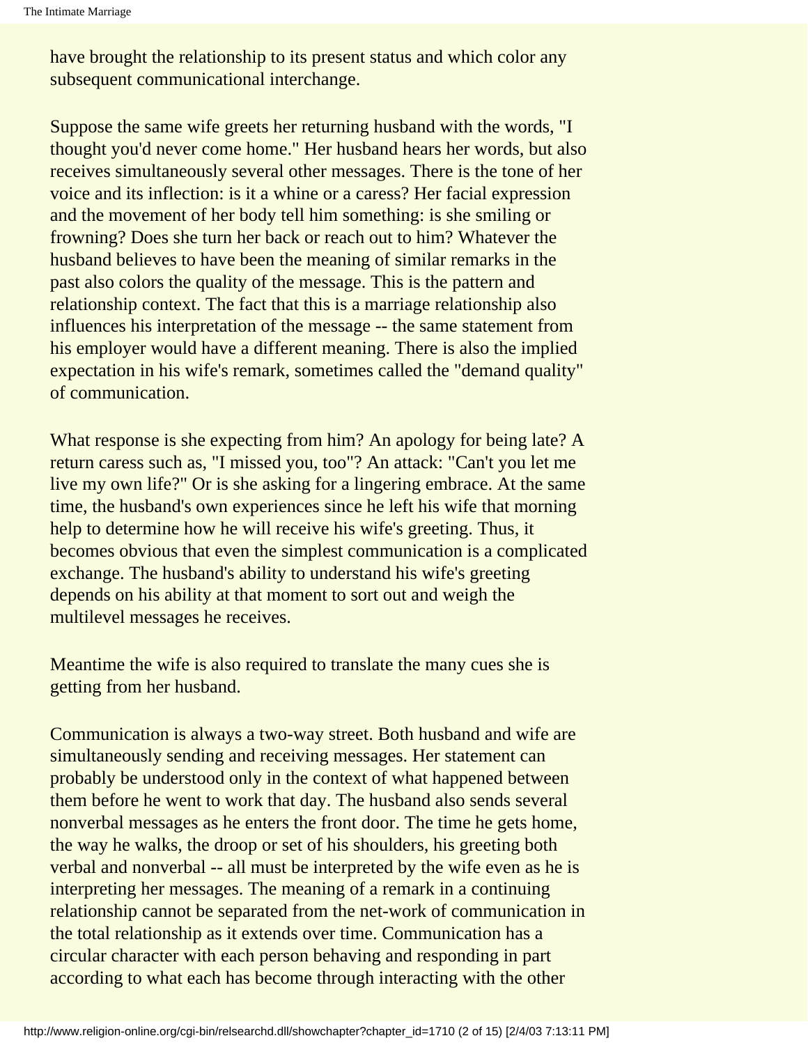have brought the relationship to its present status and which color any subsequent communicational interchange.

Suppose the same wife greets her returning husband with the words, "I thought you'd never come home." Her husband hears her words, but also receives simultaneously several other messages. There is the tone of her voice and its inflection: is it a whine or a caress? Her facial expression and the movement of her body tell him something: is she smiling or frowning? Does she turn her back or reach out to him? Whatever the husband believes to have been the meaning of similar remarks in the past also colors the quality of the message. This is the pattern and relationship context. The fact that this is a marriage relationship also influences his interpretation of the message -- the same statement from his employer would have a different meaning. There is also the implied expectation in his wife's remark, sometimes called the "demand quality" of communication.

What response is she expecting from him? An apology for being late? A return caress such as, "I missed you, too"? An attack: "Can't you let me live my own life?" Or is she asking for a lingering embrace. At the same time, the husband's own experiences since he left his wife that morning help to determine how he will receive his wife's greeting. Thus, it becomes obvious that even the simplest communication is a complicated exchange. The husband's ability to understand his wife's greeting depends on his ability at that moment to sort out and weigh the multilevel messages he receives.

Meantime the wife is also required to translate the many cues she is getting from her husband.

Communication is always a two-way street. Both husband and wife are simultaneously sending and receiving messages. Her statement can probably be understood only in the context of what happened between them before he went to work that day. The husband also sends several nonverbal messages as he enters the front door. The time he gets home, the way he walks, the droop or set of his shoulders, his greeting both verbal and nonverbal -- all must be interpreted by the wife even as he is interpreting her messages. The meaning of a remark in a continuing relationship cannot be separated from the net-work of communication in the total relationship as it extends over time. Communication has a circular character with each person behaving and responding in part according to what each has become through interacting with the other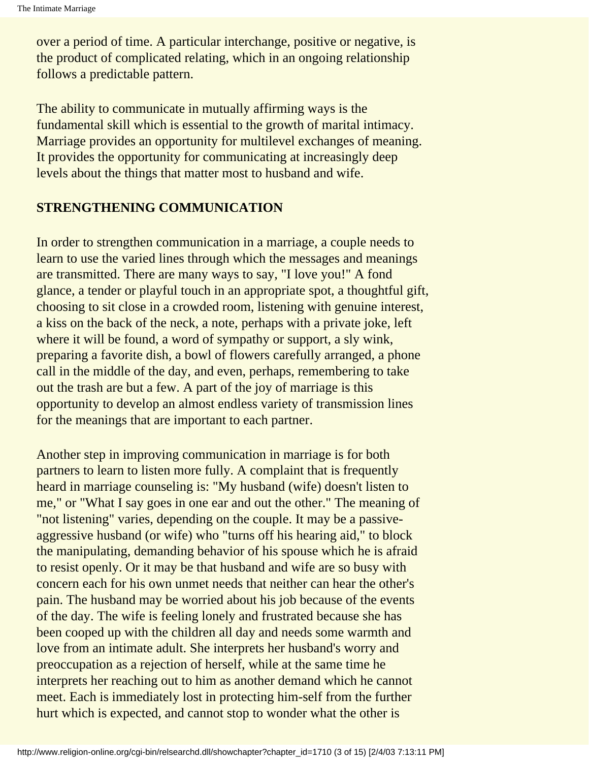over a period of time. A particular interchange, positive or negative, is the product of complicated relating, which in an ongoing relationship follows a predictable pattern.

The ability to communicate in mutually affirming ways is the fundamental skill which is essential to the growth of marital intimacy. Marriage provides an opportunity for multilevel exchanges of meaning. It provides the opportunity for communicating at increasingly deep levels about the things that matter most to husband and wife.

## STRENGTHENING COMMUNICATION

In order to strengthen communication in a marriage, a couple needs to learn to use the varied lines through which the messages and meanings are transmitted. There are many ways to say, "I love you!" A fond glance, a tender or playful touch in an appropriate spot, a thoughtful gift, choosing to sit close in a crowded room, listening with genuine interest, a kiss on the back of the neck, a note, perhaps with a private joke, left where it will be found, a word of sympathy or support, a sly wink, preparing a favorite dish, a bowl of flowers carefully arranged, a phone call in the middle of the day, and even, perhaps, remembering to take out the trash are but a few. A part of the joy of marriage is this opportunity to develop an almost endless variety of transmission lines for the meanings that are important to each partner.

Another step in improving communication in marriage is for both partners to learn to listen more fully. A complaint that is frequently heard in marriage counseling is: "My husband (wife) doesn't listen to me," or "What I say goes in one ear and out the other." The meaning of "not listening" varies, depending on the couple. It may be a passive-aggressive husband (or wife) who "turns off his hearing aid," to block the manipulating, demanding behavior of his spouse which he is afraid to resist openly. Or it may be that husband and wife are so busy with concern each for his own unmet needs that neither can hear the other's pain. The husband may be worried about his job because of the events of the day. The wife is feeling lonely and frustrated because she has been cooped up with the children all day and needs some warmth and love from an intimate adult. She interprets her husband's worry and preoccupation as a rejection of herself, while at the same time he interprets her reaching out to him as another demand which he cannot meet. Each is immediately lost in protecting him-self from the further hurt which is expected, and cannot stop to wonder what the other is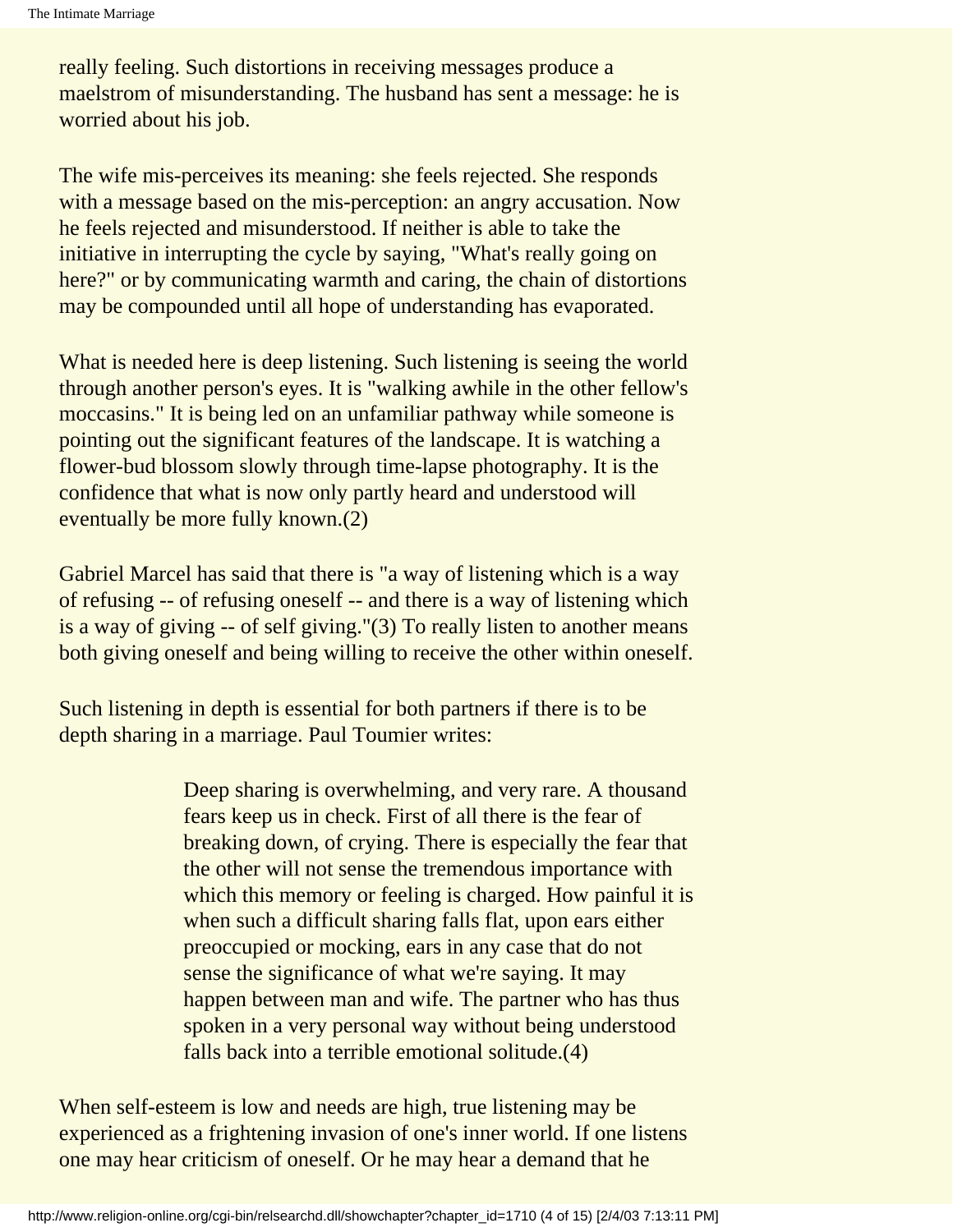really feeling. Such distortions in receiving messages produce a maelstrom of misunderstanding. The husband has sent a message: he is worried about his job.

The wife mis-perceives its meaning: she feels rejected. She responds with a message based on the mis-perception: an angry accusation. Now he feels rejected and misunderstood. If neither is able to take the initiative in interrupting the cycle by saying, "What's really going on here?" or by communicating warmth and caring, the chain of distortions may be compounded until all hope of understanding has evaporated.

What is needed here is deep listening. Such listening is seeing the world through another person's eyes. It is "walking awhile in the other fellow's moccasins." It is being led on an unfamiliar pathway while someone is pointing out the significant features of the landscape. It is watching a flower-bud blossom slowly through time-lapse photography. It is the confidence that what is now only partly heard and understood will eventually be more fully known.(2)

Gabriel Marcel has said that there is "a way of listening which is a way of refusing -- of refusing oneself -- and there is a way of listening which is a way of giving -- of self giving."(3) To really listen to another means both giving oneself and being willing to receive the other within oneself.

Such listening in depth is essential for both partners if there is to be depth sharing in a marriage. Paul Toumier writes:

> Deep sharing is overwhelming, and very rare. A thousand fears keep us in check. First of all there is the fear of breaking down, of crying. There is especially the fear that the other will not sense the tremendous importance with which this memory or feeling is charged. How painful it is when such a difficult sharing falls flat, upon ears either preoccupied or mocking, ears in any case that do not sense the significance of what we're saying. It may happen between man and wife. The partner who has thus spoken in a very personal way without being understood falls back into a terrible emotional solitude.(4)

When self-esteem is low and needs are high, true listening may be experienced as a frightening invasion of one's inner world. If one listens one may hear criticism of oneself. Or he may hear a demand that he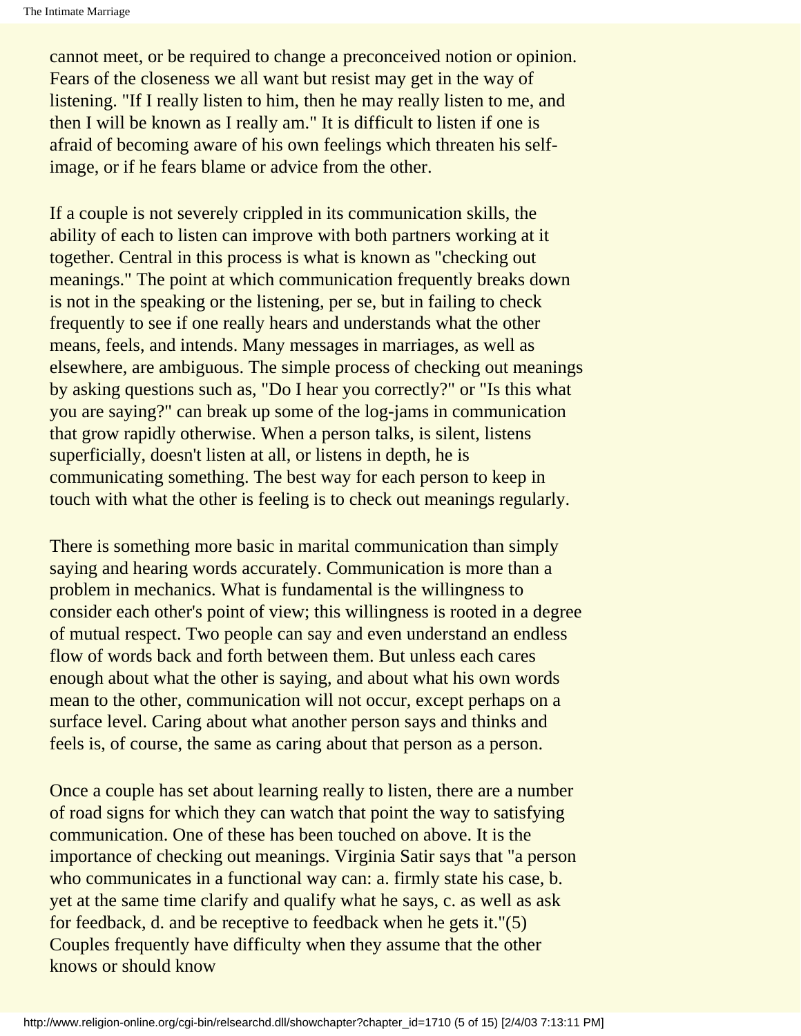cannot meet, or be required to change a preconceived notion or opinion. Fears of the closeness we all want but resist may get in the way of listening. "If I really listen to him, then he may really listen to me, and then I will be known as I really am." It is difficult to listen if one is afraid of becoming aware of his own feelings which threaten his self-image, or if he fears blame or advice from the other.

If a couple is not severely crippled in its communication skills, the ability of each to listen can improve with both partners working at it together. Central in this process is what is known as "checking out meanings." The point at which communication frequently breaks down is not in the speaking or the listening, per se, but in failing to check frequently to see if one really hears and understands what the other means, feels, and intends. Many messages in marriages, as well as elsewhere, are ambiguous. The simple process of checking out meanings by asking questions such as, "Do I hear you correctly?" or "Is this what you are saying?" can break up some of the log-jams in communication that grow rapidly otherwise. When a person talks, is silent, listens superficially, doesn't listen at all, or listens in depth, he is communicating something. The best way for each person to keep in touch with what the other is feeling is to check out meanings regularly.

There is something more basic in marital communication than simply saying and hearing words accurately. Communication is more than a problem in mechanics. What is fundamental is the willingness to consider each other's point of view; this willingness is rooted in a degree of mutual respect. Two people can say and even understand an endless flow of words back and forth between them. But unless each cares enough about what the other is saying, and about what his own words mean to the other, communication will not occur, except perhaps on a surface level. Caring about what another person says and thinks and feels is, of course, the same as caring about that person as a person.

Once a couple has set about learning really to listen, there are a number of road signs for which they can watch that point the way to satisfying communication. One of these has been touched on above. It is the importance of checking out meanings. Virginia Satir says that "a person who communicates in a functional way can: a. firmly state his case, b. yet at the same time clarify and qualify what he says, c. as well as ask for feedback, d. and be receptive to feedback when he gets it."(5) Couples frequently have difficulty when they assume that the other knows or should know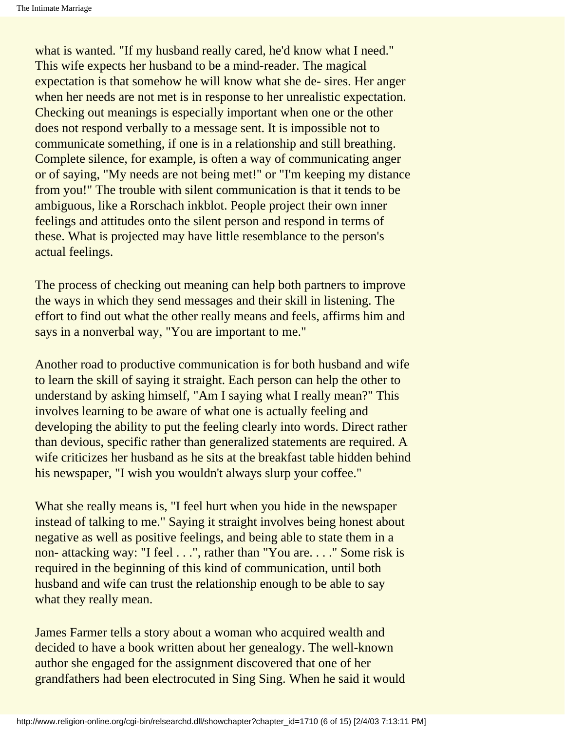what is wanted. "If my husband really cared, he'd know what I need." This wife expects her husband to be a mind-reader. The magical expectation is that somehow he will know what she de- sires. Her anger when her needs are not met is in response to her unrealistic expectation. Checking out meanings is especially important when one or the other does not respond verbally to a message sent. It is impossible not to communicate something, if one is in a relationship and still breathing. Complete silence, for example, is often a way of communicating anger or of saying, "My needs are not being met!" or "I'm keeping my distance from you!" The trouble with silent communication is that it tends to be ambiguous, like a Rorschach inkblot. People project their own inner feelings and attitudes onto the silent person and respond in terms of these. What is projected may have little resemblance to the person's actual feelings.

The process of checking out meaning can help both partners to improve the ways in which they send messages and their skill in listening. The effort to find out what the other really means and feels, affirms him and says in a nonverbal way, "You are important to me."

Another road to productive communication is for both husband and wife to learn the skill of saying it straight. Each person can help the other to understand by asking himself, "Am I saying what I really mean?" This involves learning to be aware of what one is actually feeling and developing the ability to put the feeling clearly into words. Direct rather than devious, specific rather than generalized statements are required. A wife criticizes her husband as he sits at the breakfast table hidden behind his newspaper, "I wish you wouldn't always slurp your coffee."

What she really means is, "I feel hurt when you hide in the newspaper instead of talking to me." Saying it straight involves being honest about negative as well as positive feelings, and being able to state them in a non- attacking way: "I feel . . .", rather than "You are. . . ." Some risk is required in the beginning of this kind of communication, until both husband and wife can trust the relationship enough to be able to say what they really mean.

James Farmer tells a story about a woman who acquired wealth and decided to have a book written about her genealogy. The well-known author she engaged for the assignment discovered that one of her grandfathers had been electrocuted in Sing Sing. When he said it would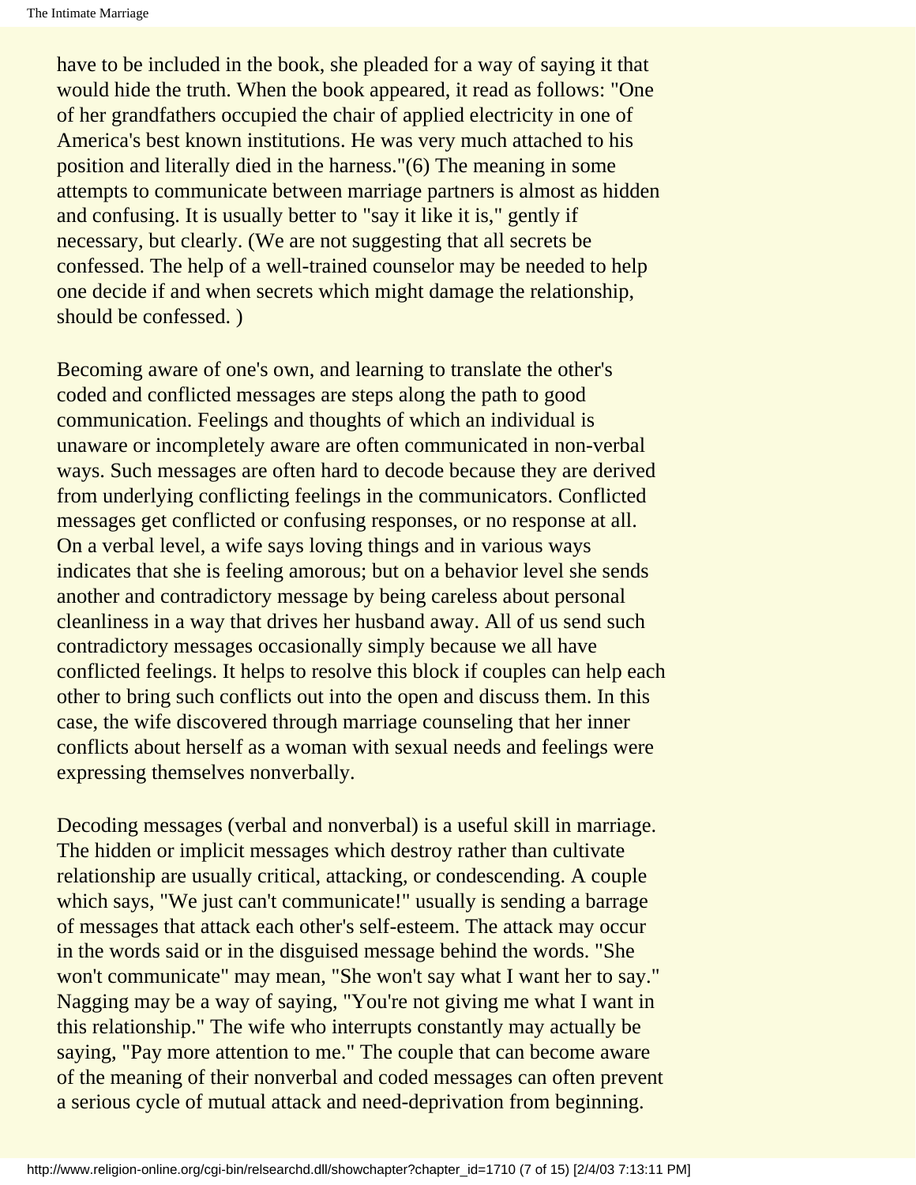have to be included in the book, she pleaded for a way of saying it that would hide the truth. When the book appeared, it read as follows: "One of her grandfathers occupied the chair of applied electricity in one of America's best known institutions. He was very much attached to his position and literally died in the harness."(6) The meaning in some attempts to communicate between marriage partners is almost as hidden and confusing. It is usually better to "say it like it is," gently if necessary, but clearly. (We are not suggesting that all secrets be confessed. The help of a well-trained counselor may be needed to help one decide if and when secrets which might damage the relationship, should be confessed. )

Becoming aware of one's own, and learning to translate the other's coded and conflicted messages are steps along the path to good communication. Feelings and thoughts of which an individual is unaware or incompletely aware are often communicated in non-verbal ways. Such messages are often hard to decode because they are derived from underlying conflicting feelings in the communicators. Conflicted messages get conflicted or confusing responses, or no response at all. On a verbal level, a wife says loving things and in various ways indicates that she is feeling amorous; but on a behavior level she sends another and contradictory message by being careless about personal cleanliness in a way that drives her husband away. All of us send such contradictory messages occasionally simply because we all have conflicted feelings. It helps to resolve this block if couples can help each other to bring such conflicts out into the open and discuss them. In this case, the wife discovered through marriage counseling that her inner conflicts about herself as a woman with sexual needs and feelings were expressing themselves nonverbally.

Decoding messages (verbal and nonverbal) is a useful skill in marriage. The hidden or implicit messages which destroy rather than cultivate relationship are usually critical, attacking, or condescending. A couple which says, "We just can't communicate!" usually is sending a barrage of messages that attack each other's self-esteem. The attack may occur in the words said or in the disguised message behind the words. "She won't communicate" may mean, "She won't say what I want her to say." Nagging may be a way of saying, "You're not giving me what I want in this relationship." The wife who interrupts constantly may actually be saying, "Pay more attention to me." The couple that can become aware of the meaning of their nonverbal and coded messages can often prevent a serious cycle of mutual attack and need-deprivation from beginning.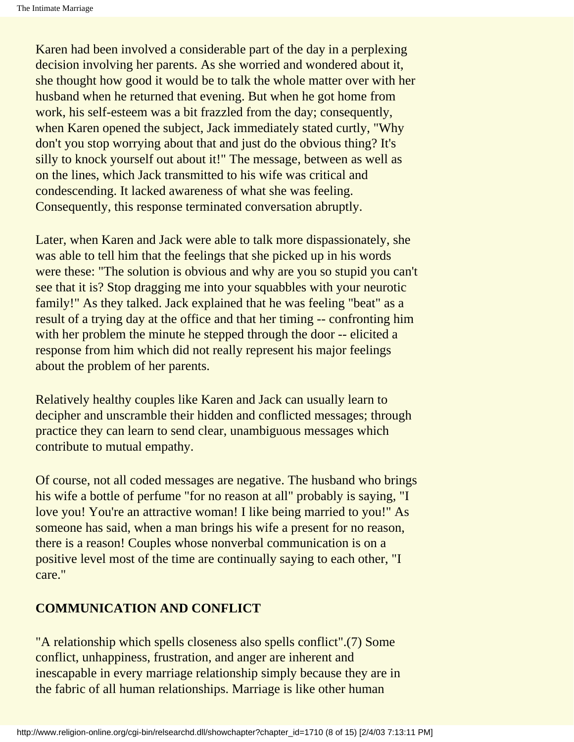Karen had been involved a considerable part of the day in a perplexing decision involving her parents. As she worried and wondered about it, she thought how good it would be to talk the whole matter over with her husband when he returned that evening. But when he got home from work, his self-esteem was a bit frazzled from the day; consequently, when Karen opened the subject, Jack immediately stated curtly, "Why don't you stop worrying about that and just do the obvious thing? It's silly to knock yourself out about it!" The message, between as well as on the lines, which Jack transmitted to his wife was critical and condescending. It lacked awareness of what she was feeling. Consequently, this response terminated conversation abruptly.

Later, when Karen and Jack were able to talk more dispassionately, she was able to tell him that the feelings that she picked up in his words were these: "The solution is obvious and why are you so stupid you can't see that it is? Stop dragging me into your squabbles with your neurotic family!" As they talked. Jack explained that he was feeling "beat" as a result of a trying day at the office and that her timing -- confronting him with her problem the minute he stepped through the door -- elicited a response from him which did not really represent his major feelings about the problem of her parents.

Relatively healthy couples like Karen and Jack can usually learn to decipher and unscramble their hidden and conflicted messages; through practice they can learn to send clear, unambiguous messages which contribute to mutual empathy.

Of course, not all coded messages are negative. The husband who brings his wife a bottle of perfume "for no reason at all" probably is saying, "I love you! You're an attractive woman! I like being married to you!" As someone has said, when a man brings his wife a present for no reason, there is a reason! Couples whose nonverbal communication is on a positive level most of the time are continually saying to each other, "I care."

## COMMUNICATION AND CONFLICT

"A relationship which spells closeness also spells conflict".(7) Some conflict, unhappiness, frustration, and anger are inherent and inescapable in every marriage relationship simply because they are in the fabric of all human relationships. Marriage is like other human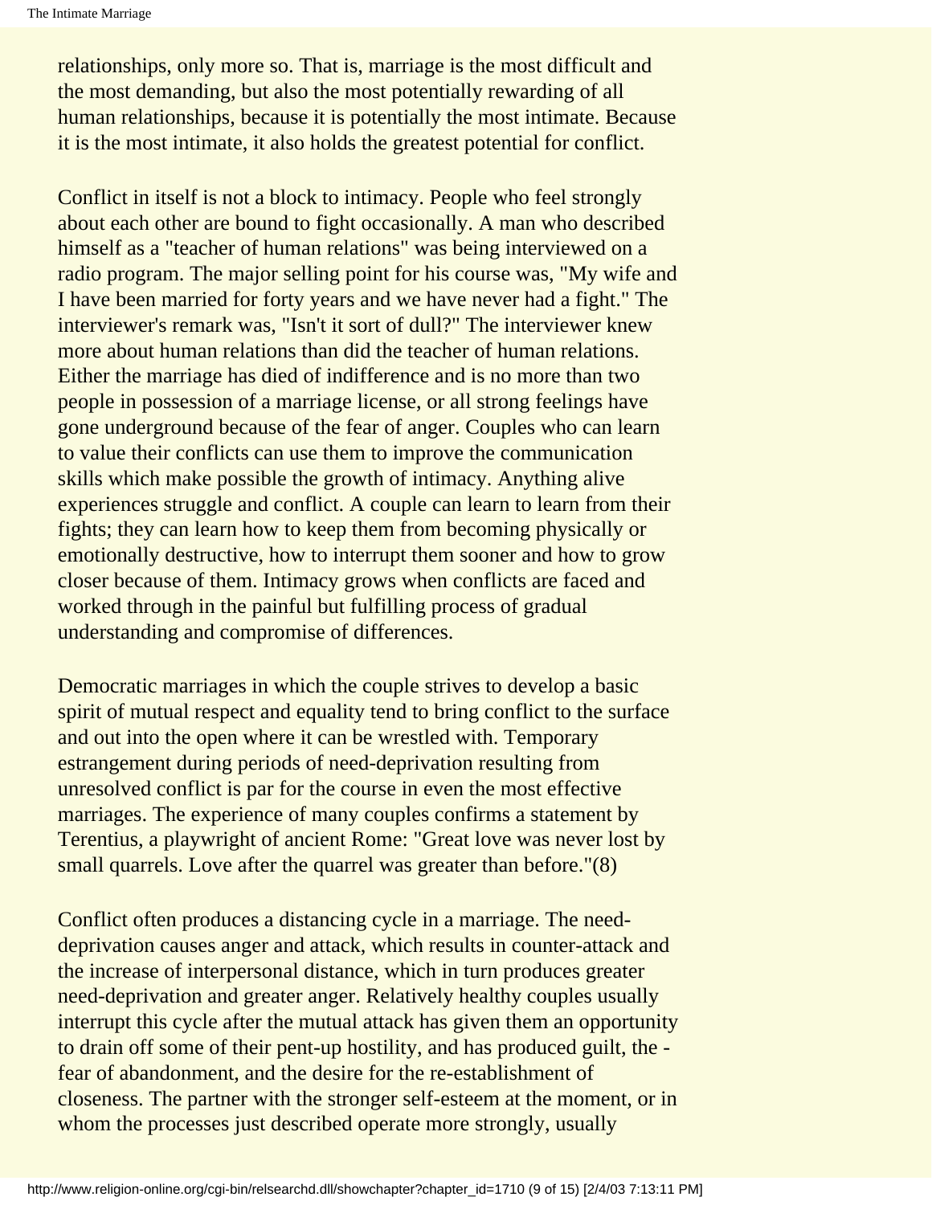relationships, only more so. That is, marriage is the most difficult and the most demanding, but also the most potentially rewarding of all human relationships, because it is potentially the most intimate. Because it is the most intimate, it also holds the greatest potential for conflict.

Conflict in itself is not a block to intimacy. People who feel strongly about each other are bound to fight occasionally. A man who described himself as a "teacher of human relations" was being interviewed on a radio program. The major selling point for his course was, "My wife and I have been married for forty years and we have never had a fight." The interviewer's remark was, "Isn't it sort of dull?" The interviewer knew more about human relations than did the teacher of human relations. Either the marriage has died of indifference and is no more than two people in possession of a marriage license, or all strong feelings have gone underground because of the fear of anger. Couples who can learn to value their conflicts can use them to improve the communication skills which make possible the growth of intimacy. Anything alive experiences struggle and conflict. A couple can learn to learn from their fights; they can learn how to keep them from becoming physically or emotionally destructive, how to interrupt them sooner and how to grow closer because of them. Intimacy grows when conflicts are faced and worked through in the painful but fulfilling process of gradual understanding and compromise of differences.

Democratic marriages in which the couple strives to develop a basic spirit of mutual respect and equality tend to bring conflict to the surface and out into the open where it can be wrestled with. Temporary estrangement during periods of need-deprivation resulting from unresolved conflict is par for the course in even the most effective marriages. The experience of many couples confirms a statement by Terentius, a playwright of ancient Rome: "Great love was never lost by small quarrels. Love after the quarrel was greater than before."(8)

Conflict often produces a distancing cycle in a marriage. The need-deprivation causes anger and attack, which results in counter-attack and the increase of interpersonal distance, which in turn produces greater need-deprivation and greater anger. Relatively healthy couples usually interrupt this cycle after the mutual attack has given them an opportunity to drain off some of their pent-up hostility, and has produced guilt, the -fear of abandonment, and the desire for the re-establishment of closeness. The partner with the stronger self-esteem at the moment, or in whom the processes just described operate more strongly, usually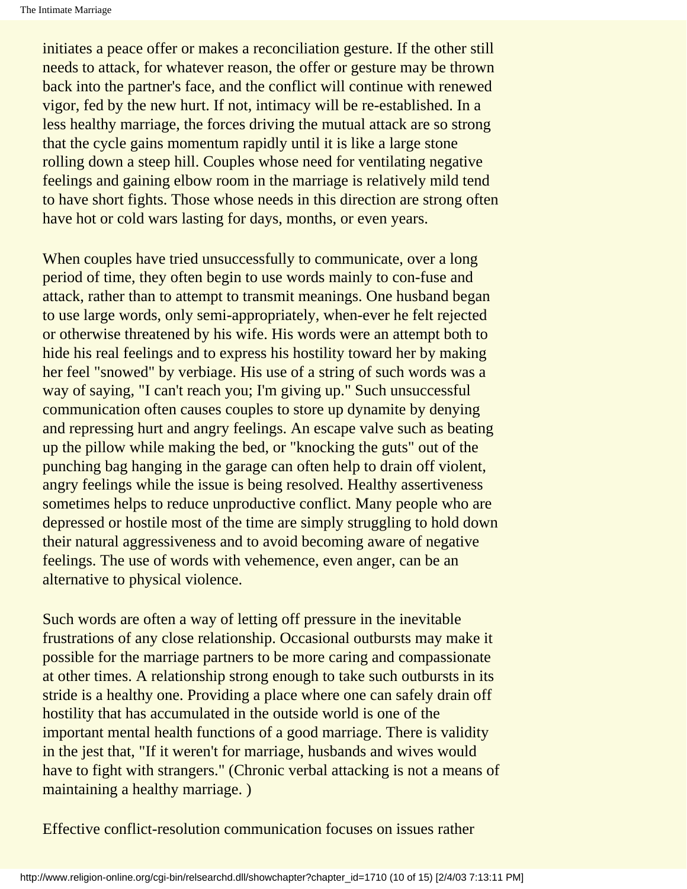initiates a peace offer or makes a reconciliation gesture. If the other still needs to attack, for whatever reason, the offer or gesture may be thrown back into the partner's face, and the conflict will continue with renewed vigor, fed by the new hurt. If not, intimacy will be re-established. In a less healthy marriage, the forces driving the mutual attack are so strong that the cycle gains momentum rapidly until it is like a large stone rolling down a steep hill. Couples whose need for ventilating negative feelings and gaining elbow room in the marriage is relatively mild tend to have short fights. Those whose needs in this direction are strong often have hot or cold wars lasting for days, months, or even years.

When couples have tried unsuccessfully to communicate, over a long period of time, they often begin to use words mainly to con-fuse and attack, rather than to attempt to transmit meanings. One husband began to use large words, only semi-appropriately, when-ever he felt rejected or otherwise threatened by his wife. His words were an attempt both to hide his real feelings and to express his hostility toward her by making her feel "snowed" by verbiage. His use of a string of such words was a way of saying, "I can't reach you; I'm giving up." Such unsuccessful communication often causes couples to store up dynamite by denying and repressing hurt and angry feelings. An escape valve such as beating up the pillow while making the bed, or "knocking the guts" out of the punching bag hanging in the garage can often help to drain off violent, angry feelings while the issue is being resolved. Healthy assertiveness sometimes helps to reduce unproductive conflict. Many people who are depressed or hostile most of the time are simply struggling to hold down their natural aggressiveness and to avoid becoming aware of negative feelings. The use of words with vehemence, even anger, can be an alternative to physical violence.

Such words are often a way of letting off pressure in the inevitable frustrations of any close relationship. Occasional outbursts may make it possible for the marriage partners to be more caring and compassionate at other times. A relationship strong enough to take such outbursts in its stride is a healthy one. Providing a place where one can safely drain off hostility that has accumulated in the outside world is one of the important mental health functions of a good marriage. There is validity in the jest that, "If it weren't for marriage, husbands and wives would have to fight with strangers." (Chronic verbal attacking is not a means of maintaining a healthy marriage. )

Effective conflict-resolution communication focuses on issues rather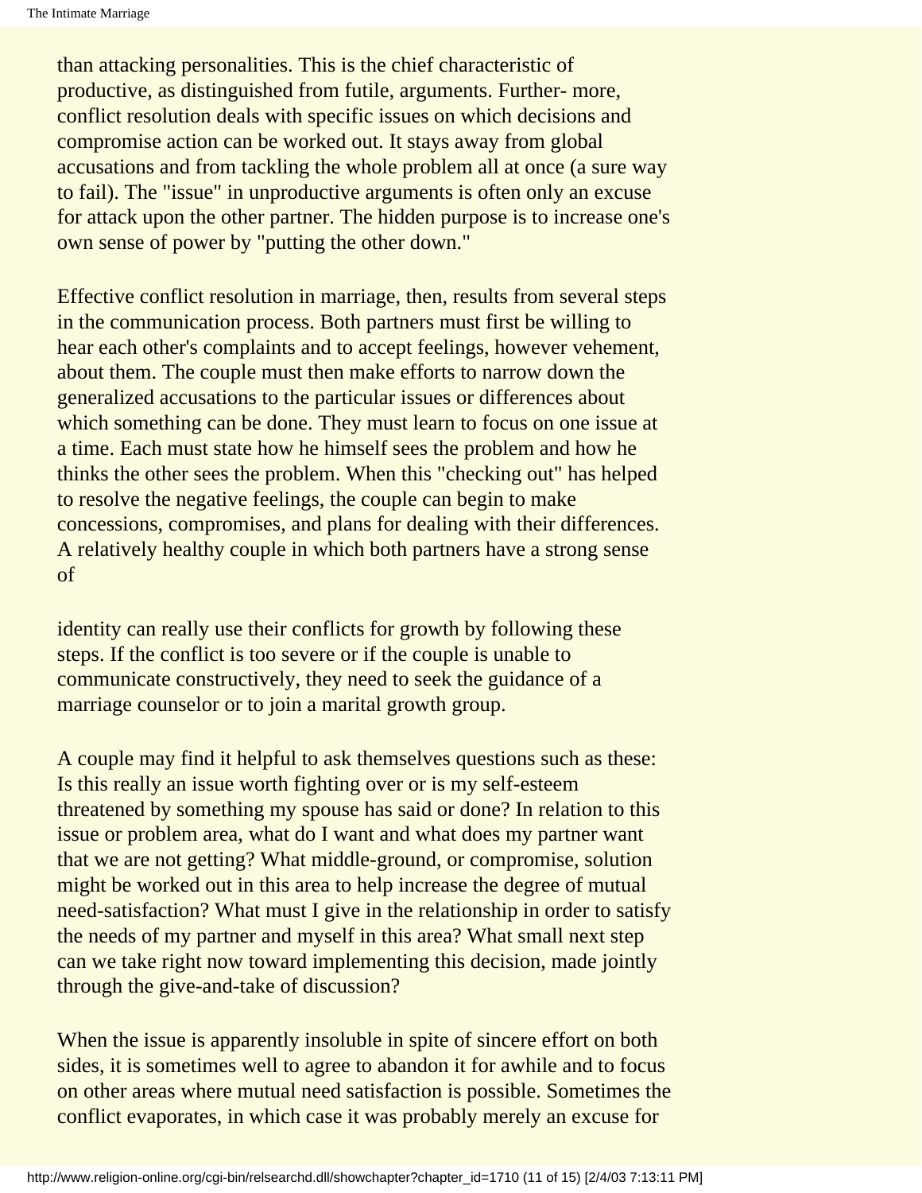than attacking personalities. This is the chief characteristic of productive, as distinguished from futile, arguments. Further- more, conflict resolution deals with specific issues on which decisions and compromise action can be worked out. It stays away from global accusations and from tackling the whole problem all at once (a sure way to fail). The "issue" in unproductive arguments is often only an excuse for attack upon the other partner. The hidden purpose is to increase one's own sense of power by "putting the other down."

Effective conflict resolution in marriage, then, results from several steps in the communication process. Both partners must first be willing to hear each other's complaints and to accept feelings, however vehement, about them. The couple must then make efforts to narrow down the generalized accusations to the particular issues or differences about which something can be done. They must learn to focus on one issue at a time. Each must state how he himself sees the problem and how he thinks the other sees the problem. When this "checking out" has helped to resolve the negative feelings, the couple can begin to make concessions, compromises, and plans for dealing with their differences. A relatively healthy couple in which both partners have a strong sense of identity can really use their conflicts for growth by following these steps. If the conflict is too severe or if the couple is unable to communicate constructively, they need to seek the guidance of a marriage counselor or to join a marital growth group.

A couple may find it helpful to ask themselves questions such as these: Is this really an issue worth fighting over or is my self-esteem threatened by something my spouse has said or done? In relation to this issue or problem area, what do I want and what does my partner want that we are not getting? What middle-ground, or compromise, solution might be worked out in this area to help increase the degree of mutual need-satisfaction? What must I give in the relationship in order to satisfy the needs of my partner and myself in this area? What small next step can we take right now toward implementing this decision, made jointly through the give-and-take of discussion?

When the issue is apparently insoluble in spite of sincere effort on both sides, it is sometimes well to agree to abandon it for awhile and to focus on other areas where mutual need satisfaction is possible. Sometimes the conflict evaporates, in which case it was probably merely an excuse for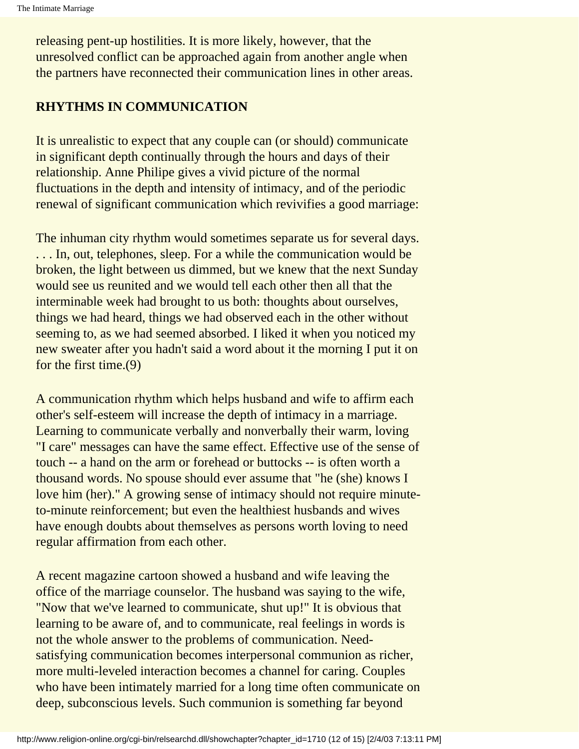releasing pent-up hostilities. It is more likely, however, that the unresolved conflict can be approached again from another angle when the partners have reconnected their communication lines in other areas.

## RHYTHMS IN COMMUNICATION

It is unrealistic to expect that any couple can (or should) communicate in significant depth continually through the hours and days of their relationship. Anne Philipe gives a vivid picture of the normal fluctuations in the depth and intensity of intimacy, and of the periodic renewal of significant communication which revivifies a good marriage:

The inhuman city rhythm would sometimes separate us for several days. . . . In, out, telephones, sleep. For a while the communication would be broken, the light between us dimmed, but we knew that the next Sunday would see us reunited and we would tell each other then all that the interminable week had brought to us both: thoughts about ourselves, things we had heard, things we had observed each in the other without seeming to, as we had seemed absorbed. I liked it when you noticed my new sweater after you hadn't said a word about it the morning I put it on for the first time.(9)

A communication rhythm which helps husband and wife to affirm each other's self-esteem will increase the depth of intimacy in a marriage. Learning to communicate verbally and nonverbally their warm, loving "I care" messages can have the same effect. Effective use of the sense of touch -- a hand on the arm or forehead or buttocks -- is often worth a thousand words. No spouse should ever assume that "he (she) knows I love him (her)." A growing sense of intimacy should not require minute-to-minute reinforcement; but even the healthiest husbands and wives have enough doubts about themselves as persons worth loving to need regular affirmation from each other.

A recent magazine cartoon showed a husband and wife leaving the office of the marriage counselor. The husband was saying to the wife, "Now that we've learned to communicate, shut up!" It is obvious that learning to be aware of, and to communicate, real feelings in words is not the whole answer to the problems of communication. Need-satisfying communication becomes interpersonal communion as richer, more multi-leveled interaction becomes a channel for caring. Couples who have been intimately married for a long time often communicate on deep, subconscious levels. Such communion is something far beyond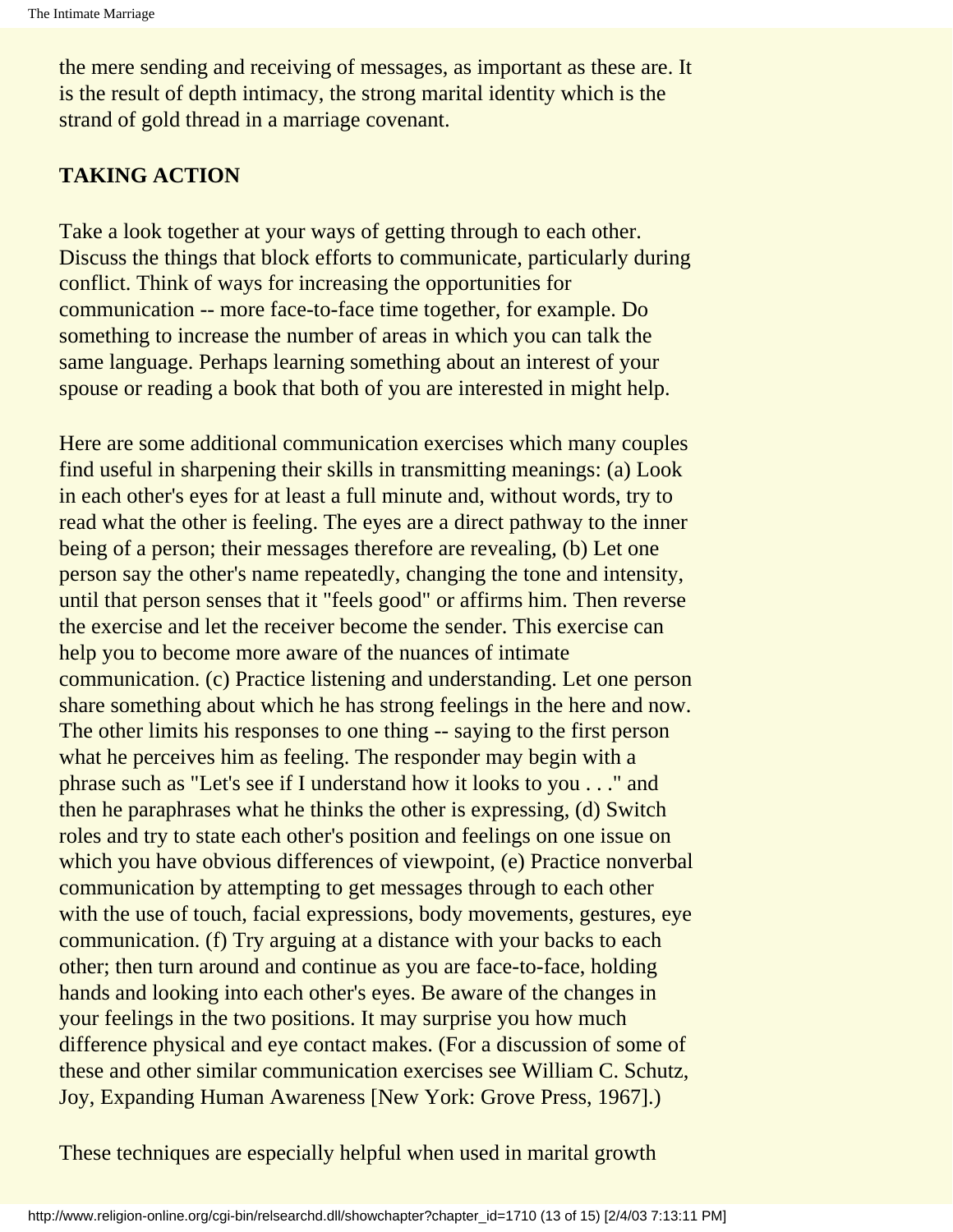the mere sending and receiving of messages, as important as these are. It is the result of depth intimacy, the strong marital identity which is the strand of gold thread in a marriage covenant.

**TAKING ACTION**

Take a look together at your ways of getting through to each other. Discuss the things that block efforts to communicate, particularly during conflict. Think of ways for increasing the opportunities for communication -- more face-to-face time together, for example. Do something to increase the number of areas in which you can talk the same language. Perhaps learning something about an interest of your spouse or reading a book that both of you are interested in might help.

Here are some additional communication exercises which many couples find useful in sharpening their skills in transmitting meanings: (a) Look in each other's eyes for at least a full minute and, without words, try to read what the other is feeling. The eyes are a direct pathway to the inner being of a person; their messages therefore are revealing, (b) Let one person say the other's name repeatedly, changing the tone and intensity, until that person senses that it "feels good" or affirms him. Then reverse the exercise and let the receiver become the sender. This exercise can help you to become more aware of the nuances of intimate communication. (c) Practice listening and understanding. Let one person share something about which he has strong feelings in the here and now. The other limits his responses to one thing -- saying to the first person what he perceives him as feeling. The responder may begin with a phrase such as "Let's see if I understand how it looks to you . . ." and then he paraphrases what he thinks the other is expressing, (d) Switch roles and try to state each other's position and feelings on one issue on which you have obvious differences of viewpoint, (e) Practice nonverbal communication by attempting to get messages through to each other with the use of touch, facial expressions, body movements, gestures, eye communication. (f) Try arguing at a distance with your backs to each other; then turn around and continue as you are face-to-face, holding hands and looking into each other's eyes. Be aware of the changes in your feelings in the two positions. It may surprise you how much difference physical and eye contact makes. (For a discussion of some of these and other similar communication exercises see William C. Schutz, Joy, Expanding Human Awareness [New York: Grove Press, 1967].)

These techniques are especially helpful when used in marital growth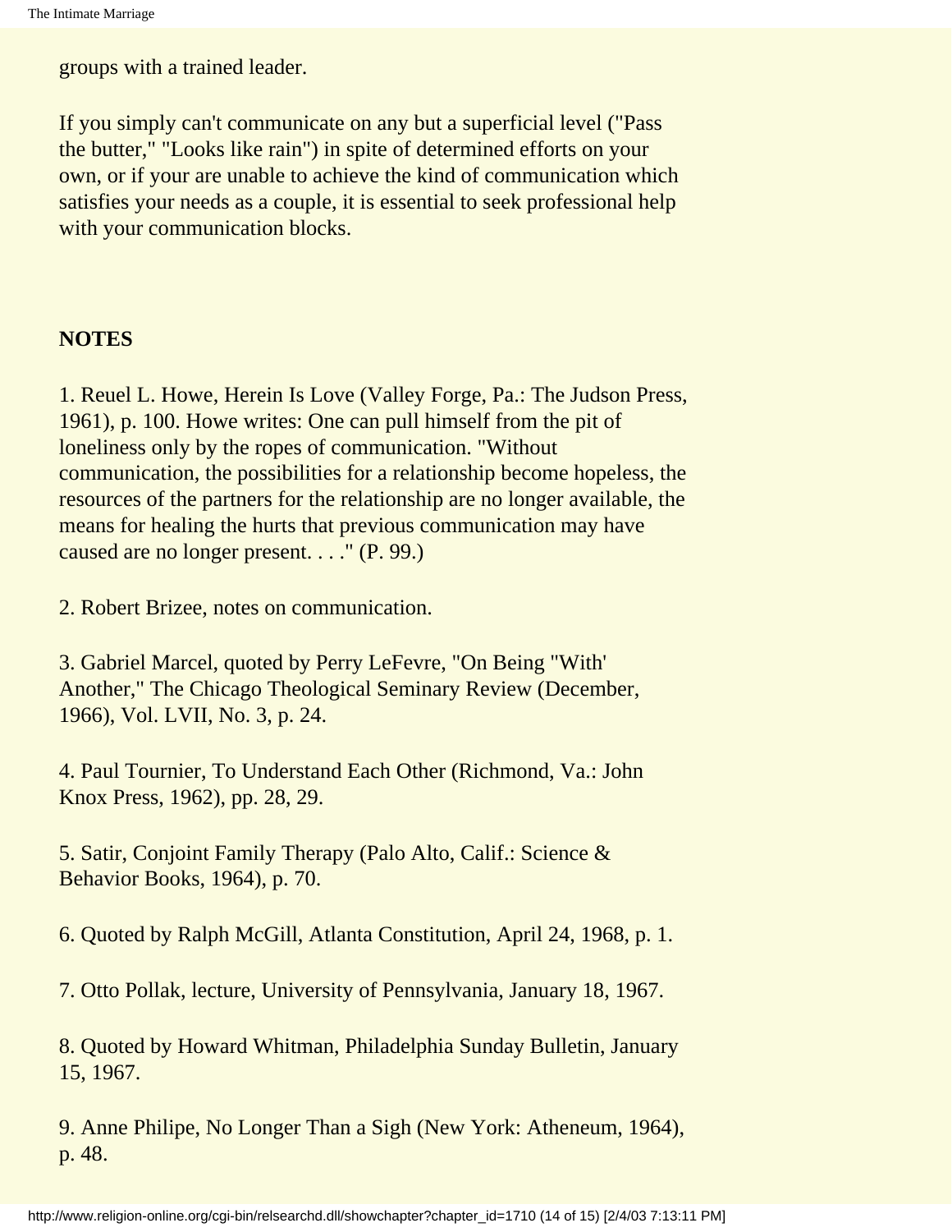groups with a trained leader.

If you simply can't communicate on any but a superficial level ("Pass the butter," "Looks like rain") in spite of determined efforts on your own, or if your are unable to achieve the kind of communication which satisfies your needs as a couple, it is essential to seek professional help with your communication blocks.

**NOTES**

1. Reuel L. Howe, Herein Is Love (Valley Forge, Pa.: The Judson Press, 1961), p. 100. Howe writes: One can pull himself from the pit of loneliness only by the ropes of communication. "Without communication, the possibilities for a relationship become hopeless, the resources of the partners for the relationship are no longer available, the means for healing the hurts that previous communication may have caused are no longer present. . . ." (P. 99.)

2. Robert Brizee, notes on communication.

3. Gabriel Marcel, quoted by Perry LeFevre, "On Being "With' Another," The Chicago Theological Seminary Review (December, 1966), Vol. LVII, No. 3, p. 24.

4. Paul Tournier, To Understand Each Other (Richmond, Va.: John Knox Press, 1962), pp. 28, 29.

5. Satir, Conjoint Family Therapy (Palo Alto, Calif.: Science & Behavior Books, 1964), p. 70.

6. Quoted by Ralph McGill, Atlanta Constitution, April 24, 1968, p. 1.

7. Otto Pollak, lecture, University of Pennsylvania, January 18, 1967.

8. Quoted by Howard Whitman, Philadelphia Sunday Bulletin, January 15, 1967.

9. Anne Philipe, No Longer Than a Sigh (New York: Atheneum, 1964), p. 48.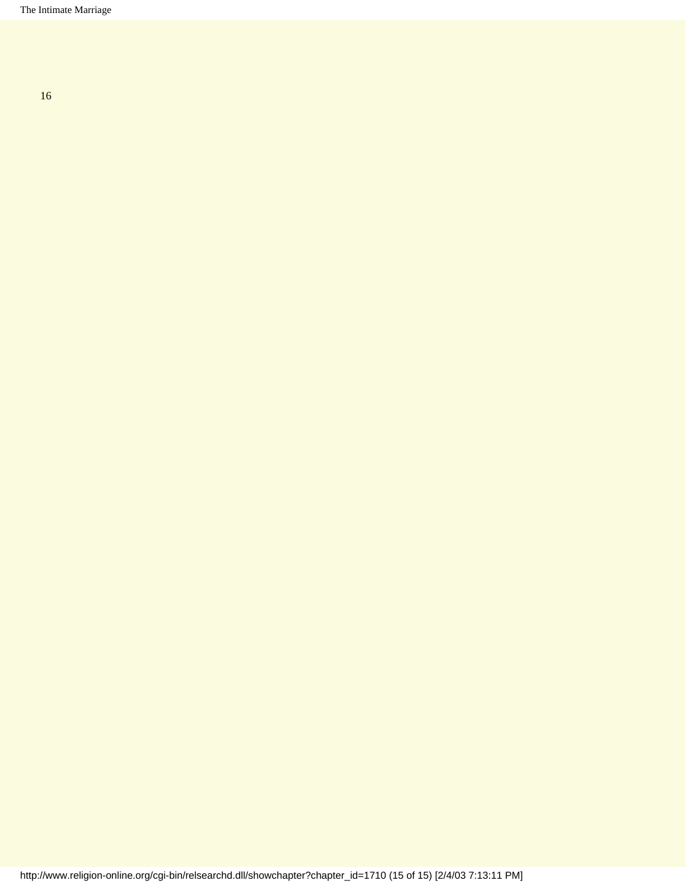16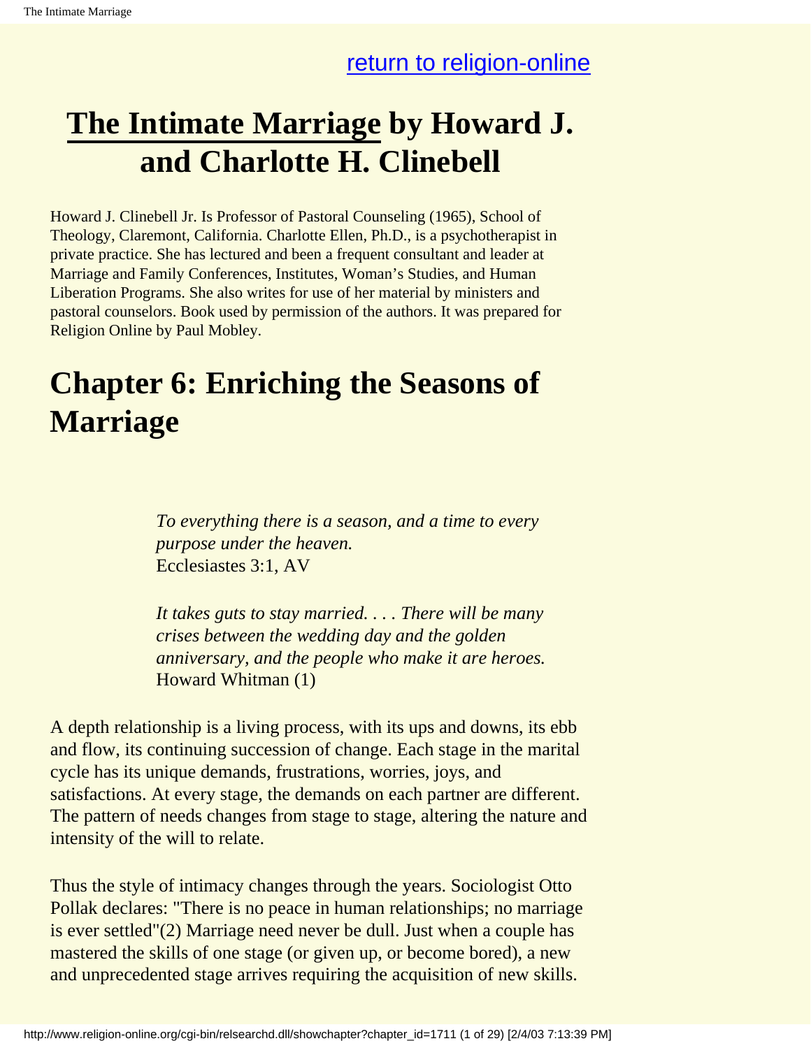return to religion-online

# The Intimate Marriage by Howard J. and Charlotte H. Clinebell

Howard J. Clinebell Jr. Is Professor of Pastoral Counseling (1965), School of Theology, Claremont, California. Charlotte Ellen, Ph.D., is a psychotherapist in private practice. She has lectured and been a frequent consultant and leader at Marriage and Family Conferences, Institutes, Woman's Studies, and Human Liberation Programs. She also writes for use of her material by ministers and pastoral counselors. Book used by permission of the authors. It was prepared for Religion Online by Paul Mobley.

# Chapter 6: Enriching the Seasons of Marriage

> *To everything there is a season, and a time to every purpose under the heaven.*
> Ecclesiastes 3:1, AV

> *It takes guts to stay married. . . . There will be many crises between the wedding day and the golden anniversary, and the people who make it are heroes.*
> Howard Whitman (1)

A depth relationship is a living process, with its ups and downs, its ebb and flow, its continuing succession of change. Each stage in the marital cycle has its unique demands, frustrations, worries, joys, and satisfactions. At every stage, the demands on each partner are different. The pattern of needs changes from stage to stage, altering the nature and intensity of the will to relate.

Thus the style of intimacy changes through the years. Sociologist Otto Pollak declares: "There is no peace in human relationships; no marriage is ever settled"(2) Marriage need never be dull. Just when a couple has mastered the skills of one stage (or given up, or become bored), a new and unprecedented stage arrives requiring the acquisition of new skills.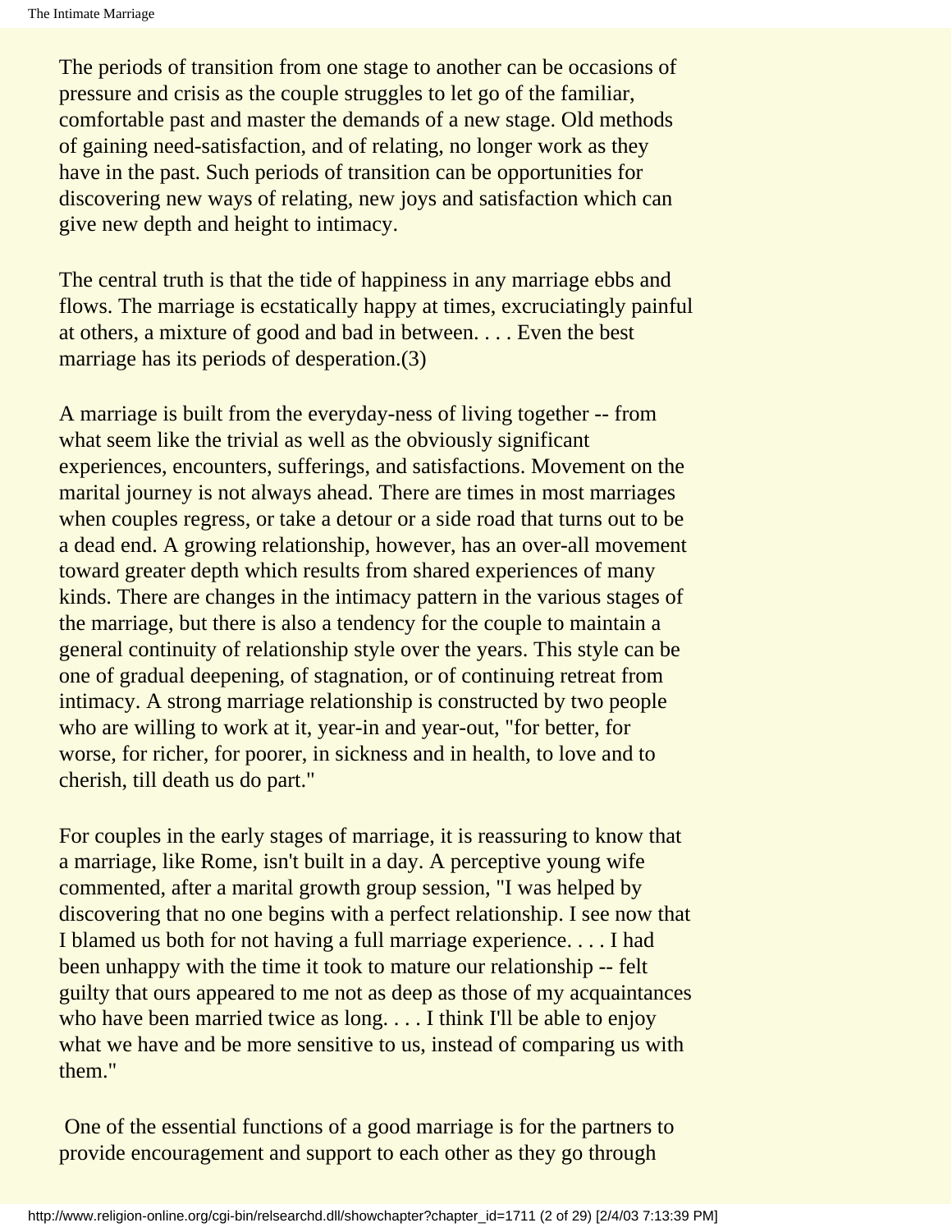The periods of transition from one stage to another can be occasions of pressure and crisis as the couple struggles to let go of the familiar, comfortable past and master the demands of a new stage. Old methods of gaining need-satisfaction, and of relating, no longer work as they have in the past. Such periods of transition can be opportunities for discovering new ways of relating, new joys and satisfaction which can give new depth and height to intimacy.

The central truth is that the tide of happiness in any marriage ebbs and flows. The marriage is ecstatically happy at times, excruciatingly painful at others, a mixture of good and bad in between. . . . Even the best marriage has its periods of desperation.(3)

A marriage is built from the everyday-ness of living together -- from what seem like the trivial as well as the obviously significant experiences, encounters, sufferings, and satisfactions. Movement on the marital journey is not always ahead. There are times in most marriages when couples regress, or take a detour or a side road that turns out to be a dead end. A growing relationship, however, has an over-all movement toward greater depth which results from shared experiences of many kinds. There are changes in the intimacy pattern in the various stages of the marriage, but there is also a tendency for the couple to maintain a general continuity of relationship style over the years. This style can be one of gradual deepening, of stagnation, or of continuing retreat from intimacy. A strong marriage relationship is constructed by two people who are willing to work at it, year-in and year-out, "for better, for worse, for richer, for poorer, in sickness and in health, to love and to cherish, till death us do part."

For couples in the early stages of marriage, it is reassuring to know that a marriage, like Rome, isn't built in a day. A perceptive young wife commented, after a marital growth group session, "I was helped by discovering that no one begins with a perfect relationship. I see now that I blamed us both for not having a full marriage experience. . . . I had been unhappy with the time it took to mature our relationship -- felt guilty that ours appeared to me not as deep as those of my acquaintances who have been married twice as long. . . . I think I'll be able to enjoy what we have and be more sensitive to us, instead of comparing us with them."

One of the essential functions of a good marriage is for the partners to provide encouragement and support to each other as they go through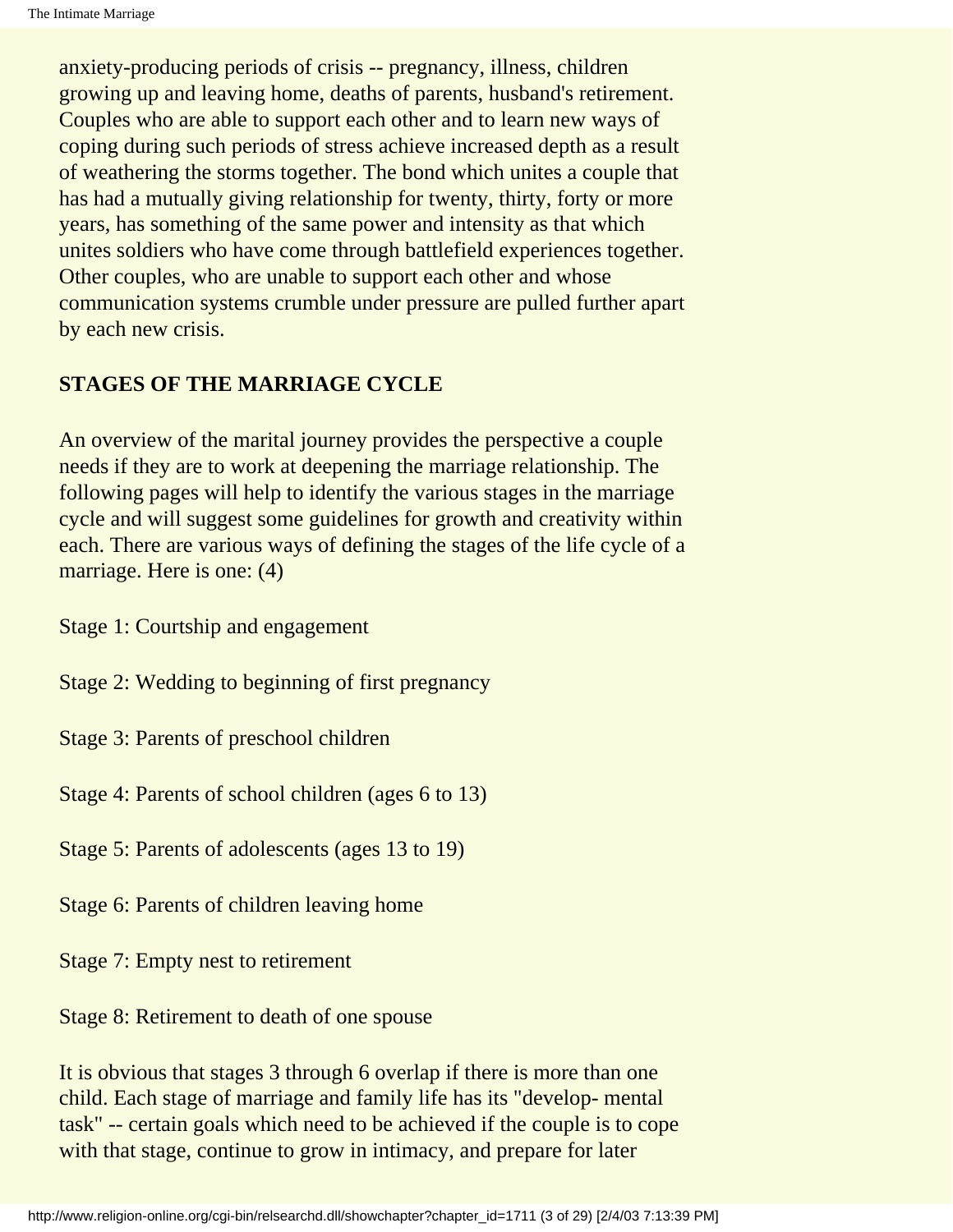anxiety-producing periods of crisis -- pregnancy, illness, children growing up and leaving home, deaths of parents, husband's retirement. Couples who are able to support each other and to learn new ways of coping during such periods of stress achieve increased depth as a result of weathering the storms together. The bond which unites a couple that has had a mutually giving relationship for twenty, thirty, forty or more years, has something of the same power and intensity as that which unites soldiers who have come through battlefield experiences together. Other couples, who are unable to support each other and whose communication systems crumble under pressure are pulled further apart by each new crisis.

**STAGES OF THE MARRIAGE CYCLE**

An overview of the marital journey provides the perspective a couple needs if they are to work at deepening the marriage relationship. The following pages will help to identify the various stages in the marriage cycle and will suggest some guidelines for growth and creativity within each. There are various ways of defining the stages of the life cycle of a marriage. Here is one: (4)

Stage 1: Courtship and engagement

Stage 2: Wedding to beginning of first pregnancy

Stage 3: Parents of preschool children

Stage 4: Parents of school children (ages 6 to 13)

Stage 5: Parents of adolescents (ages 13 to 19)

Stage 6: Parents of children leaving home

Stage 7: Empty nest to retirement

Stage 8: Retirement to death of one spouse

It is obvious that stages 3 through 6 overlap if there is more than one child. Each stage of marriage and family life has its "develop- mental task" -- certain goals which need to be achieved if the couple is to cope with that stage, continue to grow in intimacy, and prepare for later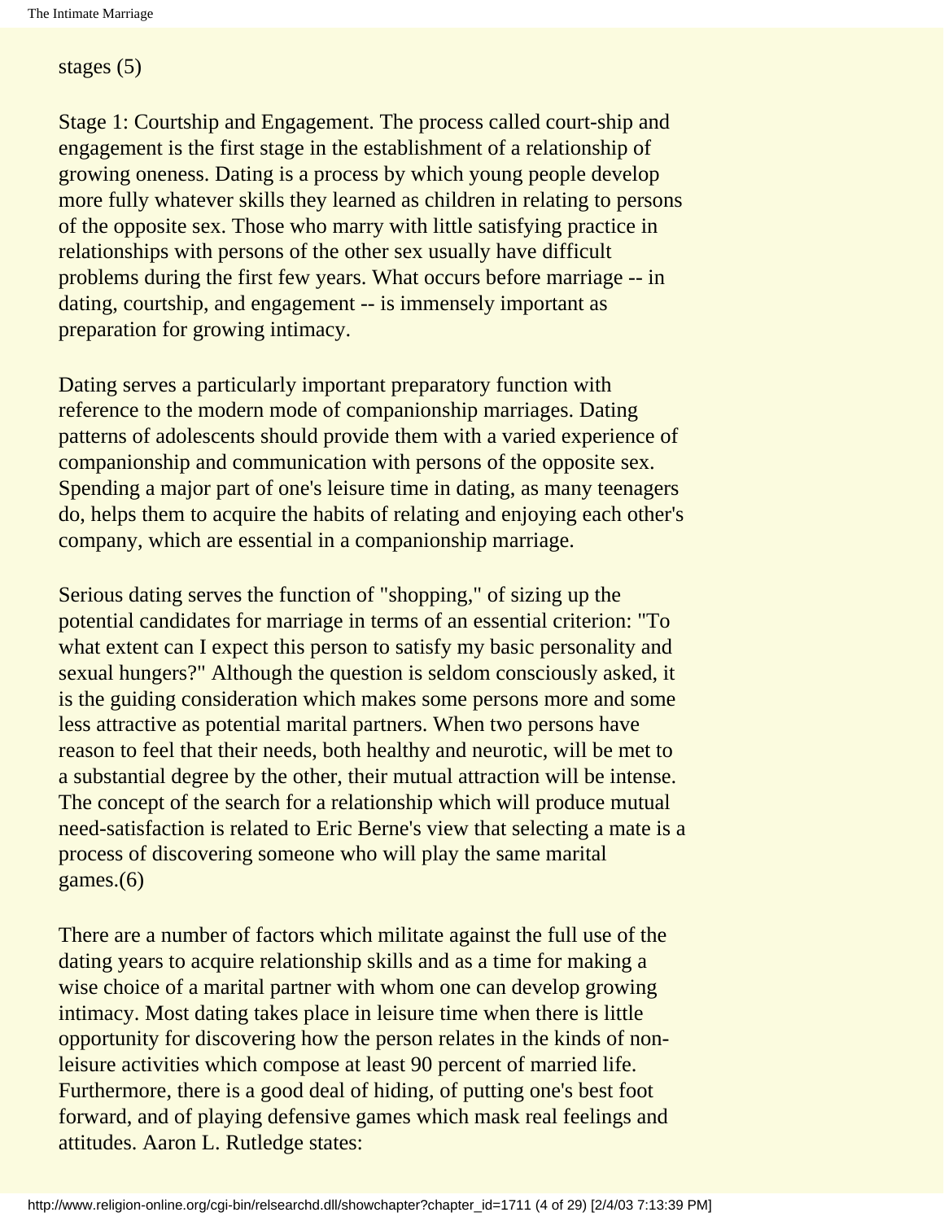stages (5)

Stage 1: Courtship and Engagement. The process called court-ship and engagement is the first stage in the establishment of a relationship of growing oneness. Dating is a process by which young people develop more fully whatever skills they learned as children in relating to persons of the opposite sex. Those who marry with little satisfying practice in relationships with persons of the other sex usually have difficult problems during the first few years. What occurs before marriage -- in dating, courtship, and engagement -- is immensely important as preparation for growing intimacy.

Dating serves a particularly important preparatory function with reference to the modern mode of companionship marriages. Dating patterns of adolescents should provide them with a varied experience of companionship and communication with persons of the opposite sex. Spending a major part of one's leisure time in dating, as many teenagers do, helps them to acquire the habits of relating and enjoying each other's company, which are essential in a companionship marriage.

Serious dating serves the function of "shopping," of sizing up the potential candidates for marriage in terms of an essential criterion: "To what extent can I expect this person to satisfy my basic personality and sexual hungers?" Although the question is seldom consciously asked, it is the guiding consideration which makes some persons more and some less attractive as potential marital partners. When two persons have reason to feel that their needs, both healthy and neurotic, will be met to a substantial degree by the other, their mutual attraction will be intense. The concept of the search for a relationship which will produce mutual need-satisfaction is related to Eric Berne's view that selecting a mate is a process of discovering someone who will play the same marital games.(6)

There are a number of factors which militate against the full use of the dating years to acquire relationship skills and as a time for making a wise choice of a marital partner with whom one can develop growing intimacy. Most dating takes place in leisure time when there is little opportunity for discovering how the person relates in the kinds of non-leisure activities which compose at least 90 percent of married life. Furthermore, there is a good deal of hiding, of putting one's best foot forward, and of playing defensive games which mask real feelings and attitudes. Aaron L. Rutledge states: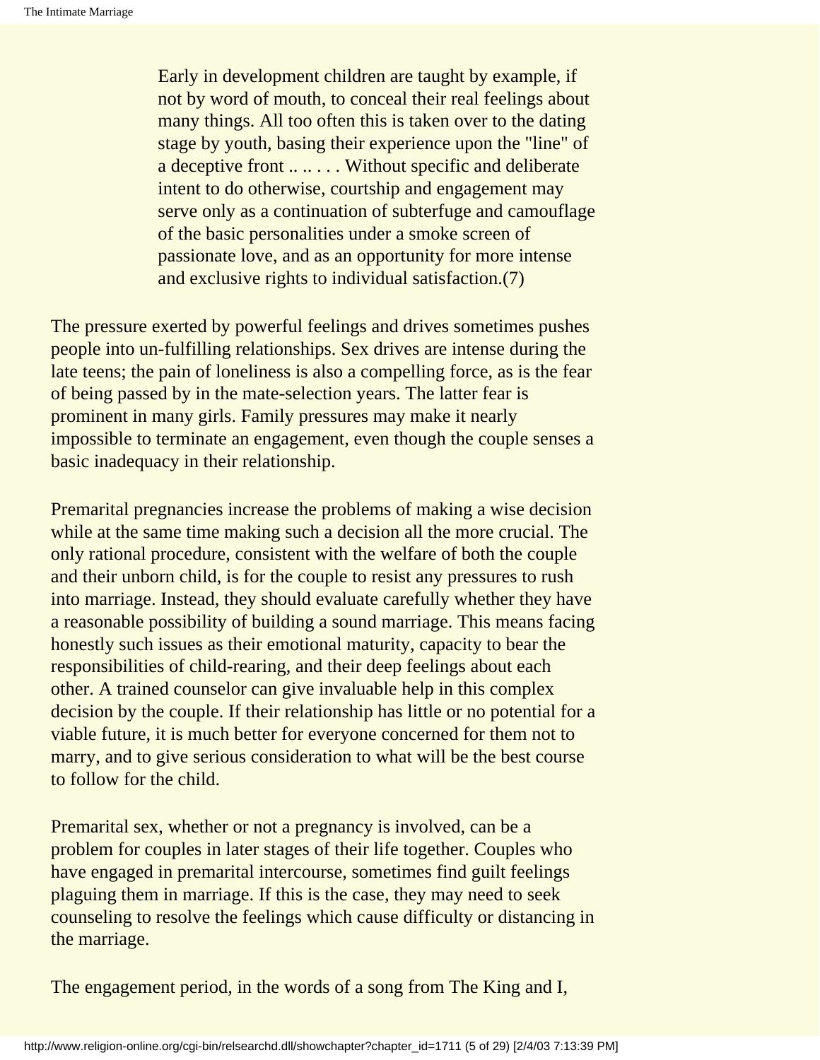> Early in development children are taught by example, if not by word of mouth, to conceal their real feelings about many things. All too often this is taken over to the dating stage by youth, basing their experience upon the "line" of a deceptive front .. .. . . . Without specific and deliberate intent to do otherwise, courtship and engagement may serve only as a continuation of subterfuge and camouflage of the basic personalities under a smoke screen of passionate love, and as an opportunity for more intense and exclusive rights to individual satisfaction.(7)

The pressure exerted by powerful feelings and drives sometimes pushes people into un-fulfilling relationships. Sex drives are intense during the late teens; the pain of loneliness is also a compelling force, as is the fear of being passed by in the mate-selection years. The latter fear is prominent in many girls. Family pressures may make it nearly impossible to terminate an engagement, even though the couple senses a basic inadequacy in their relationship.

Premarital pregnancies increase the problems of making a wise decision while at the same time making such a decision all the more crucial. The only rational procedure, consistent with the welfare of both the couple and their unborn child, is for the couple to resist any pressures to rush into marriage. Instead, they should evaluate carefully whether they have a reasonable possibility of building a sound marriage. This means facing honestly such issues as their emotional maturity, capacity to bear the responsibilities of child-rearing, and their deep feelings about each other. A trained counselor can give invaluable help in this complex decision by the couple. If their relationship has little or no potential for a viable future, it is much better for everyone concerned for them not to marry, and to give serious consideration to what will be the best course to follow for the child.

Premarital sex, whether or not a pregnancy is involved, can be a problem for couples in later stages of their life together. Couples who have engaged in premarital intercourse, sometimes find guilt feelings plaguing them in marriage. If this is the case, they may need to seek counseling to resolve the feelings which cause difficulty or distancing in the marriage.

The engagement period, in the words of a song from The King and I,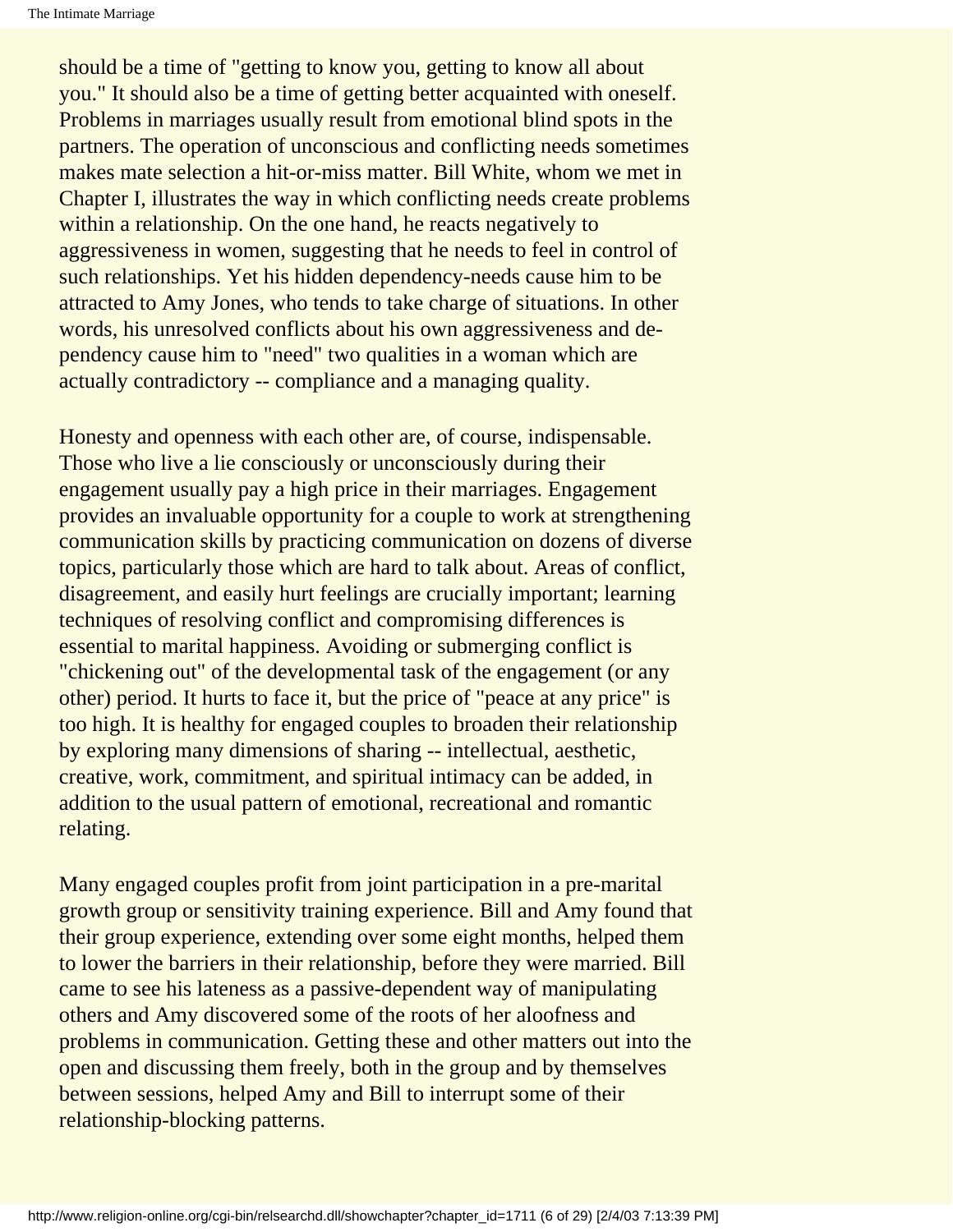should be a time of "getting to know you, getting to know all about you." It should also be a time of getting better acquainted with oneself. Problems in marriages usually result from emotional blind spots in the partners. The operation of unconscious and conflicting needs sometimes makes mate selection a hit-or-miss matter. Bill White, whom we met in Chapter I, illustrates the way in which conflicting needs create problems within a relationship. On the one hand, he reacts negatively to aggressiveness in women, suggesting that he needs to feel in control of such relationships. Yet his hidden dependency-needs cause him to be attracted to Amy Jones, who tends to take charge of situations. In other words, his unresolved conflicts about his own aggressiveness and dependency cause him to "need" two qualities in a woman which are actually contradictory -- compliance and a managing quality.

Honesty and openness with each other are, of course, indispensable. Those who live a lie consciously or unconsciously during their engagement usually pay a high price in their marriages. Engagement provides an invaluable opportunity for a couple to work at strengthening communication skills by practicing communication on dozens of diverse topics, particularly those which are hard to talk about. Areas of conflict, disagreement, and easily hurt feelings are crucially important; learning techniques of resolving conflict and compromising differences is essential to marital happiness. Avoiding or submerging conflict is "chickening out" of the developmental task of the engagement (or any other) period. It hurts to face it, but the price of "peace at any price" is too high. It is healthy for engaged couples to broaden their relationship by exploring many dimensions of sharing -- intellectual, aesthetic, creative, work, commitment, and spiritual intimacy can be added, in addition to the usual pattern of emotional, recreational and romantic relating.

Many engaged couples profit from joint participation in a pre-marital growth group or sensitivity training experience. Bill and Amy found that their group experience, extending over some eight months, helped them to lower the barriers in their relationship, before they were married. Bill came to see his lateness as a passive-dependent way of manipulating others and Amy discovered some of the roots of her aloofness and problems in communication. Getting these and other matters out into the open and discussing them freely, both in the group and by themselves between sessions, helped Amy and Bill to interrupt some of their relationship-blocking patterns.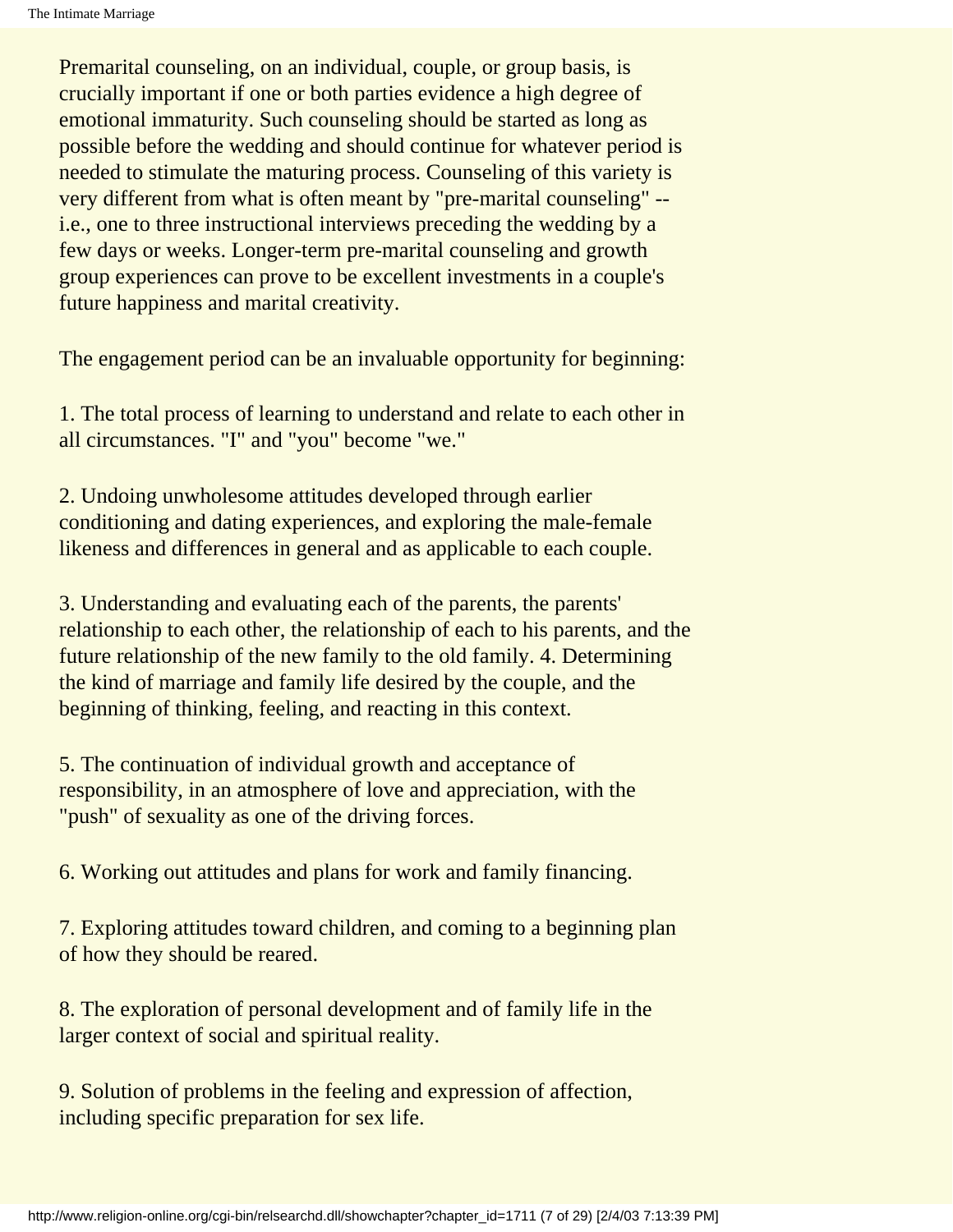Premarital counseling, on an individual, couple, or group basis, is crucially important if one or both parties evidence a high degree of emotional immaturity. Such counseling should be started as long as possible before the wedding and should continue for whatever period is needed to stimulate the maturing process. Counseling of this variety is very different from what is often meant by "pre-marital counseling" -- i.e., one to three instructional interviews preceding the wedding by a few days or weeks. Longer-term pre-marital counseling and growth group experiences can prove to be excellent investments in a couple's future happiness and marital creativity.

The engagement period can be an invaluable opportunity for beginning:

1. The total process of learning to understand and relate to each other in all circumstances. "I" and "you" become "we."

2. Undoing unwholesome attitudes developed through earlier conditioning and dating experiences, and exploring the male-female likeness and differences in general and as applicable to each couple.

3. Understanding and evaluating each of the parents, the parents' relationship to each other, the relationship of each to his parents, and the future relationship of the new family to the old family. 4. Determining the kind of marriage and family life desired by the couple, and the beginning of thinking, feeling, and reacting in this context.

5. The continuation of individual growth and acceptance of responsibility, in an atmosphere of love and appreciation, with the "push" of sexuality as one of the driving forces.

6. Working out attitudes and plans for work and family financing.

7. Exploring attitudes toward children, and coming to a beginning plan of how they should be reared.

8. The exploration of personal development and of family life in the larger context of social and spiritual reality.

9. Solution of problems in the feeling and expression of affection, including specific preparation for sex life.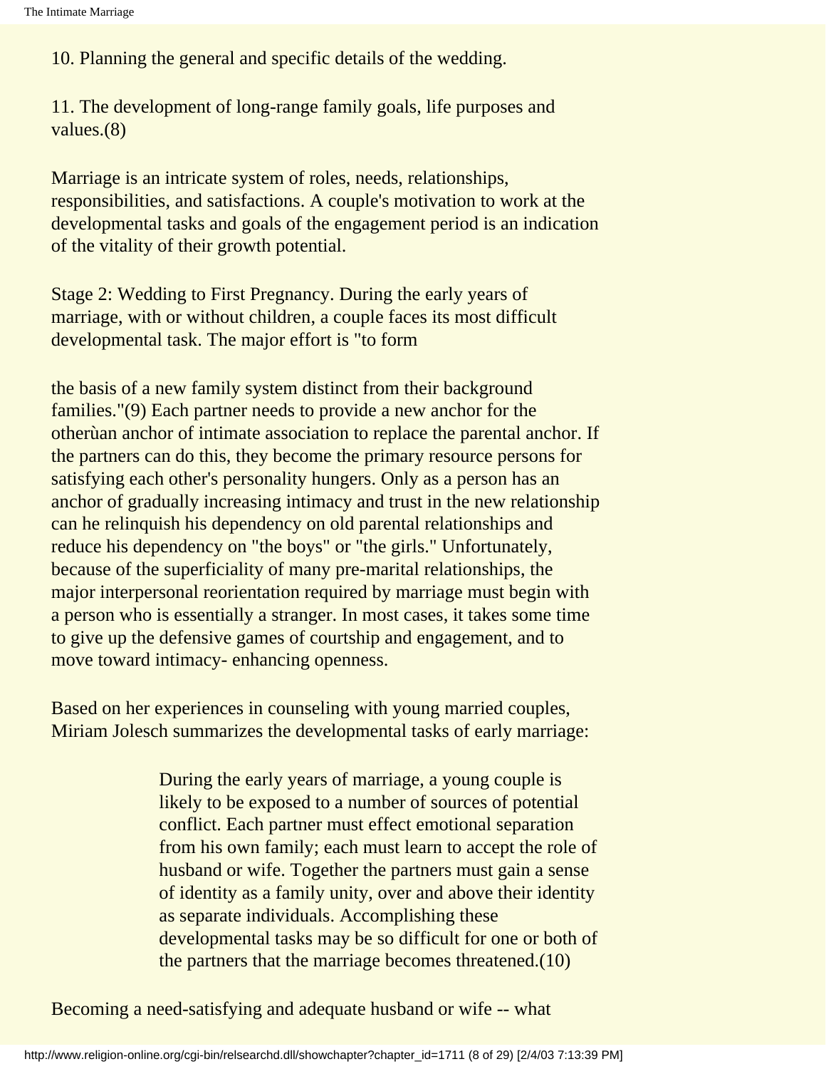10. Planning the general and specific details of the wedding.

11. The development of long-range family goals, life purposes and values.(8)

Marriage is an intricate system of roles, needs, relationships, responsibilities, and satisfactions. A couple's motivation to work at the developmental tasks and goals of the engagement period is an indication of the vitality of their growth potential.

Stage 2: Wedding to First Pregnancy. During the early years of marriage, with or without children, a couple faces its most difficult developmental task. The major effort is "to form

the basis of a new family system distinct from their background families."(9) Each partner needs to provide a new anchor for the otherùan anchor of intimate association to replace the parental anchor. If the partners can do this, they become the primary resource persons for satisfying each other's personality hungers. Only as a person has an anchor of gradually increasing intimacy and trust in the new relationship can he relinquish his dependency on old parental relationships and reduce his dependency on "the boys" or "the girls." Unfortunately, because of the superficiality of many pre-marital relationships, the major interpersonal reorientation required by marriage must begin with a person who is essentially a stranger. In most cases, it takes some time to give up the defensive games of courtship and engagement, and to move toward intimacy- enhancing openness.

Based on her experiences in counseling with young married couples, Miriam Jolesch summarizes the developmental tasks of early marriage:

> During the early years of marriage, a young couple is likely to be exposed to a number of sources of potential conflict. Each partner must effect emotional separation from his own family; each must learn to accept the role of husband or wife. Together the partners must gain a sense of identity as a family unity, over and above their identity as separate individuals. Accomplishing these developmental tasks may be so difficult for one or both of the partners that the marriage becomes threatened.(10)

Becoming a need-satisfying and adequate husband or wife -- what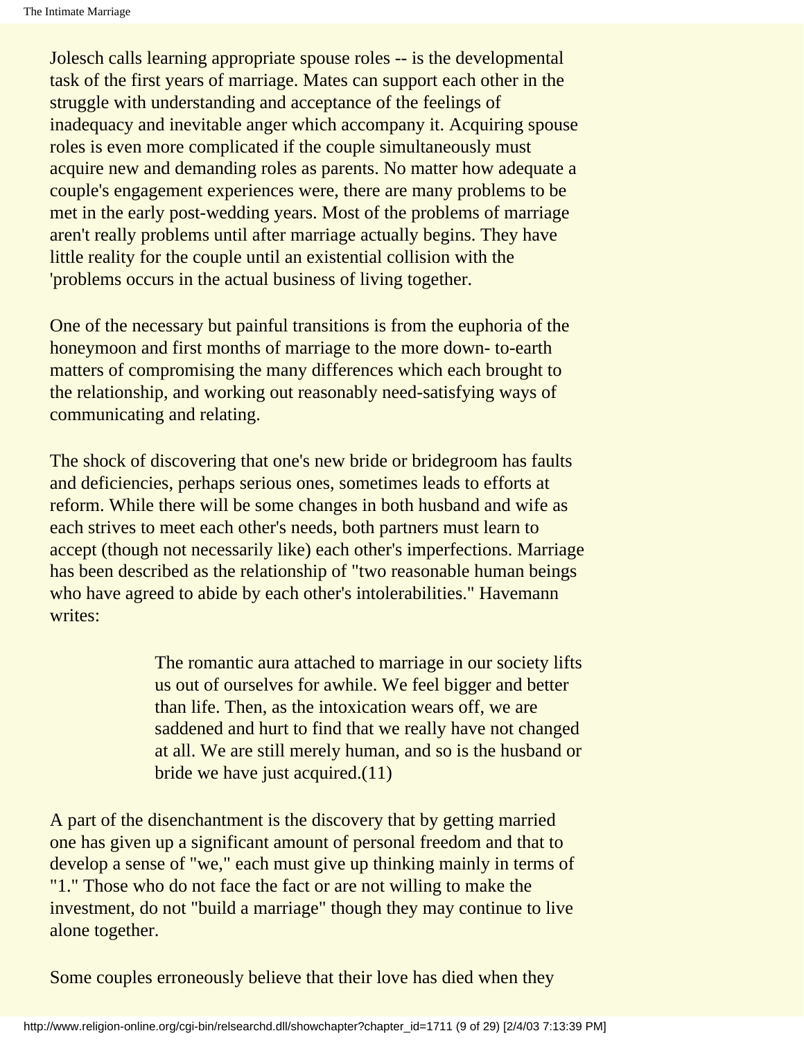Jolesch calls learning appropriate spouse roles -- is the developmental task of the first years of marriage. Mates can support each other in the struggle with understanding and acceptance of the feelings of inadequacy and inevitable anger which accompany it. Acquiring spouse roles is even more complicated if the couple simultaneously must acquire new and demanding roles as parents. No matter how adequate a couple's engagement experiences were, there are many problems to be met in the early post-wedding years. Most of the problems of marriage aren't really problems until after marriage actually begins. They have little reality for the couple until an existential collision with the 'problems occurs in the actual business of living together.

One of the necessary but painful transitions is from the euphoria of the honeymoon and first months of marriage to the more down- to-earth matters of compromising the many differences which each brought to the relationship, and working out reasonably need-satisfying ways of communicating and relating.

The shock of discovering that one's new bride or bridegroom has faults and deficiencies, perhaps serious ones, sometimes leads to efforts at reform. While there will be some changes in both husband and wife as each strives to meet each other's needs, both partners must learn to accept (though not necessarily like) each other's imperfections. Marriage has been described as the relationship of "two reasonable human beings who have agreed to abide by each other's intolerabilities." Havemann writes:

> The romantic aura attached to marriage in our society lifts us out of ourselves for awhile. We feel bigger and better than life. Then, as the intoxication wears off, we are saddened and hurt to find that we really have not changed at all. We are still merely human, and so is the husband or bride we have just acquired.(11)

A part of the disenchantment is the discovery that by getting married one has given up a significant amount of personal freedom and that to develop a sense of "we," each must give up thinking mainly in terms of "1." Those who do not face the fact or are not willing to make the investment, do not "build a marriage" though they may continue to live alone together.

Some couples erroneously believe that their love has died when they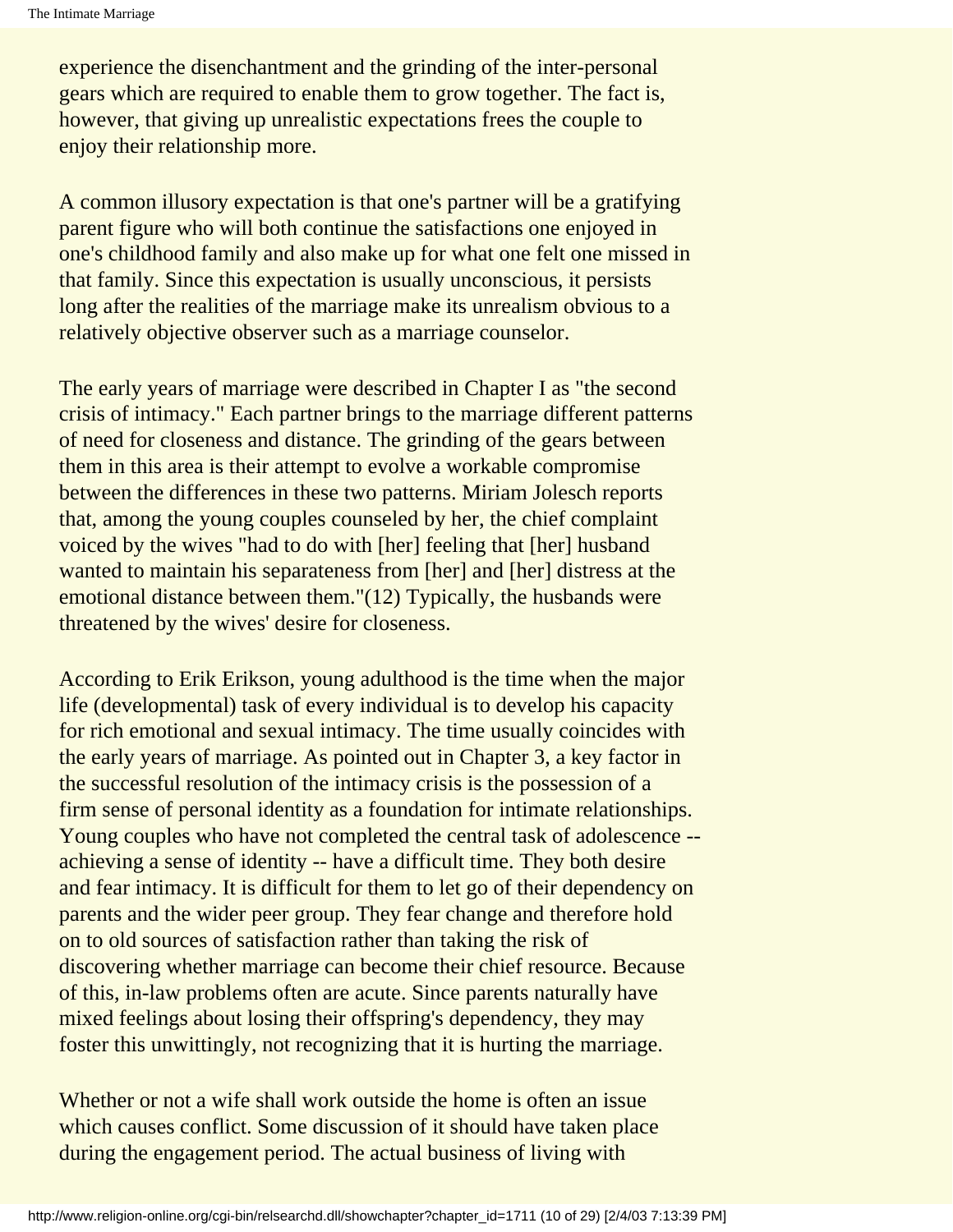experience the disenchantment and the grinding of the inter-personal gears which are required to enable them to grow together. The fact is, however, that giving up unrealistic expectations frees the couple to enjoy their relationship more.

A common illusory expectation is that one's partner will be a gratifying parent figure who will both continue the satisfactions one enjoyed in one's childhood family and also make up for what one felt one missed in that family. Since this expectation is usually unconscious, it persists long after the realities of the marriage make its unrealism obvious to a relatively objective observer such as a marriage counselor.

The early years of marriage were described in Chapter I as "the second crisis of intimacy." Each partner brings to the marriage different patterns of need for closeness and distance. The grinding of the gears between them in this area is their attempt to evolve a workable compromise between the differences in these two patterns. Miriam Jolesch reports that, among the young couples counseled by her, the chief complaint voiced by the wives "had to do with [her] feeling that [her] husband wanted to maintain his separateness from [her] and [her] distress at the emotional distance between them."(12) Typically, the husbands were threatened by the wives' desire for closeness.

According to Erik Erikson, young adulthood is the time when the major life (developmental) task of every individual is to develop his capacity for rich emotional and sexual intimacy. The time usually coincides with the early years of marriage. As pointed out in Chapter 3, a key factor in the successful resolution of the intimacy crisis is the possession of a firm sense of personal identity as a foundation for intimate relationships. Young couples who have not completed the central task of adolescence -- achieving a sense of identity -- have a difficult time. They both desire and fear intimacy. It is difficult for them to let go of their dependency on parents and the wider peer group. They fear change and therefore hold on to old sources of satisfaction rather than taking the risk of discovering whether marriage can become their chief resource. Because of this, in-law problems often are acute. Since parents naturally have mixed feelings about losing their offspring's dependency, they may foster this unwittingly, not recognizing that it is hurting the marriage.

Whether or not a wife shall work outside the home is often an issue which causes conflict. Some discussion of it should have taken place during the engagement period. The actual business of living with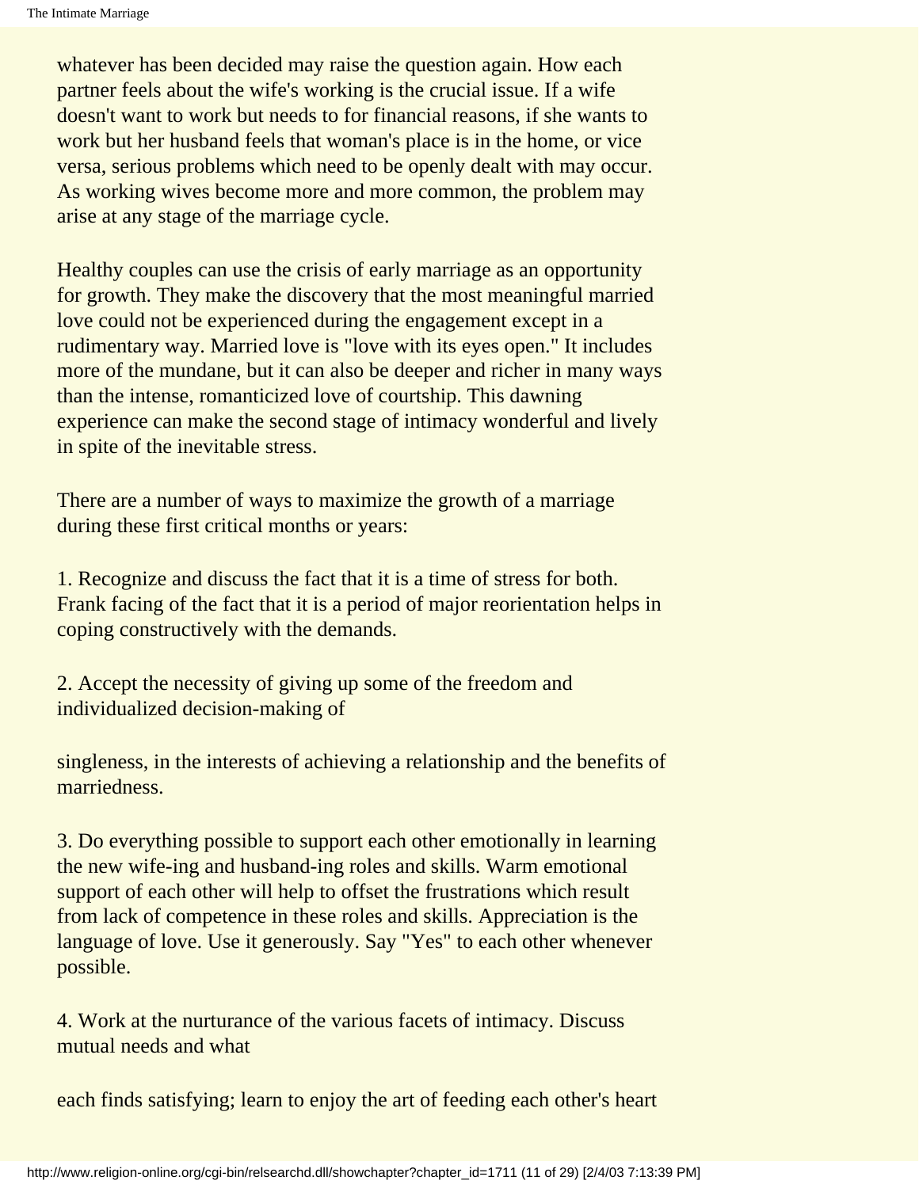whatever has been decided may raise the question again. How each partner feels about the wife's working is the crucial issue. If a wife doesn't want to work but needs to for financial reasons, if she wants to work but her husband feels that woman's place is in the home, or vice versa, serious problems which need to be openly dealt with may occur. As working wives become more and more common, the problem may arise at any stage of the marriage cycle.

Healthy couples can use the crisis of early marriage as an opportunity for growth. They make the discovery that the most meaningful married love could not be experienced during the engagement except in a rudimentary way. Married love is "love with its eyes open." It includes more of the mundane, but it can also be deeper and richer in many ways than the intense, romanticized love of courtship. This dawning experience can make the second stage of intimacy wonderful and lively in spite of the inevitable stress.

There are a number of ways to maximize the growth of a marriage during these first critical months or years:

1. Recognize and discuss the fact that it is a time of stress for both. Frank facing of the fact that it is a period of major reorientation helps in coping constructively with the demands.

2. Accept the necessity of giving up some of the freedom and individualized decision-making of singleness, in the interests of achieving a relationship and the benefits of marriedness.

3. Do everything possible to support each other emotionally in learning the new wife-ing and husband-ing roles and skills. Warm emotional support of each other will help to offset the frustrations which result from lack of competence in these roles and skills. Appreciation is the language of love. Use it generously. Say "Yes" to each other whenever possible.

4. Work at the nurturance of the various facets of intimacy. Discuss mutual needs and what each finds satisfying; learn to enjoy the art of feeding each other's heart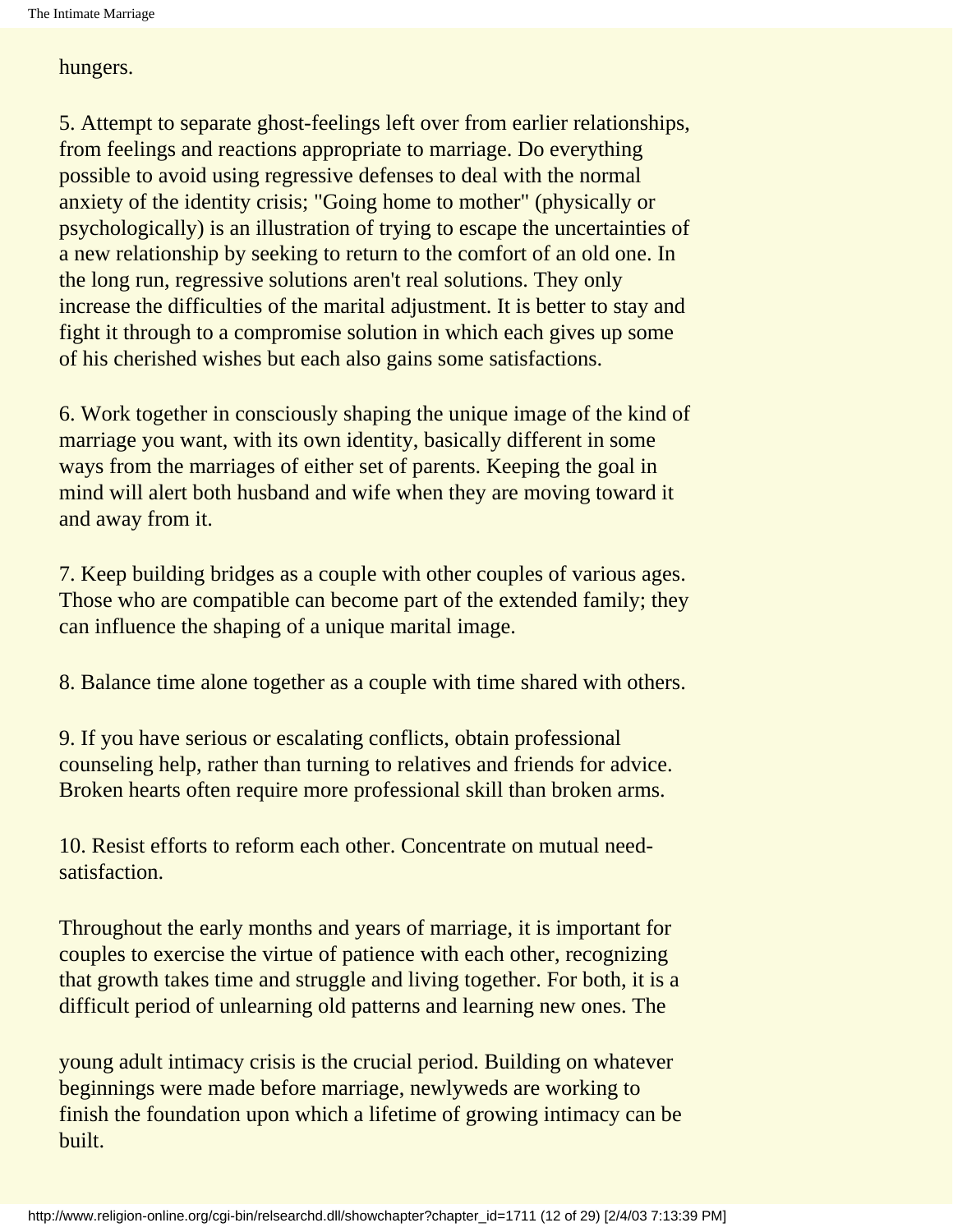hungers.

5. Attempt to separate ghost-feelings left over from earlier relationships, from feelings and reactions appropriate to marriage. Do everything possible to avoid using regressive defenses to deal with the normal anxiety of the identity crisis; "Going home to mother" (physically or psychologically) is an illustration of trying to escape the uncertainties of a new relationship by seeking to return to the comfort of an old one. In the long run, regressive solutions aren't real solutions. They only increase the difficulties of the marital adjustment. It is better to stay and fight it through to a compromise solution in which each gives up some of his cherished wishes but each also gains some satisfactions.

6. Work together in consciously shaping the unique image of the kind of marriage you want, with its own identity, basically different in some ways from the marriages of either set of parents. Keeping the goal in mind will alert both husband and wife when they are moving toward it and away from it.

7. Keep building bridges as a couple with other couples of various ages. Those who are compatible can become part of the extended family; they can influence the shaping of a unique marital image.

8. Balance time alone together as a couple with time shared with others.

9. If you have serious or escalating conflicts, obtain professional counseling help, rather than turning to relatives and friends for advice. Broken hearts often require more professional skill than broken arms.

10. Resist efforts to reform each other. Concentrate on mutual need-satisfaction.

Throughout the early months and years of marriage, it is important for couples to exercise the virtue of patience with each other, recognizing that growth takes time and struggle and living together. For both, it is a difficult period of unlearning old patterns and learning new ones. The young adult intimacy crisis is the crucial period. Building on whatever beginnings were made before marriage, newlyweds are working to finish the foundation upon which a lifetime of growing intimacy can be built.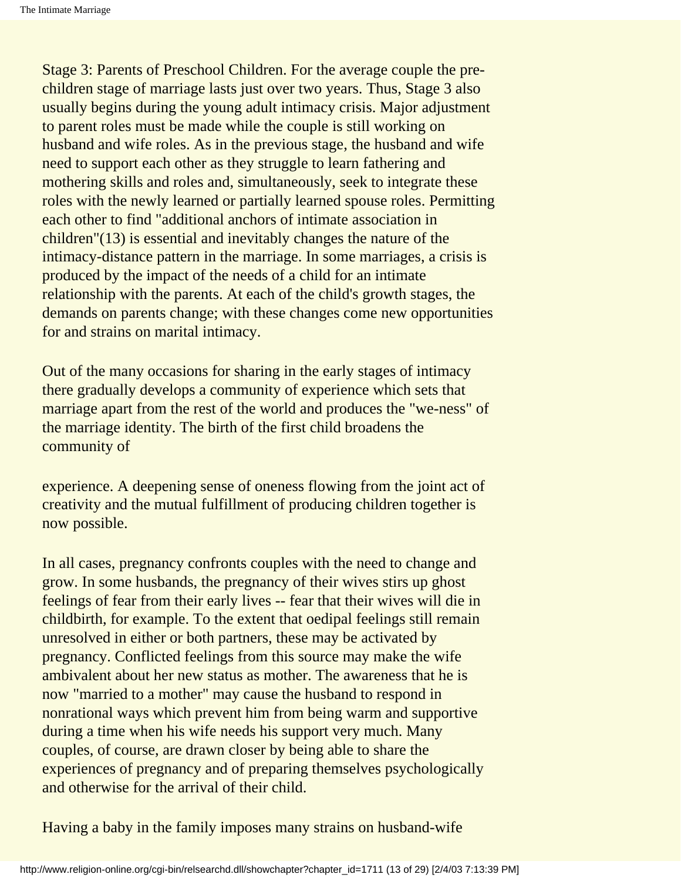Stage 3: Parents of Preschool Children. For the average couple the pre-children stage of marriage lasts just over two years. Thus, Stage 3 also usually begins during the young adult intimacy crisis. Major adjustment to parent roles must be made while the couple is still working on husband and wife roles. As in the previous stage, the husband and wife need to support each other as they struggle to learn fathering and mothering skills and roles and, simultaneously, seek to integrate these roles with the newly learned or partially learned spouse roles. Permitting each other to find "additional anchors of intimate association in children"(13) is essential and inevitably changes the nature of the intimacy-distance pattern in the marriage. In some marriages, a crisis is produced by the impact of the needs of a child for an intimate relationship with the parents. At each of the child's growth stages, the demands on parents change; with these changes come new opportunities for and strains on marital intimacy.

Out of the many occasions for sharing in the early stages of intimacy there gradually develops a community of experience which sets that marriage apart from the rest of the world and produces the "we-ness" of the marriage identity. The birth of the first child broadens the community of experience. A deepening sense of oneness flowing from the joint act of creativity and the mutual fulfillment of producing children together is now possible.

In all cases, pregnancy confronts couples with the need to change and grow. In some husbands, the pregnancy of their wives stirs up ghost feelings of fear from their early lives -- fear that their wives will die in childbirth, for example. To the extent that oedipal feelings still remain unresolved in either or both partners, these may be activated by pregnancy. Conflicted feelings from this source may make the wife ambivalent about her new status as mother. The awareness that he is now "married to a mother" may cause the husband to respond in nonrational ways which prevent him from being warm and supportive during a time when his wife needs his support very much. Many couples, of course, are drawn closer by being able to share the experiences of pregnancy and of preparing themselves psychologically and otherwise for the arrival of their child.

Having a baby in the family imposes many strains on husband-wife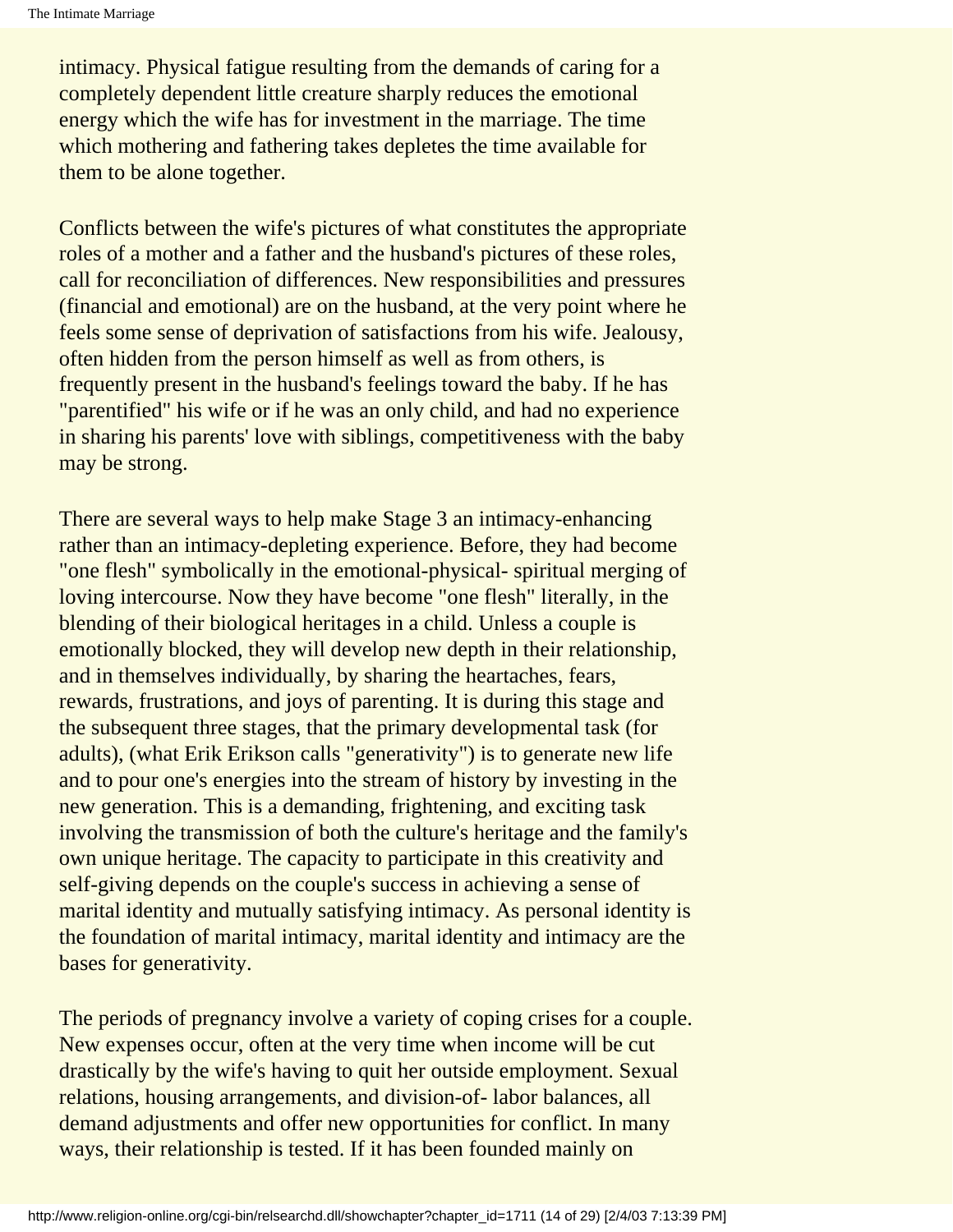intimacy. Physical fatigue resulting from the demands of caring for a completely dependent little creature sharply reduces the emotional energy which the wife has for investment in the marriage. The time which mothering and fathering takes depletes the time available for them to be alone together.

Conflicts between the wife's pictures of what constitutes the appropriate roles of a mother and a father and the husband's pictures of these roles, call for reconciliation of differences. New responsibilities and pressures (financial and emotional) are on the husband, at the very point where he feels some sense of deprivation of satisfactions from his wife. Jealousy, often hidden from the person himself as well as from others, is frequently present in the husband's feelings toward the baby. If he has "parentified" his wife or if he was an only child, and had no experience in sharing his parents' love with siblings, competitiveness with the baby may be strong.

There are several ways to help make Stage 3 an intimacy-enhancing rather than an intimacy-depleting experience. Before, they had become "one flesh" symbolically in the emotional-physical- spiritual merging of loving intercourse. Now they have become "one flesh" literally, in the blending of their biological heritages in a child. Unless a couple is emotionally blocked, they will develop new depth in their relationship, and in themselves individually, by sharing the heartaches, fears, rewards, frustrations, and joys of parenting. It is during this stage and the subsequent three stages, that the primary developmental task (for adults), (what Erik Erikson calls "generativity") is to generate new life and to pour one's energies into the stream of history by investing in the new generation. This is a demanding, frightening, and exciting task involving the transmission of both the culture's heritage and the family's own unique heritage. The capacity to participate in this creativity and self-giving depends on the couple's success in achieving a sense of marital identity and mutually satisfying intimacy. As personal identity is the foundation of marital intimacy, marital identity and intimacy are the bases for generativity.

The periods of pregnancy involve a variety of coping crises for a couple. New expenses occur, often at the very time when income will be cut drastically by the wife's having to quit her outside employment. Sexual relations, housing arrangements, and division-of- labor balances, all demand adjustments and offer new opportunities for conflict. In many ways, their relationship is tested. If it has been founded mainly on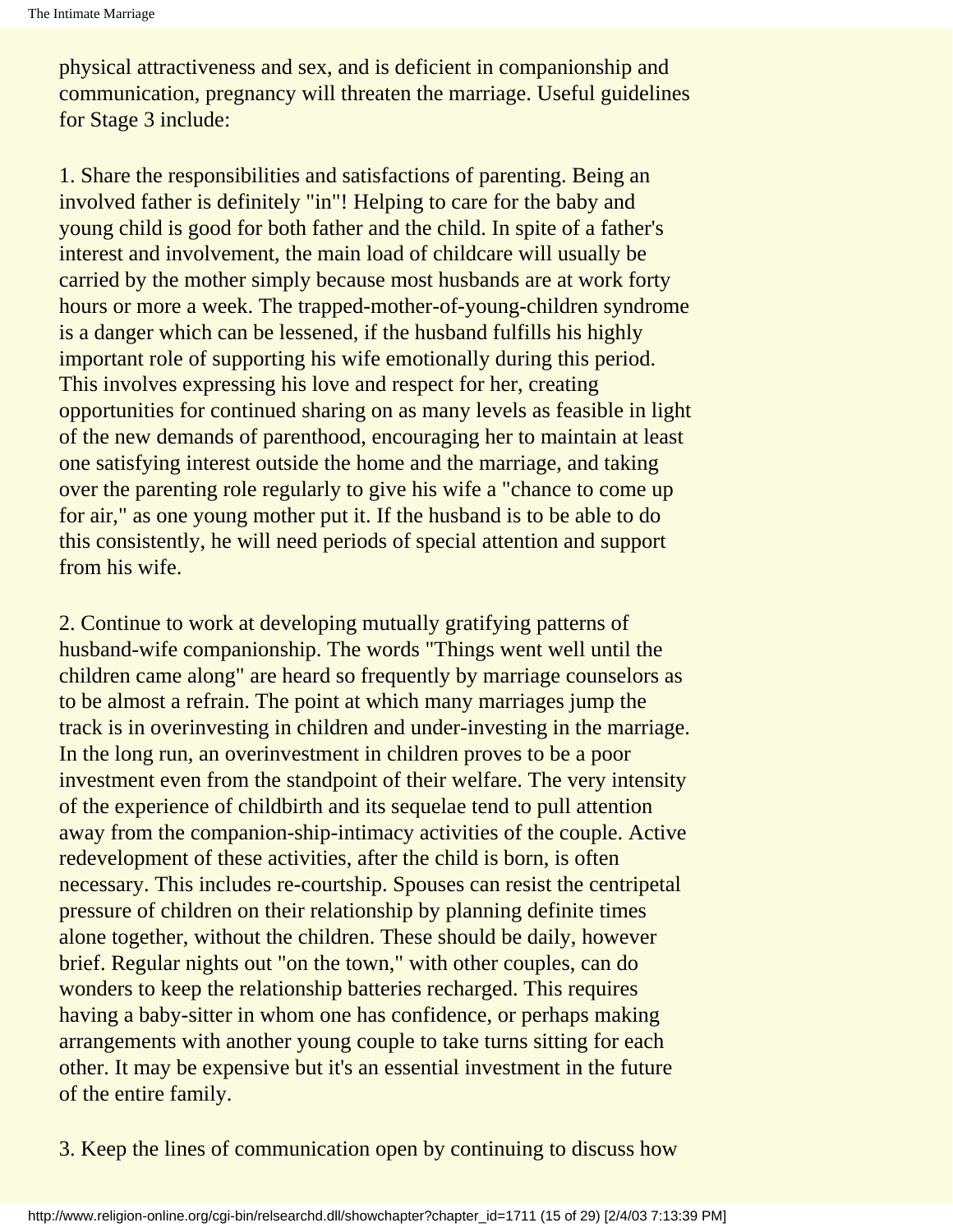physical attractiveness and sex, and is deficient in companionship and communication, pregnancy will threaten the marriage. Useful guidelines for Stage 3 include:

1. Share the responsibilities and satisfactions of parenting. Being an involved father is definitely "in"! Helping to care for the baby and young child is good for both father and the child. In spite of a father's interest and involvement, the main load of childcare will usually be carried by the mother simply because most husbands are at work forty hours or more a week. The trapped-mother-of-young-children syndrome is a danger which can be lessened, if the husband fulfills his highly important role of supporting his wife emotionally during this period. This involves expressing his love and respect for her, creating opportunities for continued sharing on as many levels as feasible in light of the new demands of parenthood, encouraging her to maintain at least one satisfying interest outside the home and the marriage, and taking over the parenting role regularly to give his wife a "chance to come up for air," as one young mother put it. If the husband is to be able to do this consistently, he will need periods of special attention and support from his wife.

2. Continue to work at developing mutually gratifying patterns of husband-wife companionship. The words "Things went well until the children came along" are heard so frequently by marriage counselors as to be almost a refrain. The point at which many marriages jump the track is in overinvesting in children and under-investing in the marriage. In the long run, an overinvestment in children proves to be a poor investment even from the standpoint of their welfare. The very intensity of the experience of childbirth and its sequelae tend to pull attention away from the companion-ship-intimacy activities of the couple. Active redevelopment of these activities, after the child is born, is often necessary. This includes re-courtship. Spouses can resist the centripetal pressure of children on their relationship by planning definite times alone together, without the children. These should be daily, however brief. Regular nights out "on the town," with other couples, can do wonders to keep the relationship batteries recharged. This requires having a baby-sitter in whom one has confidence, or perhaps making arrangements with another young couple to take turns sitting for each other. It may be expensive but it's an essential investment in the future of the entire family.

3. Keep the lines of communication open by continuing to discuss how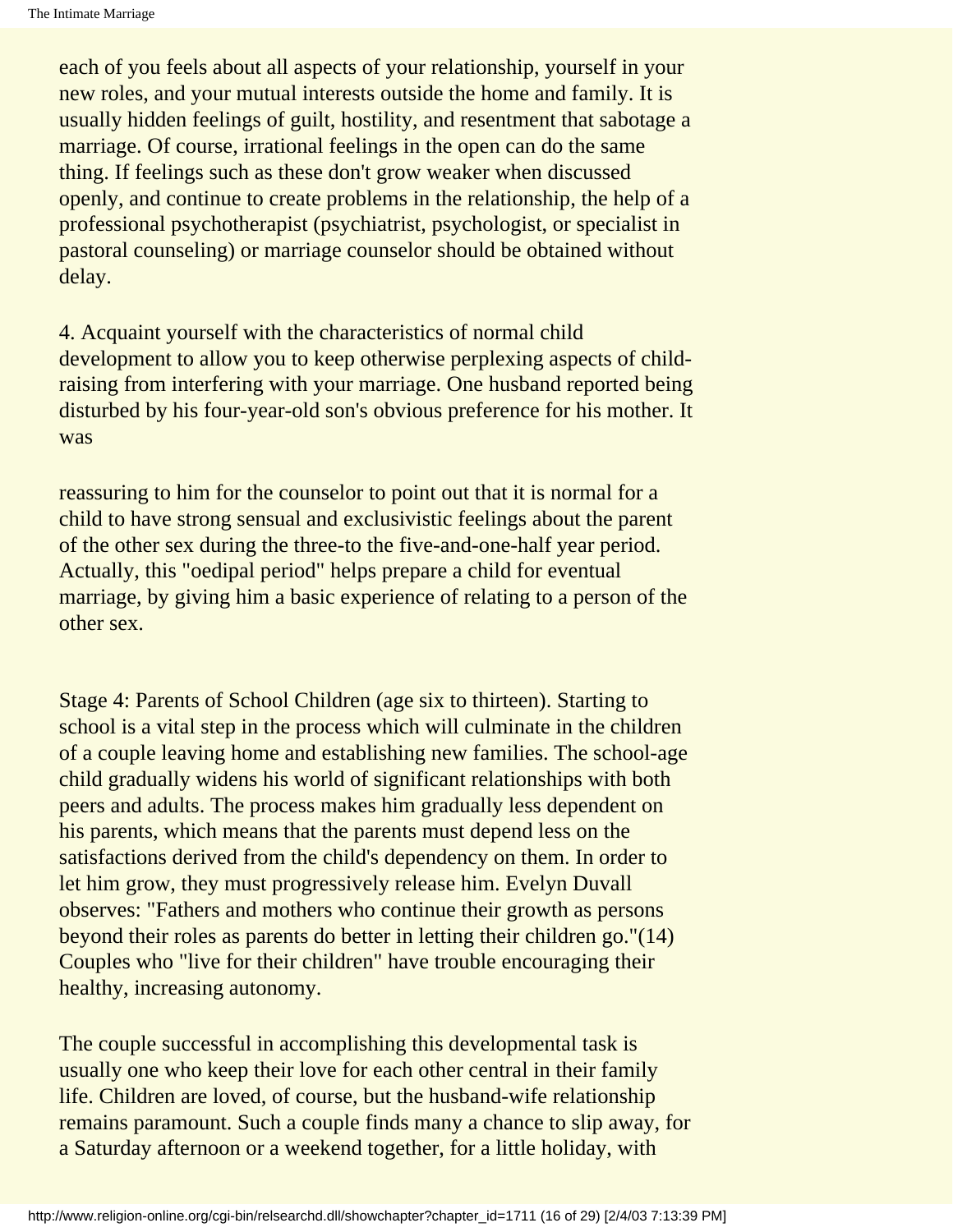each of you feels about all aspects of your relationship, yourself in your new roles, and your mutual interests outside the home and family. It is usually hidden feelings of guilt, hostility, and resentment that sabotage a marriage. Of course, irrational feelings in the open can do the same thing. If feelings such as these don't grow weaker when discussed openly, and continue to create problems in the relationship, the help of a professional psychotherapist (psychiatrist, psychologist, or specialist in pastoral counseling) or marriage counselor should be obtained without delay.

4. Acquaint yourself with the characteristics of normal child development to allow you to keep otherwise perplexing aspects of child-raising from interfering with your marriage. One husband reported being disturbed by his four-year-old son's obvious preference for his mother. It was reassuring to him for the counselor to point out that it is normal for a child to have strong sensual and exclusivistic feelings about the parent of the other sex during the three-to the five-and-one-half year period. Actually, this "oedipal period" helps prepare a child for eventual marriage, by giving him a basic experience of relating to a person of the other sex.

Stage 4: Parents of School Children (age six to thirteen). Starting to school is a vital step in the process which will culminate in the children of a couple leaving home and establishing new families. The school-age child gradually widens his world of significant relationships with both peers and adults. The process makes him gradually less dependent on his parents, which means that the parents must depend less on the satisfactions derived from the child's dependency on them. In order to let him grow, they must progressively release him. Evelyn Duvall observes: "Fathers and mothers who continue their growth as persons beyond their roles as parents do better in letting their children go."(14) Couples who "live for their children" have trouble encouraging their healthy, increasing autonomy.

The couple successful in accomplishing this developmental task is usually one who keep their love for each other central in their family life. Children are loved, of course, but the husband-wife relationship remains paramount. Such a couple finds many a chance to slip away, for a Saturday afternoon or a weekend together, for a little holiday, with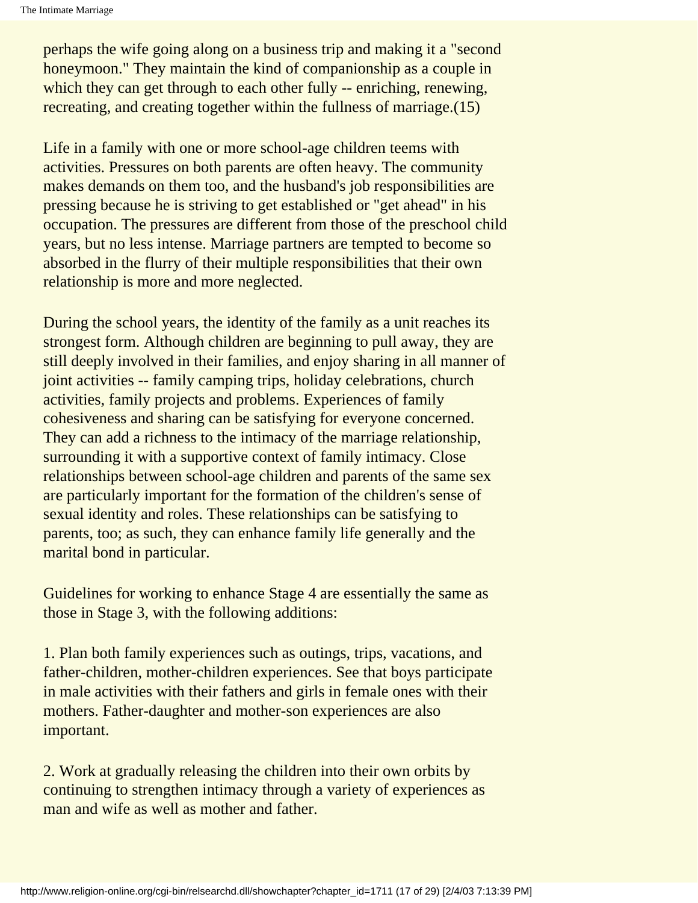perhaps the wife going along on a business trip and making it a "second honeymoon." They maintain the kind of companionship as a couple in which they can get through to each other fully -- enriching, renewing, recreating, and creating together within the fullness of marriage.(15)

Life in a family with one or more school-age children teems with activities. Pressures on both parents are often heavy. The community makes demands on them too, and the husband's job responsibilities are pressing because he is striving to get established or "get ahead" in his occupation. The pressures are different from those of the preschool child years, but no less intense. Marriage partners are tempted to become so absorbed in the flurry of their multiple responsibilities that their own relationship is more and more neglected.

During the school years, the identity of the family as a unit reaches its strongest form. Although children are beginning to pull away, they are still deeply involved in their families, and enjoy sharing in all manner of joint activities -- family camping trips, holiday celebrations, church activities, family projects and problems. Experiences of family cohesiveness and sharing can be satisfying for everyone concerned. They can add a richness to the intimacy of the marriage relationship, surrounding it with a supportive context of family intimacy. Close relationships between school-age children and parents of the same sex are particularly important for the formation of the children's sense of sexual identity and roles. These relationships can be satisfying to parents, too; as such, they can enhance family life generally and the marital bond in particular.

Guidelines for working to enhance Stage 4 are essentially the same as those in Stage 3, with the following additions:

1. Plan both family experiences such as outings, trips, vacations, and father-children, mother-children experiences. See that boys participate in male activities with their fathers and girls in female ones with their mothers. Father-daughter and mother-son experiences are also important.

2. Work at gradually releasing the children into their own orbits by continuing to strengthen intimacy through a variety of experiences as man and wife as well as mother and father.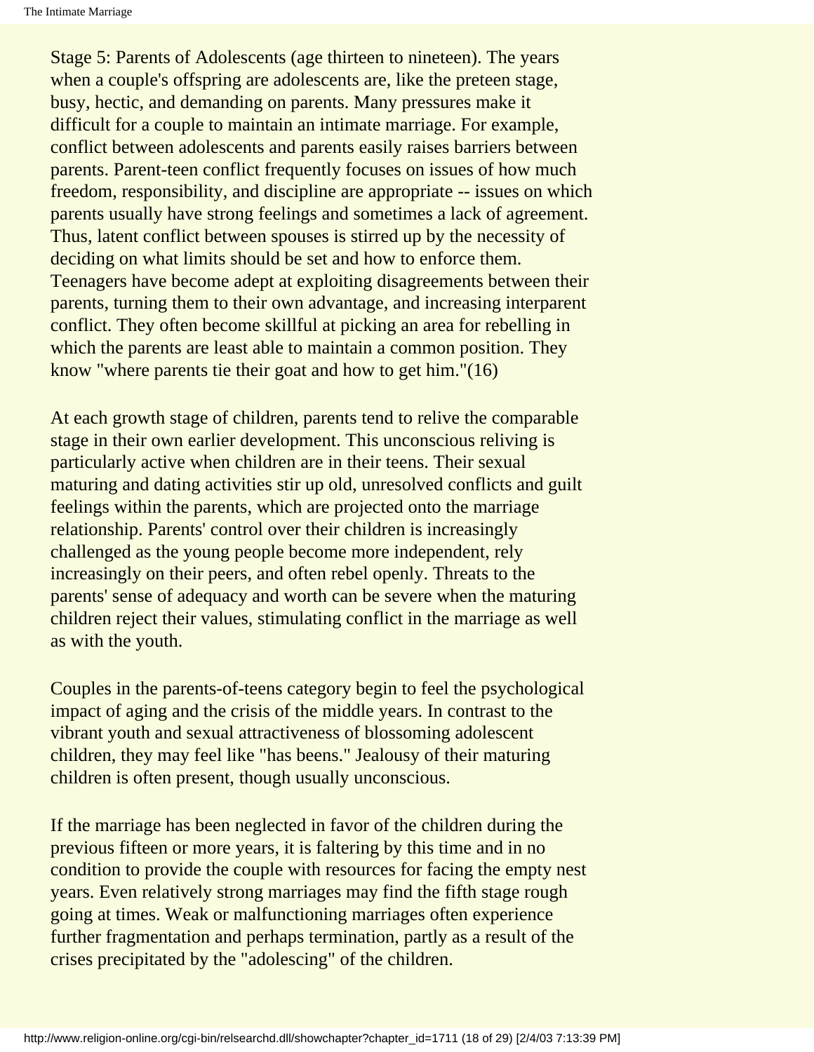Stage 5: Parents of Adolescents (age thirteen to nineteen). The years when a couple's offspring are adolescents are, like the preteen stage, busy, hectic, and demanding on parents. Many pressures make it difficult for a couple to maintain an intimate marriage. For example, conflict between adolescents and parents easily raises barriers between parents. Parent-teen conflict frequently focuses on issues of how much freedom, responsibility, and discipline are appropriate -- issues on which parents usually have strong feelings and sometimes a lack of agreement. Thus, latent conflict between spouses is stirred up by the necessity of deciding on what limits should be set and how to enforce them. Teenagers have become adept at exploiting disagreements between their parents, turning them to their own advantage, and increasing interparent conflict. They often become skillful at picking an area for rebelling in which the parents are least able to maintain a common position. They know "where parents tie their goat and how to get him."(16)

At each growth stage of children, parents tend to relive the comparable stage in their own earlier development. This unconscious reliving is particularly active when children are in their teens. Their sexual maturing and dating activities stir up old, unresolved conflicts and guilt feelings within the parents, which are projected onto the marriage relationship. Parents' control over their children is increasingly challenged as the young people become more independent, rely increasingly on their peers, and often rebel openly. Threats to the parents' sense of adequacy and worth can be severe when the maturing children reject their values, stimulating conflict in the marriage as well as with the youth.

Couples in the parents-of-teens category begin to feel the psychological impact of aging and the crisis of the middle years. In contrast to the vibrant youth and sexual attractiveness of blossoming adolescent children, they may feel like "has beens." Jealousy of their maturing children is often present, though usually unconscious.

If the marriage has been neglected in favor of the children during the previous fifteen or more years, it is faltering by this time and in no condition to provide the couple with resources for facing the empty nest years. Even relatively strong marriages may find the fifth stage rough going at times. Weak or malfunctioning marriages often experience further fragmentation and perhaps termination, partly as a result of the crises precipitated by the "adolescing" of the children.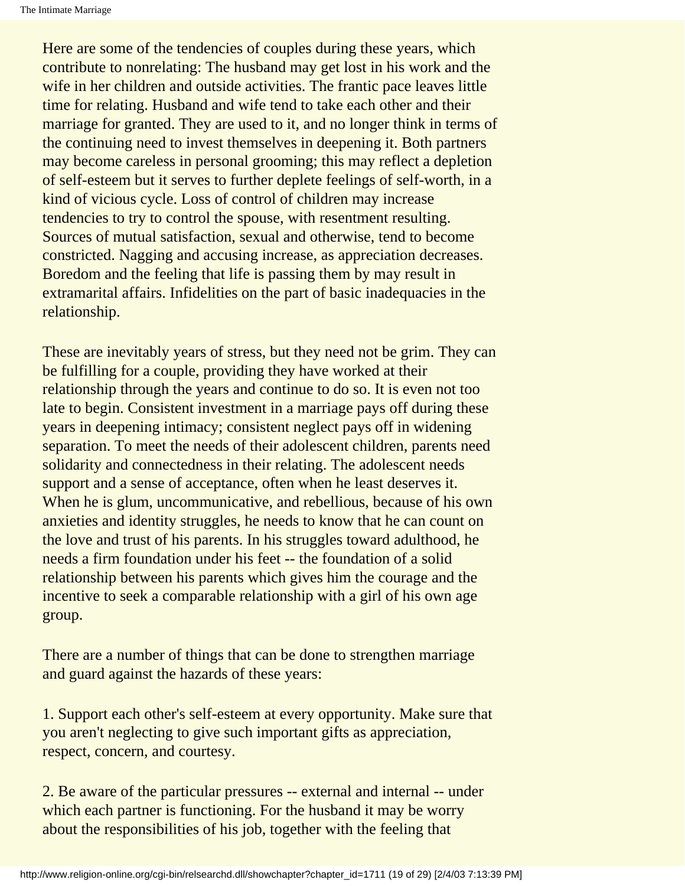Here are some of the tendencies of couples during these years, which contribute to nonrelating: The husband may get lost in his work and the wife in her children and outside activities. The frantic pace leaves little time for relating. Husband and wife tend to take each other and their marriage for granted. They are used to it, and no longer think in terms of the continuing need to invest themselves in deepening it. Both partners may become careless in personal grooming; this may reflect a depletion of self-esteem but it serves to further deplete feelings of self-worth, in a kind of vicious cycle. Loss of control of children may increase tendencies to try to control the spouse, with resentment resulting. Sources of mutual satisfaction, sexual and otherwise, tend to become constricted. Nagging and accusing increase, as appreciation decreases. Boredom and the feeling that life is passing them by may result in extramarital affairs. Infidelities on the part of basic inadequacies in the relationship.

These are inevitably years of stress, but they need not be grim. They can be fulfilling for a couple, providing they have worked at their relationship through the years and continue to do so. It is even not too late to begin. Consistent investment in a marriage pays off during these years in deepening intimacy; consistent neglect pays off in widening separation. To meet the needs of their adolescent children, parents need solidarity and connectedness in their relating. The adolescent needs support and a sense of acceptance, often when he least deserves it. When he is glum, uncommunicative, and rebellious, because of his own anxieties and identity struggles, he needs to know that he can count on the love and trust of his parents. In his struggles toward adulthood, he needs a firm foundation under his feet -- the foundation of a solid relationship between his parents which gives him the courage and the incentive to seek a comparable relationship with a girl of his own age group.

There are a number of things that can be done to strengthen marriage and guard against the hazards of these years:

1. Support each other's self-esteem at every opportunity. Make sure that you aren't neglecting to give such important gifts as appreciation, respect, concern, and courtesy.

2. Be aware of the particular pressures -- external and internal -- under which each partner is functioning. For the husband it may be worry about the responsibilities of his job, together with the feeling that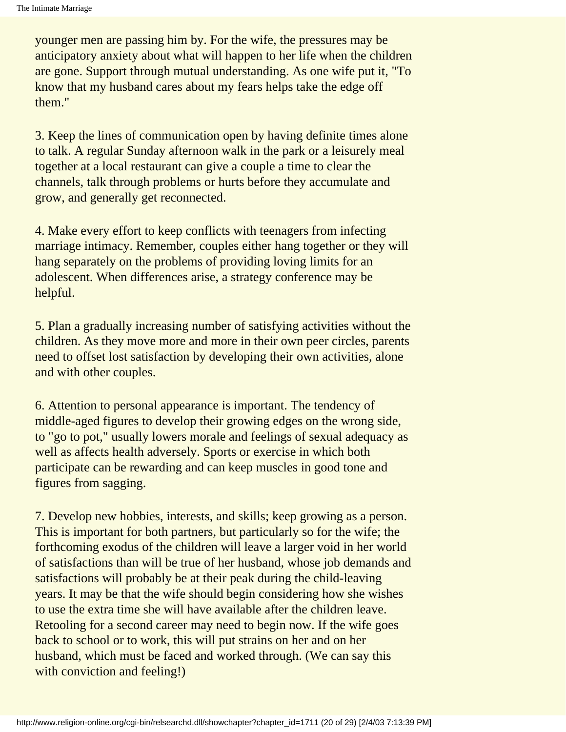younger men are passing him by. For the wife, the pressures may be anticipatory anxiety about what will happen to her life when the children are gone. Support through mutual understanding. As one wife put it, "To know that my husband cares about my fears helps take the edge off them."

3. Keep the lines of communication open by having definite times alone to talk. A regular Sunday afternoon walk in the park or a leisurely meal together at a local restaurant can give a couple a time to clear the channels, talk through problems or hurts before they accumulate and grow, and generally get reconnected.

4. Make every effort to keep conflicts with teenagers from infecting marriage intimacy. Remember, couples either hang together or they will hang separately on the problems of providing loving limits for an adolescent. When differences arise, a strategy conference may be helpful.

5. Plan a gradually increasing number of satisfying activities without the children. As they move more and more in their own peer circles, parents need to offset lost satisfaction by developing their own activities, alone and with other couples.

6. Attention to personal appearance is important. The tendency of middle-aged figures to develop their growing edges on the wrong side, to "go to pot," usually lowers morale and feelings of sexual adequacy as well as affects health adversely. Sports or exercise in which both participate can be rewarding and can keep muscles in good tone and figures from sagging.

7. Develop new hobbies, interests, and skills; keep growing as a person. This is important for both partners, but particularly so for the wife; the forthcoming exodus of the children will leave a larger void in her world of satisfactions than will be true of her husband, whose job demands and satisfactions will probably be at their peak during the child-leaving years. It may be that the wife should begin considering how she wishes to use the extra time she will have available after the children leave. Retooling for a second career may need to begin now. If the wife goes back to school or to work, this will put strains on her and on her husband, which must be faced and worked through. (We can say this with conviction and feeling!)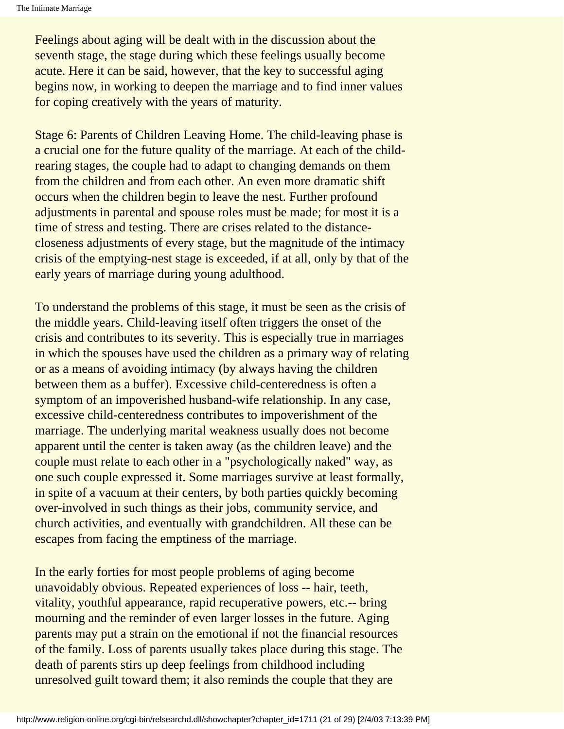Feelings about aging will be dealt with in the discussion about the seventh stage, the stage during which these feelings usually become acute. Here it can be said, however, that the key to successful aging begins now, in working to deepen the marriage and to find inner values for coping creatively with the years of maturity.

Stage 6: Parents of Children Leaving Home. The child-leaving phase is a crucial one for the future quality of the marriage. At each of the child-rearing stages, the couple had to adapt to changing demands on them from the children and from each other. An even more dramatic shift occurs when the children begin to leave the nest. Further profound adjustments in parental and spouse roles must be made; for most it is a time of stress and testing. There are crises related to the distance-closeness adjustments of every stage, but the magnitude of the intimacy crisis of the emptying-nest stage is exceeded, if at all, only by that of the early years of marriage during young adulthood.

To understand the problems of this stage, it must be seen as the crisis of the middle years. Child-leaving itself often triggers the onset of the crisis and contributes to its severity. This is especially true in marriages in which the spouses have used the children as a primary way of relating or as a means of avoiding intimacy (by always having the children between them as a buffer). Excessive child-centeredness is often a symptom of an impoverished husband-wife relationship. In any case, excessive child-centeredness contributes to impoverishment of the marriage. The underlying marital weakness usually does not become apparent until the center is taken away (as the children leave) and the couple must relate to each other in a "psychologically naked" way, as one such couple expressed it. Some marriages survive at least formally, in spite of a vacuum at their centers, by both parties quickly becoming over-involved in such things as their jobs, community service, and church activities, and eventually with grandchildren. All these can be escapes from facing the emptiness of the marriage.

In the early forties for most people problems of aging become unavoidably obvious. Repeated experiences of loss -- hair, teeth, vitality, youthful appearance, rapid recuperative powers, etc.-- bring mourning and the reminder of even larger losses in the future. Aging parents may put a strain on the emotional if not the financial resources of the family. Loss of parents usually takes place during this stage. The death of parents stirs up deep feelings from childhood including unresolved guilt toward them; it also reminds the couple that they are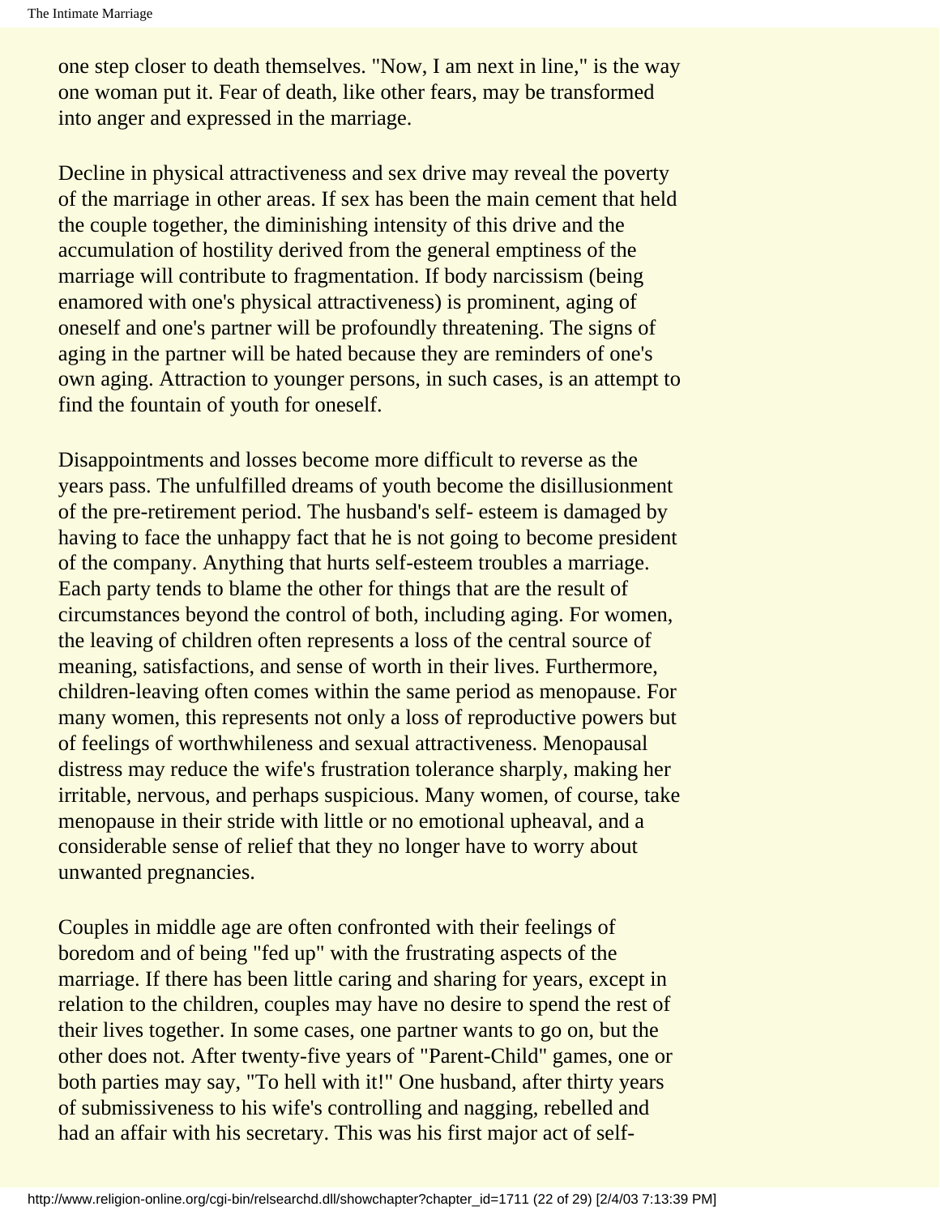one step closer to death themselves. "Now, I am next in line," is the way one woman put it. Fear of death, like other fears, may be transformed into anger and expressed in the marriage.

Decline in physical attractiveness and sex drive may reveal the poverty of the marriage in other areas. If sex has been the main cement that held the couple together, the diminishing intensity of this drive and the accumulation of hostility derived from the general emptiness of the marriage will contribute to fragmentation. If body narcissism (being enamored with one's physical attractiveness) is prominent, aging of oneself and one's partner will be profoundly threatening. The signs of aging in the partner will be hated because they are reminders of one's own aging. Attraction to younger persons, in such cases, is an attempt to find the fountain of youth for oneself.

Disappointments and losses become more difficult to reverse as the years pass. The unfulfilled dreams of youth become the disillusionment of the pre-retirement period. The husband's self- esteem is damaged by having to face the unhappy fact that he is not going to become president of the company. Anything that hurts self-esteem troubles a marriage. Each party tends to blame the other for things that are the result of circumstances beyond the control of both, including aging. For women, the leaving of children often represents a loss of the central source of meaning, satisfactions, and sense of worth in their lives. Furthermore, children-leaving often comes within the same period as menopause. For many women, this represents not only a loss of reproductive powers but of feelings of worthwhileness and sexual attractiveness. Menopausal distress may reduce the wife's frustration tolerance sharply, making her irritable, nervous, and perhaps suspicious. Many women, of course, take menopause in their stride with little or no emotional upheaval, and a considerable sense of relief that they no longer have to worry about unwanted pregnancies.

Couples in middle age are often confronted with their feelings of boredom and of being "fed up" with the frustrating aspects of the marriage. If there has been little caring and sharing for years, except in relation to the children, couples may have no desire to spend the rest of their lives together. In some cases, one partner wants to go on, but the other does not. After twenty-five years of "Parent-Child" games, one or both parties may say, "To hell with it!" One husband, after thirty years of submissiveness to his wife's controlling and nagging, rebelled and had an affair with his secretary. This was his first major act of self-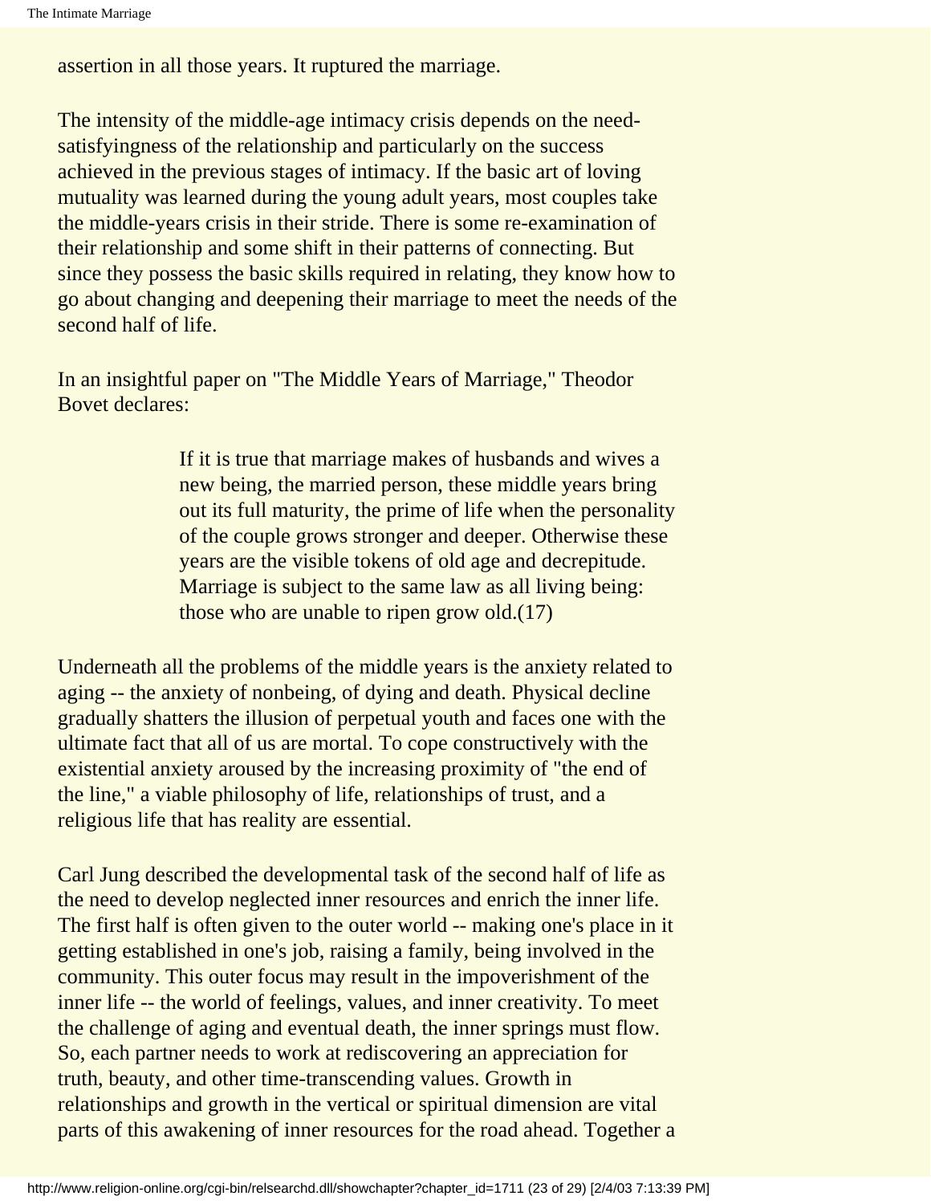assertion in all those years. It ruptured the marriage.

The intensity of the middle-age intimacy crisis depends on the need-satisfyingness of the relationship and particularly on the success achieved in the previous stages of intimacy. If the basic art of loving mutuality was learned during the young adult years, most couples take the middle-years crisis in their stride. There is some re-examination of their relationship and some shift in their patterns of connecting. But since they possess the basic skills required in relating, they know how to go about changing and deepening their marriage to meet the needs of the second half of life.

In an insightful paper on "The Middle Years of Marriage," Theodor Bovet declares:

> If it is true that marriage makes of husbands and wives a new being, the married person, these middle years bring out its full maturity, the prime of life when the personality of the couple grows stronger and deeper. Otherwise these years are the visible tokens of old age and decrepitude. Marriage is subject to the same law as all living being: those who are unable to ripen grow old.(17)

Underneath all the problems of the middle years is the anxiety related to aging -- the anxiety of nonbeing, of dying and death. Physical decline gradually shatters the illusion of perpetual youth and faces one with the ultimate fact that all of us are mortal. To cope constructively with the existential anxiety aroused by the increasing proximity of "the end of the line," a viable philosophy of life, relationships of trust, and a religious life that has reality are essential.

Carl Jung described the developmental task of the second half of life as the need to develop neglected inner resources and enrich the inner life. The first half is often given to the outer world -- making one's place in it getting established in one's job, raising a family, being involved in the community. This outer focus may result in the impoverishment of the inner life -- the world of feelings, values, and inner creativity. To meet the challenge of aging and eventual death, the inner springs must flow. So, each partner needs to work at rediscovering an appreciation for truth, beauty, and other time-transcending values. Growth in relationships and growth in the vertical or spiritual dimension are vital parts of this awakening of inner resources for the road ahead. Together a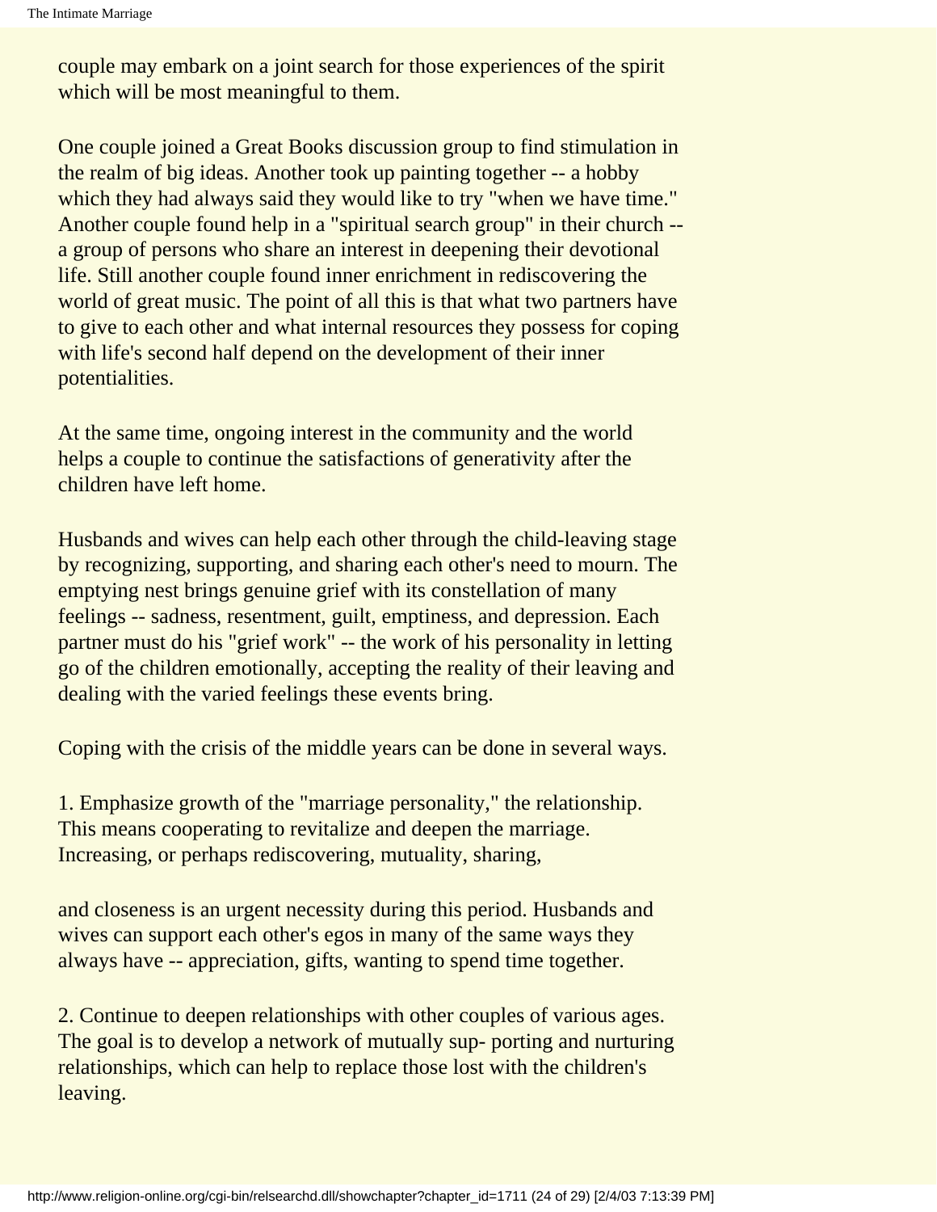couple may embark on a joint search for those experiences of the spirit which will be most meaningful to them.

One couple joined a Great Books discussion group to find stimulation in the realm of big ideas. Another took up painting together -- a hobby which they had always said they would like to try "when we have time." Another couple found help in a "spiritual search group" in their church -- a group of persons who share an interest in deepening their devotional life. Still another couple found inner enrichment in rediscovering the world of great music. The point of all this is that what two partners have to give to each other and what internal resources they possess for coping with life's second half depend on the development of their inner potentialities.

At the same time, ongoing interest in the community and the world helps a couple to continue the satisfactions of generativity after the children have left home.

Husbands and wives can help each other through the child-leaving stage by recognizing, supporting, and sharing each other's need to mourn. The emptying nest brings genuine grief with its constellation of many feelings -- sadness, resentment, guilt, emptiness, and depression. Each partner must do his "grief work" -- the work of his personality in letting go of the children emotionally, accepting the reality of their leaving and dealing with the varied feelings these events bring.

Coping with the crisis of the middle years can be done in several ways.

1. Emphasize growth of the "marriage personality," the relationship. This means cooperating to revitalize and deepen the marriage. Increasing, or perhaps rediscovering, mutuality, sharing, and closeness is an urgent necessity during this period. Husbands and wives can support each other's egos in many of the same ways they always have -- appreciation, gifts, wanting to spend time together.

2. Continue to deepen relationships with other couples of various ages. The goal is to develop a network of mutually supporting and nurturing relationships, which can help to replace those lost with the children's leaving.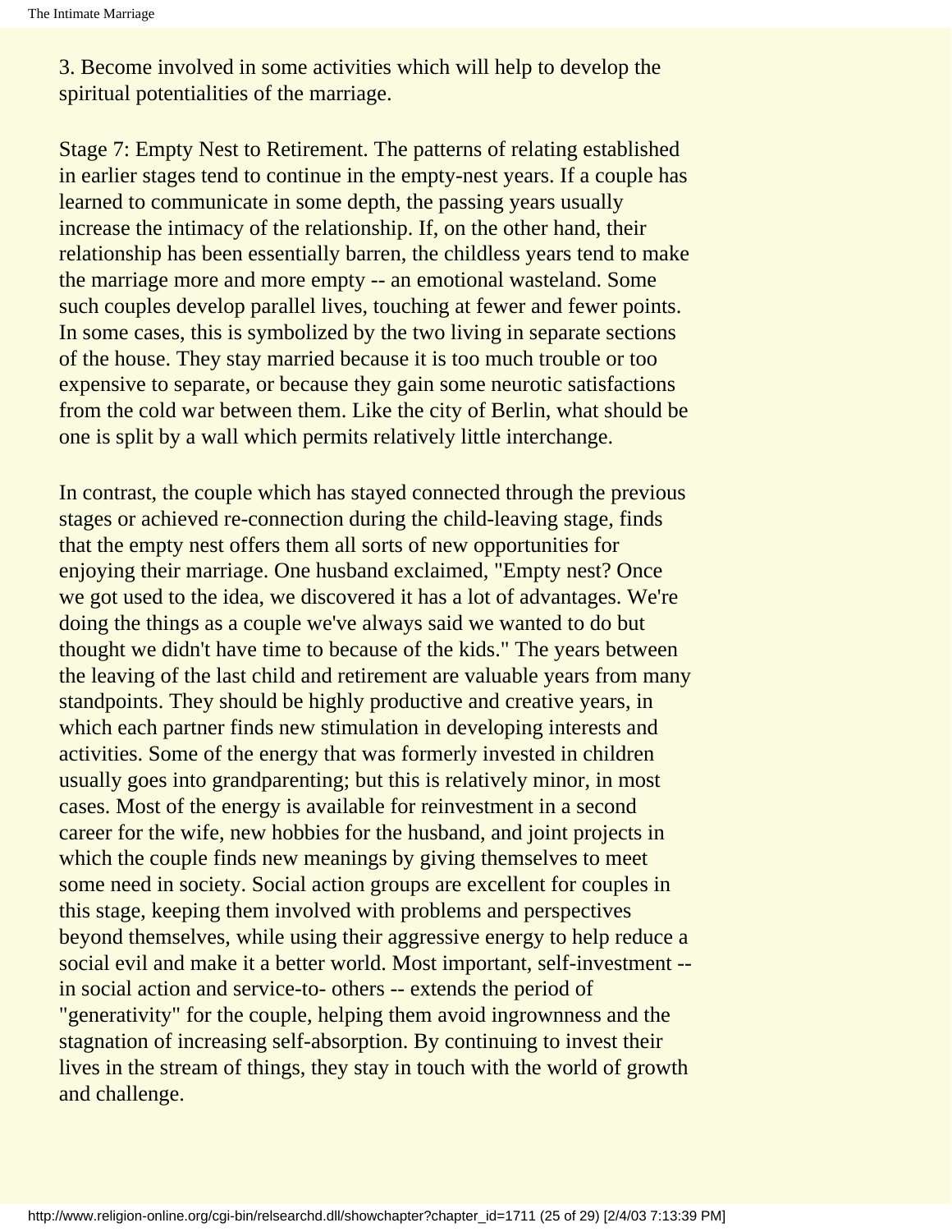3. Become involved in some activities which will help to develop the spiritual potentialities of the marriage.

Stage 7: Empty Nest to Retirement. The patterns of relating established in earlier stages tend to continue in the empty-nest years. If a couple has learned to communicate in some depth, the passing years usually increase the intimacy of the relationship. If, on the other hand, their relationship has been essentially barren, the childless years tend to make the marriage more and more empty -- an emotional wasteland. Some such couples develop parallel lives, touching at fewer and fewer points. In some cases, this is symbolized by the two living in separate sections of the house. They stay married because it is too much trouble or too expensive to separate, or because they gain some neurotic satisfactions from the cold war between them. Like the city of Berlin, what should be one is split by a wall which permits relatively little interchange.

In contrast, the couple which has stayed connected through the previous stages or achieved re-connection during the child-leaving stage, finds that the empty nest offers them all sorts of new opportunities for enjoying their marriage. One husband exclaimed, "Empty nest? Once we got used to the idea, we discovered it has a lot of advantages. We're doing the things as a couple we've always said we wanted to do but thought we didn't have time to because of the kids." The years between the leaving of the last child and retirement are valuable years from many standpoints. They should be highly productive and creative years, in which each partner finds new stimulation in developing interests and activities. Some of the energy that was formerly invested in children usually goes into grandparenting; but this is relatively minor, in most cases. Most of the energy is available for reinvestment in a second career for the wife, new hobbies for the husband, and joint projects in which the couple finds new meanings by giving themselves to meet some need in society. Social action groups are excellent for couples in this stage, keeping them involved with problems and perspectives beyond themselves, while using their aggressive energy to help reduce a social evil and make it a better world. Most important, self-investment -- in social action and service-to- others -- extends the period of "generativity" for the couple, helping them avoid ingrownness and the stagnation of increasing self-absorption. By continuing to invest their lives in the stream of things, they stay in touch with the world of growth and challenge.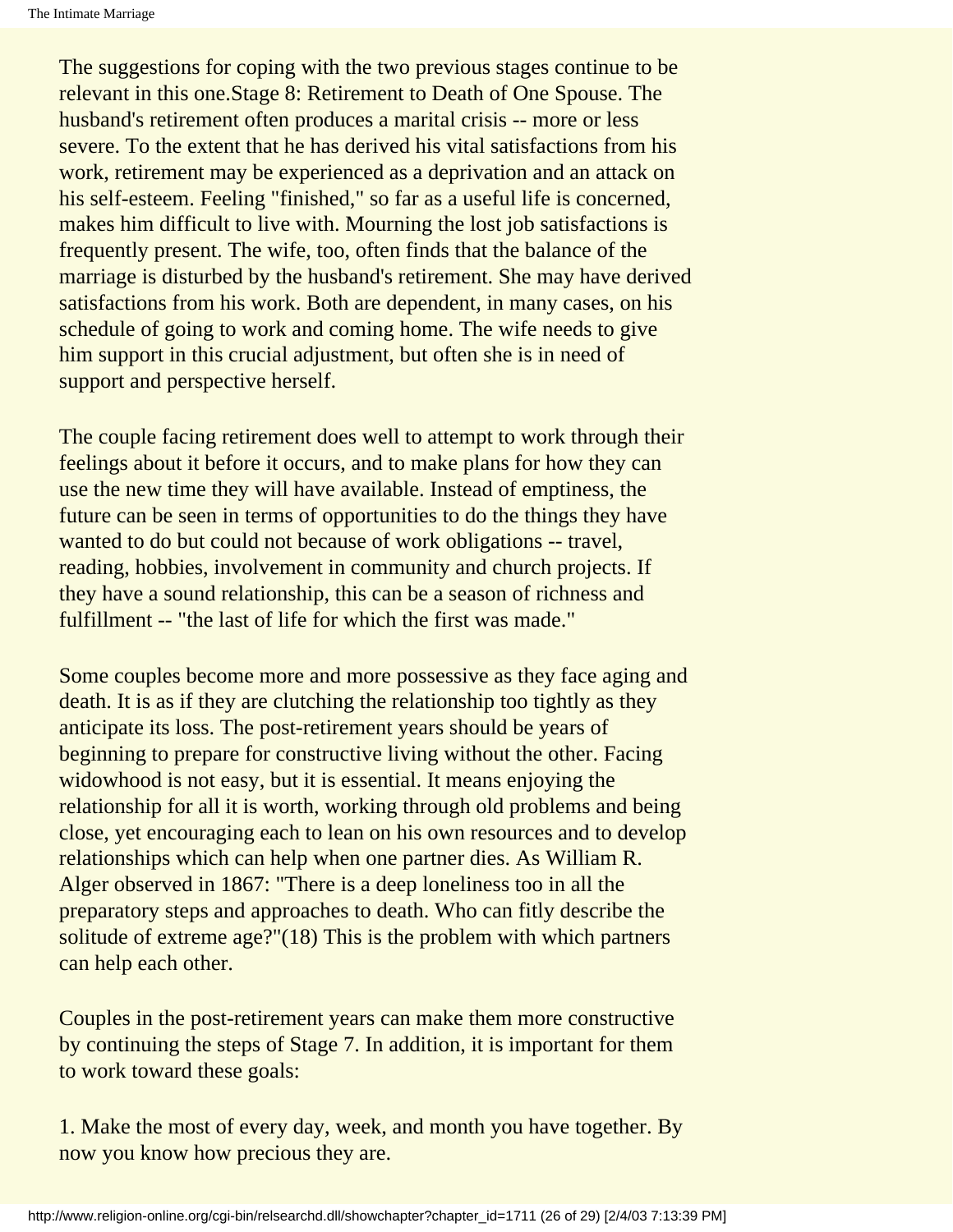The suggestions for coping with the two previous stages continue to be relevant in this one.Stage 8: Retirement to Death of One Spouse. The husband's retirement often produces a marital crisis -- more or less severe. To the extent that he has derived his vital satisfactions from his work, retirement may be experienced as a deprivation and an attack on his self-esteem. Feeling "finished," so far as a useful life is concerned, makes him difficult to live with. Mourning the lost job satisfactions is frequently present. The wife, too, often finds that the balance of the marriage is disturbed by the husband's retirement. She may have derived satisfactions from his work. Both are dependent, in many cases, on his schedule of going to work and coming home. The wife needs to give him support in this crucial adjustment, but often she is in need of support and perspective herself.

The couple facing retirement does well to attempt to work through their feelings about it before it occurs, and to make plans for how they can use the new time they will have available. Instead of emptiness, the future can be seen in terms of opportunities to do the things they have wanted to do but could not because of work obligations -- travel, reading, hobbies, involvement in community and church projects. If they have a sound relationship, this can be a season of richness and fulfillment -- "the last of life for which the first was made."

Some couples become more and more possessive as they face aging and death. It is as if they are clutching the relationship too tightly as they anticipate its loss. The post-retirement years should be years of beginning to prepare for constructive living without the other. Facing widowhood is not easy, but it is essential. It means enjoying the relationship for all it is worth, working through old problems and being close, yet encouraging each to lean on his own resources and to develop relationships which can help when one partner dies. As William R. Alger observed in 1867: "There is a deep loneliness too in all the preparatory steps and approaches to death. Who can fitly describe the solitude of extreme age?"(18) This is the problem with which partners can help each other.

Couples in the post-retirement years can make them more constructive by continuing the steps of Stage 7. In addition, it is important for them to work toward these goals:

1. Make the most of every day, week, and month you have together. By now you know how precious they are.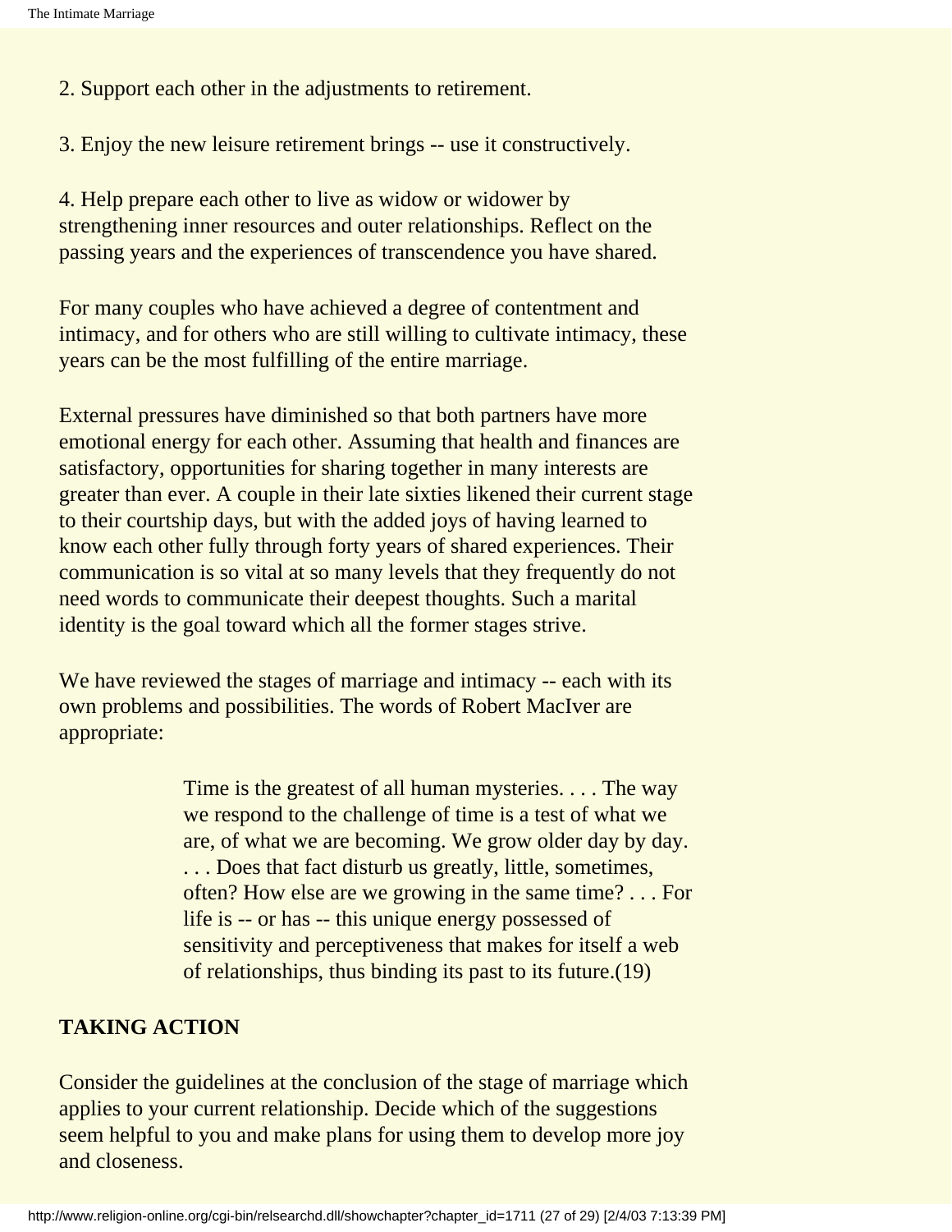2. Support each other in the adjustments to retirement.

3. Enjoy the new leisure retirement brings -- use it constructively.

4. Help prepare each other to live as widow or widower by strengthening inner resources and outer relationships. Reflect on the passing years and the experiences of transcendence you have shared.

For many couples who have achieved a degree of contentment and intimacy, and for others who are still willing to cultivate intimacy, these years can be the most fulfilling of the entire marriage.

External pressures have diminished so that both partners have more emotional energy for each other. Assuming that health and finances are satisfactory, opportunities for sharing together in many interests are greater than ever. A couple in their late sixties likened their current stage to their courtship days, but with the added joys of having learned to know each other fully through forty years of shared experiences. Their communication is so vital at so many levels that they frequently do not need words to communicate their deepest thoughts. Such a marital identity is the goal toward which all the former stages strive.

We have reviewed the stages of marriage and intimacy -- each with its own problems and possibilities. The words of Robert MacIver are appropriate:

> Time is the greatest of all human mysteries. . . . The way we respond to the challenge of time is a test of what we are, of what we are becoming. We grow older day by day. . . . Does that fact disturb us greatly, little, sometimes, often? How else are we growing in the same time? . . . For life is -- or has -- this unique energy possessed of sensitivity and perceptiveness that makes for itself a web of relationships, thus binding its past to its future.(19)

**TAKING ACTION**

Consider the guidelines at the conclusion of the stage of marriage which applies to your current relationship. Decide which of the suggestions seem helpful to you and make plans for using them to develop more joy and closeness.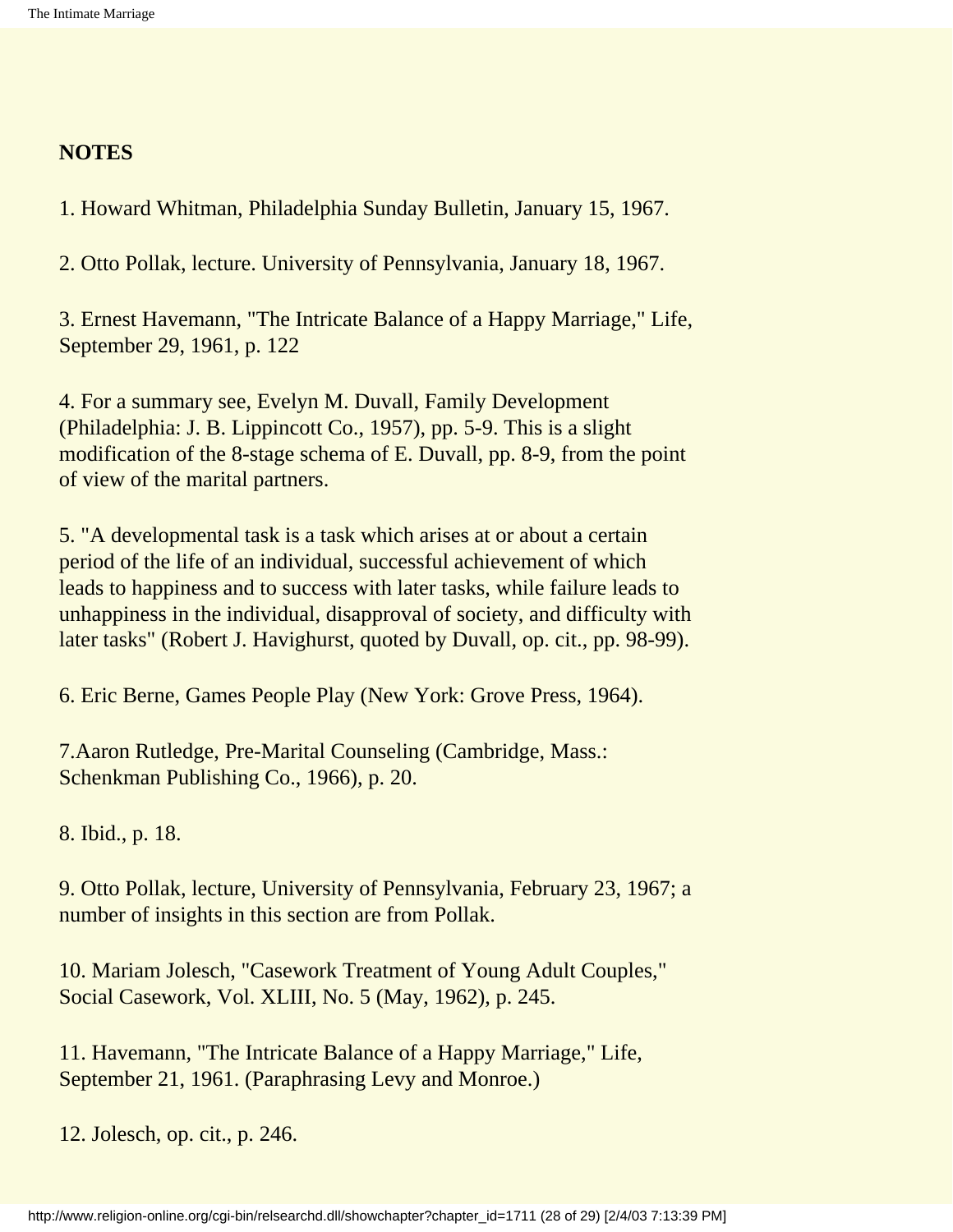## NOTES

1. Howard Whitman, Philadelphia Sunday Bulletin, January 15, 1967.

2. Otto Pollak, lecture. University of Pennsylvania, January 18, 1967.

3. Ernest Havemann, "The Intricate Balance of a Happy Marriage," Life, September 29, 1961, p. 122

4. For a summary see, Evelyn M. Duvall, Family Development (Philadelphia: J. B. Lippincott Co., 1957), pp. 5-9. This is a slight modification of the 8-stage schema of E. Duvall, pp. 8-9, from the point of view of the marital partners.

5. "A developmental task is a task which arises at or about a certain period of the life of an individual, successful achievement of which leads to happiness and to success with later tasks, while failure leads to unhappiness in the individual, disapproval of society, and difficulty with later tasks" (Robert J. Havighurst, quoted by Duvall, op. cit., pp. 98-99).

6. Eric Berne, Games People Play (New York: Grove Press, 1964).

7.Aaron Rutledge, Pre-Marital Counseling (Cambridge, Mass.: Schenkman Publishing Co., 1966), p. 20.

8. Ibid., p. 18.

9. Otto Pollak, lecture, University of Pennsylvania, February 23, 1967; a number of insights in this section are from Pollak.

10. Mariam Jolesch, "Casework Treatment of Young Adult Couples," Social Casework, Vol. XLIII, No. 5 (May, 1962), p. 245.

11. Havemann, "The Intricate Balance of a Happy Marriage," Life, September 21, 1961. (Paraphrasing Levy and Monroe.)

12. Jolesch, op. cit., p. 246.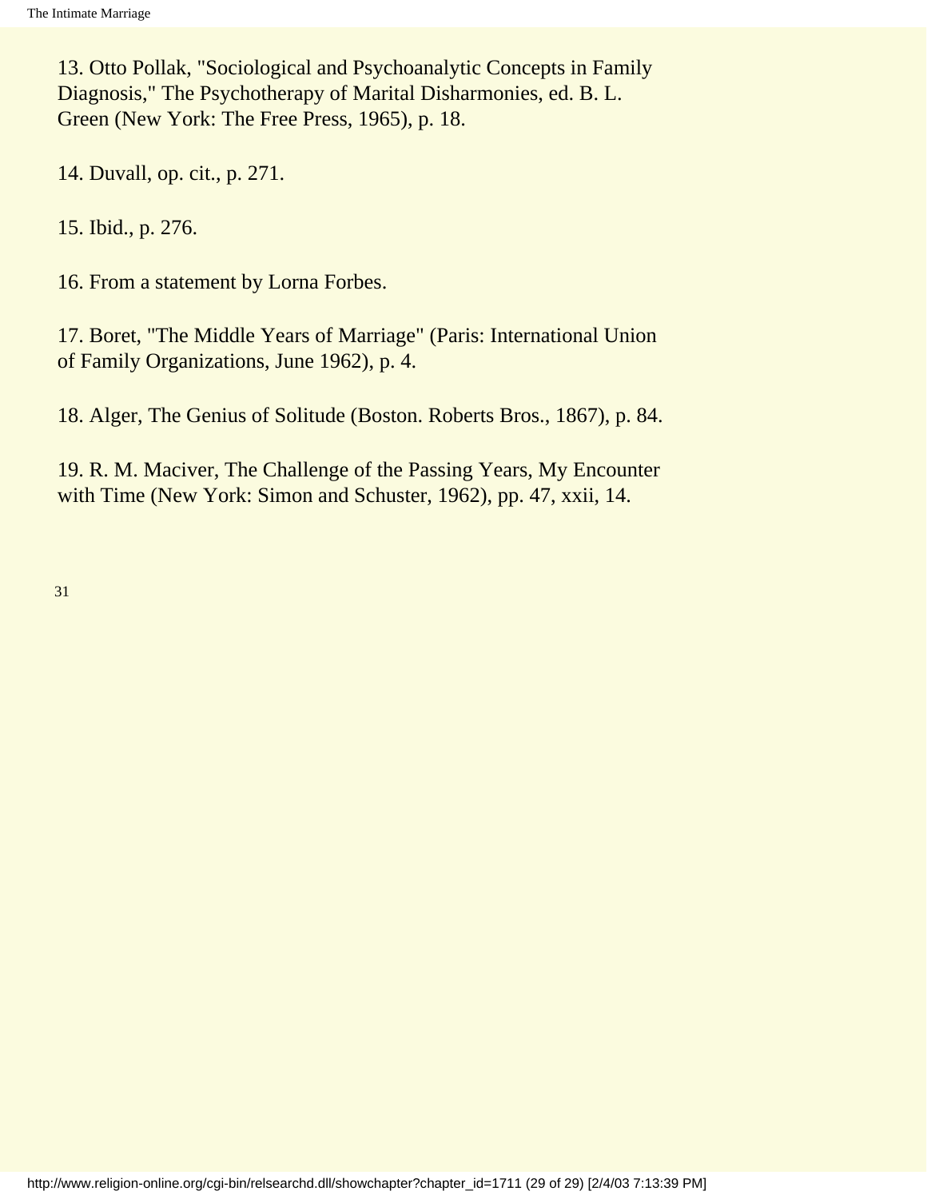13. Otto Pollak, "Sociological and Psychoanalytic Concepts in Family Diagnosis," The Psychotherapy of Marital Disharmonies, ed. B. L. Green (New York: The Free Press, 1965), p. 18.

14. Duvall, op. cit., p. 271.

15. Ibid., p. 276.

16. From a statement by Lorna Forbes.

17. Boret, "The Middle Years of Marriage" (Paris: International Union of Family Organizations, June 1962), p. 4.

18. Alger, The Genius of Solitude (Boston. Roberts Bros., 1867), p. 84.

19. R. M. Maciver, The Challenge of the Passing Years, My Encounter with Time (New York: Simon and Schuster, 1962), pp. 47, xxii, 14.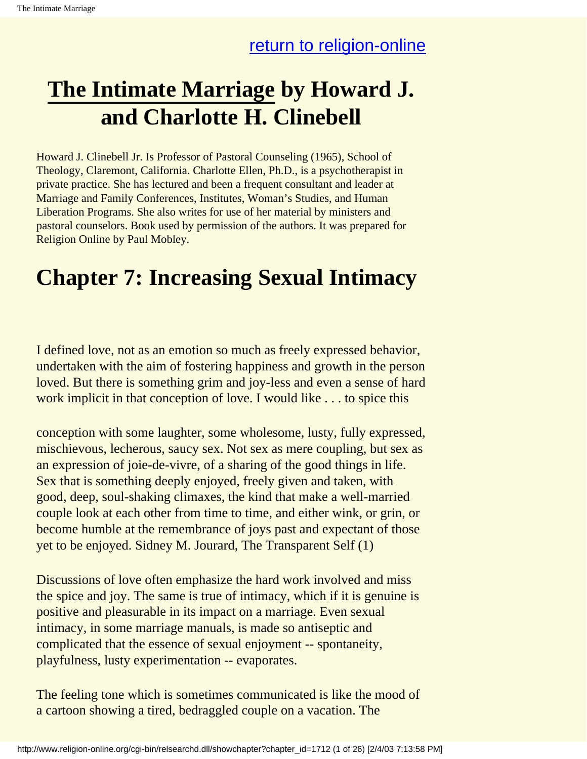return to religion-online

# The Intimate Marriage by Howard J. and Charlotte H. Clinebell

Howard J. Clinebell Jr. Is Professor of Pastoral Counseling (1965), School of Theology, Claremont, California. Charlotte Ellen, Ph.D., is a psychotherapist in private practice. She has lectured and been a frequent consultant and leader at Marriage and Family Conferences, Institutes, Woman's Studies, and Human Liberation Programs. She also writes for use of her material by ministers and pastoral counselors. Book used by permission of the authors. It was prepared for Religion Online by Paul Mobley.

# Chapter 7: Increasing Sexual Intimacy

I defined love, not as an emotion so much as freely expressed behavior, undertaken with the aim of fostering happiness and growth in the person loved. But there is something grim and joy-less and even a sense of hard work implicit in that conception of love. I would like . . . to spice this conception with some laughter, some wholesome, lusty, fully expressed, mischievous, lecherous, saucy sex. Not sex as mere coupling, but sex as an expression of joie-de-vivre, of a sharing of the good things in life. Sex that is something deeply enjoyed, freely given and taken, with good, deep, soul-shaking climaxes, the kind that make a well-married couple look at each other from time to time, and either wink, or grin, or become humble at the remembrance of joys past and expectant of those yet to be enjoyed. Sidney M. Jourard, The Transparent Self (1)

Discussions of love often emphasize the hard work involved and miss the spice and joy. The same is true of intimacy, which if it is genuine is positive and pleasurable in its impact on a marriage. Even sexual intimacy, in some marriage manuals, is made so antiseptic and complicated that the essence of sexual enjoyment -- spontaneity, playfulness, lusty experimentation -- evaporates.

The feeling tone which is sometimes communicated is like the mood of a cartoon showing a tired, bedraggled couple on a vacation. The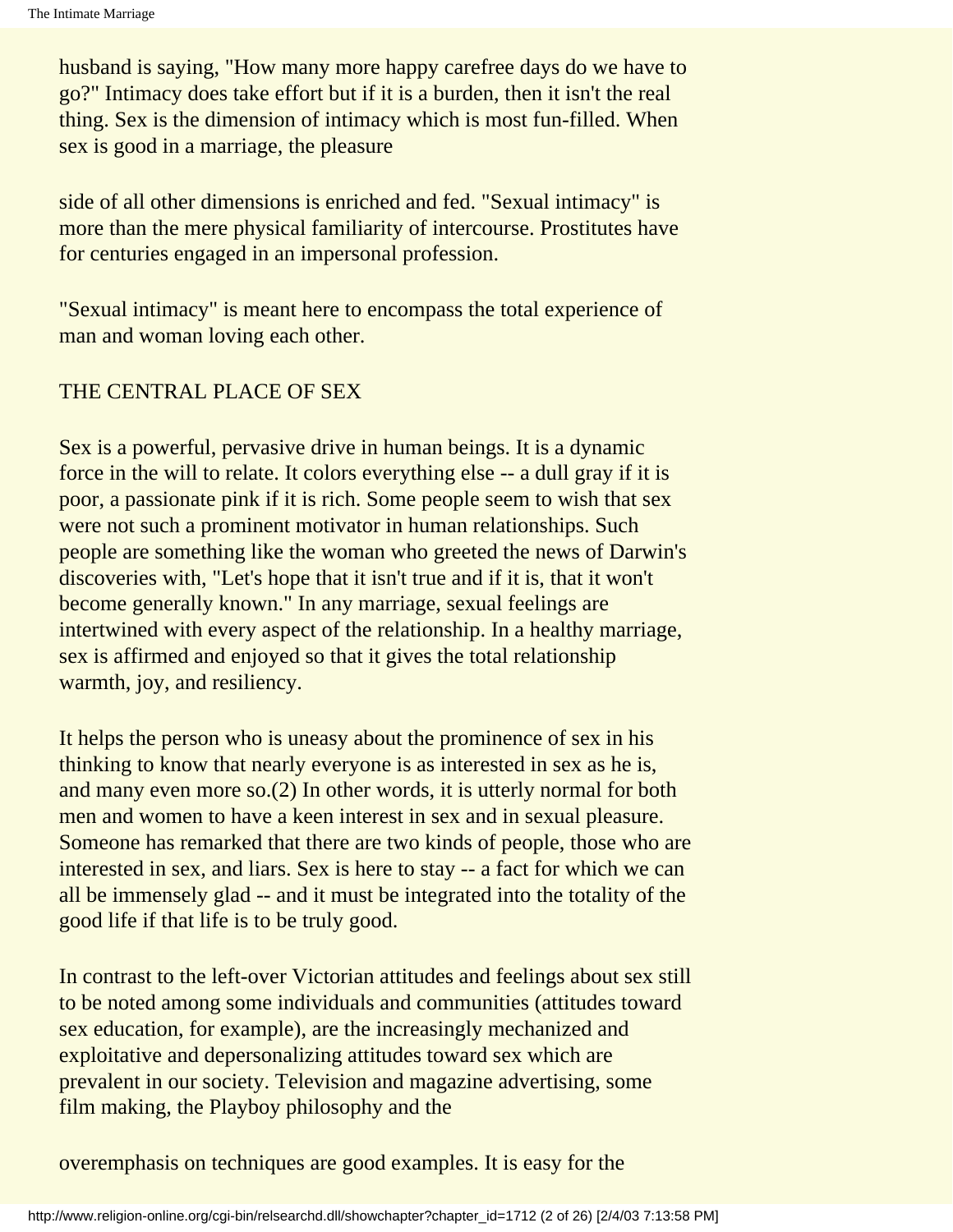husband is saying, "How many more happy carefree days do we have to go?" Intimacy does take effort but if it is a burden, then it isn't the real thing. Sex is the dimension of intimacy which is most fun-filled. When sex is good in a marriage, the pleasure

side of all other dimensions is enriched and fed. "Sexual intimacy" is more than the mere physical familiarity of intercourse. Prostitutes have for centuries engaged in an impersonal profession.

"Sexual intimacy" is meant here to encompass the total experience of man and woman loving each other.

## THE CENTRAL PLACE OF SEX

Sex is a powerful, pervasive drive in human beings. It is a dynamic force in the will to relate. It colors everything else -- a dull gray if it is poor, a passionate pink if it is rich. Some people seem to wish that sex were not such a prominent motivator in human relationships. Such people are something like the woman who greeted the news of Darwin's discoveries with, "Let's hope that it isn't true and if it is, that it won't become generally known." In any marriage, sexual feelings are intertwined with every aspect of the relationship. In a healthy marriage, sex is affirmed and enjoyed so that it gives the total relationship warmth, joy, and resiliency.

It helps the person who is uneasy about the prominence of sex in his thinking to know that nearly everyone is as interested in sex as he is, and many even more so.(2) In other words, it is utterly normal for both men and women to have a keen interest in sex and in sexual pleasure. Someone has remarked that there are two kinds of people, those who are interested in sex, and liars. Sex is here to stay -- a fact for which we can all be immensely glad -- and it must be integrated into the totality of the good life if that life is to be truly good.

In contrast to the left-over Victorian attitudes and feelings about sex still to be noted among some individuals and communities (attitudes toward sex education, for example), are the increasingly mechanized and exploitative and depersonalizing attitudes toward sex which are prevalent in our society. Television and magazine advertising, some film making, the Playboy philosophy and the

overemphasis on techniques are good examples. It is easy for the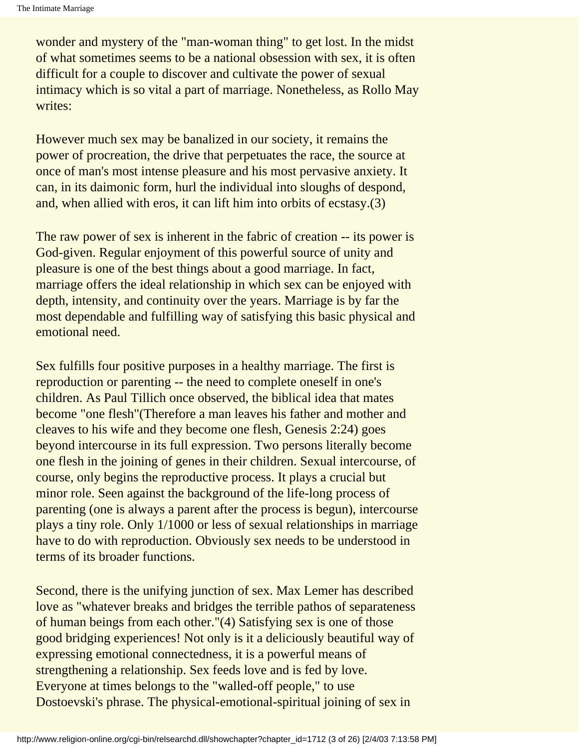wonder and mystery of the "man-woman thing" to get lost. In the midst of what sometimes seems to be a national obsession with sex, it is often difficult for a couple to discover and cultivate the power of sexual intimacy which is so vital a part of marriage. Nonetheless, as Rollo May writes:

However much sex may be banalized in our society, it remains the power of procreation, the drive that perpetuates the race, the source at once of man's most intense pleasure and his most pervasive anxiety. It can, in its daimonic form, hurl the individual into sloughs of despond, and, when allied with eros, it can lift him into orbits of ecstasy.(3)

The raw power of sex is inherent in the fabric of creation -- its power is God-given. Regular enjoyment of this powerful source of unity and pleasure is one of the best things about a good marriage. In fact, marriage offers the ideal relationship in which sex can be enjoyed with depth, intensity, and continuity over the years. Marriage is by far the most dependable and fulfilling way of satisfying this basic physical and emotional need.

Sex fulfills four positive purposes in a healthy marriage. The first is reproduction or parenting -- the need to complete oneself in one's children. As Paul Tillich once observed, the biblical idea that mates become "one flesh"(Therefore a man leaves his father and mother and cleaves to his wife and they become one flesh, Genesis 2:24) goes beyond intercourse in its full expression. Two persons literally become one flesh in the joining of genes in their children. Sexual intercourse, of course, only begins the reproductive process. It plays a crucial but minor role. Seen against the background of the life-long process of parenting (one is always a parent after the process is begun), intercourse plays a tiny role. Only 1/1000 or less of sexual relationships in marriage have to do with reproduction. Obviously sex needs to be understood in terms of its broader functions.

Second, there is the unifying junction of sex. Max Lemer has described love as "whatever breaks and bridges the terrible pathos of separateness of human beings from each other."(4) Satisfying sex is one of those good bridging experiences! Not only is it a deliciously beautiful way of expressing emotional connectedness, it is a powerful means of strengthening a relationship. Sex feeds love and is fed by love. Everyone at times belongs to the "walled-off people," to use Dostoevski's phrase. The physical-emotional-spiritual joining of sex in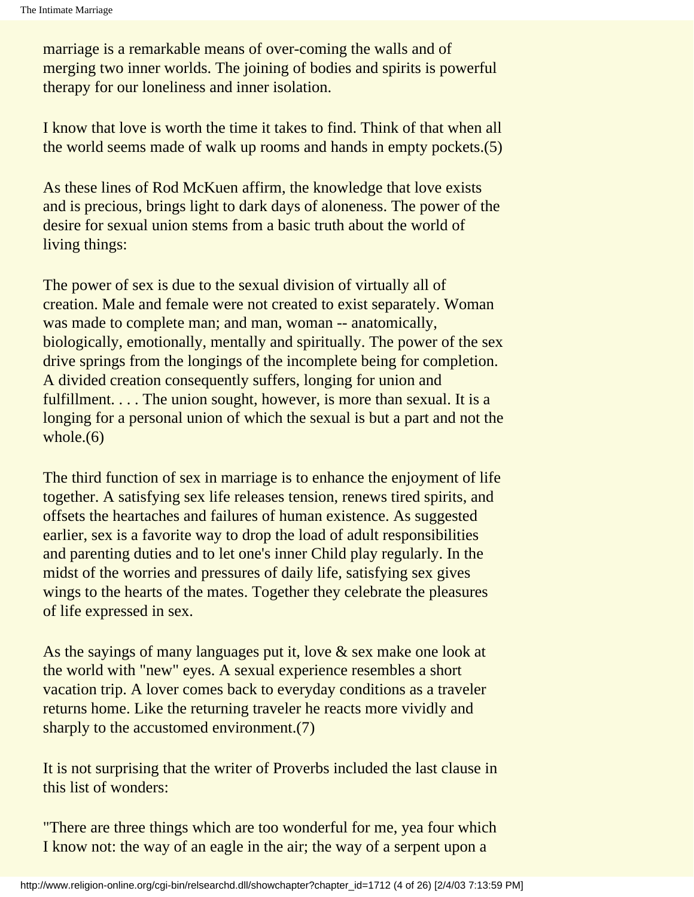marriage is a remarkable means of over-coming the walls and of merging two inner worlds. The joining of bodies and spirits is powerful therapy for our loneliness and inner isolation.

I know that love is worth the time it takes to find. Think of that when all the world seems made of walk up rooms and hands in empty pockets.(5)

As these lines of Rod McKuen affirm, the knowledge that love exists and is precious, brings light to dark days of aloneness. The power of the desire for sexual union stems from a basic truth about the world of living things:

The power of sex is due to the sexual division of virtually all of creation. Male and female were not created to exist separately. Woman was made to complete man; and man, woman -- anatomically, biologically, emotionally, mentally and spiritually. The power of the sex drive springs from the longings of the incomplete being for completion. A divided creation consequently suffers, longing for union and fulfillment. . . . The union sought, however, is more than sexual. It is a longing for a personal union of which the sexual is but a part and not the whole.(6)

The third function of sex in marriage is to enhance the enjoyment of life together. A satisfying sex life releases tension, renews tired spirits, and offsets the heartaches and failures of human existence. As suggested earlier, sex is a favorite way to drop the load of adult responsibilities and parenting duties and to let one's inner Child play regularly. In the midst of the worries and pressures of daily life, satisfying sex gives wings to the hearts of the mates. Together they celebrate the pleasures of life expressed in sex.

As the sayings of many languages put it, love & sex make one look at the world with "new" eyes. A sexual experience resembles a short vacation trip. A lover comes back to everyday conditions as a traveler returns home. Like the returning traveler he reacts more vividly and sharply to the accustomed environment.(7)

It is not surprising that the writer of Proverbs included the last clause in this list of wonders:

"There are three things which are too wonderful for me, yea four which I know not: the way of an eagle in the air; the way of a serpent upon a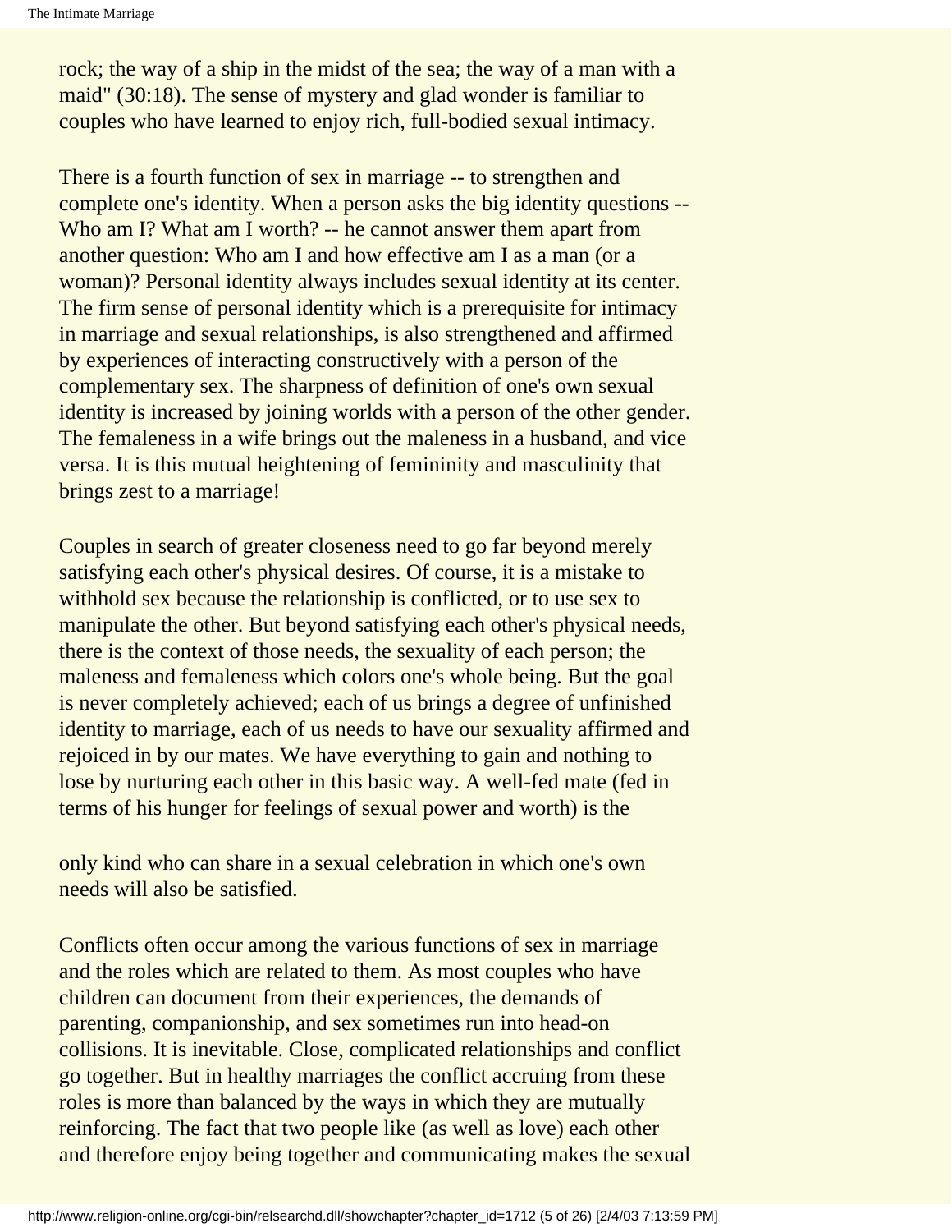rock; the way of a ship in the midst of the sea; the way of a man with a maid" (30:18). The sense of mystery and glad wonder is familiar to couples who have learned to enjoy rich, full-bodied sexual intimacy.

There is a fourth function of sex in marriage -- to strengthen and complete one's identity. When a person asks the big identity questions -- Who am I? What am I worth? -- he cannot answer them apart from another question: Who am I and how effective am I as a man (or a woman)? Personal identity always includes sexual identity at its center. The firm sense of personal identity which is a prerequisite for intimacy in marriage and sexual relationships, is also strengthened and affirmed by experiences of interacting constructively with a person of the complementary sex. The sharpness of definition of one's own sexual identity is increased by joining worlds with a person of the other gender. The femaleness in a wife brings out the maleness in a husband, and vice versa. It is this mutual heightening of femininity and masculinity that brings zest to a marriage!

Couples in search of greater closeness need to go far beyond merely satisfying each other's physical desires. Of course, it is a mistake to withhold sex because the relationship is conflicted, or to use sex to manipulate the other. But beyond satisfying each other's physical needs, there is the context of those needs, the sexuality of each person; the maleness and femaleness which colors one's whole being. But the goal is never completely achieved; each of us brings a degree of unfinished identity to marriage, each of us needs to have our sexuality affirmed and rejoiced in by our mates. We have everything to gain and nothing to lose by nurturing each other in this basic way. A well-fed mate (fed in terms of his hunger for feelings of sexual power and worth) is the only kind who can share in a sexual celebration in which one's own needs will also be satisfied.

Conflicts often occur among the various functions of sex in marriage and the roles which are related to them. As most couples who have children can document from their experiences, the demands of parenting, companionship, and sex sometimes run into head-on collisions. It is inevitable. Close, complicated relationships and conflict go together. But in healthy marriages the conflict accruing from these roles is more than balanced by the ways in which they are mutually reinforcing. The fact that two people like (as well as love) each other and therefore enjoy being together and communicating makes the sexual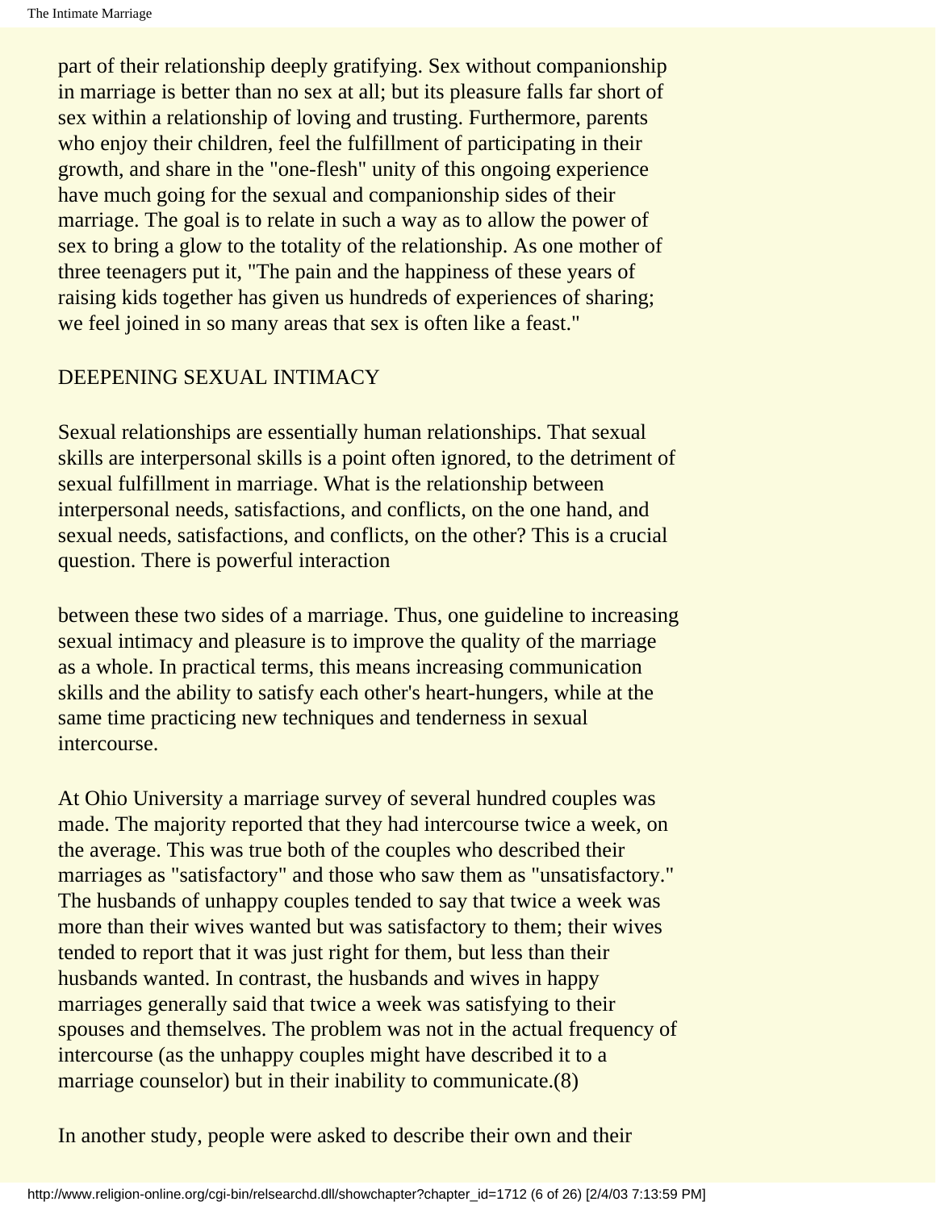part of their relationship deeply gratifying. Sex without companionship in marriage is better than no sex at all; but its pleasure falls far short of sex within a relationship of loving and trusting. Furthermore, parents who enjoy their children, feel the fulfillment of participating in their growth, and share in the "one-flesh" unity of this ongoing experience have much going for the sexual and companionship sides of their marriage. The goal is to relate in such a way as to allow the power of sex to bring a glow to the totality of the relationship. As one mother of three teenagers put it, "The pain and the happiness of these years of raising kids together has given us hundreds of experiences of sharing; we feel joined in so many areas that sex is often like a feast."

## DEEPENING SEXUAL INTIMACY

Sexual relationships are essentially human relationships. That sexual skills are interpersonal skills is a point often ignored, to the detriment of sexual fulfillment in marriage. What is the relationship between interpersonal needs, satisfactions, and conflicts, on the one hand, and sexual needs, satisfactions, and conflicts, on the other? This is a crucial question. There is powerful interaction between these two sides of a marriage. Thus, one guideline to increasing sexual intimacy and pleasure is to improve the quality of the marriage as a whole. In practical terms, this means increasing communication skills and the ability to satisfy each other's heart-hungers, while at the same time practicing new techniques and tenderness in sexual intercourse.

At Ohio University a marriage survey of several hundred couples was made. The majority reported that they had intercourse twice a week, on the average. This was true both of the couples who described their marriages as "satisfactory" and those who saw them as "unsatisfactory." The husbands of unhappy couples tended to say that twice a week was more than their wives wanted but was satisfactory to them; their wives tended to report that it was just right for them, but less than their husbands wanted. In contrast, the husbands and wives in happy marriages generally said that twice a week was satisfying to their spouses and themselves. The problem was not in the actual frequency of intercourse (as the unhappy couples might have described it to a marriage counselor) but in their inability to communicate.(8)

In another study, people were asked to describe their own and their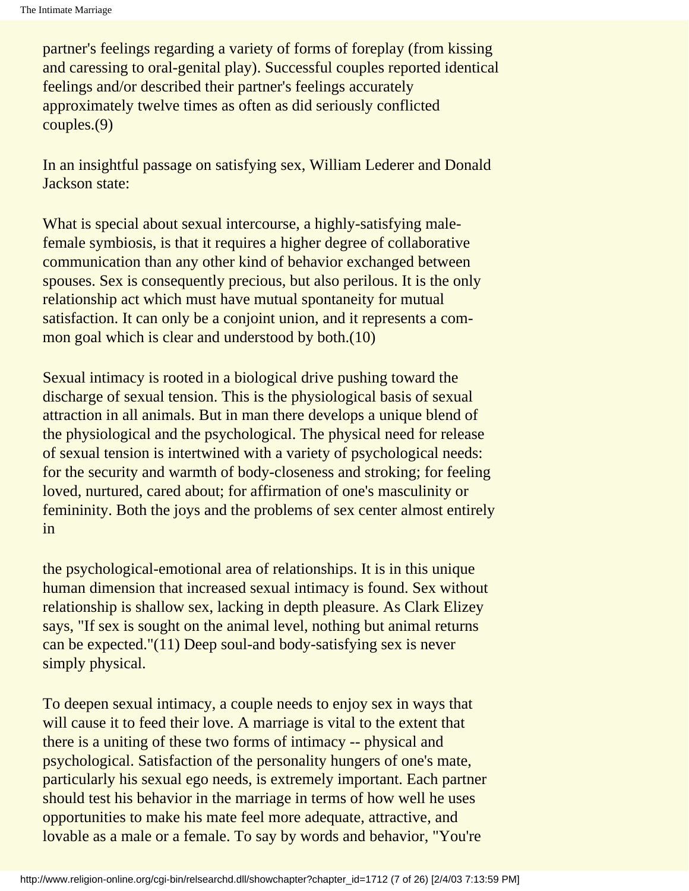partner's feelings regarding a variety of forms of foreplay (from kissing and caressing to oral-genital play). Successful couples reported identical feelings and/or described their partner's feelings accurately approximately twelve times as often as did seriously conflicted couples.(9)

In an insightful passage on satisfying sex, William Lederer and Donald Jackson state:

What is special about sexual intercourse, a highly-satisfying male-female symbiosis, is that it requires a higher degree of collaborative communication than any other kind of behavior exchanged between spouses. Sex is consequently precious, but also perilous. It is the only relationship act which must have mutual spontaneity for mutual satisfaction. It can only be a conjoint union, and it represents a common goal which is clear and understood by both.(10)

Sexual intimacy is rooted in a biological drive pushing toward the discharge of sexual tension. This is the physiological basis of sexual attraction in all animals. But in man there develops a unique blend of the physiological and the psychological. The physical need for release of sexual tension is intertwined with a variety of psychological needs: for the security and warmth of body-closeness and stroking; for feeling loved, nurtured, cared about; for affirmation of one's masculinity or femininity. Both the joys and the problems of sex center almost entirely in the psychological-emotional area of relationships. It is in this unique human dimension that increased sexual intimacy is found. Sex without relationship is shallow sex, lacking in depth pleasure. As Clark Elizey says, "If sex is sought on the animal level, nothing but animal returns can be expected."(11) Deep soul-and body-satisfying sex is never simply physical.

To deepen sexual intimacy, a couple needs to enjoy sex in ways that will cause it to feed their love. A marriage is vital to the extent that there is a uniting of these two forms of intimacy -- physical and psychological. Satisfaction of the personality hungers of one's mate, particularly his sexual ego needs, is extremely important. Each partner should test his behavior in the marriage in terms of how well he uses opportunities to make his mate feel more adequate, attractive, and lovable as a male or a female. To say by words and behavior, "You're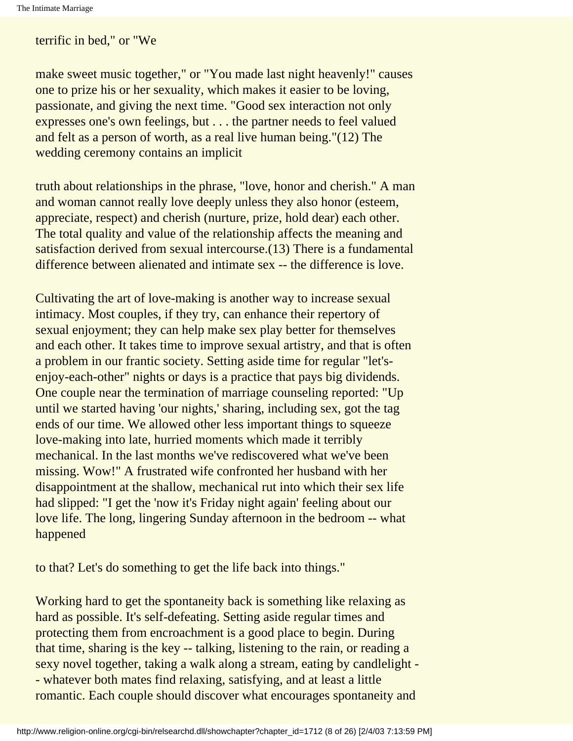terrific in bed," or "We make sweet music together," or "You made last night heavenly!" causes one to prize his or her sexuality, which makes it easier to be loving, passionate, and giving the next time. "Good sex interaction not only expresses one's own feelings, but . . . the partner needs to feel valued and felt as a person of worth, as a real live human being."(12) The wedding ceremony contains an implicit truth about relationships in the phrase, "love, honor and cherish." A man and woman cannot really love deeply unless they also honor (esteem, appreciate, respect) and cherish (nurture, prize, hold dear) each other. The total quality and value of the relationship affects the meaning and satisfaction derived from sexual intercourse.(13) There is a fundamental difference between alienated and intimate sex -- the difference is love.

Cultivating the art of love-making is another way to increase sexual intimacy. Most couples, if they try, can enhance their repertory of sexual enjoyment; they can help make sex play better for themselves and each other. It takes time to improve sexual artistry, and that is often a problem in our frantic society. Setting aside time for regular "let's-enjoy-each-other" nights or days is a practice that pays big dividends. One couple near the termination of marriage counseling reported: "Up until we started having 'our nights,' sharing, including sex, got the tag ends of our time. We allowed other less important things to squeeze love-making into late, hurried moments which made it terribly mechanical. In the last months we've rediscovered what we've been missing. Wow!" A frustrated wife confronted her husband with her disappointment at the shallow, mechanical rut into which their sex life had slipped: "I get the 'now it's Friday night again' feeling about our love life. The long, lingering Sunday afternoon in the bedroom -- what happened to that? Let's do something to get the life back into things."

Working hard to get the spontaneity back is something like relaxing as hard as possible. It's self-defeating. Setting aside regular times and protecting them from encroachment is a good place to begin. During that time, sharing is the key -- talking, listening to the rain, or reading a sexy novel together, taking a walk along a stream, eating by candlelight -- whatever both mates find relaxing, satisfying, and at least a little romantic. Each couple should discover what encourages spontaneity and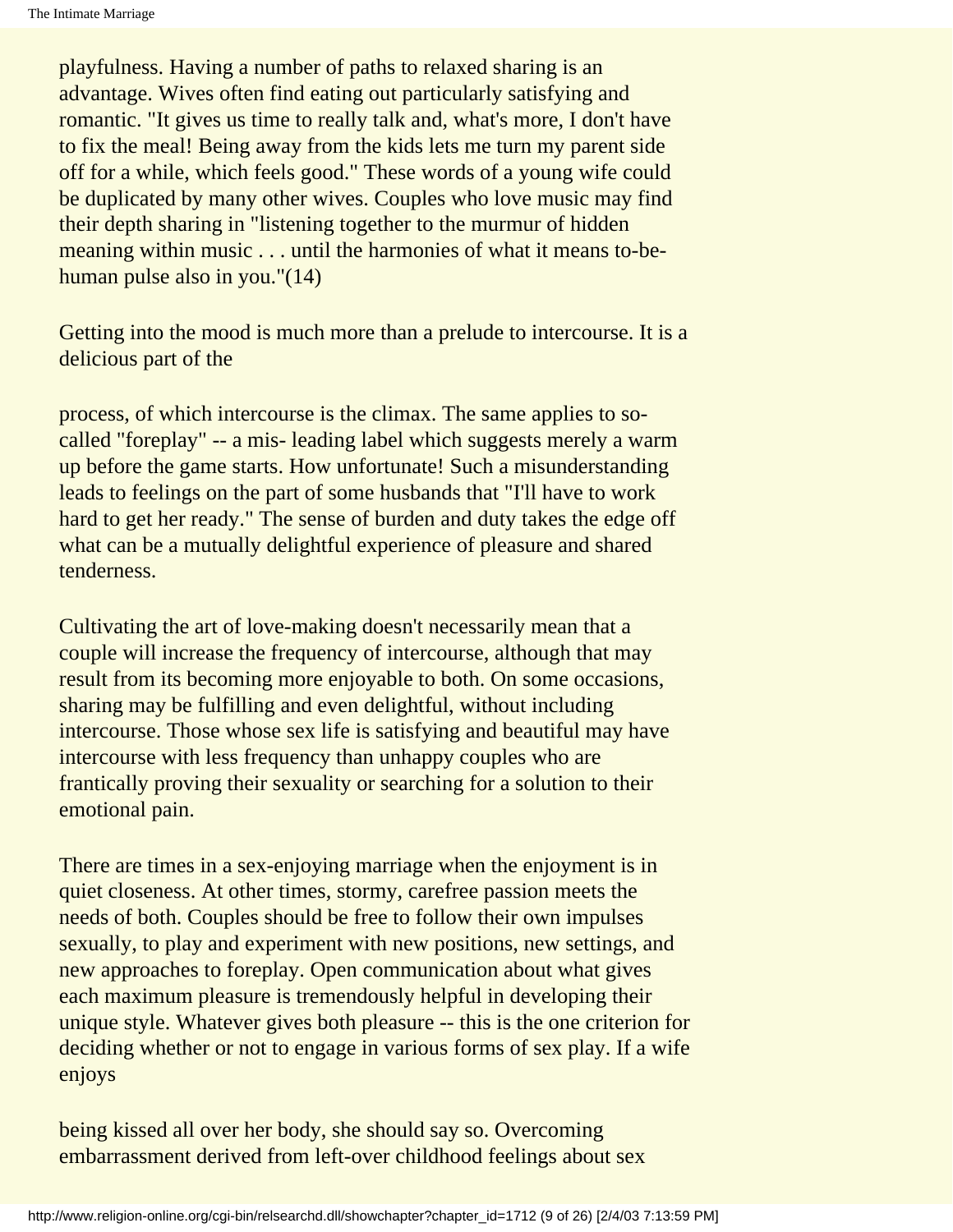playfulness. Having a number of paths to relaxed sharing is an advantage. Wives often find eating out particularly satisfying and romantic. "It gives us time to really talk and, what's more, I don't have to fix the meal! Being away from the kids lets me turn my parent side off for a while, which feels good." These words of a young wife could be duplicated by many other wives. Couples who love music may find their depth sharing in "listening together to the murmur of hidden meaning within music . . . until the harmonies of what it means to-be-human pulse also in you."(14)

Getting into the mood is much more than a prelude to intercourse. It is a delicious part of the

process, of which intercourse is the climax. The same applies to so-called "foreplay" -- a mis- leading label which suggests merely a warm up before the game starts. How unfortunate! Such a misunderstanding leads to feelings on the part of some husbands that "I'll have to work hard to get her ready." The sense of burden and duty takes the edge off what can be a mutually delightful experience of pleasure and shared tenderness.

Cultivating the art of love-making doesn't necessarily mean that a couple will increase the frequency of intercourse, although that may result from its becoming more enjoyable to both. On some occasions, sharing may be fulfilling and even delightful, without including intercourse. Those whose sex life is satisfying and beautiful may have intercourse with less frequency than unhappy couples who are frantically proving their sexuality or searching for a solution to their emotional pain.

There are times in a sex-enjoying marriage when the enjoyment is in quiet closeness. At other times, stormy, carefree passion meets the needs of both. Couples should be free to follow their own impulses sexually, to play and experiment with new positions, new settings, and new approaches to foreplay. Open communication about what gives each maximum pleasure is tremendously helpful in developing their unique style. Whatever gives both pleasure -- this is the one criterion for deciding whether or not to engage in various forms of sex play. If a wife enjoys

being kissed all over her body, she should say so. Overcoming embarrassment derived from left-over childhood feelings about sex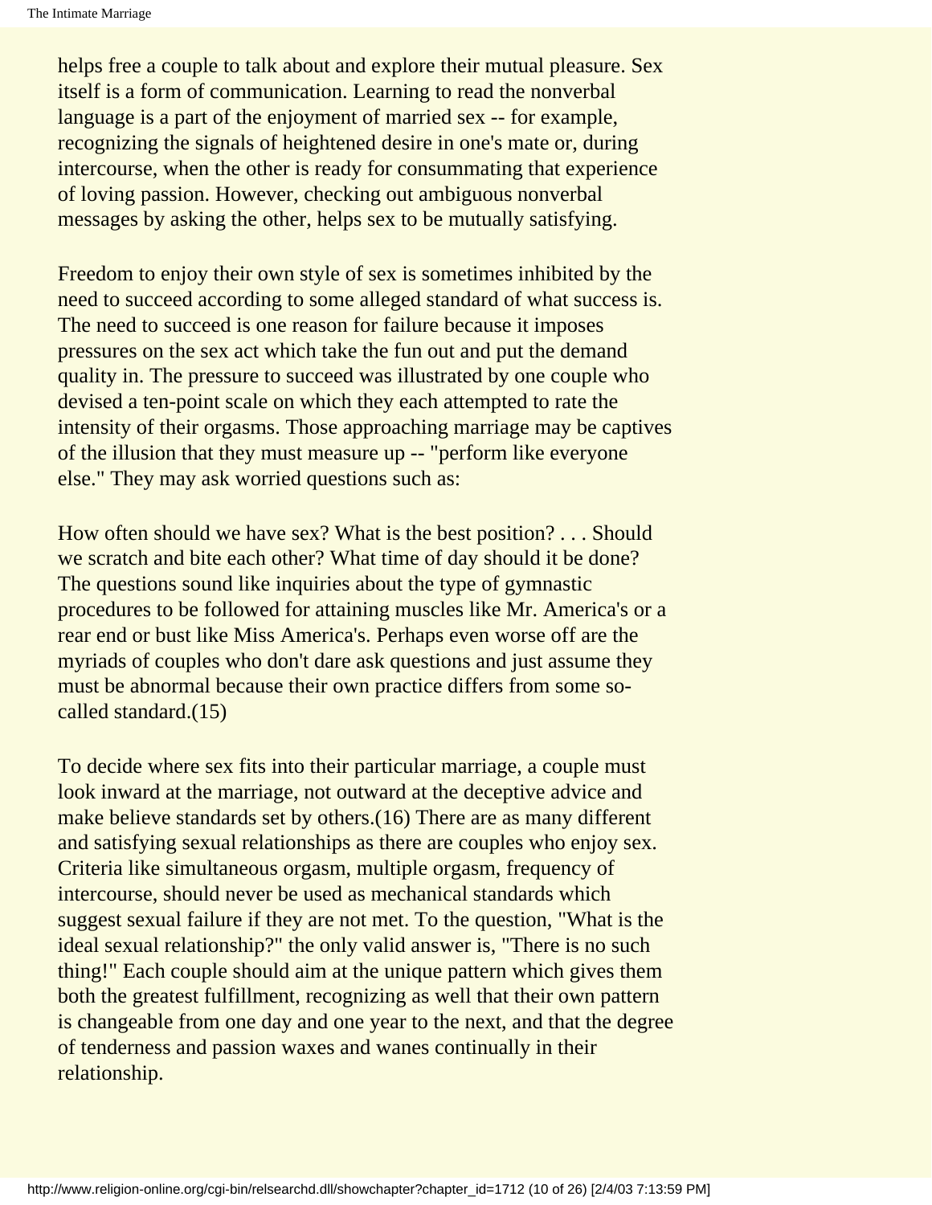helps free a couple to talk about and explore their mutual pleasure. Sex itself is a form of communication. Learning to read the nonverbal language is a part of the enjoyment of married sex -- for example, recognizing the signals of heightened desire in one's mate or, during intercourse, when the other is ready for consummating that experience of loving passion. However, checking out ambiguous nonverbal messages by asking the other, helps sex to be mutually satisfying.

Freedom to enjoy their own style of sex is sometimes inhibited by the need to succeed according to some alleged standard of what success is. The need to succeed is one reason for failure because it imposes pressures on the sex act which take the fun out and put the demand quality in. The pressure to succeed was illustrated by one couple who devised a ten-point scale on which they each attempted to rate the intensity of their orgasms. Those approaching marriage may be captives of the illusion that they must measure up -- "perform like everyone else." They may ask worried questions such as:

How often should we have sex? What is the best position? . . . Should we scratch and bite each other? What time of day should it be done? The questions sound like inquiries about the type of gymnastic procedures to be followed for attaining muscles like Mr. America's or a rear end or bust like Miss America's. Perhaps even worse off are the myriads of couples who don't dare ask questions and just assume they must be abnormal because their own practice differs from some so-called standard.(15)

To decide where sex fits into their particular marriage, a couple must look inward at the marriage, not outward at the deceptive advice and make believe standards set by others.(16) There are as many different and satisfying sexual relationships as there are couples who enjoy sex. Criteria like simultaneous orgasm, multiple orgasm, frequency of intercourse, should never be used as mechanical standards which suggest sexual failure if they are not met. To the question, "What is the ideal sexual relationship?" the only valid answer is, "There is no such thing!" Each couple should aim at the unique pattern which gives them both the greatest fulfillment, recognizing as well that their own pattern is changeable from one day and one year to the next, and that the degree of tenderness and passion waxes and wanes continually in their relationship.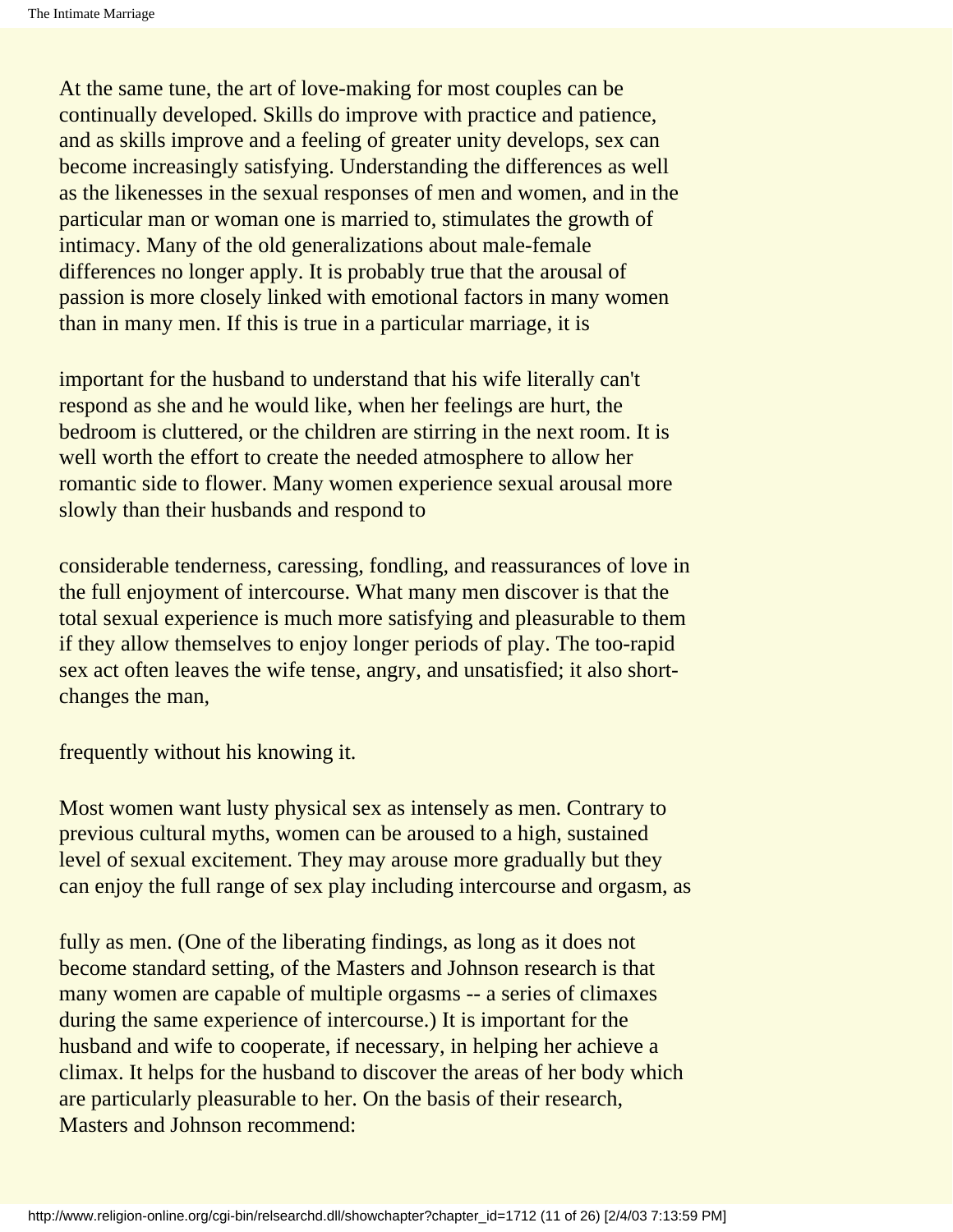At the same tune, the art of love-making for most couples can be continually developed. Skills do improve with practice and patience, and as skills improve and a feeling of greater unity develops, sex can become increasingly satisfying. Understanding the differences as well as the likenesses in the sexual responses of men and women, and in the particular man or woman one is married to, stimulates the growth of intimacy. Many of the old generalizations about male-female differences no longer apply. It is probably true that the arousal of passion is more closely linked with emotional factors in many women than in many men. If this is true in a particular marriage, it is important for the husband to understand that his wife literally can't respond as she and he would like, when her feelings are hurt, the bedroom is cluttered, or the children are stirring in the next room. It is well worth the effort to create the needed atmosphere to allow her romantic side to flower. Many women experience sexual arousal more slowly than their husbands and respond to considerable tenderness, caressing, fondling, and reassurances of love in the full enjoyment of intercourse. What many men discover is that the total sexual experience is much more satisfying and pleasurable to them if they allow themselves to enjoy longer periods of play. The too-rapid sex act often leaves the wife tense, angry, and unsatisfied; it also short-changes the man, frequently without his knowing it.

Most women want lusty physical sex as intensely as men. Contrary to previous cultural myths, women can be aroused to a high, sustained level of sexual excitement. They may arouse more gradually but they can enjoy the full range of sex play including intercourse and orgasm, as fully as men. (One of the liberating findings, as long as it does not become standard setting, of the Masters and Johnson research is that many women are capable of multiple orgasms -- a series of climaxes during the same experience of intercourse.) It is important for the husband and wife to cooperate, if necessary, in helping her achieve a climax. It helps for the husband to discover the areas of her body which are particularly pleasurable to her. On the basis of their research, Masters and Johnson recommend: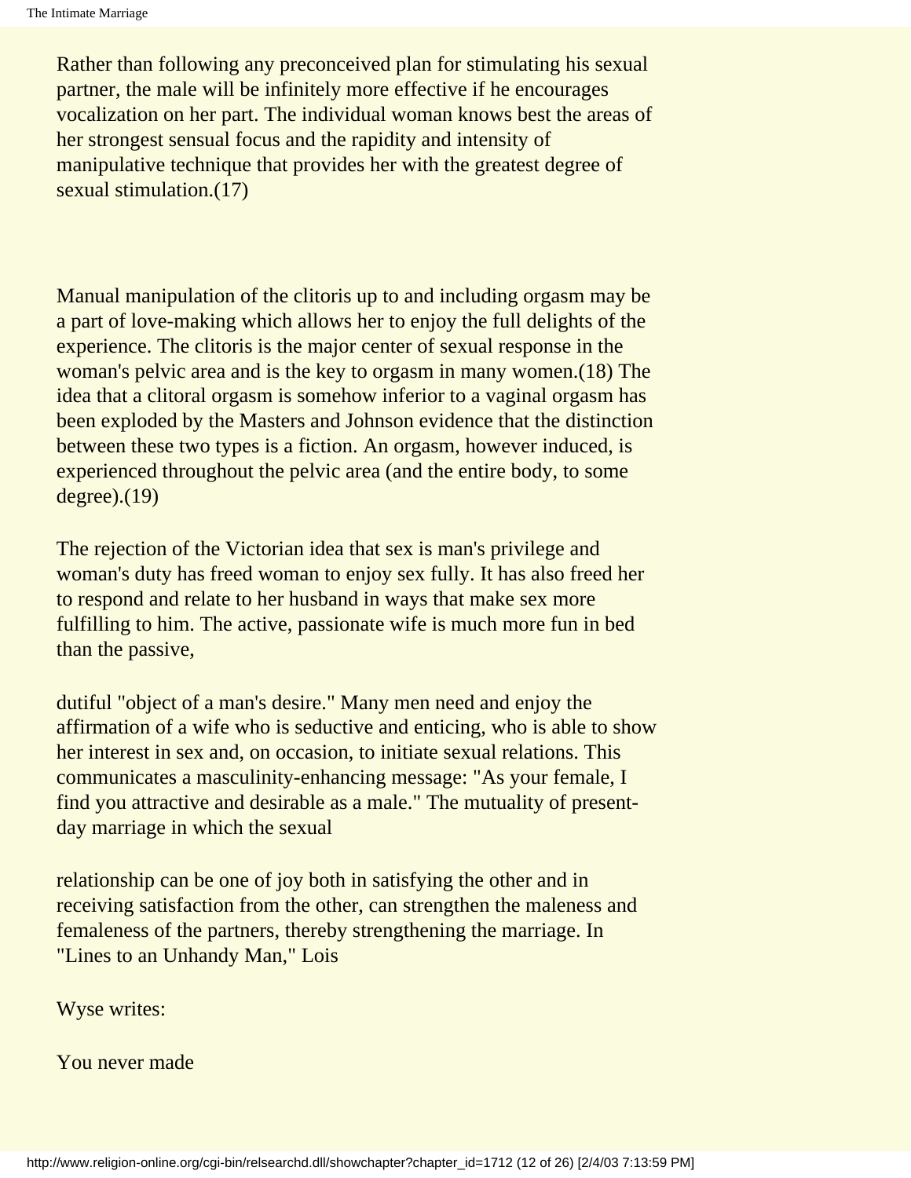Rather than following any preconceived plan for stimulating his sexual partner, the male will be infinitely more effective if he encourages vocalization on her part. The individual woman knows best the areas of her strongest sensual focus and the rapidity and intensity of manipulative technique that provides her with the greatest degree of sexual stimulation.(17)

Manual manipulation of the clitoris up to and including orgasm may be a part of love-making which allows her to enjoy the full delights of the experience. The clitoris is the major center of sexual response in the woman's pelvic area and is the key to orgasm in many women.(18) The idea that a clitoral orgasm is somehow inferior to a vaginal orgasm has been exploded by the Masters and Johnson evidence that the distinction between these two types is a fiction. An orgasm, however induced, is experienced throughout the pelvic area (and the entire body, to some degree).(19)

The rejection of the Victorian idea that sex is man's privilege and woman's duty has freed woman to enjoy sex fully. It has also freed her to respond and relate to her husband in ways that make sex more fulfilling to him. The active, passionate wife is much more fun in bed than the passive, dutiful "object of a man's desire." Many men need and enjoy the affirmation of a wife who is seductive and enticing, who is able to show her interest in sex and, on occasion, to initiate sexual relations. This communicates a masculinity-enhancing message: "As your female, I find you attractive and desirable as a male." The mutuality of present-day marriage in which the sexual relationship can be one of joy both in satisfying the other and in receiving satisfaction from the other, can strengthen the maleness and femaleness of the partners, thereby strengthening the marriage. In "Lines to an Unhandy Man," Lois Wyse writes:

You never made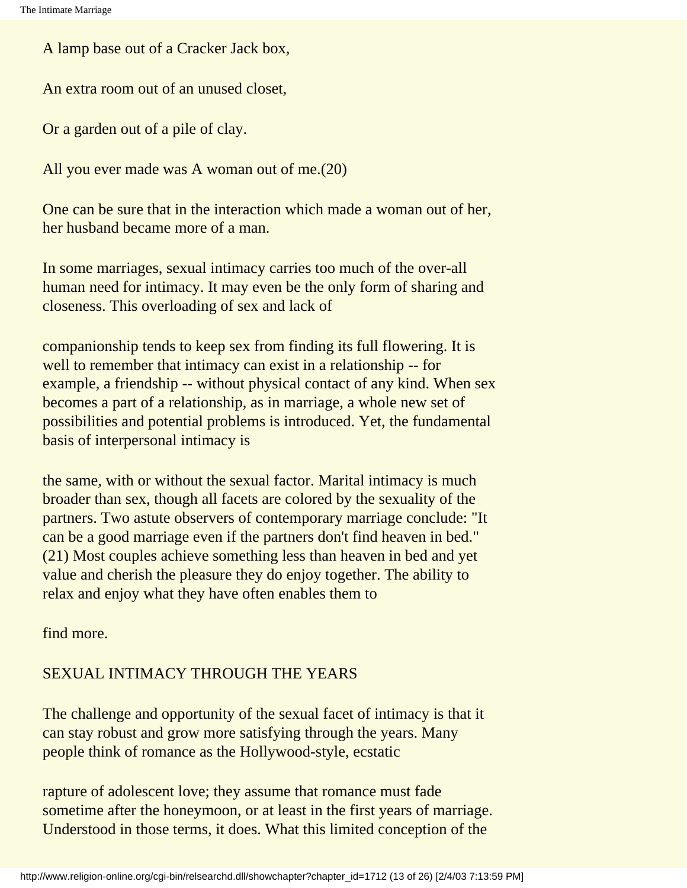A lamp base out of a Cracker Jack box,

An extra room out of an unused closet,

Or a garden out of a pile of clay.

All you ever made was A woman out of me.(20)

One can be sure that in the interaction which made a woman out of her, her husband became more of a man.

In some marriages, sexual intimacy carries too much of the over-all human need for intimacy. It may even be the only form of sharing and closeness. This overloading of sex and lack of companionship tends to keep sex from finding its full flowering. It is well to remember that intimacy can exist in a relationship -- for example, a friendship -- without physical contact of any kind. When sex becomes a part of a relationship, as in marriage, a whole new set of possibilities and potential problems is introduced. Yet, the fundamental basis of interpersonal intimacy is the same, with or without the sexual factor. Marital intimacy is much broader than sex, though all facets are colored by the sexuality of the partners. Two astute observers of contemporary marriage conclude: "It can be a good marriage even if the partners don't find heaven in bed." (21) Most couples achieve something less than heaven in bed and yet value and cherish the pleasure they do enjoy together. The ability to relax and enjoy what they have often enables them to find more.

## SEXUAL INTIMACY THROUGH THE YEARS

The challenge and opportunity of the sexual facet of intimacy is that it can stay robust and grow more satisfying through the years. Many people think of romance as the Hollywood-style, ecstatic rapture of adolescent love; they assume that romance must fade sometime after the honeymoon, or at least in the first years of marriage. Understood in those terms, it does. What this limited conception of the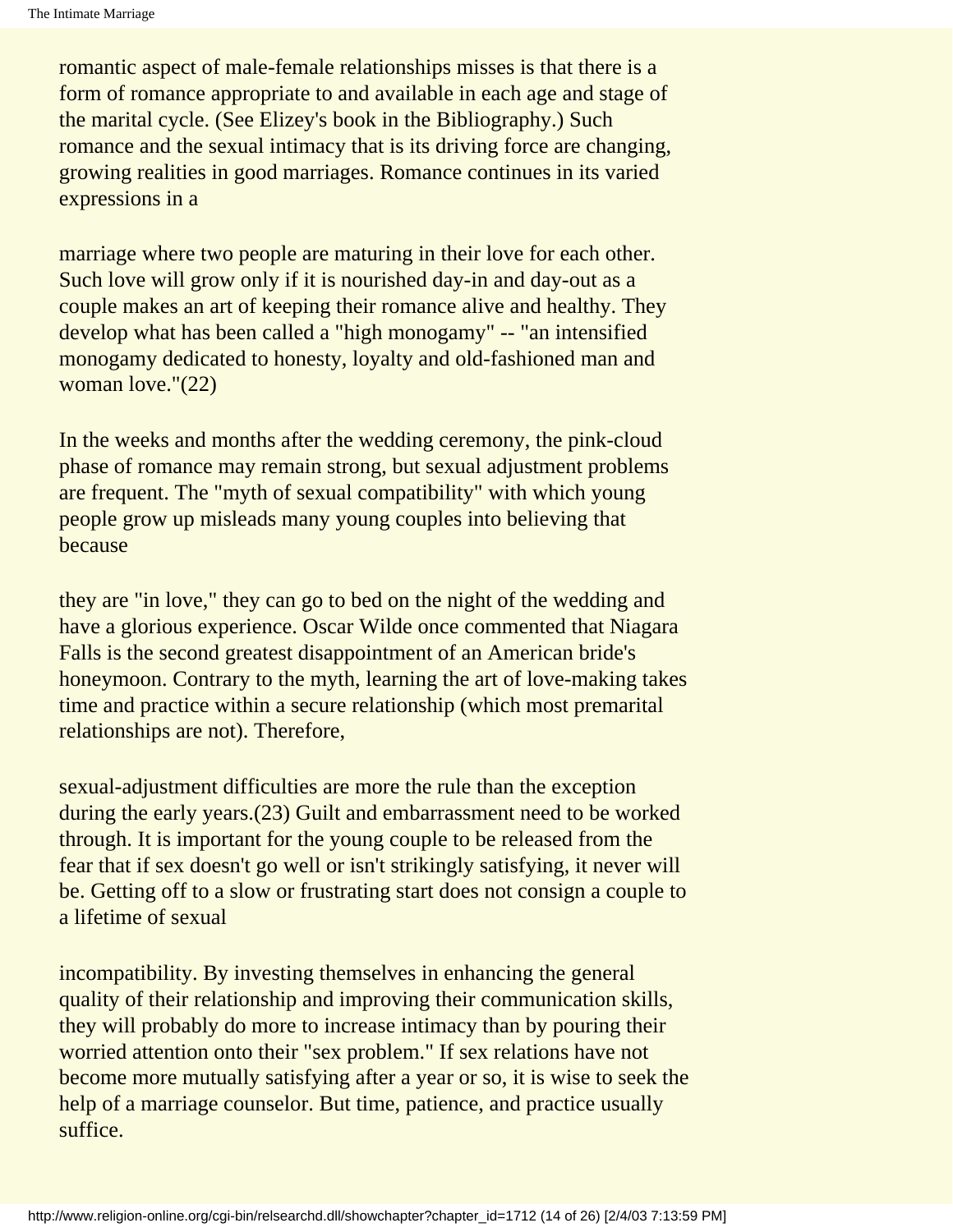romantic aspect of male-female relationships misses is that there is a form of romance appropriate to and available in each age and stage of the marital cycle. (See Elizey's book in the Bibliography.) Such romance and the sexual intimacy that is its driving force are changing, growing realities in good marriages. Romance continues in its varied expressions in a marriage where two people are maturing in their love for each other. Such love will grow only if it is nourished day-in and day-out as a couple makes an art of keeping their romance alive and healthy. They develop what has been called a "high monogamy" -- "an intensified monogamy dedicated to honesty, loyalty and old-fashioned man and woman love."(22)

In the weeks and months after the wedding ceremony, the pink-cloud phase of romance may remain strong, but sexual adjustment problems are frequent. The "myth of sexual compatibility" with which young people grow up misleads many young couples into believing that because they are "in love," they can go to bed on the night of the wedding and have a glorious experience. Oscar Wilde once commented that Niagara Falls is the second greatest disappointment of an American bride's honeymoon. Contrary to the myth, learning the art of love-making takes time and practice within a secure relationship (which most premarital relationships are not). Therefore, sexual-adjustment difficulties are more the rule than the exception during the early years.(23) Guilt and embarrassment need to be worked through. It is important for the young couple to be released from the fear that if sex doesn't go well or isn't strikingly satisfying, it never will be. Getting off to a slow or frustrating start does not consign a couple to a lifetime of sexual incompatibility. By investing themselves in enhancing the general quality of their relationship and improving their communication skills, they will probably do more to increase intimacy than by pouring their worried attention onto their "sex problem." If sex relations have not become more mutually satisfying after a year or so, it is wise to seek the help of a marriage counselor. But time, patience, and practice usually suffice.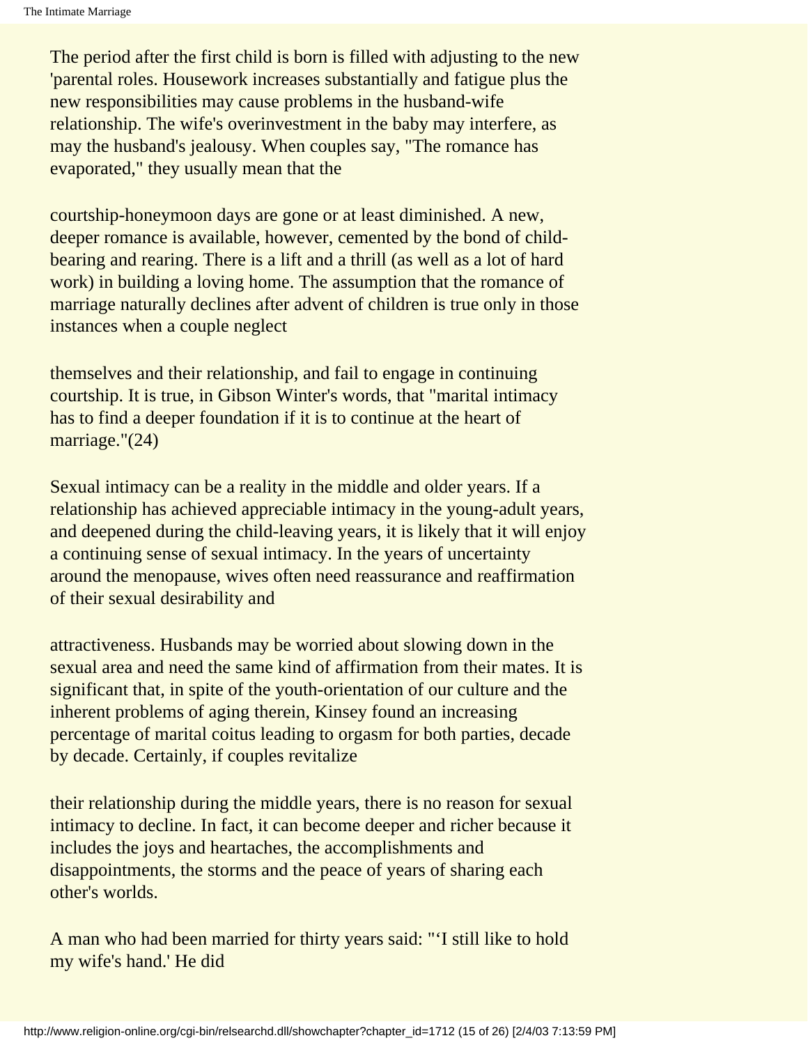The period after the first child is born is filled with adjusting to the new 'parental roles. Housework increases substantially and fatigue plus the new responsibilities may cause problems in the husband-wife relationship. The wife's overinvestment in the baby may interfere, as may the husband's jealousy. When couples say, "The romance has evaporated," they usually mean that the

courtship-honeymoon days are gone or at least diminished. A new, deeper romance is available, however, cemented by the bond of child-bearing and rearing. There is a lift and a thrill (as well as a lot of hard work) in building a loving home. The assumption that the romance of marriage naturally declines after advent of children is true only in those instances when a couple neglect

themselves and their relationship, and fail to engage in continuing courtship. It is true, in Gibson Winter's words, that "marital intimacy has to find a deeper foundation if it is to continue at the heart of marriage."(24)

Sexual intimacy can be a reality in the middle and older years. If a relationship has achieved appreciable intimacy in the young-adult years, and deepened during the child-leaving years, it is likely that it will enjoy a continuing sense of sexual intimacy. In the years of uncertainty around the menopause, wives often need reassurance and reaffirmation of their sexual desirability and

attractiveness. Husbands may be worried about slowing down in the sexual area and need the same kind of affirmation from their mates. It is significant that, in spite of the youth-orientation of our culture and the inherent problems of aging therein, Kinsey found an increasing percentage of marital coitus leading to orgasm for both parties, decade by decade. Certainly, if couples revitalize

their relationship during the middle years, there is no reason for sexual intimacy to decline. In fact, it can become deeper and richer because it includes the joys and heartaches, the accomplishments and disappointments, the storms and the peace of years of sharing each other's worlds.

A man who had been married for thirty years said: "'I still like to hold my wife's hand.' He did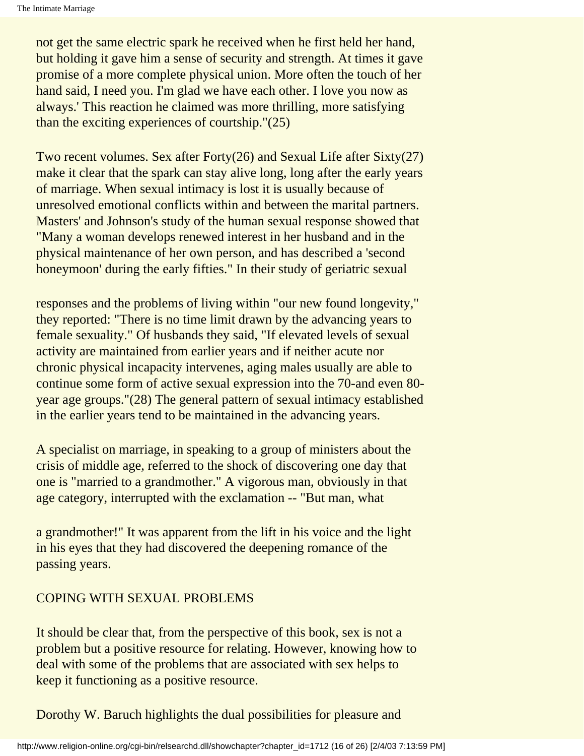not get the same electric spark he received when he first held her hand, but holding it gave him a sense of security and strength. At times it gave promise of a more complete physical union. More often the touch of her hand said, I need you. I'm glad we have each other. I love you now as always.' This reaction he claimed was more thrilling, more satisfying than the exciting experiences of courtship."(25)

Two recent volumes. Sex after Forty(26) and Sexual Life after Sixty(27) make it clear that the spark can stay alive long, long after the early years of marriage. When sexual intimacy is lost it is usually because of unresolved emotional conflicts within and between the marital partners. Masters' and Johnson's study of the human sexual response showed that "Many a woman develops renewed interest in her husband and in the physical maintenance of her own person, and has described a 'second honeymoon' during the early fifties." In their study of geriatric sexual responses and the problems of living within "our new found longevity," they reported: "There is no time limit drawn by the advancing years to female sexuality." Of husbands they said, "If elevated levels of sexual activity are maintained from earlier years and if neither acute nor chronic physical incapacity intervenes, aging males usually are able to continue some form of active sexual expression into the 70-and even 80-year age groups."(28) The general pattern of sexual intimacy established in the earlier years tend to be maintained in the advancing years.

A specialist on marriage, in speaking to a group of ministers about the crisis of middle age, referred to the shock of discovering one day that one is "married to a grandmother." A vigorous man, obviously in that age category, interrupted with the exclamation -- "But man, what a grandmother!" It was apparent from the lift in his voice and the light in his eyes that they had discovered the deepening romance of the passing years.

## COPING WITH SEXUAL PROBLEMS

It should be clear that, from the perspective of this book, sex is not a problem but a positive resource for relating. However, knowing how to deal with some of the problems that are associated with sex helps to keep it functioning as a positive resource.

Dorothy W. Baruch highlights the dual possibilities for pleasure and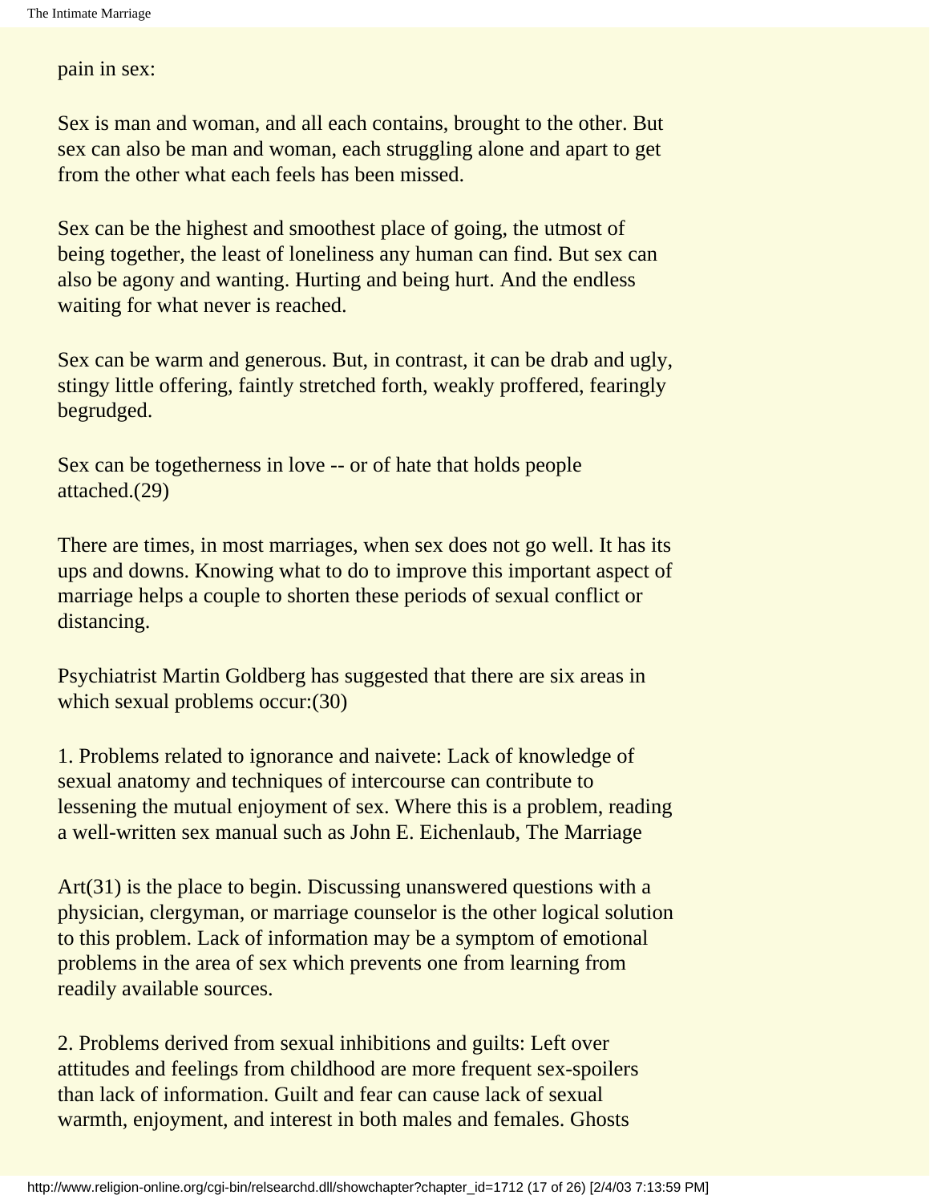pain in sex:

Sex is man and woman, and all each contains, brought to the other. But sex can also be man and woman, each struggling alone and apart to get from the other what each feels has been missed.

Sex can be the highest and smoothest place of going, the utmost of being together, the least of loneliness any human can find. But sex can also be agony and wanting. Hurting and being hurt. And the endless waiting for what never is reached.

Sex can be warm and generous. But, in contrast, it can be drab and ugly, stingy little offering, faintly stretched forth, weakly proffered, fearingly begrudged.

Sex can be togetherness in love -- or of hate that holds people attached.(29)

There are times, in most marriages, when sex does not go well. It has its ups and downs. Knowing what to do to improve this important aspect of marriage helps a couple to shorten these periods of sexual conflict or distancing.

Psychiatrist Martin Goldberg has suggested that there are six areas in which sexual problems occur:(30)

1. Problems related to ignorance and naivete: Lack of knowledge of sexual anatomy and techniques of intercourse can contribute to lessening the mutual enjoyment of sex. Where this is a problem, reading a well-written sex manual such as John E. Eichenlaub, The Marriage Art(31) is the place to begin. Discussing unanswered questions with a physician, clergyman, or marriage counselor is the other logical solution to this problem. Lack of information may be a symptom of emotional problems in the area of sex which prevents one from learning from readily available sources.

2. Problems derived from sexual inhibitions and guilts: Left over attitudes and feelings from childhood are more frequent sex-spoilers than lack of information. Guilt and fear can cause lack of sexual warmth, enjoyment, and interest in both males and females. Ghosts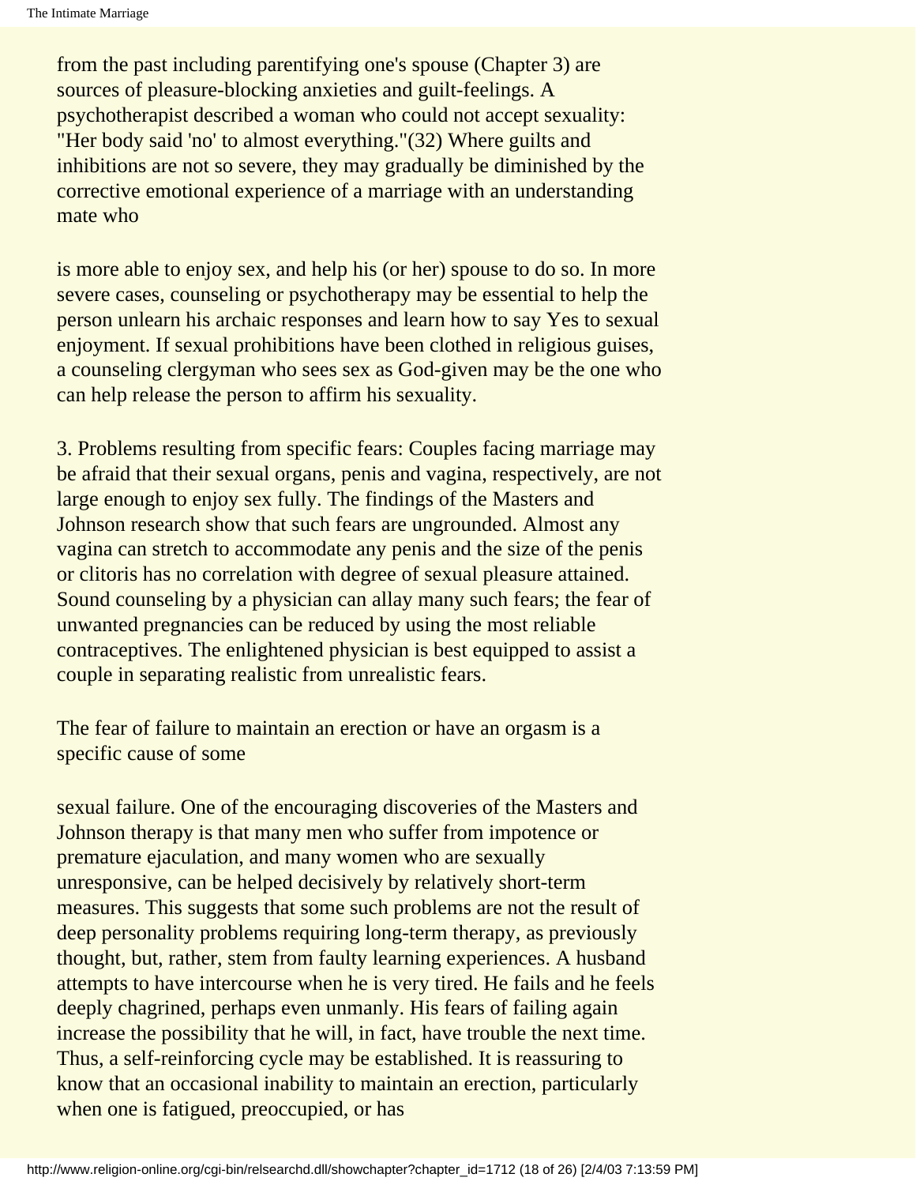from the past including parentifying one's spouse (Chapter 3) are sources of pleasure-blocking anxieties and guilt-feelings. A psychotherapist described a woman who could not accept sexuality: "Her body said 'no' to almost everything."(32) Where guilts and inhibitions are not so severe, they may gradually be diminished by the corrective emotional experience of a marriage with an understanding mate who

is more able to enjoy sex, and help his (or her) spouse to do so. In more severe cases, counseling or psychotherapy may be essential to help the person unlearn his archaic responses and learn how to say Yes to sexual enjoyment. If sexual prohibitions have been clothed in religious guises, a counseling clergyman who sees sex as God-given may be the one who can help release the person to affirm his sexuality.

3. Problems resulting from specific fears: Couples facing marriage may be afraid that their sexual organs, penis and vagina, respectively, are not large enough to enjoy sex fully. The findings of the Masters and Johnson research show that such fears are ungrounded. Almost any vagina can stretch to accommodate any penis and the size of the penis or clitoris has no correlation with degree of sexual pleasure attained. Sound counseling by a physician can allay many such fears; the fear of unwanted pregnancies can be reduced by using the most reliable contraceptives. The enlightened physician is best equipped to assist a couple in separating realistic from unrealistic fears.

The fear of failure to maintain an erection or have an orgasm is a specific cause of some

sexual failure. One of the encouraging discoveries of the Masters and Johnson therapy is that many men who suffer from impotence or premature ejaculation, and many women who are sexually unresponsive, can be helped decisively by relatively short-term measures. This suggests that some such problems are not the result of deep personality problems requiring long-term therapy, as previously thought, but, rather, stem from faulty learning experiences. A husband attempts to have intercourse when he is very tired. He fails and he feels deeply chagrined, perhaps even unmanly. His fears of failing again increase the possibility that he will, in fact, have trouble the next time. Thus, a self-reinforcing cycle may be established. It is reassuring to know that an occasional inability to maintain an erection, particularly when one is fatigued, preoccupied, or has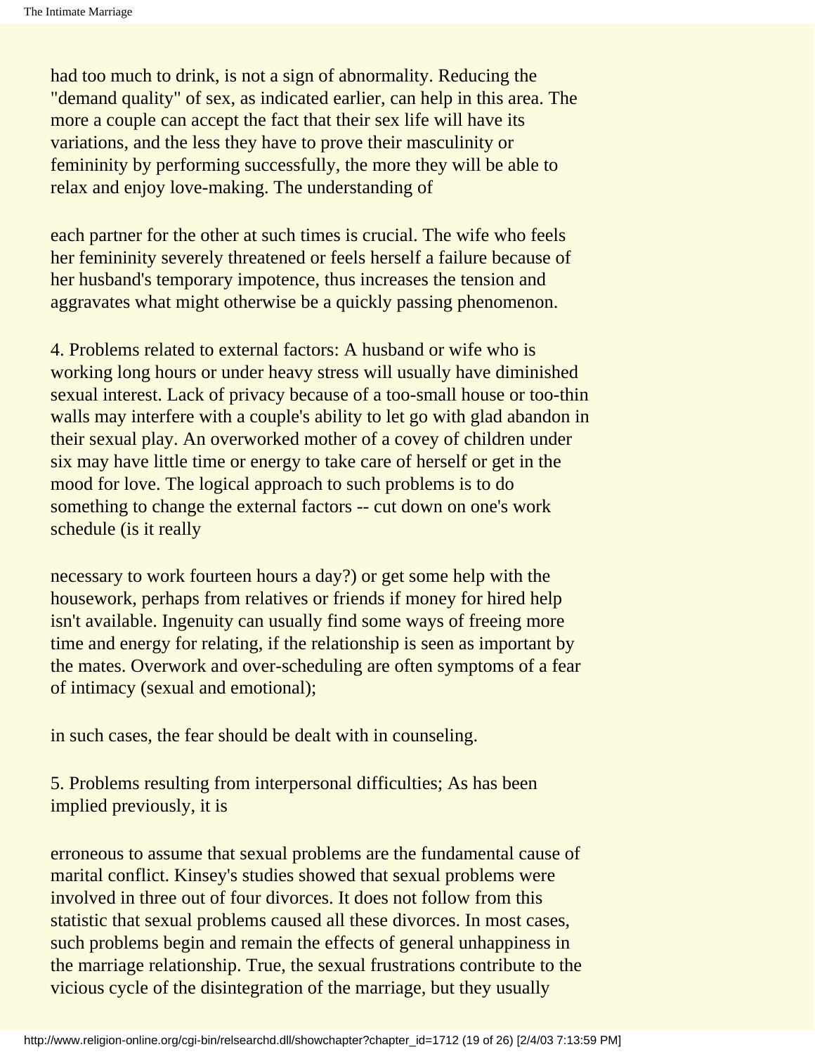had too much to drink, is not a sign of abnormality. Reducing the "demand quality" of sex, as indicated earlier, can help in this area. The more a couple can accept the fact that their sex life will have its variations, and the less they have to prove their masculinity or femininity by performing successfully, the more they will be able to relax and enjoy love-making. The understanding of each partner for the other at such times is crucial. The wife who feels her femininity severely threatened or feels herself a failure because of her husband's temporary impotence, thus increases the tension and aggravates what might otherwise be a quickly passing phenomenon.

4. Problems related to external factors: A husband or wife who is working long hours or under heavy stress will usually have diminished sexual interest. Lack of privacy because of a too-small house or too-thin walls may interfere with a couple's ability to let go with glad abandon in their sexual play. An overworked mother of a covey of children under six may have little time or energy to take care of herself or get in the mood for love. The logical approach to such problems is to do something to change the external factors -- cut down on one's work schedule (is it really necessary to work fourteen hours a day?) or get some help with the housework, perhaps from relatives or friends if money for hired help isn't available. Ingenuity can usually find some ways of freeing more time and energy for relating, if the relationship is seen as important by the mates. Overwork and over-scheduling are often symptoms of a fear of intimacy (sexual and emotional); in such cases, the fear should be dealt with in counseling.

5. Problems resulting from interpersonal difficulties; As has been implied previously, it is erroneous to assume that sexual problems are the fundamental cause of marital conflict. Kinsey's studies showed that sexual problems were involved in three out of four divorces. It does not follow from this statistic that sexual problems caused all these divorces. In most cases, such problems begin and remain the effects of general unhappiness in the marriage relationship. True, the sexual frustrations contribute to the vicious cycle of the disintegration of the marriage, but they usually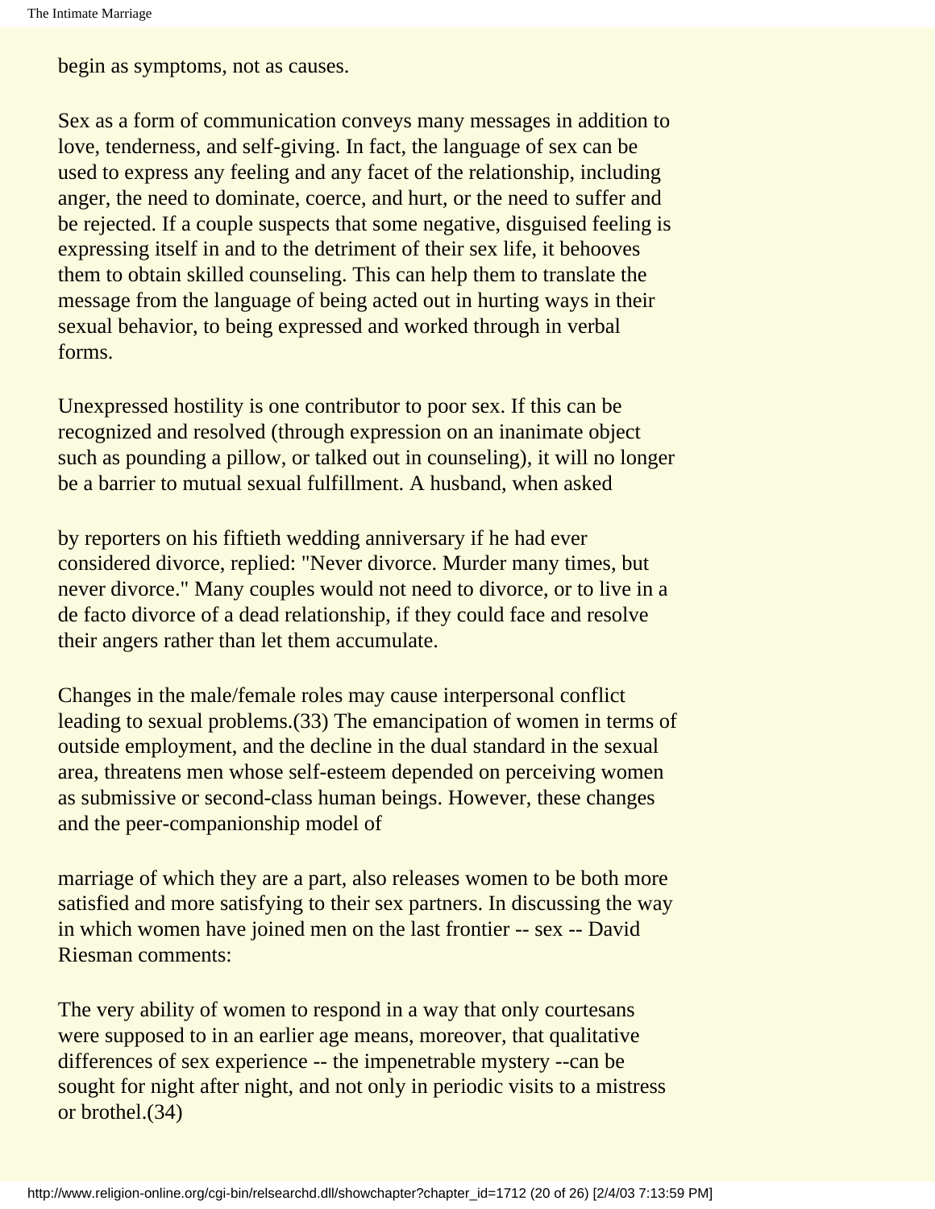begin as symptoms, not as causes.

Sex as a form of communication conveys many messages in addition to love, tenderness, and self-giving. In fact, the language of sex can be used to express any feeling and any facet of the relationship, including anger, the need to dominate, coerce, and hurt, or the need to suffer and be rejected. If a couple suspects that some negative, disguised feeling is expressing itself in and to the detriment of their sex life, it behooves them to obtain skilled counseling. This can help them to translate the message from the language of being acted out in hurting ways in their sexual behavior, to being expressed and worked through in verbal forms.

Unexpressed hostility is one contributor to poor sex. If this can be recognized and resolved (through expression on an inanimate object such as pounding a pillow, or talked out in counseling), it will no longer be a barrier to mutual sexual fulfillment. A husband, when asked by reporters on his fiftieth wedding anniversary if he had ever considered divorce, replied: "Never divorce. Murder many times, but never divorce." Many couples would not need to divorce, or to live in a de facto divorce of a dead relationship, if they could face and resolve their angers rather than let them accumulate.

Changes in the male/female roles may cause interpersonal conflict leading to sexual problems.(33) The emancipation of women in terms of outside employment, and the decline in the dual standard in the sexual area, threatens men whose self-esteem depended on perceiving women as submissive or second-class human beings. However, these changes and the peer-companionship model of marriage of which they are a part, also releases women to be both more satisfied and more satisfying to their sex partners. In discussing the way in which women have joined men on the last frontier -- sex -- David Riesman comments:

The very ability of women to respond in a way that only courtesans were supposed to in an earlier age means, moreover, that qualitative differences of sex experience -- the impenetrable mystery --can be sought for night after night, and not only in periodic visits to a mistress or brothel.(34)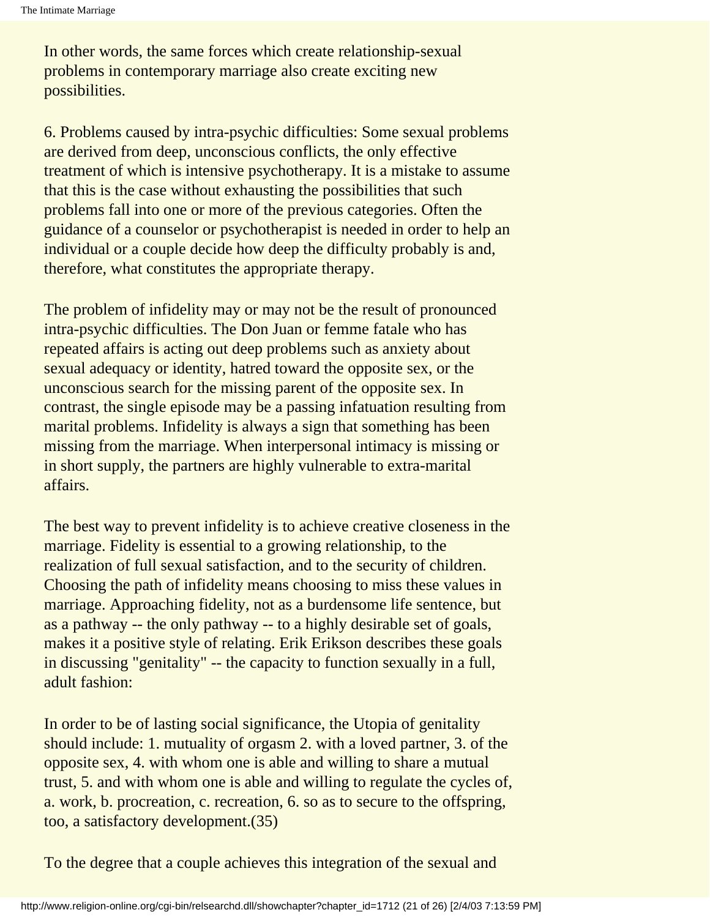In other words, the same forces which create relationship-sexual problems in contemporary marriage also create exciting new possibilities.

6. Problems caused by intra-psychic difficulties: Some sexual problems are derived from deep, unconscious conflicts, the only effective treatment of which is intensive psychotherapy. It is a mistake to assume that this is the case without exhausting the possibilities that such problems fall into one or more of the previous categories. Often the guidance of a counselor or psychotherapist is needed in order to help an individual or a couple decide how deep the difficulty probably is and, therefore, what constitutes the appropriate therapy.

The problem of infidelity may or may not be the result of pronounced intra-psychic difficulties. The Don Juan or femme fatale who has repeated affairs is acting out deep problems such as anxiety about sexual adequacy or identity, hatred toward the opposite sex, or the unconscious search for the missing parent of the opposite sex. In contrast, the single episode may be a passing infatuation resulting from marital problems. Infidelity is always a sign that something has been missing from the marriage. When interpersonal intimacy is missing or in short supply, the partners are highly vulnerable to extra-marital affairs.

The best way to prevent infidelity is to achieve creative closeness in the marriage. Fidelity is essential to a growing relationship, to the realization of full sexual satisfaction, and to the security of children. Choosing the path of infidelity means choosing to miss these values in marriage. Approaching fidelity, not as a burdensome life sentence, but as a pathway -- the only pathway -- to a highly desirable set of goals, makes it a positive style of relating. Erik Erikson describes these goals in discussing "genitality" -- the capacity to function sexually in a full, adult fashion:

In order to be of lasting social significance, the Utopia of genitality should include: 1. mutuality of orgasm 2. with a loved partner, 3. of the opposite sex, 4. with whom one is able and willing to share a mutual trust, 5. and with whom one is able and willing to regulate the cycles of, a. work, b. procreation, c. recreation, 6. so as to secure to the offspring, too, a satisfactory development.(35)

To the degree that a couple achieves this integration of the sexual and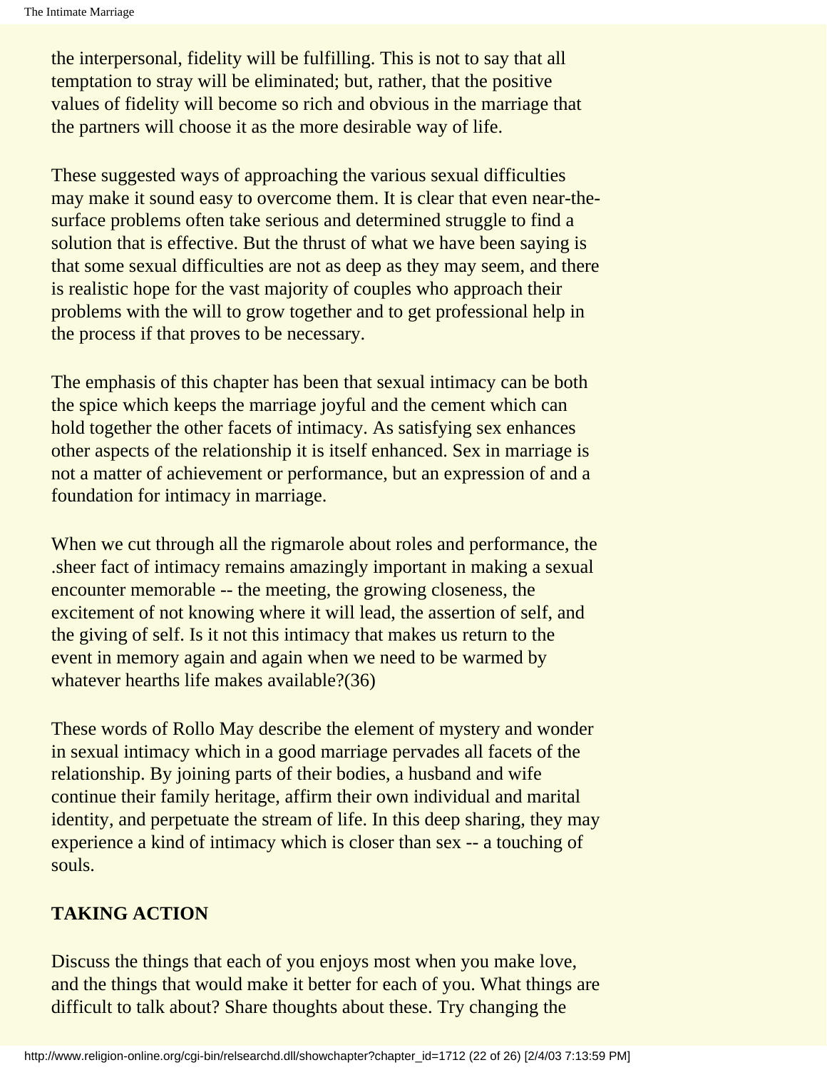the interpersonal, fidelity will be fulfilling. This is not to say that all temptation to stray will be eliminated; but, rather, that the positive values of fidelity will become so rich and obvious in the marriage that the partners will choose it as the more desirable way of life.

These suggested ways of approaching the various sexual difficulties may make it sound easy to overcome them. It is clear that even near-the-surface problems often take serious and determined struggle to find a solution that is effective. But the thrust of what we have been saying is that some sexual difficulties are not as deep as they may seem, and there is realistic hope for the vast majority of couples who approach their problems with the will to grow together and to get professional help in the process if that proves to be necessary.

The emphasis of this chapter has been that sexual intimacy can be both the spice which keeps the marriage joyful and the cement which can hold together the other facets of intimacy. As satisfying sex enhances other aspects of the relationship it is itself enhanced. Sex in marriage is not a matter of achievement or performance, but an expression of and a foundation for intimacy in marriage.

When we cut through all the rigmarole about roles and performance, the .sheer fact of intimacy remains amazingly important in making a sexual encounter memorable -- the meeting, the growing closeness, the excitement of not knowing where it will lead, the assertion of self, and the giving of self. Is it not this intimacy that makes us return to the event in memory again and again when we need to be warmed by whatever hearths life makes available?(36)

These words of Rollo May describe the element of mystery and wonder in sexual intimacy which in a good marriage pervades all facets of the relationship. By joining parts of their bodies, a husband and wife continue their family heritage, affirm their own individual and marital identity, and perpetuate the stream of life. In this deep sharing, they may experience a kind of intimacy which is closer than sex -- a touching of souls.

**TAKING ACTION**

Discuss the things that each of you enjoys most when you make love, and the things that would make it better for each of you. What things are difficult to talk about? Share thoughts about these. Try changing the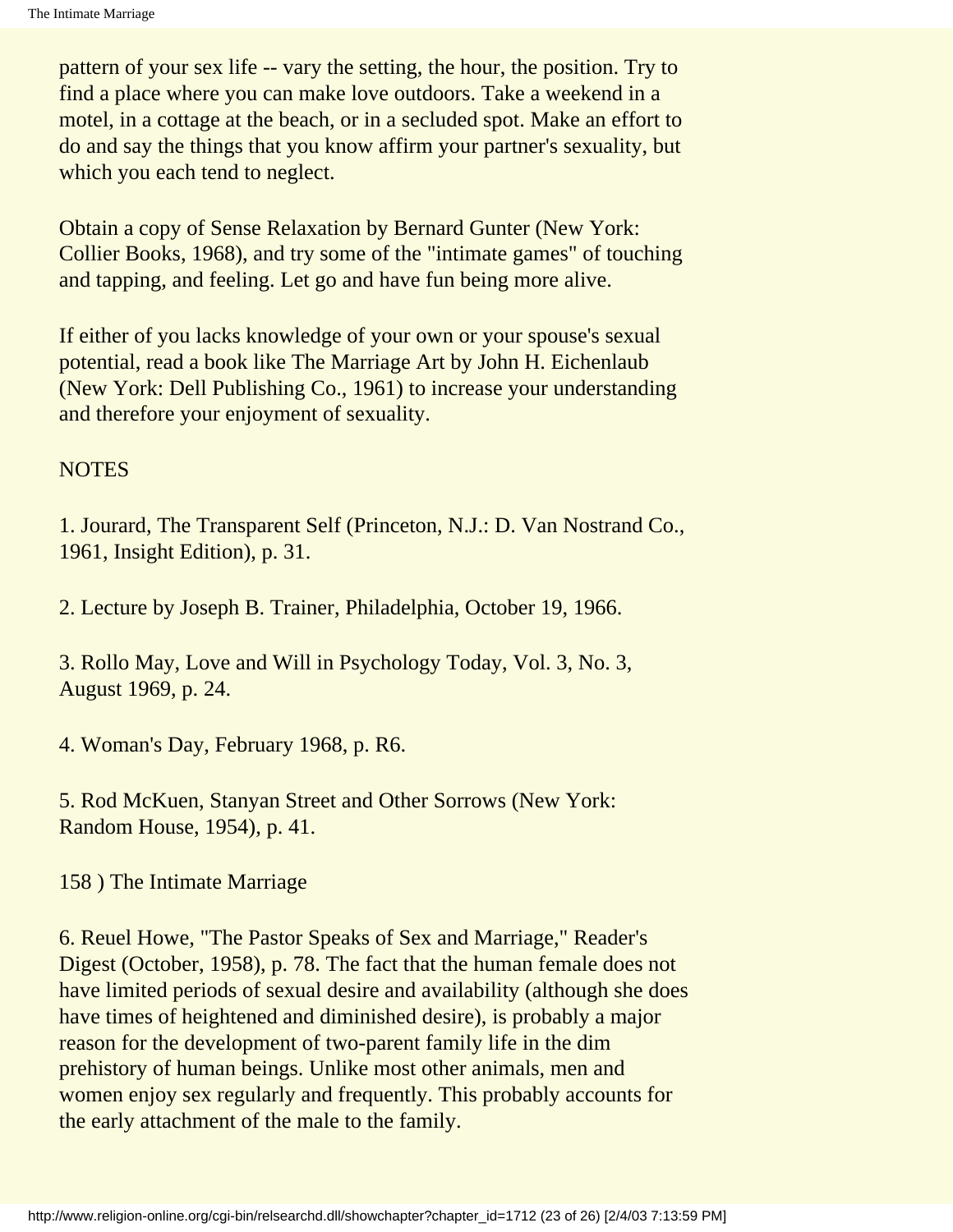pattern of your sex life -- vary the setting, the hour, the position. Try to find a place where you can make love outdoors. Take a weekend in a motel, in a cottage at the beach, or in a secluded spot. Make an effort to do and say the things that you know affirm your partner's sexuality, but which you each tend to neglect.

Obtain a copy of Sense Relaxation by Bernard Gunter (New York: Collier Books, 1968), and try some of the "intimate games" of touching and tapping, and feeling. Let go and have fun being more alive.

If either of you lacks knowledge of your own or your spouse's sexual potential, read a book like The Marriage Art by John H. Eichenlaub (New York: Dell Publishing Co., 1961) to increase your understanding and therefore your enjoyment of sexuality.

NOTES

1. Jourard, The Transparent Self (Princeton, N.J.: D. Van Nostrand Co., 1961, Insight Edition), p. 31.

2. Lecture by Joseph B. Trainer, Philadelphia, October 19, 1966.

3. Rollo May, Love and Will in Psychology Today, Vol. 3, No. 3, August 1969, p. 24.

4. Woman's Day, February 1968, p. R6.

5. Rod McKuen, Stanyan Street and Other Sorrows (New York: Random House, 1954), p. 41.

6. Reuel Howe, "The Pastor Speaks of Sex and Marriage," Reader's Digest (October, 1958), p. 78. The fact that the human female does not have limited periods of sexual desire and availability (although she does have times of heightened and diminished desire), is probably a major reason for the development of two-parent family life in the dim prehistory of human beings. Unlike most other animals, men and women enjoy sex regularly and frequently. This probably accounts for the early attachment of the male to the family.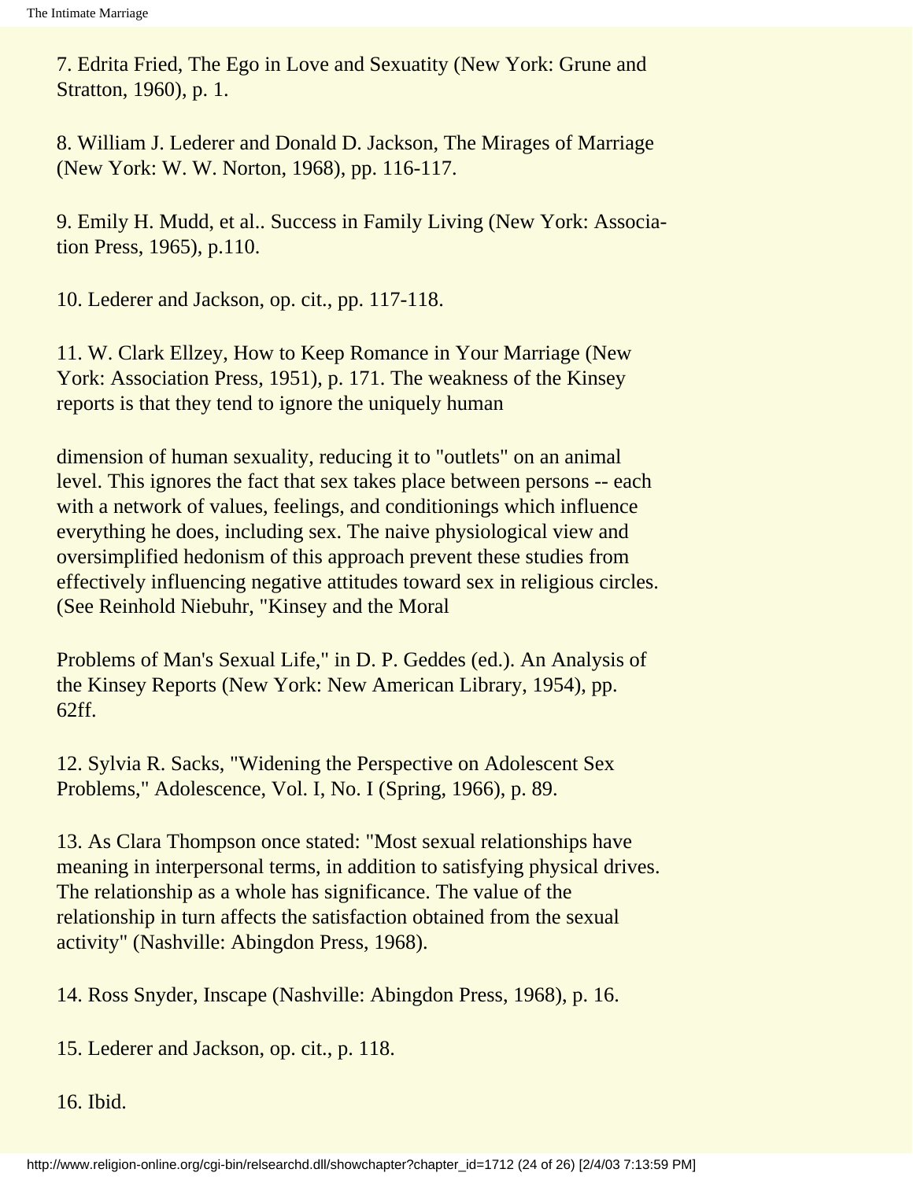7. Edrita Fried, The Ego in Love and Sexuatity (New York: Grune and Stratton, 1960), p. 1.

8. William J. Lederer and Donald D. Jackson, The Mirages of Marriage (New York: W. W. Norton, 1968), pp. 116-117.

9. Emily H. Mudd, et al.. Success in Family Living (New York: Association Press, 1965), p.110.

10. Lederer and Jackson, op. cit., pp. 117-118.

11. W. Clark Ellzey, How to Keep Romance in Your Marriage (New York: Association Press, 1951), p. 171. The weakness of the Kinsey reports is that they tend to ignore the uniquely human

dimension of human sexuality, reducing it to "outlets" on an animal level. This ignores the fact that sex takes place between persons -- each with a network of values, feelings, and conditionings which influence everything he does, including sex. The naive physiological view and oversimplified hedonism of this approach prevent these studies from effectively influencing negative attitudes toward sex in religious circles. (See Reinhold Niebuhr, "Kinsey and the Moral

Problems of Man's Sexual Life," in D. P. Geddes (ed.). An Analysis of the Kinsey Reports (New York: New American Library, 1954), pp. 62ff.

12. Sylvia R. Sacks, "Widening the Perspective on Adolescent Sex Problems," Adolescence, Vol. I, No. I (Spring, 1966), p. 89.

13. As Clara Thompson once stated: "Most sexual relationships have meaning in interpersonal terms, in addition to satisfying physical drives. The relationship as a whole has significance. The value of the relationship in turn affects the satisfaction obtained from the sexual activity" (Nashville: Abingdon Press, 1968).

14. Ross Snyder, Inscape (Nashville: Abingdon Press, 1968), p. 16.

15. Lederer and Jackson, op. cit., p. 118.

16. Ibid.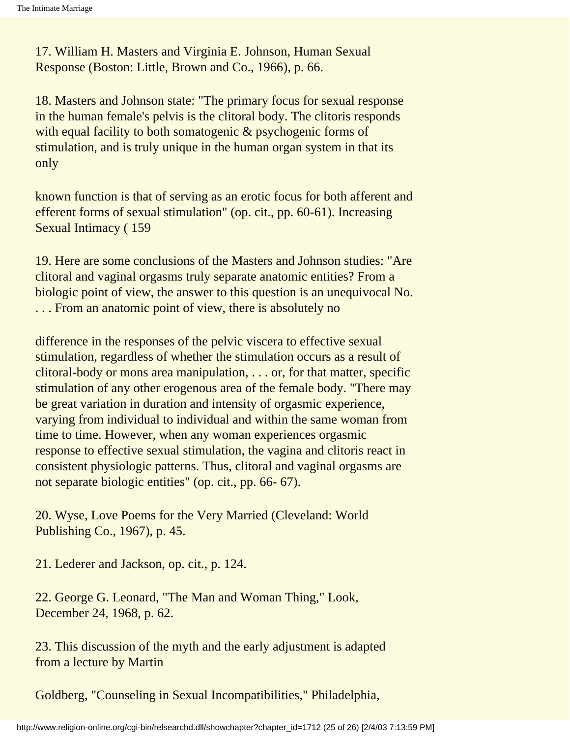17. William H. Masters and Virginia E. Johnson, Human Sexual Response (Boston: Little, Brown and Co., 1966), p. 66.

18. Masters and Johnson state: "The primary focus for sexual response in the human female's pelvis is the clitoral body. The clitoris responds with equal facility to both somatogenic & psychogenic forms of stimulation, and is truly unique in the human organ system in that its only

known function is that of serving as an erotic focus for both afferent and efferent forms of sexual stimulation" (op. cit., pp. 60-61). Increasing Sexual Intimacy ( 159

19. Here are some conclusions of the Masters and Johnson studies: "Are clitoral and vaginal orgasms truly separate anatomic entities? From a biologic point of view, the answer to this question is an unequivocal No. . . . From an anatomic point of view, there is absolutely no

difference in the responses of the pelvic viscera to effective sexual stimulation, regardless of whether the stimulation occurs as a result of clitoral-body or mons area manipulation, . . . or, for that matter, specific stimulation of any other erogenous area of the female body. "There may be great variation in duration and intensity of orgasmic experience, varying from individual to individual and within the same woman from time to time. However, when any woman experiences orgasmic response to effective sexual stimulation, the vagina and clitoris react in consistent physiologic patterns. Thus, clitoral and vaginal orgasms are not separate biologic entities" (op. cit., pp. 66- 67).

20. Wyse, Love Poems for the Very Married (Cleveland: World Publishing Co., 1967), p. 45.

21. Lederer and Jackson, op. cit., p. 124.

22. George G. Leonard, "The Man and Woman Thing," Look, December 24, 1968, p. 62.

23. This discussion of the myth and the early adjustment is adapted from a lecture by Martin

Goldberg, "Counseling in Sexual Incompatibilities," Philadelphia,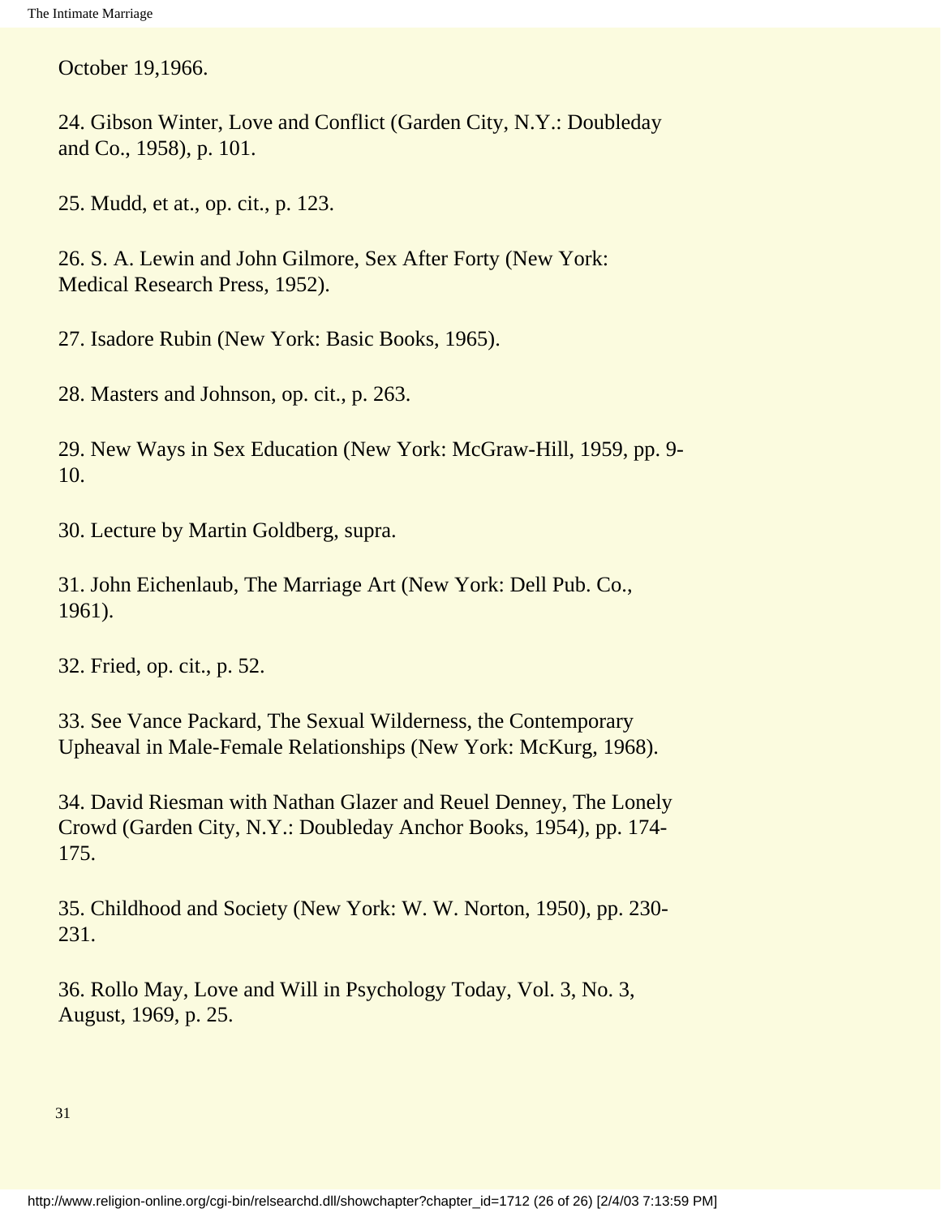October 19,1966.

24. Gibson Winter, Love and Conflict (Garden City, N.Y.: Doubleday and Co., 1958), p. 101.

25. Mudd, et at., op. cit., p. 123.

26. S. A. Lewin and John Gilmore, Sex After Forty (New York: Medical Research Press, 1952).

27. Isadore Rubin (New York: Basic Books, 1965).

28. Masters and Johnson, op. cit., p. 263.

29. New Ways in Sex Education (New York: McGraw-Hill, 1959, pp. 9-10.

30. Lecture by Martin Goldberg, supra.

31. John Eichenlaub, The Marriage Art (New York: Dell Pub. Co., 1961).

32. Fried, op. cit., p. 52.

33. See Vance Packard, The Sexual Wilderness, the Contemporary Upheaval in Male-Female Relationships (New York: McKurg, 1968).

34. David Riesman with Nathan Glazer and Reuel Denney, The Lonely Crowd (Garden City, N.Y.: Doubleday Anchor Books, 1954), pp. 174-175.

35. Childhood and Society (New York: W. W. Norton, 1950), pp. 230-231.

36. Rollo May, Love and Will in Psychology Today, Vol. 3, No. 3, August, 1969, p. 25.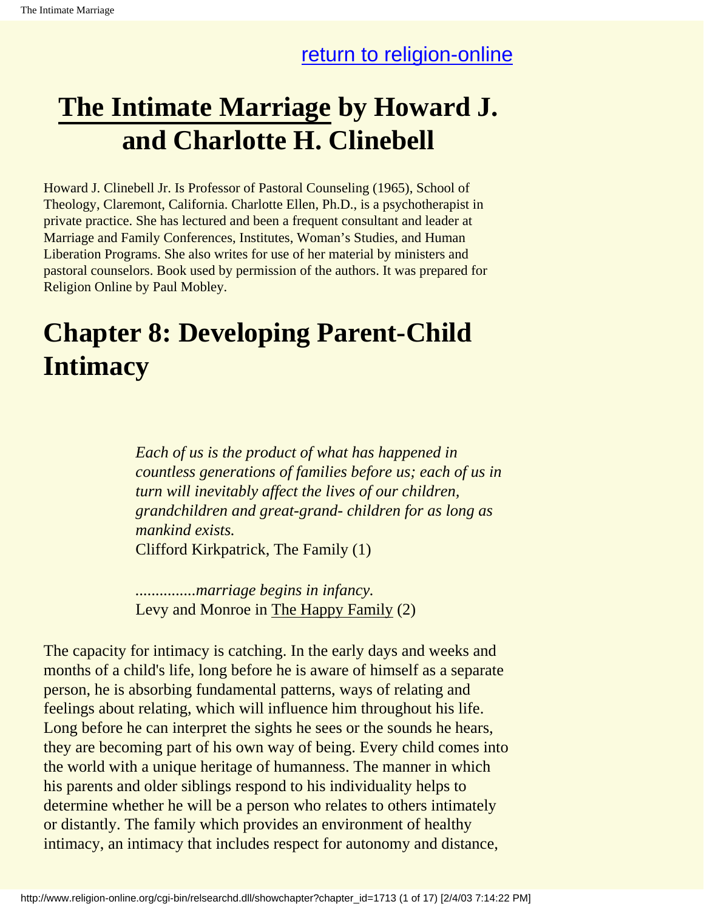[return to religion-online](http://www.religion-online.org)

# The Intimate Marriage by Howard J. and Charlotte H. Clinebell

Howard J. Clinebell Jr. Is Professor of Pastoral Counseling (1965), School of Theology, Claremont, California. Charlotte Ellen, Ph.D., is a psychotherapist in private practice. She has lectured and been a frequent consultant and leader at Marriage and Family Conferences, Institutes, Woman's Studies, and Human Liberation Programs. She also writes for use of her material by ministers and pastoral counselors. Book used by permission of the authors. It was prepared for Religion Online by Paul Mobley.

# Chapter 8: Developing Parent-Child Intimacy

> *Each of us is the product of what has happened in countless generations of families before us; each of us in turn will inevitably affect the lives of our children, grandchildren and great-grand- children for as long as mankind exists.*
> Clifford Kirkpatrick, The Family (1)
>
> *...............marriage begins in infancy.*
> Levy and Monroe in The Happy Family (2)

The capacity for intimacy is catching. In the early days and weeks and months of a child's life, long before he is aware of himself as a separate person, he is absorbing fundamental patterns, ways of relating and feelings about relating, which will influence him throughout his life. Long before he can interpret the sights he sees or the sounds he hears, they are becoming part of his own way of being. Every child comes into the world with a unique heritage of humanness. The manner in which his parents and older siblings respond to his individuality helps to determine whether he will be a person who relates to others intimately or distantly. The family which provides an environment of healthy intimacy, an intimacy that includes respect for autonomy and distance,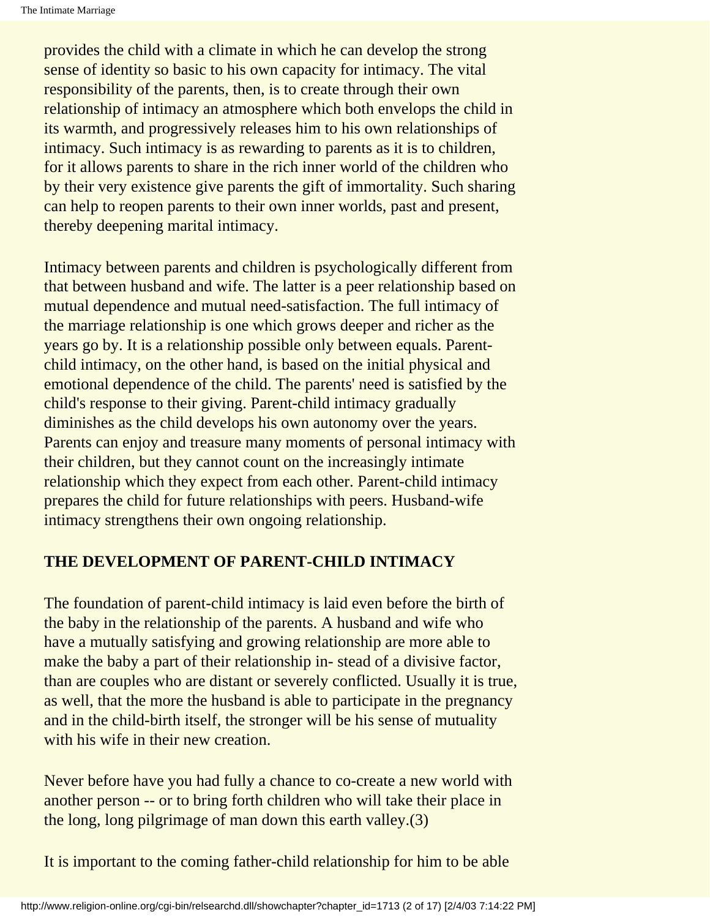provides the child with a climate in which he can develop the strong sense of identity so basic to his own capacity for intimacy. The vital responsibility of the parents, then, is to create through their own relationship of intimacy an atmosphere which both envelops the child in its warmth, and progressively releases him to his own relationships of intimacy. Such intimacy is as rewarding to parents as it is to children, for it allows parents to share in the rich inner world of the children who by their very existence give parents the gift of immortality. Such sharing can help to reopen parents to their own inner worlds, past and present, thereby deepening marital intimacy.

Intimacy between parents and children is psychologically different from that between husband and wife. The latter is a peer relationship based on mutual dependence and mutual need-satisfaction. The full intimacy of the marriage relationship is one which grows deeper and richer as the years go by. It is a relationship possible only between equals. Parent-child intimacy, on the other hand, is based on the initial physical and emotional dependence of the child. The parents' need is satisfied by the child's response to their giving. Parent-child intimacy gradually diminishes as the child develops his own autonomy over the years. Parents can enjoy and treasure many moments of personal intimacy with their children, but they cannot count on the increasingly intimate relationship which they expect from each other. Parent-child intimacy prepares the child for future relationships with peers. Husband-wife intimacy strengthens their own ongoing relationship.

## THE DEVELOPMENT OF PARENT-CHILD INTIMACY

The foundation of parent-child intimacy is laid even before the birth of the baby in the relationship of the parents. A husband and wife who have a mutually satisfying and growing relationship are more able to make the baby a part of their relationship in- stead of a divisive factor, than are couples who are distant or severely conflicted. Usually it is true, as well, that the more the husband is able to participate in the pregnancy and in the child-birth itself, the stronger will be his sense of mutuality with his wife in their new creation.

Never before have you had fully a chance to co-create a new world with another person -- or to bring forth children who will take their place in the long, long pilgrimage of man down this earth valley.(3)

It is important to the coming father-child relationship for him to be able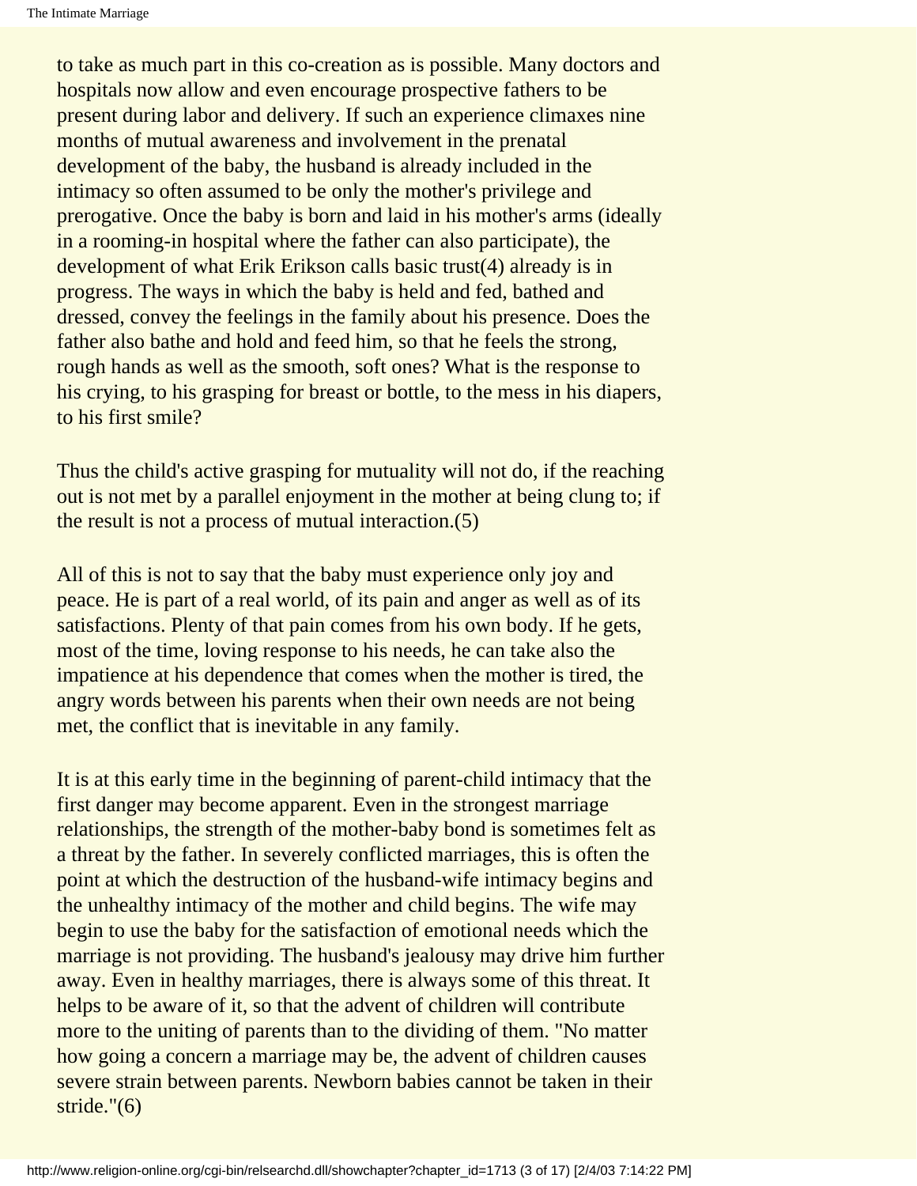to take as much part in this co-creation as is possible. Many doctors and hospitals now allow and even encourage prospective fathers to be present during labor and delivery. If such an experience climaxes nine months of mutual awareness and involvement in the prenatal development of the baby, the husband is already included in the intimacy so often assumed to be only the mother's privilege and prerogative. Once the baby is born and laid in his mother's arms (ideally in a rooming-in hospital where the father can also participate), the development of what Erik Erikson calls basic trust(4) already is in progress. The ways in which the baby is held and fed, bathed and dressed, convey the feelings in the family about his presence. Does the father also bathe and hold and feed him, so that he feels the strong, rough hands as well as the smooth, soft ones? What is the response to his crying, to his grasping for breast or bottle, to the mess in his diapers, to his first smile?

Thus the child's active grasping for mutuality will not do, if the reaching out is not met by a parallel enjoyment in the mother at being clung to; if the result is not a process of mutual interaction.(5)

All of this is not to say that the baby must experience only joy and peace. He is part of a real world, of its pain and anger as well as of its satisfactions. Plenty of that pain comes from his own body. If he gets, most of the time, loving response to his needs, he can take also the impatience at his dependence that comes when the mother is tired, the angry words between his parents when their own needs are not being met, the conflict that is inevitable in any family.

It is at this early time in the beginning of parent-child intimacy that the first danger may become apparent. Even in the strongest marriage relationships, the strength of the mother-baby bond is sometimes felt as a threat by the father. In severely conflicted marriages, this is often the point at which the destruction of the husband-wife intimacy begins and the unhealthy intimacy of the mother and child begins. The wife may begin to use the baby for the satisfaction of emotional needs which the marriage is not providing. The husband's jealousy may drive him further away. Even in healthy marriages, there is always some of this threat. It helps to be aware of it, so that the advent of children will contribute more to the uniting of parents than to the dividing of them. "No matter how going a concern a marriage may be, the advent of children causes severe strain between parents. Newborn babies cannot be taken in their stride."(6)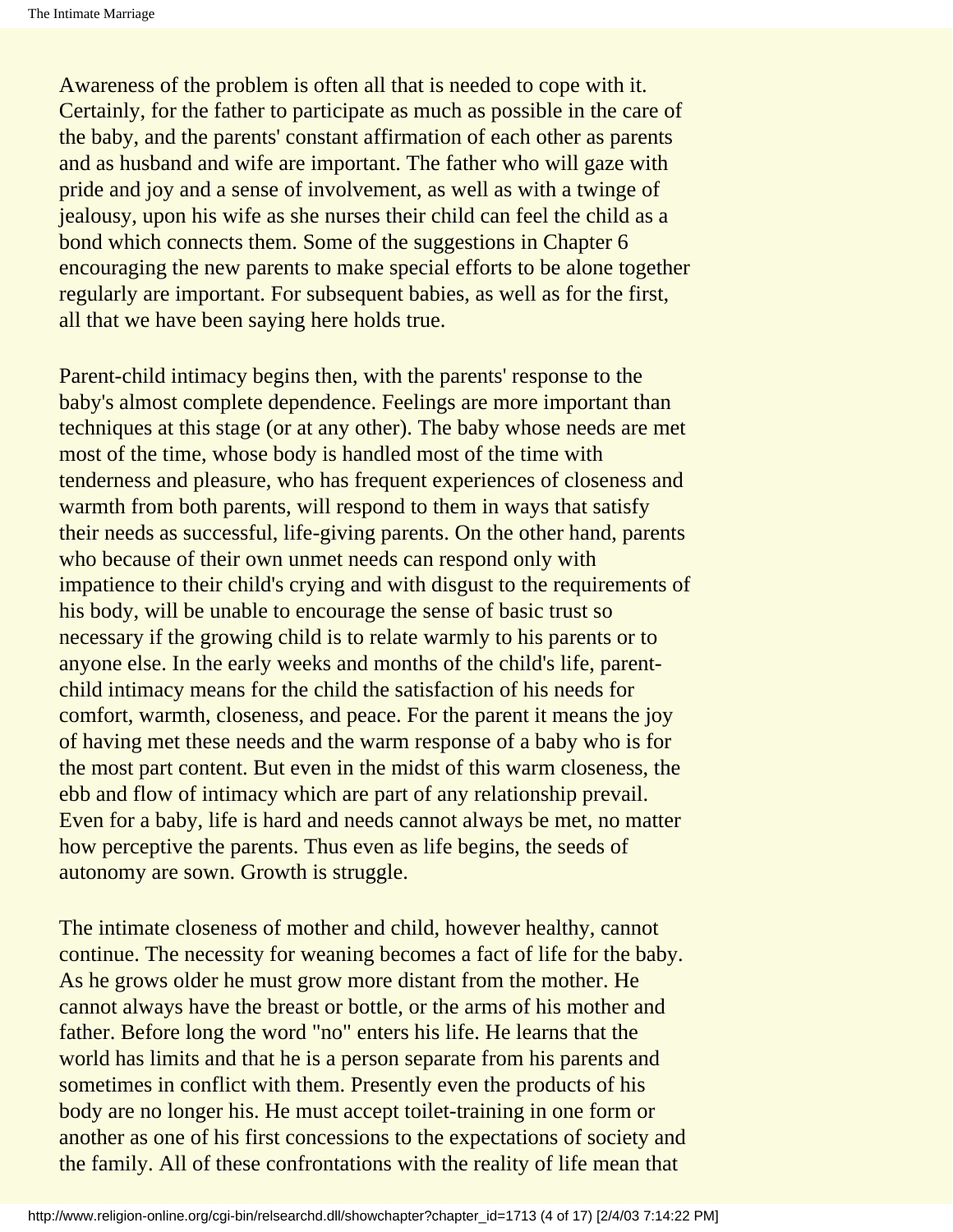Awareness of the problem is often all that is needed to cope with it. Certainly, for the father to participate as much as possible in the care of the baby, and the parents' constant affirmation of each other as parents and as husband and wife are important. The father who will gaze with pride and joy and a sense of involvement, as well as with a twinge of jealousy, upon his wife as she nurses their child can feel the child as a bond which connects them. Some of the suggestions in Chapter 6 encouraging the new parents to make special efforts to be alone together regularly are important. For subsequent babies, as well as for the first, all that we have been saying here holds true.

Parent-child intimacy begins then, with the parents' response to the baby's almost complete dependence. Feelings are more important than techniques at this stage (or at any other). The baby whose needs are met most of the time, whose body is handled most of the time with tenderness and pleasure, who has frequent experiences of closeness and warmth from both parents, will respond to them in ways that satisfy their needs as successful, life-giving parents. On the other hand, parents who because of their own unmet needs can respond only with impatience to their child's crying and with disgust to the requirements of his body, will be unable to encourage the sense of basic trust so necessary if the growing child is to relate warmly to his parents or to anyone else. In the early weeks and months of the child's life, parent-child intimacy means for the child the satisfaction of his needs for comfort, warmth, closeness, and peace. For the parent it means the joy of having met these needs and the warm response of a baby who is for the most part content. But even in the midst of this warm closeness, the ebb and flow of intimacy which are part of any relationship prevail. Even for a baby, life is hard and needs cannot always be met, no matter how perceptive the parents. Thus even as life begins, the seeds of autonomy are sown. Growth is struggle.

The intimate closeness of mother and child, however healthy, cannot continue. The necessity for weaning becomes a fact of life for the baby. As he grows older he must grow more distant from the mother. He cannot always have the breast or bottle, or the arms of his mother and father. Before long the word "no" enters his life. He learns that the world has limits and that he is a person separate from his parents and sometimes in conflict with them. Presently even the products of his body are no longer his. He must accept toilet-training in one form or another as one of his first concessions to the expectations of society and the family. All of these confrontations with the reality of life mean that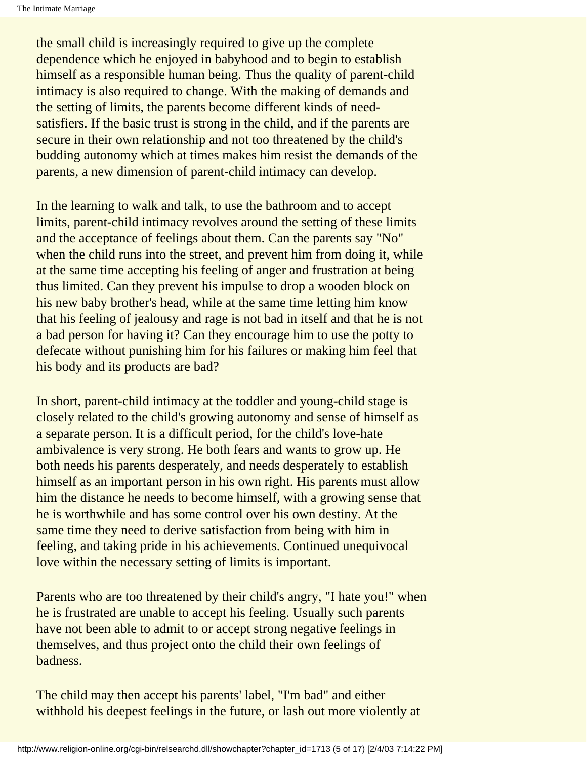the small child is increasingly required to give up the complete dependence which he enjoyed in babyhood and to begin to establish himself as a responsible human being. Thus the quality of parent-child intimacy is also required to change. With the making of demands and the setting of limits, the parents become different kinds of need-satisfiers. If the basic trust is strong in the child, and if the parents are secure in their own relationship and not too threatened by the child's budding autonomy which at times makes him resist the demands of the parents, a new dimension of parent-child intimacy can develop.

In the learning to walk and talk, to use the bathroom and to accept limits, parent-child intimacy revolves around the setting of these limits and the acceptance of feelings about them. Can the parents say "No" when the child runs into the street, and prevent him from doing it, while at the same time accepting his feeling of anger and frustration at being thus limited. Can they prevent his impulse to drop a wooden block on his new baby brother's head, while at the same time letting him know that his feeling of jealousy and rage is not bad in itself and that he is not a bad person for having it? Can they encourage him to use the potty to defecate without punishing him for his failures or making him feel that his body and its products are bad?

In short, parent-child intimacy at the toddler and young-child stage is closely related to the child's growing autonomy and sense of himself as a separate person. It is a difficult period, for the child's love-hate ambivalence is very strong. He both fears and wants to grow up. He both needs his parents desperately, and needs desperately to establish himself as an important person in his own right. His parents must allow him the distance he needs to become himself, with a growing sense that he is worthwhile and has some control over his own destiny. At the same time they need to derive satisfaction from being with him in feeling, and taking pride in his achievements. Continued unequivocal love within the necessary setting of limits is important.

Parents who are too threatened by their child's angry, "I hate you!" when he is frustrated are unable to accept his feeling. Usually such parents have not been able to admit to or accept strong negative feelings in themselves, and thus project onto the child their own feelings of badness.

The child may then accept his parents' label, "I'm bad" and either withhold his deepest feelings in the future, or lash out more violently at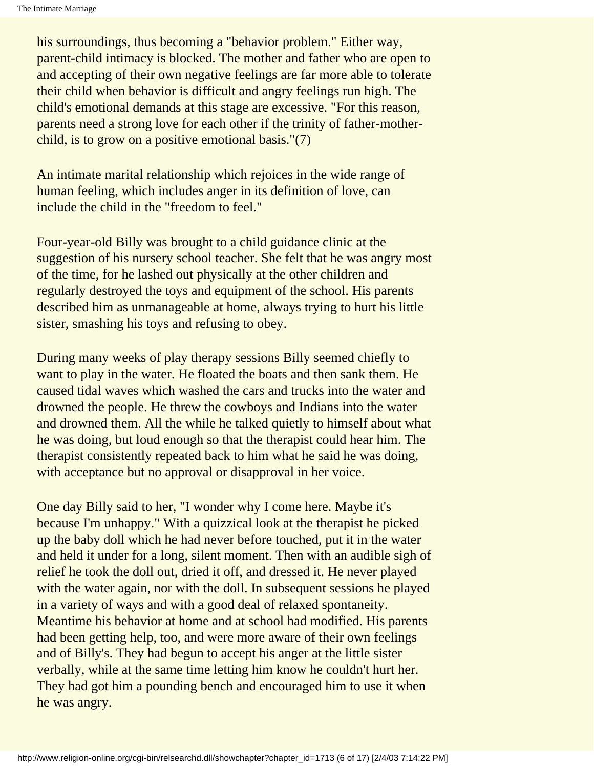his surroundings, thus becoming a "behavior problem." Either way, parent-child intimacy is blocked. The mother and father who are open to and accepting of their own negative feelings are far more able to tolerate their child when behavior is difficult and angry feelings run high. The child's emotional demands at this stage are excessive. "For this reason, parents need a strong love for each other if the trinity of father-mother-child, is to grow on a positive emotional basis."(7)

An intimate marital relationship which rejoices in the wide range of human feeling, which includes anger in its definition of love, can include the child in the "freedom to feel."

Four-year-old Billy was brought to a child guidance clinic at the suggestion of his nursery school teacher. She felt that he was angry most of the time, for he lashed out physically at the other children and regularly destroyed the toys and equipment of the school. His parents described him as unmanageable at home, always trying to hurt his little sister, smashing his toys and refusing to obey.

During many weeks of play therapy sessions Billy seemed chiefly to want to play in the water. He floated the boats and then sank them. He caused tidal waves which washed the cars and trucks into the water and drowned the people. He threw the cowboys and Indians into the water and drowned them. All the while he talked quietly to himself about what he was doing, but loud enough so that the therapist could hear him. The therapist consistently repeated back to him what he said he was doing, with acceptance but no approval or disapproval in her voice.

One day Billy said to her, "I wonder why I come here. Maybe it's because I'm unhappy." With a quizzical look at the therapist he picked up the baby doll which he had never before touched, put it in the water and held it under for a long, silent moment. Then with an audible sigh of relief he took the doll out, dried it off, and dressed it. He never played with the water again, nor with the doll. In subsequent sessions he played in a variety of ways and with a good deal of relaxed spontaneity. Meantime his behavior at home and at school had modified. His parents had been getting help, too, and were more aware of their own feelings and of Billy's. They had begun to accept his anger at the little sister verbally, while at the same time letting him know he couldn't hurt her. They had got him a pounding bench and encouraged him to use it when he was angry.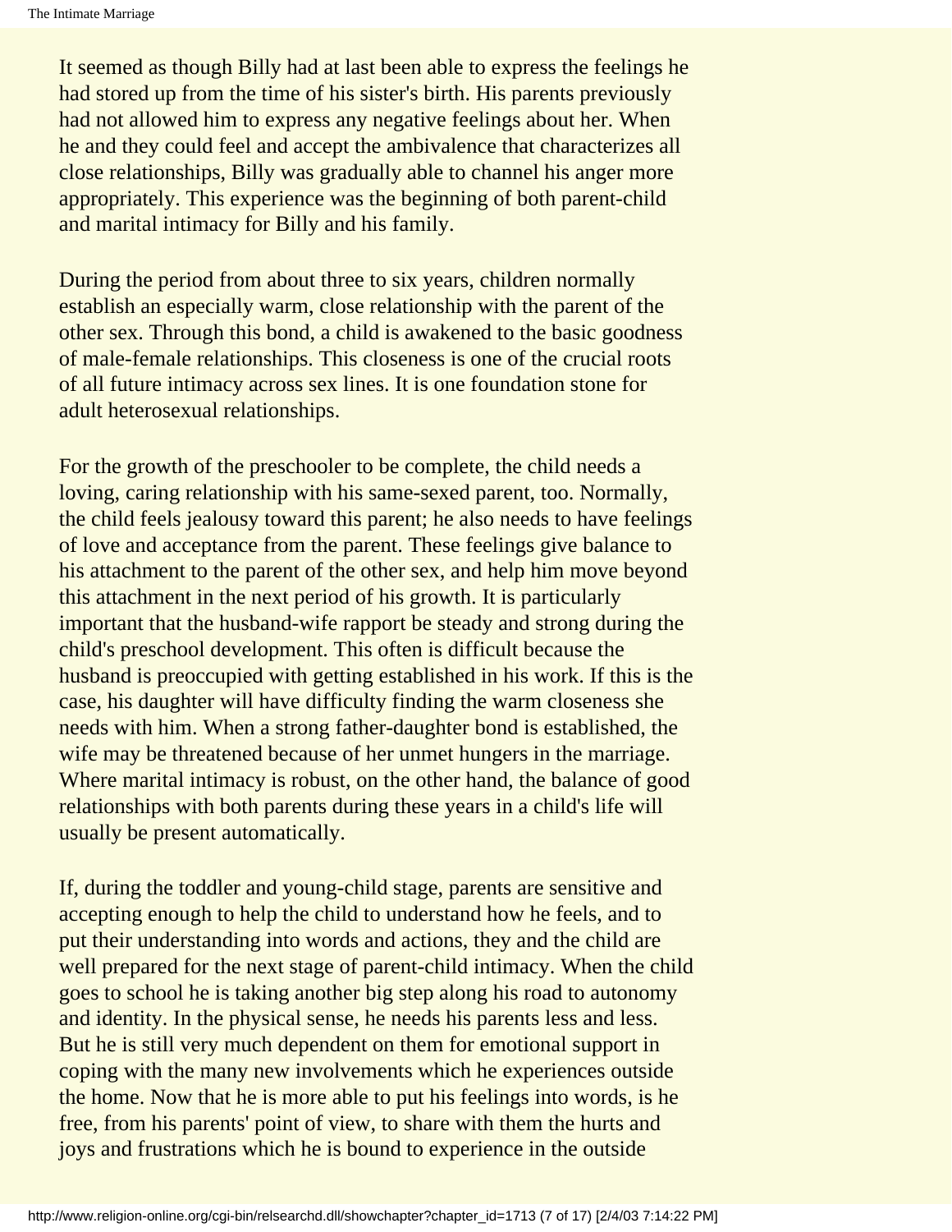It seemed as though Billy had at last been able to express the feelings he had stored up from the time of his sister's birth. His parents previously had not allowed him to express any negative feelings about her. When he and they could feel and accept the ambivalence that characterizes all close relationships, Billy was gradually able to channel his anger more appropriately. This experience was the beginning of both parent-child and marital intimacy for Billy and his family.

During the period from about three to six years, children normally establish an especially warm, close relationship with the parent of the other sex. Through this bond, a child is awakened to the basic goodness of male-female relationships. This closeness is one of the crucial roots of all future intimacy across sex lines. It is one foundation stone for adult heterosexual relationships.

For the growth of the preschooler to be complete, the child needs a loving, caring relationship with his same-sexed parent, too. Normally, the child feels jealousy toward this parent; he also needs to have feelings of love and acceptance from the parent. These feelings give balance to his attachment to the parent of the other sex, and help him move beyond this attachment in the next period of his growth. It is particularly important that the husband-wife rapport be steady and strong during the child's preschool development. This often is difficult because the husband is preoccupied with getting established in his work. If this is the case, his daughter will have difficulty finding the warm closeness she needs with him. When a strong father-daughter bond is established, the wife may be threatened because of her unmet hungers in the marriage. Where marital intimacy is robust, on the other hand, the balance of good relationships with both parents during these years in a child's life will usually be present automatically.

If, during the toddler and young-child stage, parents are sensitive and accepting enough to help the child to understand how he feels, and to put their understanding into words and actions, they and the child are well prepared for the next stage of parent-child intimacy. When the child goes to school he is taking another big step along his road to autonomy and identity. In the physical sense, he needs his parents less and less. But he is still very much dependent on them for emotional support in coping with the many new involvements which he experiences outside the home. Now that he is more able to put his feelings into words, is he free, from his parents' point of view, to share with them the hurts and joys and frustrations which he is bound to experience in the outside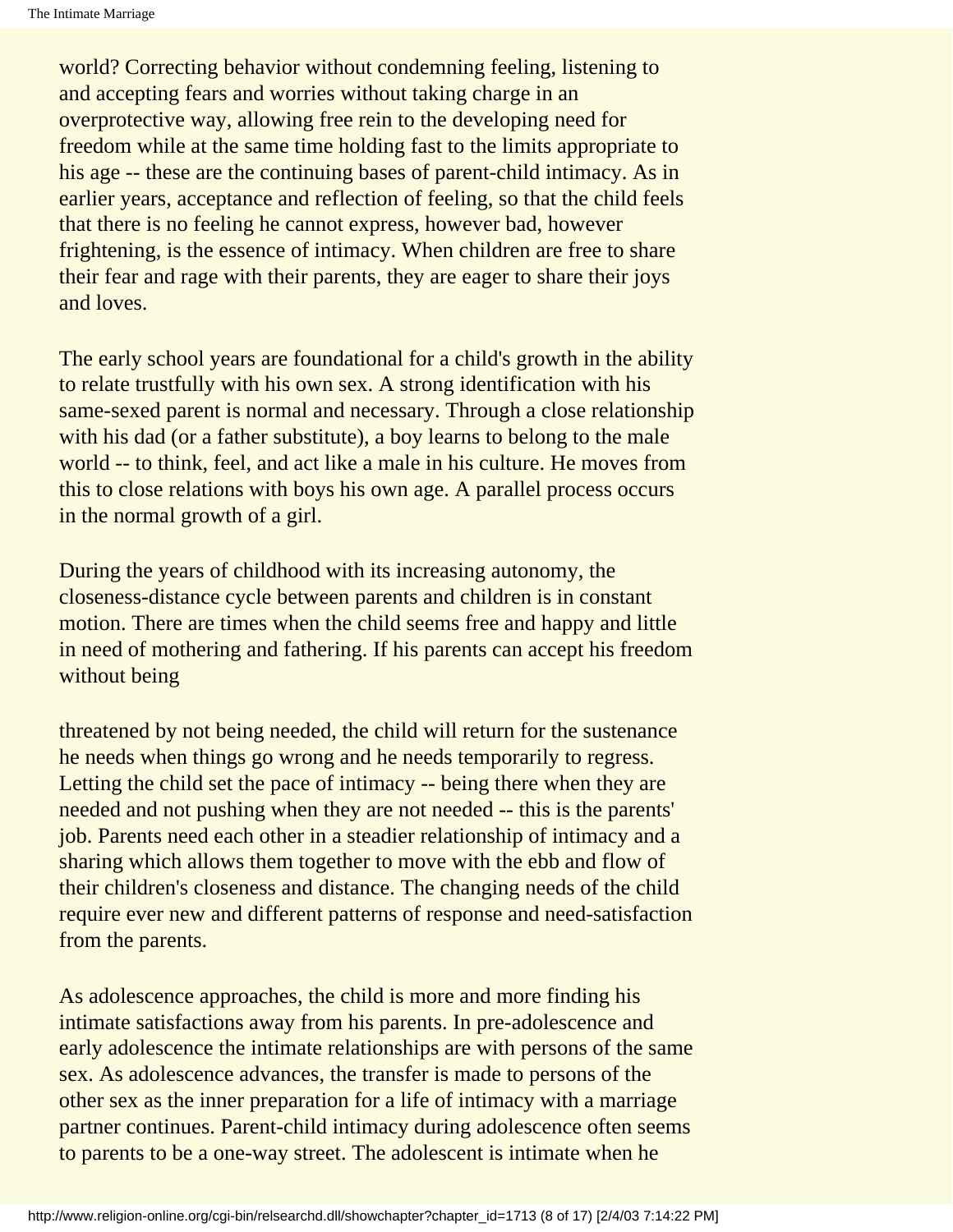world? Correcting behavior without condemning feeling, listening to and accepting fears and worries without taking charge in an overprotective way, allowing free rein to the developing need for freedom while at the same time holding fast to the limits appropriate to his age -- these are the continuing bases of parent-child intimacy. As in earlier years, acceptance and reflection of feeling, so that the child feels that there is no feeling he cannot express, however bad, however frightening, is the essence of intimacy. When children are free to share their fear and rage with their parents, they are eager to share their joys and loves.

The early school years are foundational for a child's growth in the ability to relate trustfully with his own sex. A strong identification with his same-sexed parent is normal and necessary. Through a close relationship with his dad (or a father substitute), a boy learns to belong to the male world -- to think, feel, and act like a male in his culture. He moves from this to close relations with boys his own age. A parallel process occurs in the normal growth of a girl.

During the years of childhood with its increasing autonomy, the closeness-distance cycle between parents and children is in constant motion. There are times when the child seems free and happy and little in need of mothering and fathering. If his parents can accept his freedom without being threatened by not being needed, the child will return for the sustenance he needs when things go wrong and he needs temporarily to regress. Letting the child set the pace of intimacy -- being there when they are needed and not pushing when they are not needed -- this is the parents' job. Parents need each other in a steadier relationship of intimacy and a sharing which allows them together to move with the ebb and flow of their children's closeness and distance. The changing needs of the child require ever new and different patterns of response and need-satisfaction from the parents.

As adolescence approaches, the child is more and more finding his intimate satisfactions away from his parents. In pre-adolescence and early adolescence the intimate relationships are with persons of the same sex. As adolescence advances, the transfer is made to persons of the other sex as the inner preparation for a life of intimacy with a marriage partner continues. Parent-child intimacy during adolescence often seems to parents to be a one-way street. The adolescent is intimate when he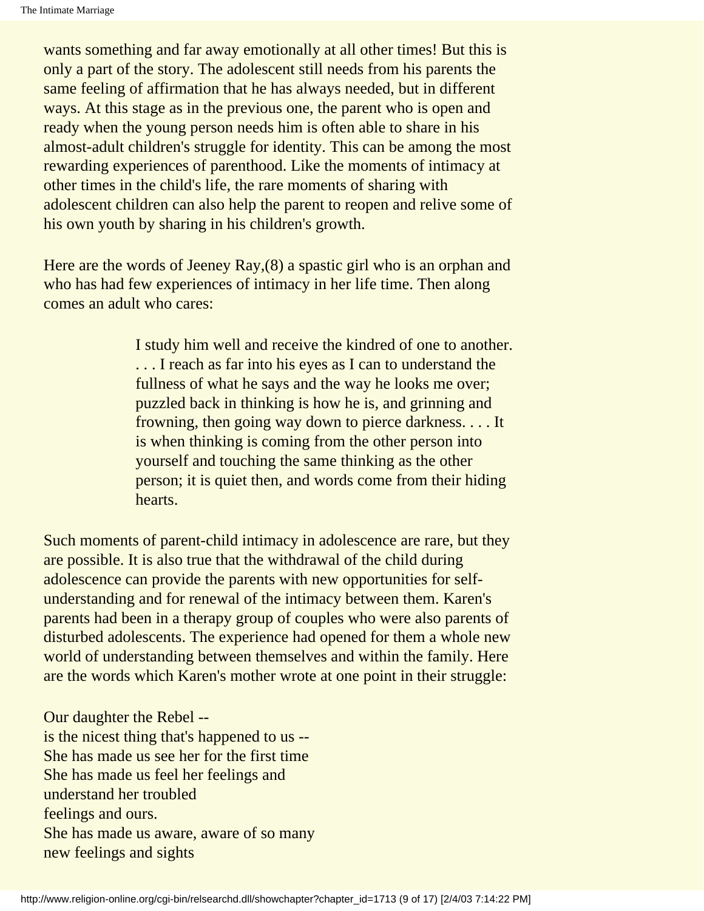wants something and far away emotionally at all other times! But this is only a part of the story. The adolescent still needs from his parents the same feeling of affirmation that he has always needed, but in different ways. At this stage as in the previous one, the parent who is open and ready when the young person needs him is often able to share in his almost-adult children's struggle for identity. This can be among the most rewarding experiences of parenthood. Like the moments of intimacy at other times in the child's life, the rare moments of sharing with adolescent children can also help the parent to reopen and relive some of his own youth by sharing in his children's growth.

Here are the words of Jeeney Ray,(8) a spastic girl who is an orphan and who has had few experiences of intimacy in her life time. Then along comes an adult who cares:

> I study him well and receive the kindred of one to another. . . . I reach as far into his eyes as I can to understand the fullness of what he says and the way he looks me over; puzzled back in thinking is how he is, and grinning and frowning, then going way down to pierce darkness. . . . It is when thinking is coming from the other person into yourself and touching the same thinking as the other person; it is quiet then, and words come from their hiding hearts.

Such moments of parent-child intimacy in adolescence are rare, but they are possible. It is also true that the withdrawal of the child during adolescence can provide the parents with new opportunities for self-understanding and for renewal of the intimacy between them. Karen's parents had been in a therapy group of couples who were also parents of disturbed adolescents. The experience had opened for them a whole new world of understanding between themselves and within the family. Here are the words which Karen's mother wrote at one point in their struggle:

Our daughter the Rebel --  
is the nicest thing that's happened to us --  
She has made us see her for the first time  
She has made us feel her feelings and  
understand her troubled  
feelings and ours.  
She has made us aware, aware of so many  
new feelings and sights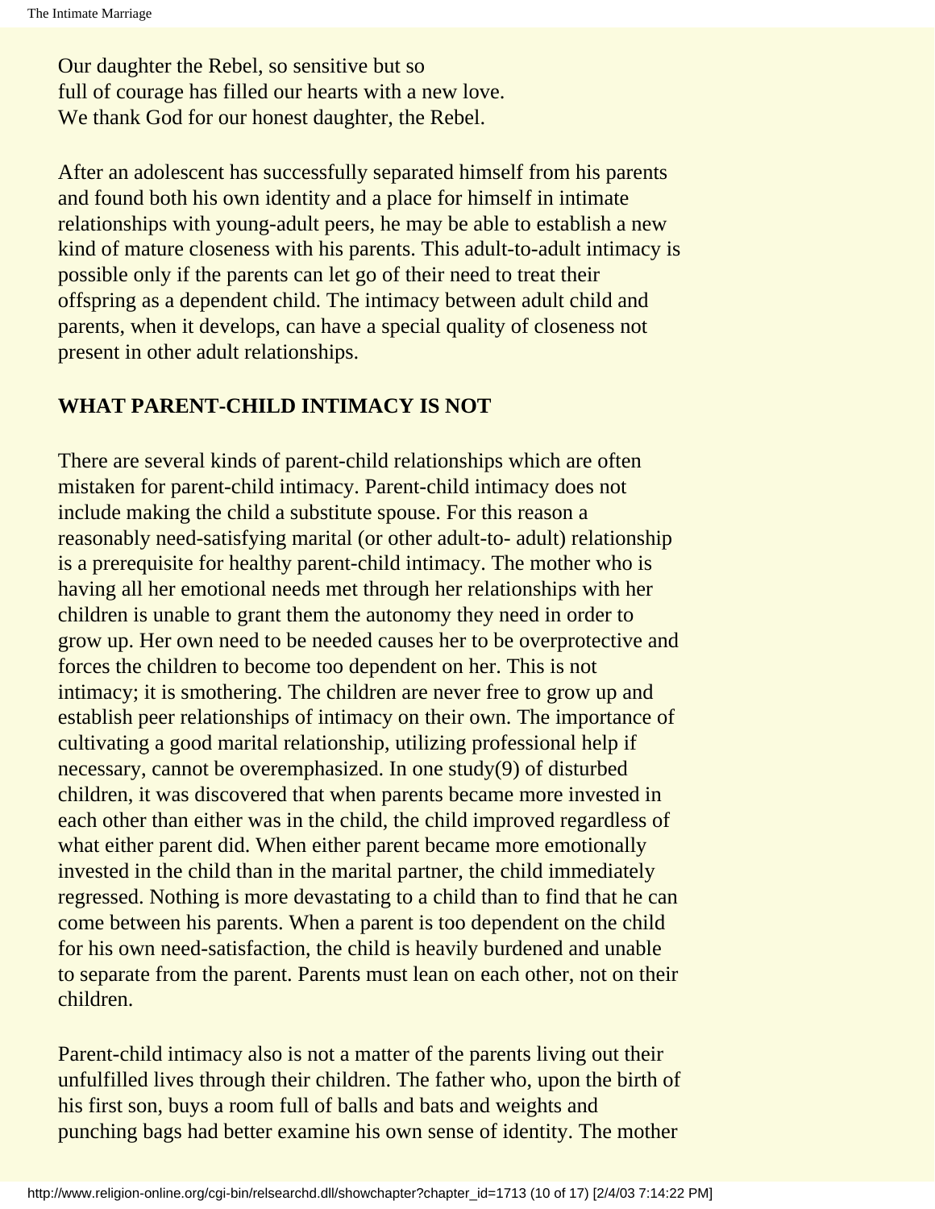Our daughter the Rebel, so sensitive but so
full of courage has filled our hearts with a new love.
We thank God for our honest daughter, the Rebel.

After an adolescent has successfully separated himself from his parents and found both his own identity and a place for himself in intimate relationships with young-adult peers, he may be able to establish a new kind of mature closeness with his parents. This adult-to-adult intimacy is possible only if the parents can let go of their need to treat their offspring as a dependent child. The intimacy between adult child and parents, when it develops, can have a special quality of closeness not present in other adult relationships.

## WHAT PARENT-CHILD INTIMACY IS NOT

There are several kinds of parent-child relationships which are often mistaken for parent-child intimacy. Parent-child intimacy does not include making the child a substitute spouse. For this reason a reasonably need-satisfying marital (or other adult-to- adult) relationship is a prerequisite for healthy parent-child intimacy. The mother who is having all her emotional needs met through her relationships with her children is unable to grant them the autonomy they need in order to grow up. Her own need to be needed causes her to be overprotective and forces the children to become too dependent on her. This is not intimacy; it is smothering. The children are never free to grow up and establish peer relationships of intimacy on their own. The importance of cultivating a good marital relationship, utilizing professional help if necessary, cannot be overemphasized. In one study(9) of disturbed children, it was discovered that when parents became more invested in each other than either was in the child, the child improved regardless of what either parent did. When either parent became more emotionally invested in the child than in the marital partner, the child immediately regressed. Nothing is more devastating to a child than to find that he can come between his parents. When a parent is too dependent on the child for his own need-satisfaction, the child is heavily burdened and unable to separate from the parent. Parents must lean on each other, not on their children.

Parent-child intimacy also is not a matter of the parents living out their unfulfilled lives through their children. The father who, upon the birth of his first son, buys a room full of balls and bats and weights and punching bags had better examine his own sense of identity. The mother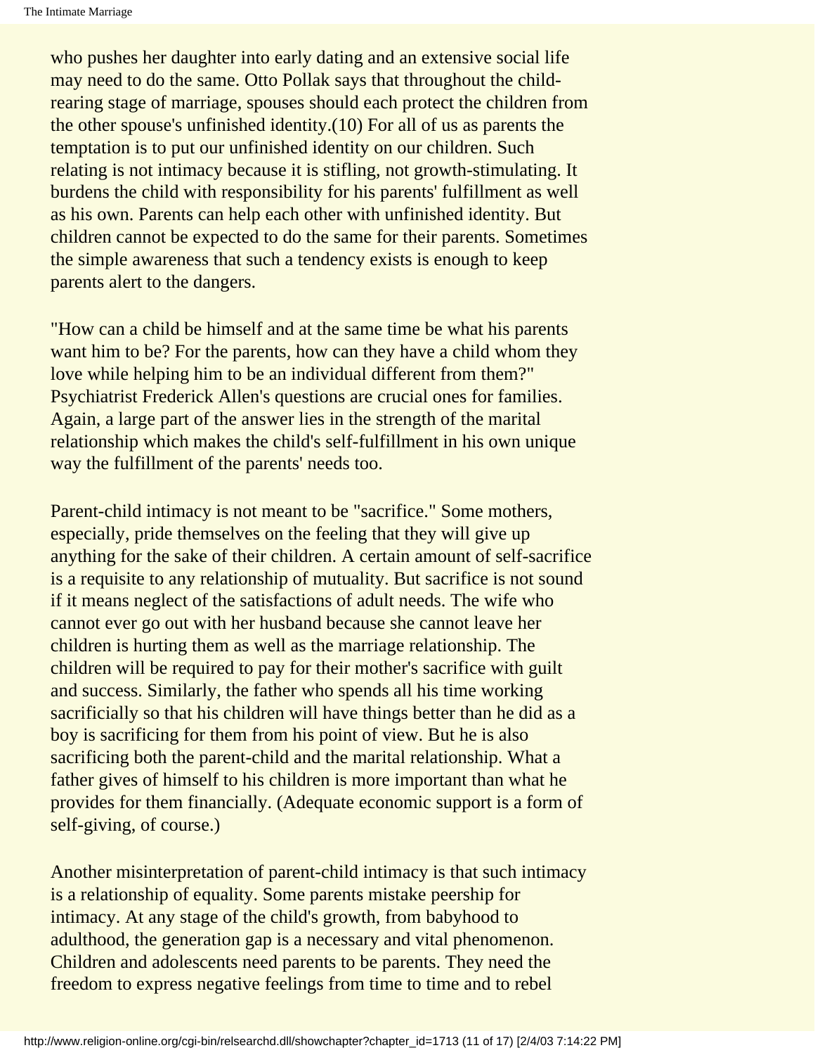who pushes her daughter into early dating and an extensive social life may need to do the same. Otto Pollak says that throughout the child-rearing stage of marriage, spouses should each protect the children from the other spouse's unfinished identity.(10) For all of us as parents the temptation is to put our unfinished identity on our children. Such relating is not intimacy because it is stifling, not growth-stimulating. It burdens the child with responsibility for his parents' fulfillment as well as his own. Parents can help each other with unfinished identity. But children cannot be expected to do the same for their parents. Sometimes the simple awareness that such a tendency exists is enough to keep parents alert to the dangers.

"How can a child be himself and at the same time be what his parents want him to be? For the parents, how can they have a child whom they love while helping him to be an individual different from them?" Psychiatrist Frederick Allen's questions are crucial ones for families. Again, a large part of the answer lies in the strength of the marital relationship which makes the child's self-fulfillment in his own unique way the fulfillment of the parents' needs too.

Parent-child intimacy is not meant to be "sacrifice." Some mothers, especially, pride themselves on the feeling that they will give up anything for the sake of their children. A certain amount of self-sacrifice is a requisite to any relationship of mutuality. But sacrifice is not sound if it means neglect of the satisfactions of adult needs. The wife who cannot ever go out with her husband because she cannot leave her children is hurting them as well as the marriage relationship. The children will be required to pay for their mother's sacrifice with guilt and success. Similarly, the father who spends all his time working sacrificially so that his children will have things better than he did as a boy is sacrificing for them from his point of view. But he is also sacrificing both the parent-child and the marital relationship. What a father gives of himself to his children is more important than what he provides for them financially. (Adequate economic support is a form of self-giving, of course.)

Another misinterpretation of parent-child intimacy is that such intimacy is a relationship of equality. Some parents mistake peership for intimacy. At any stage of the child's growth, from babyhood to adulthood, the generation gap is a necessary and vital phenomenon. Children and adolescents need parents to be parents. They need the freedom to express negative feelings from time to time and to rebel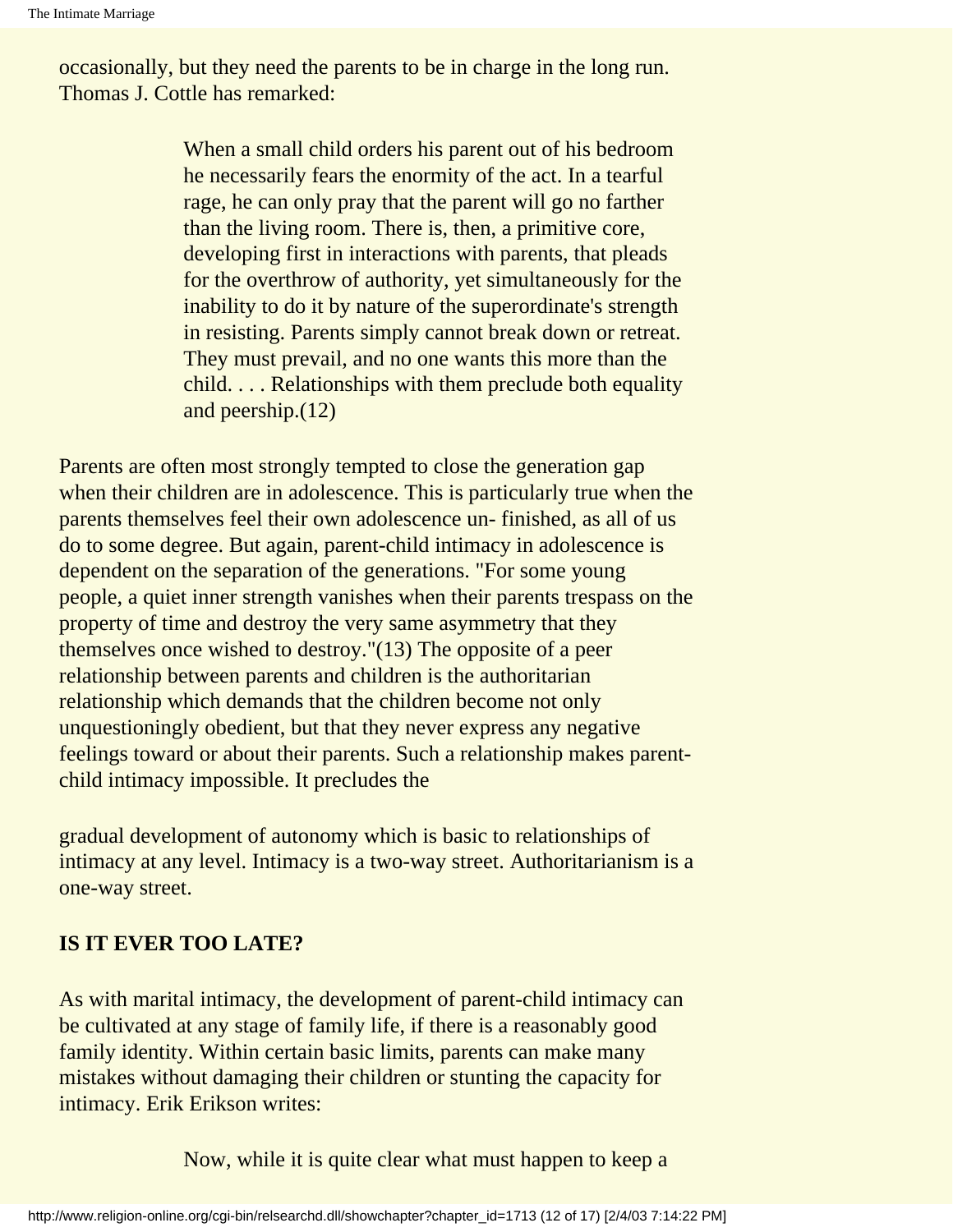occasionally, but they need the parents to be in charge in the long run. Thomas J. Cottle has remarked:

> When a small child orders his parent out of his bedroom he necessarily fears the enormity of the act. In a tearful rage, he can only pray that the parent will go no farther than the living room. There is, then, a primitive core, developing first in interactions with parents, that pleads for the overthrow of authority, yet simultaneously for the inability to do it by nature of the superordinate's strength in resisting. Parents simply cannot break down or retreat. They must prevail, and no one wants this more than the child. . . . Relationships with them preclude both equality and peership.(12)

Parents are often most strongly tempted to close the generation gap when their children are in adolescence. This is particularly true when the parents themselves feel their own adolescence un- finished, as all of us do to some degree. But again, parent-child intimacy in adolescence is dependent on the separation of the generations. "For some young people, a quiet inner strength vanishes when their parents trespass on the property of time and destroy the very same asymmetry that they themselves once wished to destroy."(13) The opposite of a peer relationship between parents and children is the authoritarian relationship which demands that the children become not only unquestioningly obedient, but that they never express any negative feelings toward or about their parents. Such a relationship makes parent-child intimacy impossible. It precludes the gradual development of autonomy which is basic to relationships of intimacy at any level. Intimacy is a two-way street. Authoritarianism is a one-way street.

### IS IT EVER TOO LATE?

As with marital intimacy, the development of parent-child intimacy can be cultivated at any stage of family life, if there is a reasonably good family identity. Within certain basic limits, parents can make many mistakes without damaging their children or stunting the capacity for intimacy. Erik Erikson writes:

> Now, while it is quite clear what must happen to keep a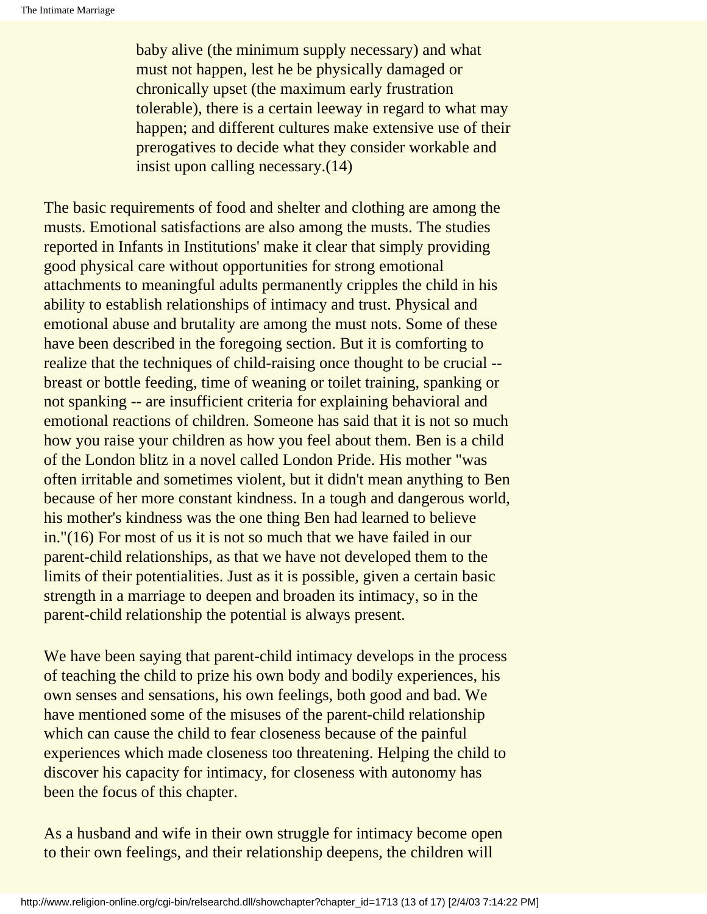> baby alive (the minimum supply necessary) and what must not happen, lest he be physically damaged or chronically upset (the maximum early frustration tolerable), there is a certain leeway in regard to what may happen; and different cultures make extensive use of their prerogatives to decide what they consider workable and insist upon calling necessary.(14)

The basic requirements of food and shelter and clothing are among the musts. Emotional satisfactions are also among the musts. The studies reported in Infants in Institutions' make it clear that simply providing good physical care without opportunities for strong emotional attachments to meaningful adults permanently cripples the child in his ability to establish relationships of intimacy and trust. Physical and emotional abuse and brutality are among the must nots. Some of these have been described in the foregoing section. But it is comforting to realize that the techniques of child-raising once thought to be crucial -- breast or bottle feeding, time of weaning or toilet training, spanking or not spanking -- are insufficient criteria for explaining behavioral and emotional reactions of children. Someone has said that it is not so much how you raise your children as how you feel about them. Ben is a child of the London blitz in a novel called London Pride. His mother "was often irritable and sometimes violent, but it didn't mean anything to Ben because of her more constant kindness. In a tough and dangerous world, his mother's kindness was the one thing Ben had learned to believe in."(16) For most of us it is not so much that we have failed in our parent-child relationships, as that we have not developed them to the limits of their potentialities. Just as it is possible, given a certain basic strength in a marriage to deepen and broaden its intimacy, so in the parent-child relationship the potential is always present.

We have been saying that parent-child intimacy develops in the process of teaching the child to prize his own body and bodily experiences, his own senses and sensations, his own feelings, both good and bad. We have mentioned some of the misuses of the parent-child relationship which can cause the child to fear closeness because of the painful experiences which made closeness too threatening. Helping the child to discover his capacity for intimacy, for closeness with autonomy has been the focus of this chapter.

As a husband and wife in their own struggle for intimacy become open to their own feelings, and their relationship deepens, the children will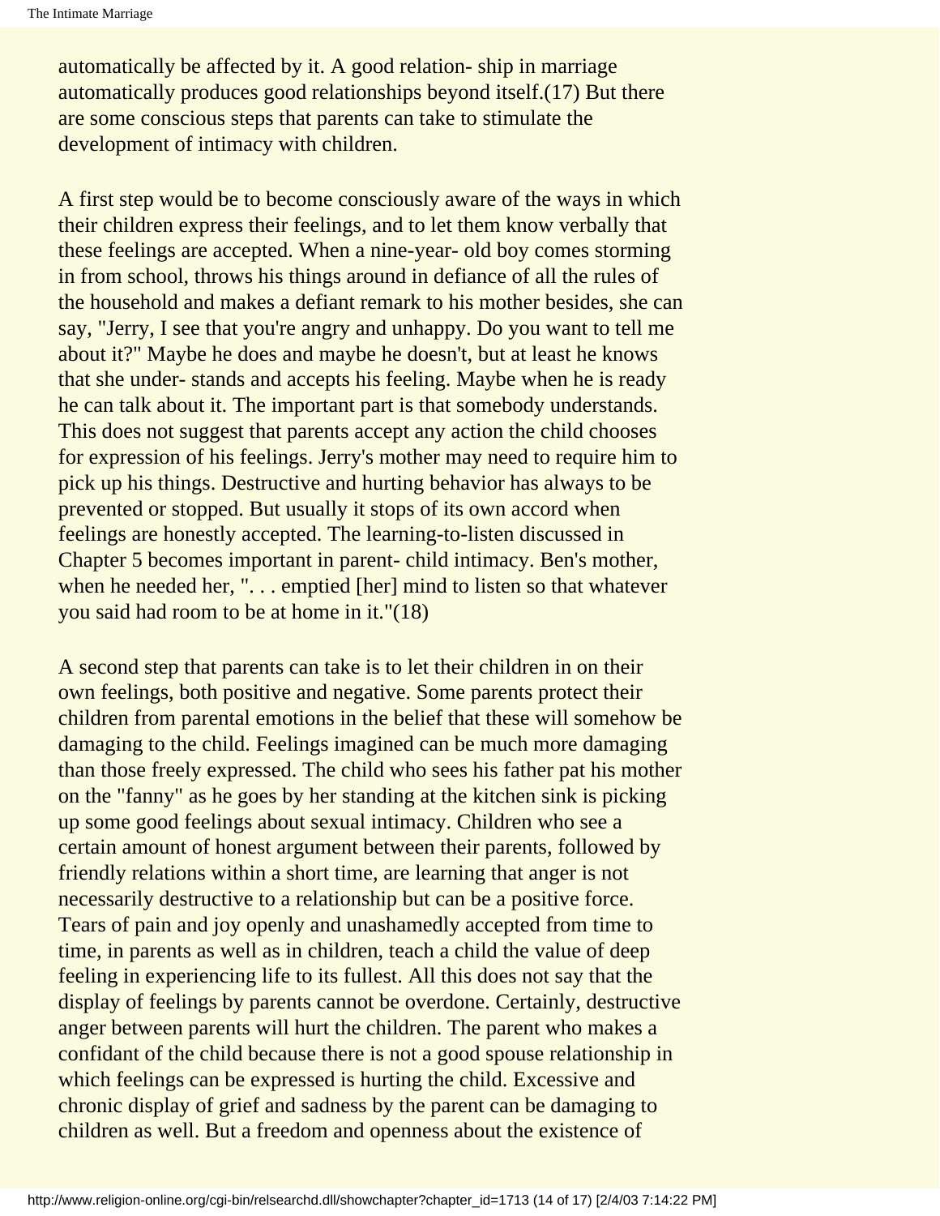automatically be affected by it. A good relation- ship in marriage automatically produces good relationships beyond itself.(17) But there are some conscious steps that parents can take to stimulate the development of intimacy with children.

A first step would be to become consciously aware of the ways in which their children express their feelings, and to let them know verbally that these feelings are accepted. When a nine-year- old boy comes storming in from school, throws his things around in defiance of all the rules of the household and makes a defiant remark to his mother besides, she can say, "Jerry, I see that you're angry and unhappy. Do you want to tell me about it?" Maybe he does and maybe he doesn't, but at least he knows that she under- stands and accepts his feeling. Maybe when he is ready he can talk about it. The important part is that somebody understands. This does not suggest that parents accept any action the child chooses for expression of his feelings. Jerry's mother may need to require him to pick up his things. Destructive and hurting behavior has always to be prevented or stopped. But usually it stops of its own accord when feelings are honestly accepted. The learning-to-listen discussed in Chapter 5 becomes important in parent- child intimacy. Ben's mother, when he needed her, ". . . emptied [her] mind to listen so that whatever you said had room to be at home in it."(18)

A second step that parents can take is to let their children in on their own feelings, both positive and negative. Some parents protect their children from parental emotions in the belief that these will somehow be damaging to the child. Feelings imagined can be much more damaging than those freely expressed. The child who sees his father pat his mother on the "fanny" as he goes by her standing at the kitchen sink is picking up some good feelings about sexual intimacy. Children who see a certain amount of honest argument between their parents, followed by friendly relations within a short time, are learning that anger is not necessarily destructive to a relationship but can be a positive force. Tears of pain and joy openly and unashamedly accepted from time to time, in parents as well as in children, teach a child the value of deep feeling in experiencing life to its fullest. All this does not say that the display of feelings by parents cannot be overdone. Certainly, destructive anger between parents will hurt the children. The parent who makes a confidant of the child because there is not a good spouse relationship in which feelings can be expressed is hurting the child. Excessive and chronic display of grief and sadness by the parent can be damaging to children as well. But a freedom and openness about the existence of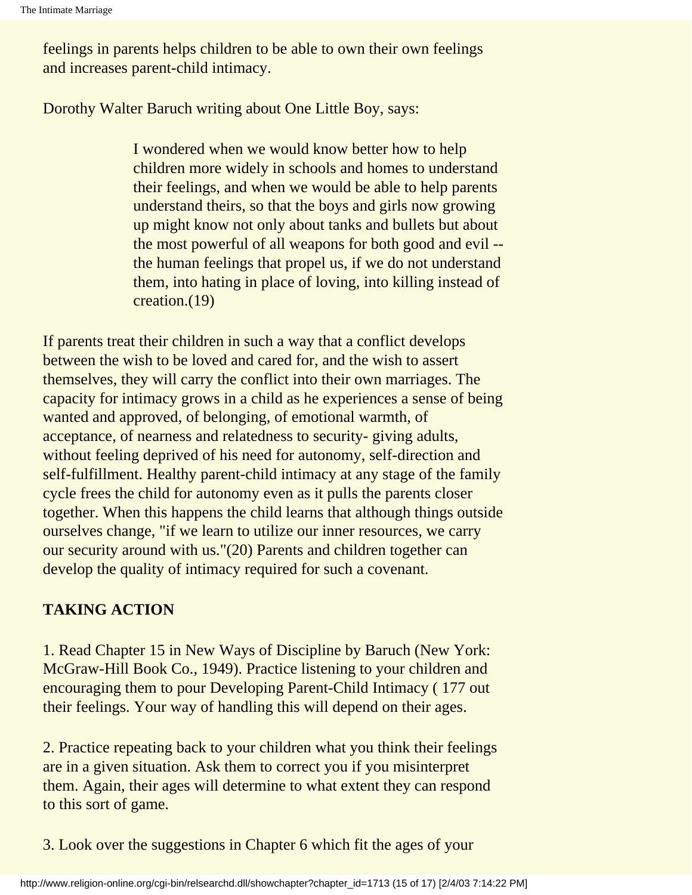feelings in parents helps children to be able to own their own feelings and increases parent-child intimacy.

Dorothy Walter Baruch writing about One Little Boy, says:

> I wondered when we would know better how to help children more widely in schools and homes to understand their feelings, and when we would be able to help parents understand theirs, so that the boys and girls now growing up might know not only about tanks and bullets but about the most powerful of all weapons for both good and evil -- the human feelings that propel us, if we do not understand them, into hating in place of loving, into killing instead of creation.(19)

If parents treat their children in such a way that a conflict develops between the wish to be loved and cared for, and the wish to assert themselves, they will carry the conflict into their own marriages. The capacity for intimacy grows in a child as he experiences a sense of being wanted and approved, of belonging, of emotional warmth, of acceptance, of nearness and relatedness to security- giving adults, without feeling deprived of his need for autonomy, self-direction and self-fulfillment. Healthy parent-child intimacy at any stage of the family cycle frees the child for autonomy even as it pulls the parents closer together. When this happens the child learns that although things outside ourselves change, "if we learn to utilize our inner resources, we carry our security around with us."(20) Parents and children together can develop the quality of intimacy required for such a covenant.

**TAKING ACTION**

1. Read Chapter 15 in New Ways of Discipline by Baruch (New York: McGraw-Hill Book Co., 1949). Practice listening to your children and encouraging them to pour Developing Parent-Child Intimacy ( 177 out their feelings. Your way of handling this will depend on their ages.

2. Practice repeating back to your children what you think their feelings are in a given situation. Ask them to correct you if you misinterpret them. Again, their ages will determine to what extent they can respond to this sort of game.

3. Look over the suggestions in Chapter 6 which fit the ages of your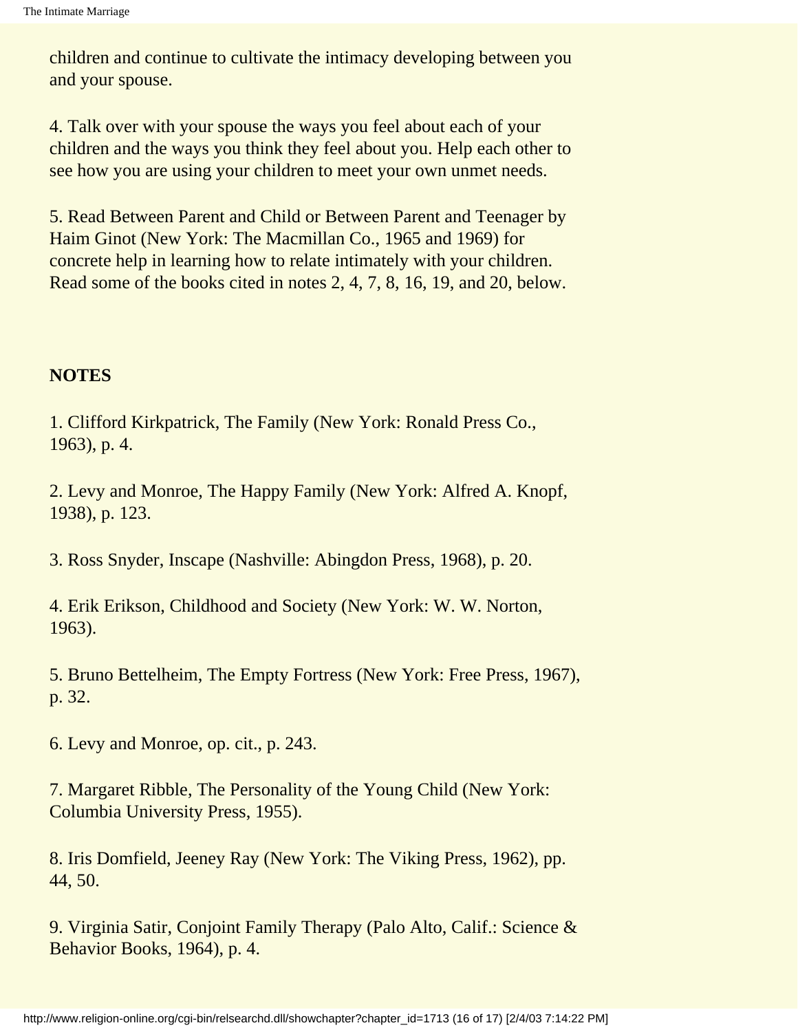children and continue to cultivate the intimacy developing between you and your spouse.

4. Talk over with your spouse the ways you feel about each of your children and the ways you think they feel about you. Help each other to see how you are using your children to meet your own unmet needs.

5. Read Between Parent and Child or Between Parent and Teenager by Haim Ginot (New York: The Macmillan Co., 1965 and 1969) for concrete help in learning how to relate intimately with your children. Read some of the books cited in notes 2, 4, 7, 8, 16, 19, and 20, below.

**NOTES**

1. Clifford Kirkpatrick, The Family (New York: Ronald Press Co., 1963), p. 4.

2. Levy and Monroe, The Happy Family (New York: Alfred A. Knopf, 1938), p. 123.

3. Ross Snyder, Inscape (Nashville: Abingdon Press, 1968), p. 20.

4. Erik Erikson, Childhood and Society (New York: W. W. Norton, 1963).

5. Bruno Bettelheim, The Empty Fortress (New York: Free Press, 1967), p. 32.

6. Levy and Monroe, op. cit., p. 243.

7. Margaret Ribble, The Personality of the Young Child (New York: Columbia University Press, 1955).

8. Iris Domfield, Jeeney Ray (New York: The Viking Press, 1962), pp. 44, 50.

9. Virginia Satir, Conjoint Family Therapy (Palo Alto, Calif.: Science & Behavior Books, 1964), p. 4.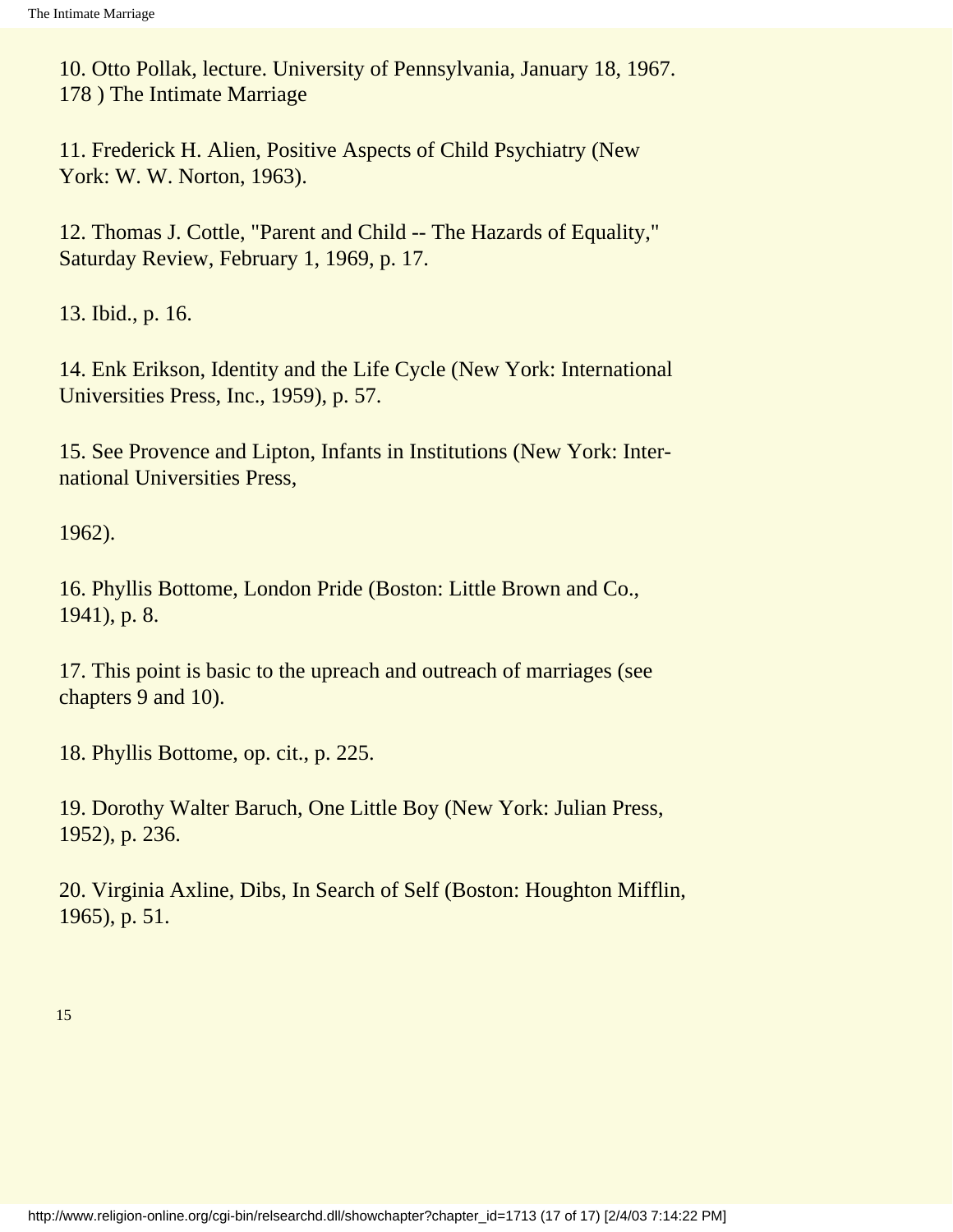10. Otto Pollak, lecture. University of Pennsylvania, January 18, 1967.
178 ) The Intimate Marriage

11. Frederick H. Alien, Positive Aspects of Child Psychiatry (New York: W. W. Norton, 1963).

12. Thomas J. Cottle, "Parent and Child -- The Hazards of Equality," Saturday Review, February 1, 1969, p. 17.

13. Ibid., p. 16.

14. Enk Erikson, Identity and the Life Cycle (New York: International Universities Press, Inc., 1959), p. 57.

15. See Provence and Lipton, Infants in Institutions (New York: International Universities Press,

1962).

16. Phyllis Bottome, London Pride (Boston: Little Brown and Co., 1941), p. 8.

17. This point is basic to the upreach and outreach of marriages (see chapters 9 and 10).

18. Phyllis Bottome, op. cit., p. 225.

19. Dorothy Walter Baruch, One Little Boy (New York: Julian Press, 1952), p. 236.

20. Virginia Axline, Dibs, In Search of Self (Boston: Houghton Mifflin, 1965), p. 51.

15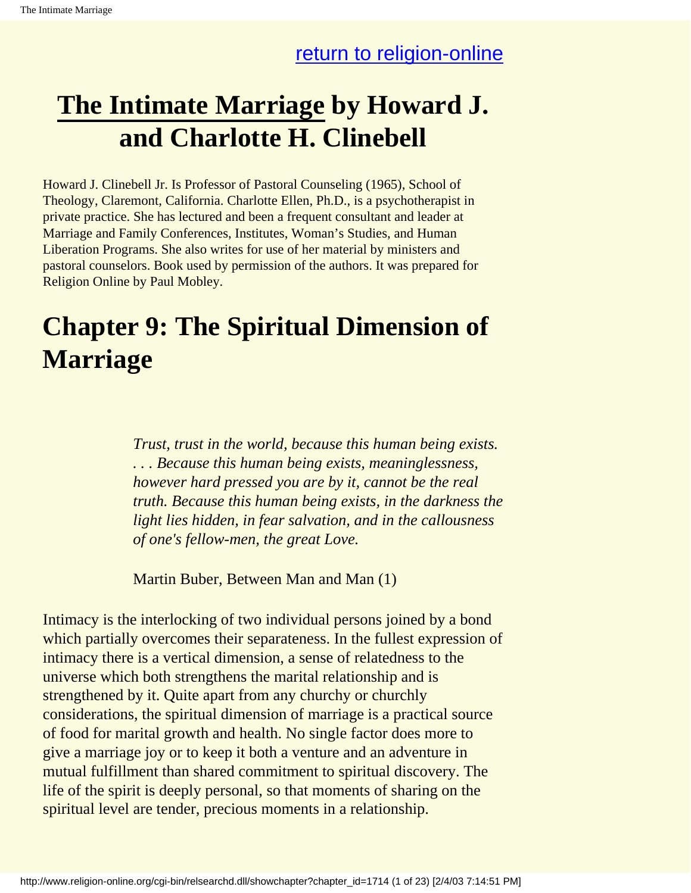[return to religion-online](http://www.religion-online.org)

# The Intimate Marriage by Howard J. and Charlotte H. Clinebell

Howard J. Clinebell Jr. Is Professor of Pastoral Counseling (1965), School of Theology, Claremont, California. Charlotte Ellen, Ph.D., is a psychotherapist in private practice. She has lectured and been a frequent consultant and leader at Marriage and Family Conferences, Institutes, Woman's Studies, and Human Liberation Programs. She also writes for use of her material by ministers and pastoral counselors. Book used by permission of the authors. It was prepared for Religion Online by Paul Mobley.

## Chapter 9: The Spiritual Dimension of Marriage

> *Trust, trust in the world, because this human being exists. . . . Because this human being exists, meaninglessness, however hard pressed you are by it, cannot be the real truth. Because this human being exists, in the darkness the light lies hidden, in fear salvation, and in the callousness of one's fellow-men, the great Love.*
>
> Martin Buber, Between Man and Man (1)

Intimacy is the interlocking of two individual persons joined by a bond which partially overcomes their separateness. In the fullest expression of intimacy there is a vertical dimension, a sense of relatedness to the universe which both strengthens the marital relationship and is strengthened by it. Quite apart from any churchy or churchly considerations, the spiritual dimension of marriage is a practical source of food for marital growth and health. No single factor does more to give a marriage joy or to keep it both a venture and an adventure in mutual fulfillment than shared commitment to spiritual discovery. The life of the spirit is deeply personal, so that moments of sharing on the spiritual level are tender, precious moments in a relationship.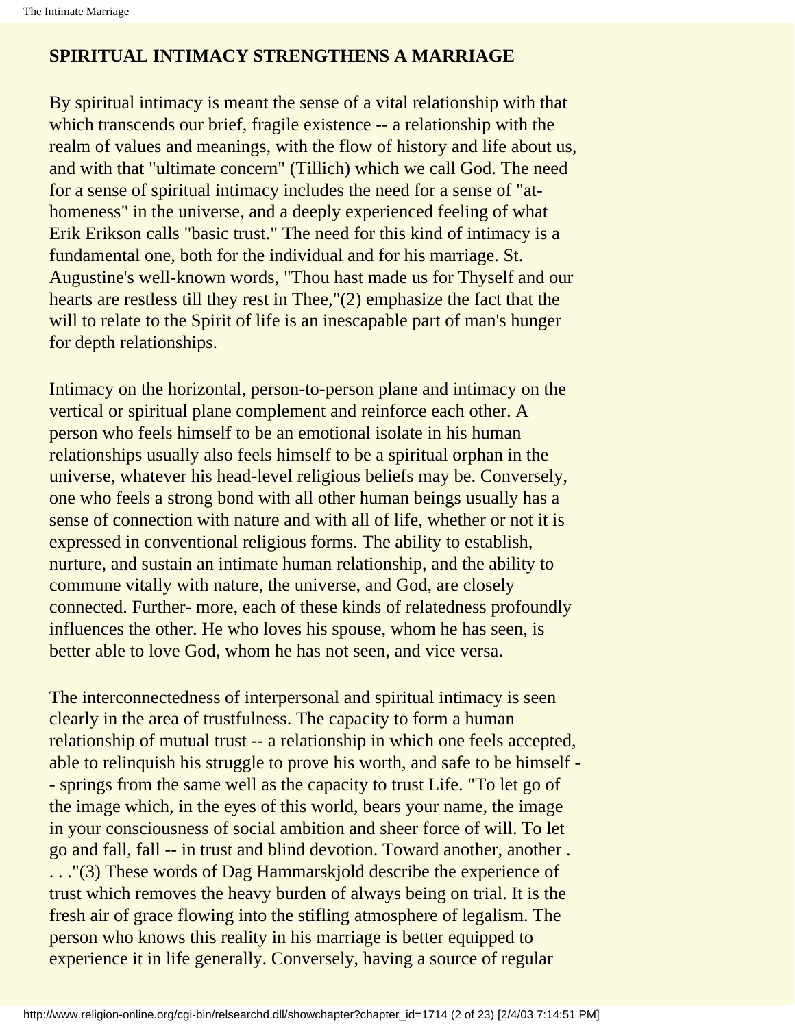## SPIRITUAL INTIMACY STRENGTHENS A MARRIAGE

By spiritual intimacy is meant the sense of a vital relationship with that which transcends our brief, fragile existence -- a relationship with the realm of values and meanings, with the flow of history and life about us, and with that "ultimate concern" (Tillich) which we call God. The need for a sense of spiritual intimacy includes the need for a sense of "at-homeness" in the universe, and a deeply experienced feeling of what Erik Erikson calls "basic trust." The need for this kind of intimacy is a fundamental one, both for the individual and for his marriage. St. Augustine's well-known words, "Thou hast made us for Thyself and our hearts are restless till they rest in Thee,"(2) emphasize the fact that the will to relate to the Spirit of life is an inescapable part of man's hunger for depth relationships.

Intimacy on the horizontal, person-to-person plane and intimacy on the vertical or spiritual plane complement and reinforce each other. A person who feels himself to be an emotional isolate in his human relationships usually also feels himself to be a spiritual orphan in the universe, whatever his head-level religious beliefs may be. Conversely, one who feels a strong bond with all other human beings usually has a sense of connection with nature and with all of life, whether or not it is expressed in conventional religious forms. The ability to establish, nurture, and sustain an intimate human relationship, and the ability to commune vitally with nature, the universe, and God, are closely connected. Further- more, each of these kinds of relatedness profoundly influences the other. He who loves his spouse, whom he has seen, is better able to love God, whom he has not seen, and vice versa.

The interconnectedness of interpersonal and spiritual intimacy is seen clearly in the area of trustfulness. The capacity to form a human relationship of mutual trust -- a relationship in which one feels accepted, able to relinquish his struggle to prove his worth, and safe to be himself -- springs from the same well as the capacity to trust Life. "To let go of the image which, in the eyes of this world, bears your name, the image in your consciousness of social ambition and sheer force of will. To let go and fall, fall -- in trust and blind devotion. Toward another, another . . . ."(3) These words of Dag Hammarskjold describe the experience of trust which removes the heavy burden of always being on trial. It is the fresh air of grace flowing into the stifling atmosphere of legalism. The person who knows this reality in his marriage is better equipped to experience it in life generally. Conversely, having a source of regular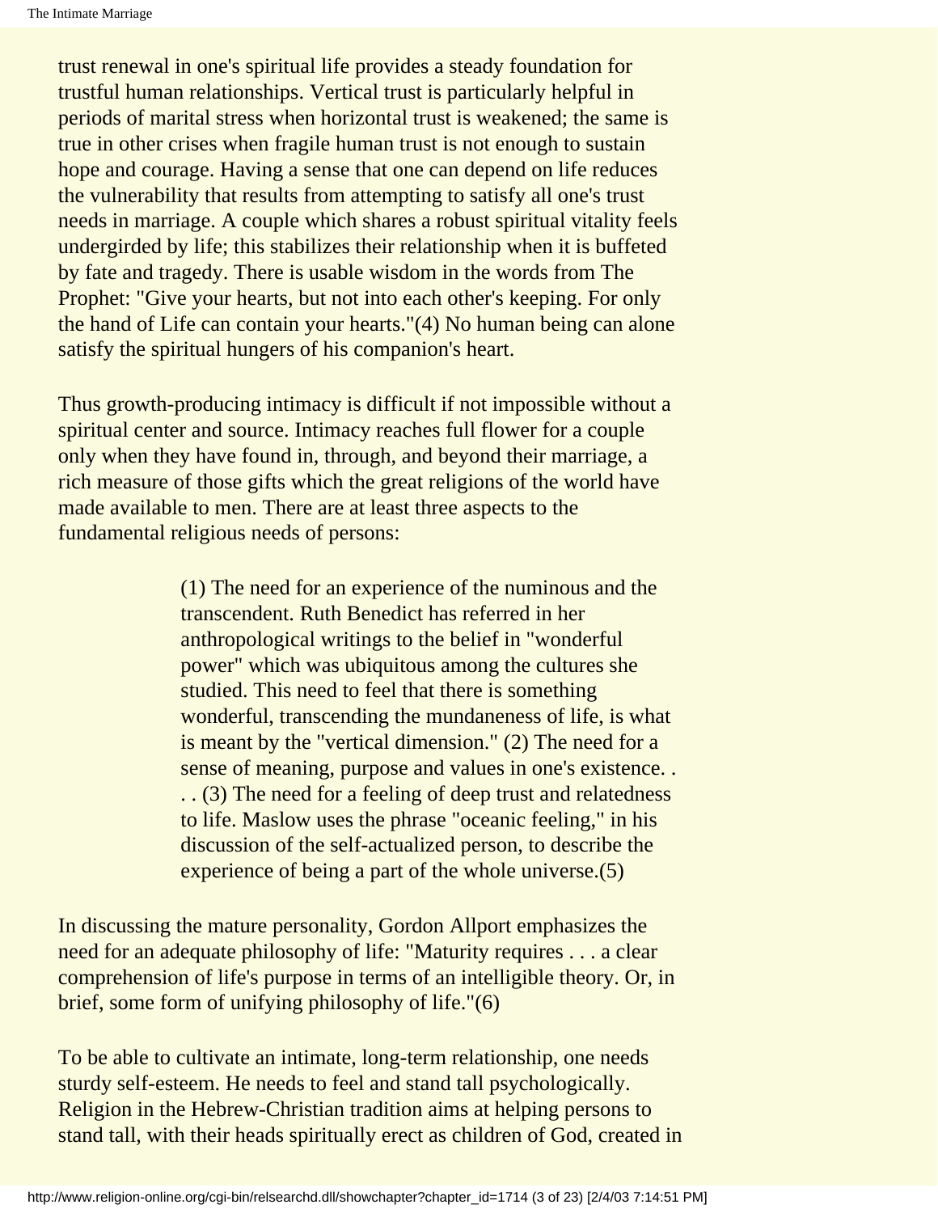trust renewal in one's spiritual life provides a steady foundation for trustful human relationships. Vertical trust is particularly helpful in periods of marital stress when horizontal trust is weakened; the same is true in other crises when fragile human trust is not enough to sustain hope and courage. Having a sense that one can depend on life reduces the vulnerability that results from attempting to satisfy all one's trust needs in marriage. A couple which shares a robust spiritual vitality feels undergirded by life; this stabilizes their relationship when it is buffeted by fate and tragedy. There is usable wisdom in the words from The Prophet: "Give your hearts, but not into each other's keeping. For only the hand of Life can contain your hearts."(4) No human being can alone satisfy the spiritual hungers of his companion's heart.

Thus growth-producing intimacy is difficult if not impossible without a spiritual center and source. Intimacy reaches full flower for a couple only when they have found in, through, and beyond their marriage, a rich measure of those gifts which the great religions of the world have made available to men. There are at least three aspects to the fundamental religious needs of persons:

> (1) The need for an experience of the numinous and the transcendent. Ruth Benedict has referred in her anthropological writings to the belief in "wonderful power" which was ubiquitous among the cultures she studied. This need to feel that there is something wonderful, transcending the mundaneness of life, is what is meant by the "vertical dimension." (2) The need for a sense of meaning, purpose and values in one's existence. . . . (3) The need for a feeling of deep trust and relatedness to life. Maslow uses the phrase "oceanic feeling," in his discussion of the self-actualized person, to describe the experience of being a part of the whole universe.(5)

In discussing the mature personality, Gordon Allport emphasizes the need for an adequate philosophy of life: "Maturity requires . . . a clear comprehension of life's purpose in terms of an intelligible theory. Or, in brief, some form of unifying philosophy of life."(6)

To be able to cultivate an intimate, long-term relationship, one needs sturdy self-esteem. He needs to feel and stand tall psychologically. Religion in the Hebrew-Christian tradition aims at helping persons to stand tall, with their heads spiritually erect as children of God, created in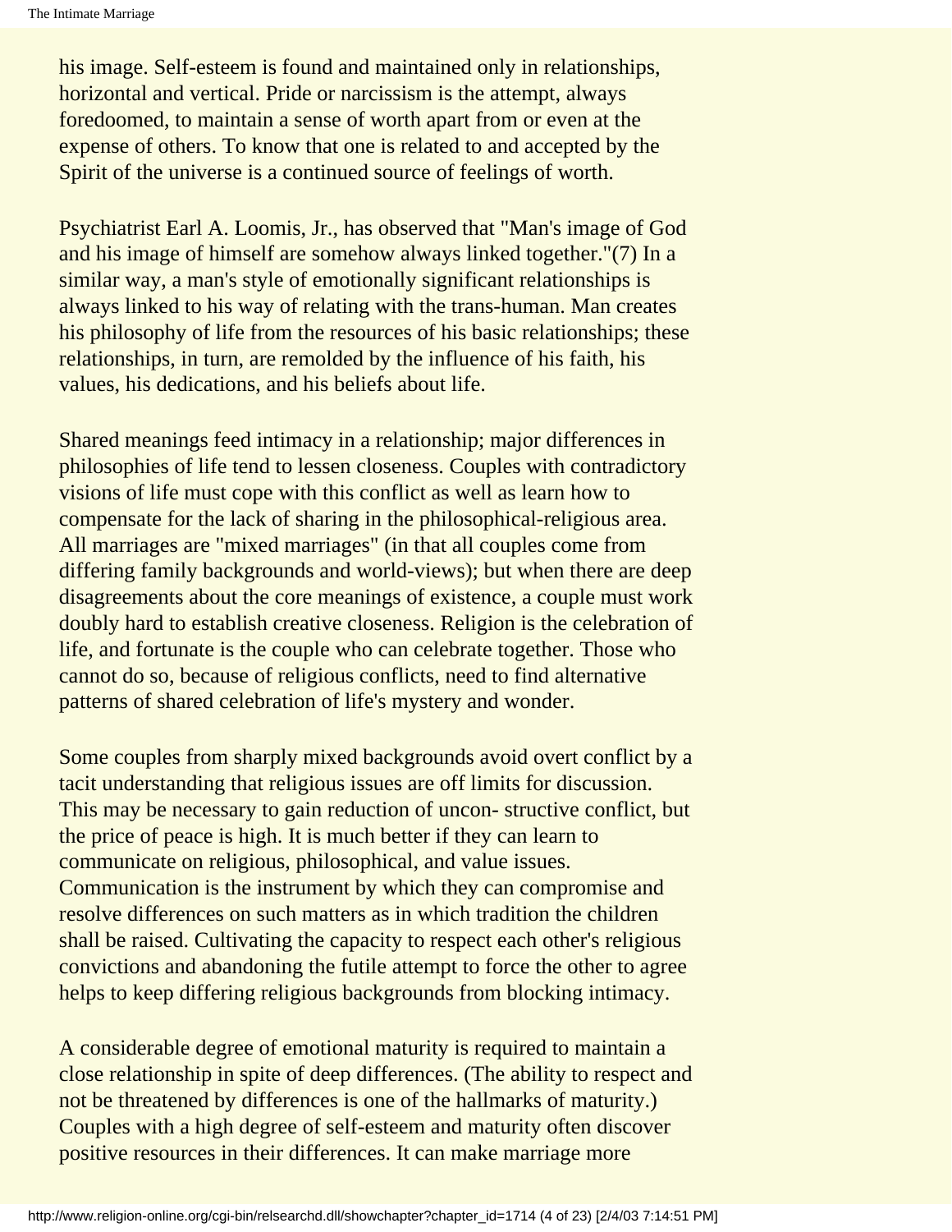his image. Self-esteem is found and maintained only in relationships, horizontal and vertical. Pride or narcissism is the attempt, always foredoomed, to maintain a sense of worth apart from or even at the expense of others. To know that one is related to and accepted by the Spirit of the universe is a continued source of feelings of worth.

Psychiatrist Earl A. Loomis, Jr., has observed that "Man's image of God and his image of himself are somehow always linked together."(7) In a similar way, a man's style of emotionally significant relationships is always linked to his way of relating with the trans-human. Man creates his philosophy of life from the resources of his basic relationships; these relationships, in turn, are remolded by the influence of his faith, his values, his dedications, and his beliefs about life.

Shared meanings feed intimacy in a relationship; major differences in philosophies of life tend to lessen closeness. Couples with contradictory visions of life must cope with this conflict as well as learn how to compensate for the lack of sharing in the philosophical-religious area. All marriages are "mixed marriages" (in that all couples come from differing family backgrounds and world-views); but when there are deep disagreements about the core meanings of existence, a couple must work doubly hard to establish creative closeness. Religion is the celebration of life, and fortunate is the couple who can celebrate together. Those who cannot do so, because of religious conflicts, need to find alternative patterns of shared celebration of life's mystery and wonder.

Some couples from sharply mixed backgrounds avoid overt conflict by a tacit understanding that religious issues are off limits for discussion. This may be necessary to gain reduction of uncon- structive conflict, but the price of peace is high. It is much better if they can learn to communicate on religious, philosophical, and value issues. Communication is the instrument by which they can compromise and resolve differences on such matters as in which tradition the children shall be raised. Cultivating the capacity to respect each other's religious convictions and abandoning the futile attempt to force the other to agree helps to keep differing religious backgrounds from blocking intimacy.

A considerable degree of emotional maturity is required to maintain a close relationship in spite of deep differences. (The ability to respect and not be threatened by differences is one of the hallmarks of maturity.) Couples with a high degree of self-esteem and maturity often discover positive resources in their differences. It can make marriage more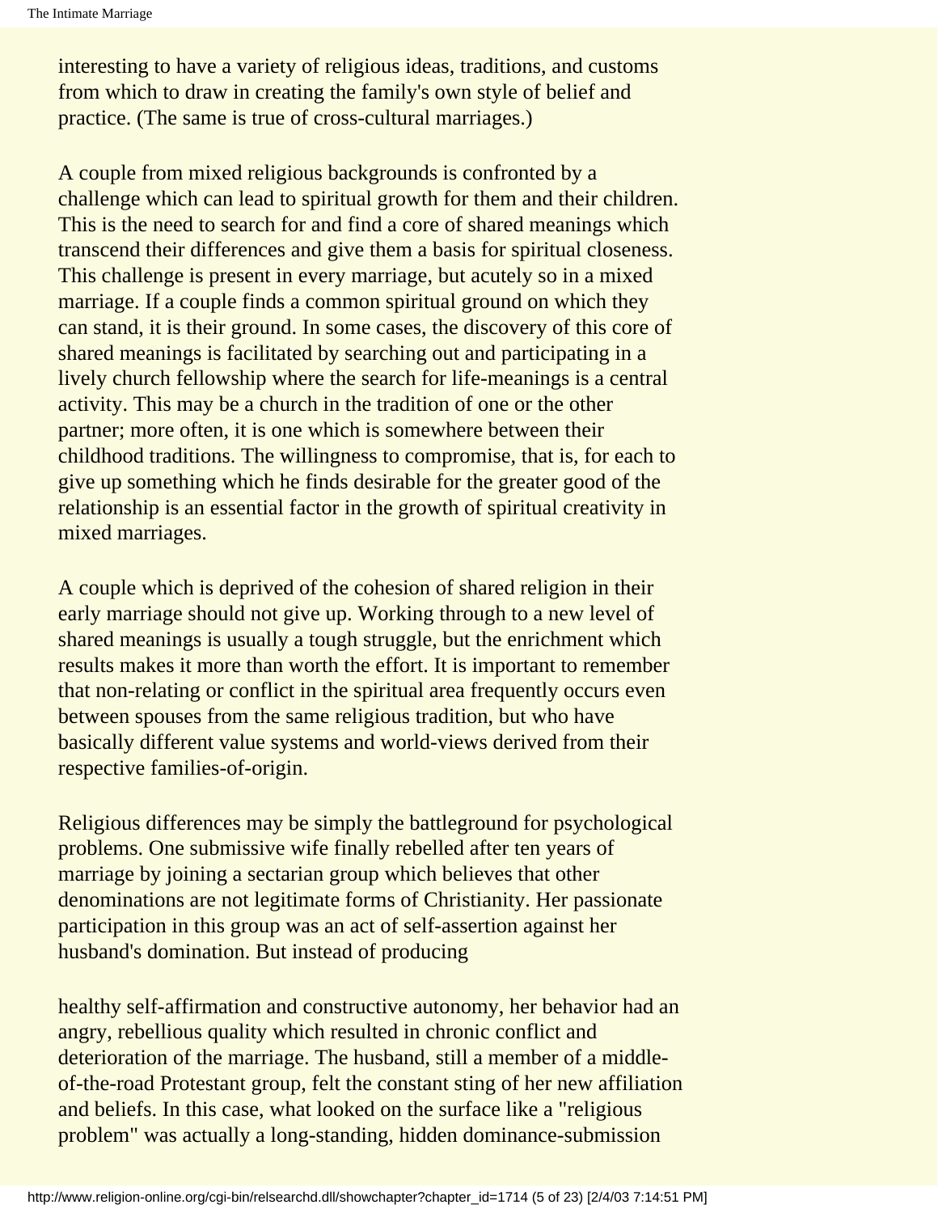interesting to have a variety of religious ideas, traditions, and customs from which to draw in creating the family's own style of belief and practice. (The same is true of cross-cultural marriages.)

A couple from mixed religious backgrounds is confronted by a challenge which can lead to spiritual growth for them and their children. This is the need to search for and find a core of shared meanings which transcend their differences and give them a basis for spiritual closeness. This challenge is present in every marriage, but acutely so in a mixed marriage. If a couple finds a common spiritual ground on which they can stand, it is their ground. In some cases, the discovery of this core of shared meanings is facilitated by searching out and participating in a lively church fellowship where the search for life-meanings is a central activity. This may be a church in the tradition of one or the other partner; more often, it is one which is somewhere between their childhood traditions. The willingness to compromise, that is, for each to give up something which he finds desirable for the greater good of the relationship is an essential factor in the growth of spiritual creativity in mixed marriages.

A couple which is deprived of the cohesion of shared religion in their early marriage should not give up. Working through to a new level of shared meanings is usually a tough struggle, but the enrichment which results makes it more than worth the effort. It is important to remember that non-relating or conflict in the spiritual area frequently occurs even between spouses from the same religious tradition, but who have basically different value systems and world-views derived from their respective families-of-origin.

Religious differences may be simply the battleground for psychological problems. One submissive wife finally rebelled after ten years of marriage by joining a sectarian group which believes that other denominations are not legitimate forms of Christianity. Her passionate participation in this group was an act of self-assertion against her husband's domination. But instead of producing healthy self-affirmation and constructive autonomy, her behavior had an angry, rebellious quality which resulted in chronic conflict and deterioration of the marriage. The husband, still a member of a middle-of-the-road Protestant group, felt the constant sting of her new affiliation and beliefs. In this case, what looked on the surface like a "religious problem" was actually a long-standing, hidden dominance-submission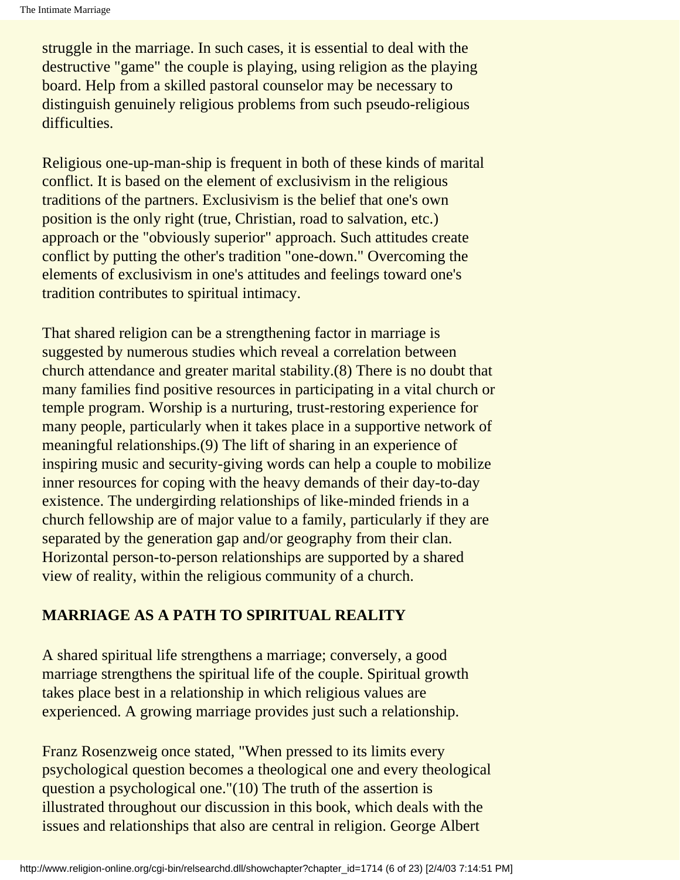struggle in the marriage. In such cases, it is essential to deal with the destructive "game" the couple is playing, using religion as the playing board. Help from a skilled pastoral counselor may be necessary to distinguish genuinely religious problems from such pseudo-religious difficulties.

Religious one-up-man-ship is frequent in both of these kinds of marital conflict. It is based on the element of exclusivism in the religious traditions of the partners. Exclusivism is the belief that one's own position is the only right (true, Christian, road to salvation, etc.) approach or the "obviously superior" approach. Such attitudes create conflict by putting the other's tradition "one-down." Overcoming the elements of exclusivism in one's attitudes and feelings toward one's tradition contributes to spiritual intimacy.

That shared religion can be a strengthening factor in marriage is suggested by numerous studies which reveal a correlation between church attendance and greater marital stability.(8) There is no doubt that many families find positive resources in participating in a vital church or temple program. Worship is a nurturing, trust-restoring experience for many people, particularly when it takes place in a supportive network of meaningful relationships.(9) The lift of sharing in an experience of inspiring music and security-giving words can help a couple to mobilize inner resources for coping with the heavy demands of their day-to-day existence. The undergirding relationships of like-minded friends in a church fellowship are of major value to a family, particularly if they are separated by the generation gap and/or geography from their clan. Horizontal person-to-person relationships are supported by a shared view of reality, within the religious community of a church.

## MARRIAGE AS A PATH TO SPIRITUAL REALITY

A shared spiritual life strengthens a marriage; conversely, a good marriage strengthens the spiritual life of the couple. Spiritual growth takes place best in a relationship in which religious values are experienced. A growing marriage provides just such a relationship.

Franz Rosenzweig once stated, "When pressed to its limits every psychological question becomes a theological one and every theological question a psychological one."(10) The truth of the assertion is illustrated throughout our discussion in this book, which deals with the issues and relationships that also are central in religion. George Albert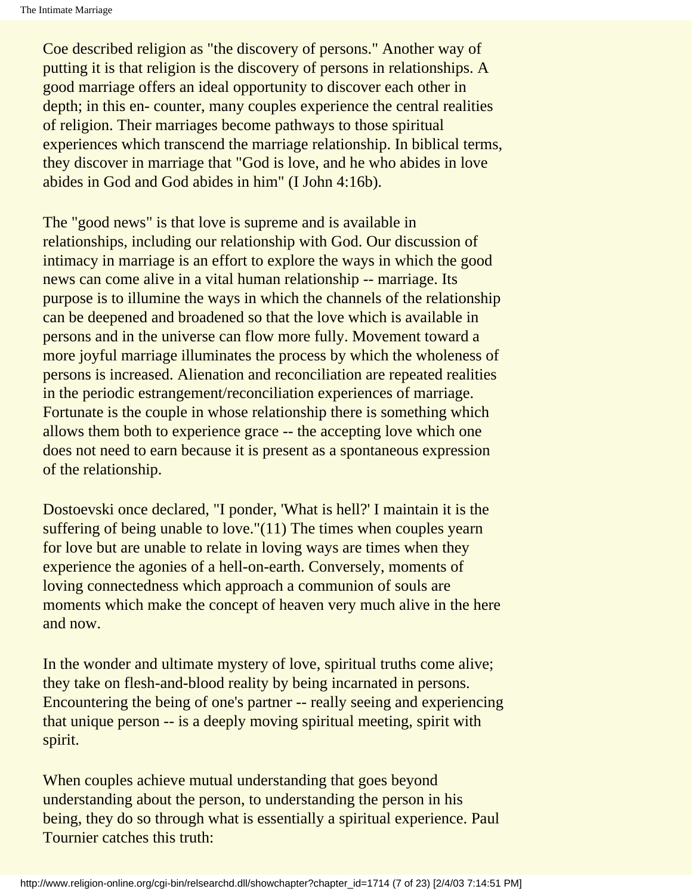Coe described religion as "the discovery of persons." Another way of putting it is that religion is the discovery of persons in relationships. A good marriage offers an ideal opportunity to discover each other in depth; in this en- counter, many couples experience the central realities of religion. Their marriages become pathways to those spiritual experiences which transcend the marriage relationship. In biblical terms, they discover in marriage that "God is love, and he who abides in love abides in God and God abides in him" (I John 4:16b).

The "good news" is that love is supreme and is available in relationships, including our relationship with God. Our discussion of intimacy in marriage is an effort to explore the ways in which the good news can come alive in a vital human relationship -- marriage. Its purpose is to illumine the ways in which the channels of the relationship can be deepened and broadened so that the love which is available in persons and in the universe can flow more fully. Movement toward a more joyful marriage illuminates the process by which the wholeness of persons is increased. Alienation and reconciliation are repeated realities in the periodic estrangement/reconciliation experiences of marriage. Fortunate is the couple in whose relationship there is something which allows them both to experience grace -- the accepting love which one does not need to earn because it is present as a spontaneous expression of the relationship.

Dostoevski once declared, "I ponder, 'What is hell?' I maintain it is the suffering of being unable to love."(11) The times when couples yearn for love but are unable to relate in loving ways are times when they experience the agonies of a hell-on-earth. Conversely, moments of loving connectedness which approach a communion of souls are moments which make the concept of heaven very much alive in the here and now.

In the wonder and ultimate mystery of love, spiritual truths come alive; they take on flesh-and-blood reality by being incarnated in persons. Encountering the being of one's partner -- really seeing and experiencing that unique person -- is a deeply moving spiritual meeting, spirit with spirit.

When couples achieve mutual understanding that goes beyond understanding about the person, to understanding the person in his being, they do so through what is essentially a spiritual experience. Paul Tournier catches this truth: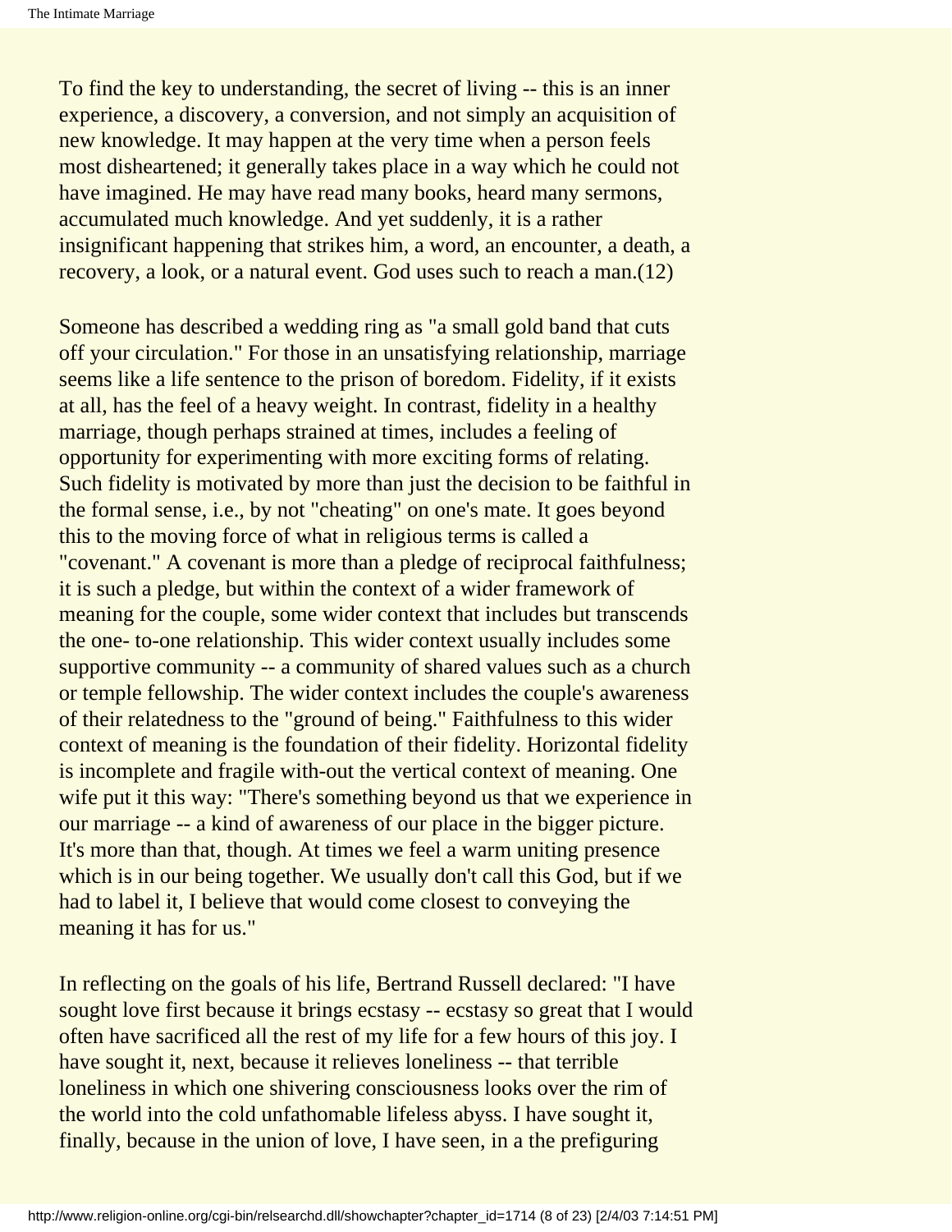To find the key to understanding, the secret of living -- this is an inner experience, a discovery, a conversion, and not simply an acquisition of new knowledge. It may happen at the very time when a person feels most disheartened; it generally takes place in a way which he could not have imagined. He may have read many books, heard many sermons, accumulated much knowledge. And yet suddenly, it is a rather insignificant happening that strikes him, a word, an encounter, a death, a recovery, a look, or a natural event. God uses such to reach a man.(12)

Someone has described a wedding ring as "a small gold band that cuts off your circulation." For those in an unsatisfying relationship, marriage seems like a life sentence to the prison of boredom. Fidelity, if it exists at all, has the feel of a heavy weight. In contrast, fidelity in a healthy marriage, though perhaps strained at times, includes a feeling of opportunity for experimenting with more exciting forms of relating. Such fidelity is motivated by more than just the decision to be faithful in the formal sense, i.e., by not "cheating" on one's mate. It goes beyond this to the moving force of what in religious terms is called a "covenant." A covenant is more than a pledge of reciprocal faithfulness; it is such a pledge, but within the context of a wider framework of meaning for the couple, some wider context that includes but transcends the one- to-one relationship. This wider context usually includes some supportive community -- a community of shared values such as a church or temple fellowship. The wider context includes the couple's awareness of their relatedness to the "ground of being." Faithfulness to this wider context of meaning is the foundation of their fidelity. Horizontal fidelity is incomplete and fragile with-out the vertical context of meaning. One wife put it this way: "There's something beyond us that we experience in our marriage -- a kind of awareness of our place in the bigger picture. It's more than that, though. At times we feel a warm uniting presence which is in our being together. We usually don't call this God, but if we had to label it, I believe that would come closest to conveying the meaning it has for us."

In reflecting on the goals of his life, Bertrand Russell declared: "I have sought love first because it brings ecstasy -- ecstasy so great that I would often have sacrificed all the rest of my life for a few hours of this joy. I have sought it, next, because it relieves loneliness -- that terrible loneliness in which one shivering consciousness looks over the rim of the world into the cold unfathomable lifeless abyss. I have sought it, finally, because in the union of love, I have seen, in a the prefiguring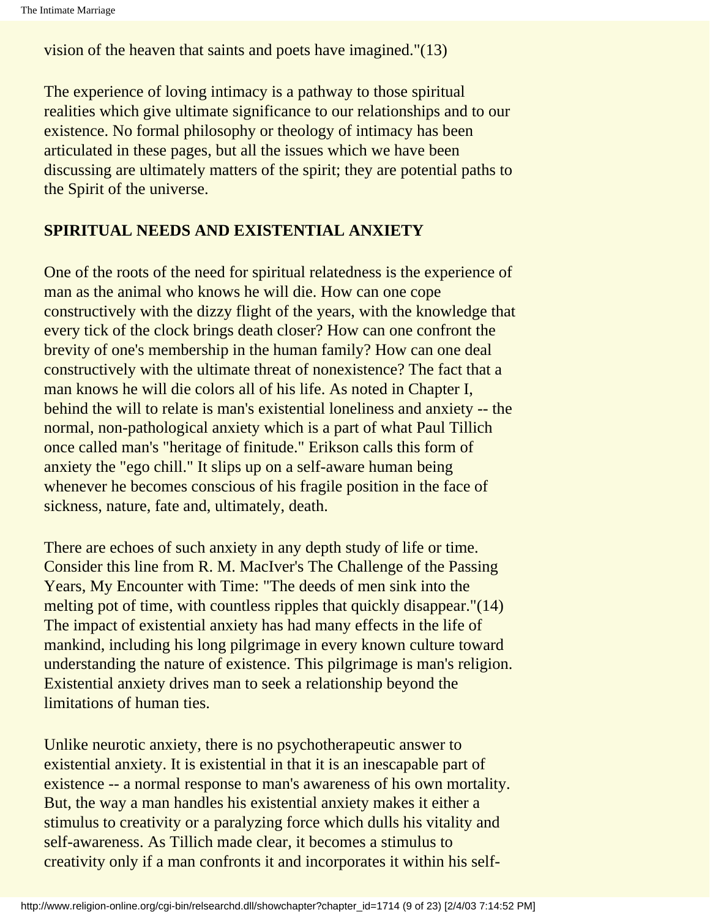vision of the heaven that saints and poets have imagined."(13)

The experience of loving intimacy is a pathway to those spiritual realities which give ultimate significance to our relationships and to our existence. No formal philosophy or theology of intimacy has been articulated in these pages, but all the issues which we have been discussing are ultimately matters of the spirit; they are potential paths to the Spirit of the universe.

## SPIRITUAL NEEDS AND EXISTENTIAL ANXIETY

One of the roots of the need for spiritual relatedness is the experience of man as the animal who knows he will die. How can one cope constructively with the dizzy flight of the years, with the knowledge that every tick of the clock brings death closer? How can one confront the brevity of one's membership in the human family? How can one deal constructively with the ultimate threat of nonexistence? The fact that a man knows he will die colors all of his life. As noted in Chapter I, behind the will to relate is man's existential loneliness and anxiety -- the normal, non-pathological anxiety which is a part of what Paul Tillich once called man's "heritage of finitude." Erikson calls this form of anxiety the "ego chill." It slips up on a self-aware human being whenever he becomes conscious of his fragile position in the face of sickness, nature, fate and, ultimately, death.

There are echoes of such anxiety in any depth study of life or time. Consider this line from R. M. MacIver's The Challenge of the Passing Years, My Encounter with Time: "The deeds of men sink into the melting pot of time, with countless ripples that quickly disappear."(14) The impact of existential anxiety has had many effects in the life of mankind, including his long pilgrimage in every known culture toward understanding the nature of existence. This pilgrimage is man's religion. Existential anxiety drives man to seek a relationship beyond the limitations of human ties.

Unlike neurotic anxiety, there is no psychotherapeutic answer to existential anxiety. It is existential in that it is an inescapable part of existence -- a normal response to man's awareness of his own mortality. But, the way a man handles his existential anxiety makes it either a stimulus to creativity or a paralyzing force which dulls his vitality and self-awareness. As Tillich made clear, it becomes a stimulus to creativity only if a man confronts it and incorporates it within his self-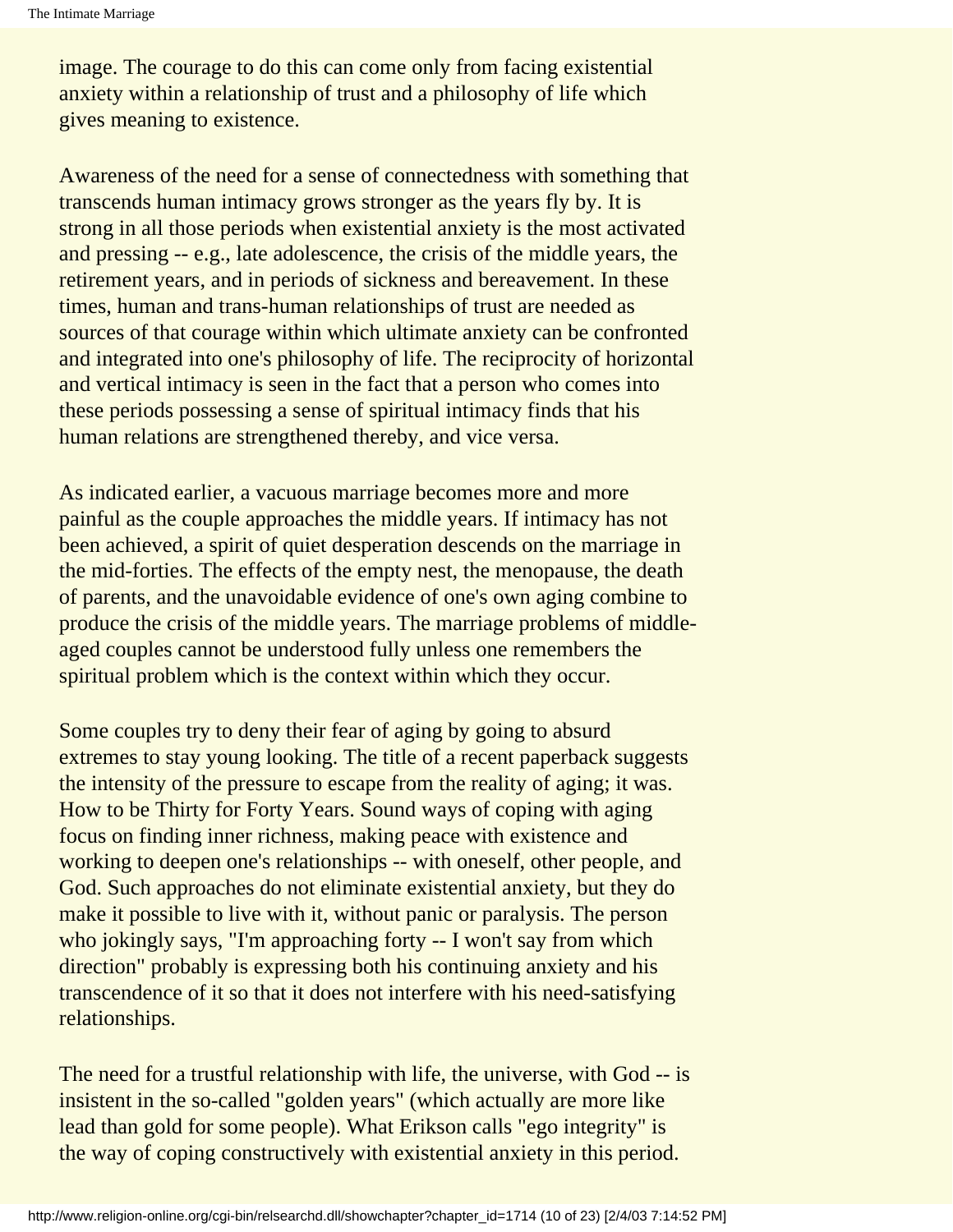image. The courage to do this can come only from facing existential anxiety within a relationship of trust and a philosophy of life which gives meaning to existence.

Awareness of the need for a sense of connectedness with something that transcends human intimacy grows stronger as the years fly by. It is strong in all those periods when existential anxiety is the most activated and pressing -- e.g., late adolescence, the crisis of the middle years, the retirement years, and in periods of sickness and bereavement. In these times, human and trans-human relationships of trust are needed as sources of that courage within which ultimate anxiety can be confronted and integrated into one's philosophy of life. The reciprocity of horizontal and vertical intimacy is seen in the fact that a person who comes into these periods possessing a sense of spiritual intimacy finds that his human relations are strengthened thereby, and vice versa.

As indicated earlier, a vacuous marriage becomes more and more painful as the couple approaches the middle years. If intimacy has not been achieved, a spirit of quiet desperation descends on the marriage in the mid-forties. The effects of the empty nest, the menopause, the death of parents, and the unavoidable evidence of one's own aging combine to produce the crisis of the middle years. The marriage problems of middle-aged couples cannot be understood fully unless one remembers the spiritual problem which is the context within which they occur.

Some couples try to deny their fear of aging by going to absurd extremes to stay young looking. The title of a recent paperback suggests the intensity of the pressure to escape from the reality of aging; it was. How to be Thirty for Forty Years. Sound ways of coping with aging focus on finding inner richness, making peace with existence and working to deepen one's relationships -- with oneself, other people, and God. Such approaches do not eliminate existential anxiety, but they do make it possible to live with it, without panic or paralysis. The person who jokingly says, "I'm approaching forty -- I won't say from which direction" probably is expressing both his continuing anxiety and his transcendence of it so that it does not interfere with his need-satisfying relationships.

The need for a trustful relationship with life, the universe, with God -- is insistent in the so-called "golden years" (which actually are more like lead than gold for some people). What Erikson calls "ego integrity" is the way of coping constructively with existential anxiety in this period.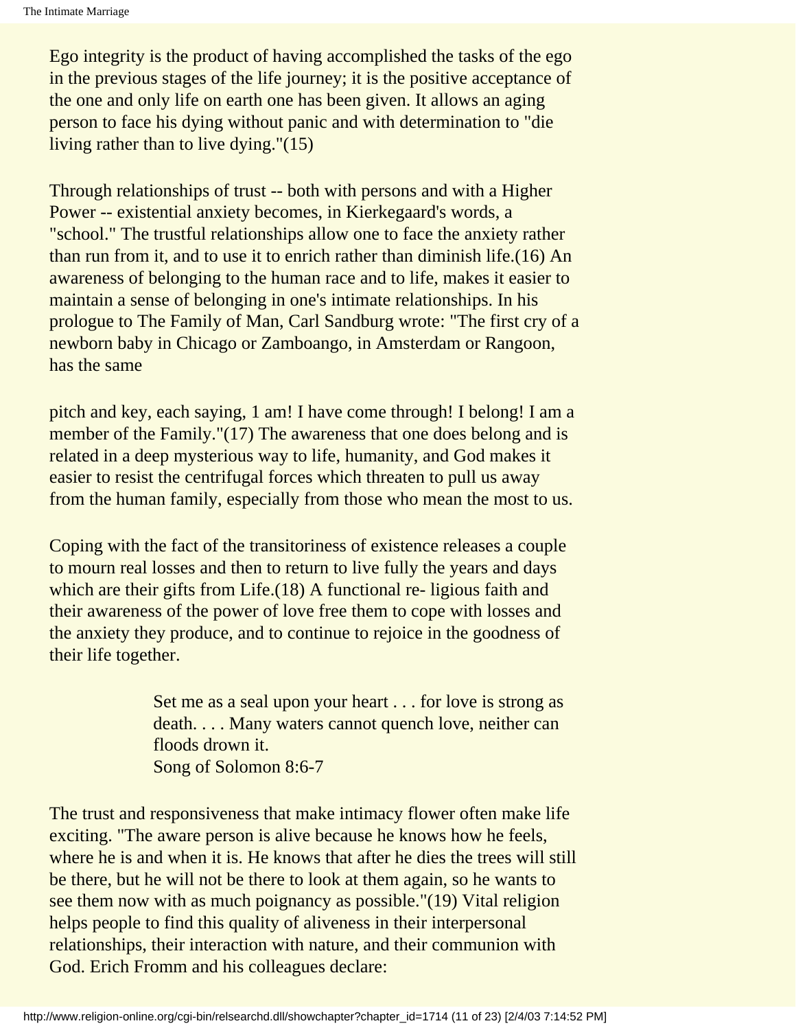Ego integrity is the product of having accomplished the tasks of the ego in the previous stages of the life journey; it is the positive acceptance of the one and only life on earth one has been given. It allows an aging person to face his dying without panic and with determination to "die living rather than to live dying."(15)

Through relationships of trust -- both with persons and with a Higher Power -- existential anxiety becomes, in Kierkegaard's words, a "school." The trustful relationships allow one to face the anxiety rather than run from it, and to use it to enrich rather than diminish life.(16) An awareness of belonging to the human race and to life, makes it easier to maintain a sense of belonging in one's intimate relationships. In his prologue to The Family of Man, Carl Sandburg wrote: "The first cry of a newborn baby in Chicago or Zamboango, in Amsterdam or Rangoon, has the same pitch and key, each saying, 1 am! I have come through! I belong! I am a member of the Family."(17) The awareness that one does belong and is related in a deep mysterious way to life, humanity, and God makes it easier to resist the centrifugal forces which threaten to pull us away from the human family, especially from those who mean the most to us.

Coping with the fact of the transitoriness of existence releases a couple to mourn real losses and then to return to live fully the years and days which are their gifts from Life.(18) A functional re- ligious faith and their awareness of the power of love free them to cope with losses and the anxiety they produce, and to continue to rejoice in the goodness of their life together.

> Set me as a seal upon your heart . . . for love is strong as death. . . . Many waters cannot quench love, neither can floods drown it.
> Song of Solomon 8:6-7

The trust and responsiveness that make intimacy flower often make life exciting. "The aware person is alive because he knows how he feels, where he is and when it is. He knows that after he dies the trees will still be there, but he will not be there to look at them again, so he wants to see them now with as much poignancy as possible."(19) Vital religion helps people to find this quality of aliveness in their interpersonal relationships, their interaction with nature, and their communion with God. Erich Fromm and his colleagues declare: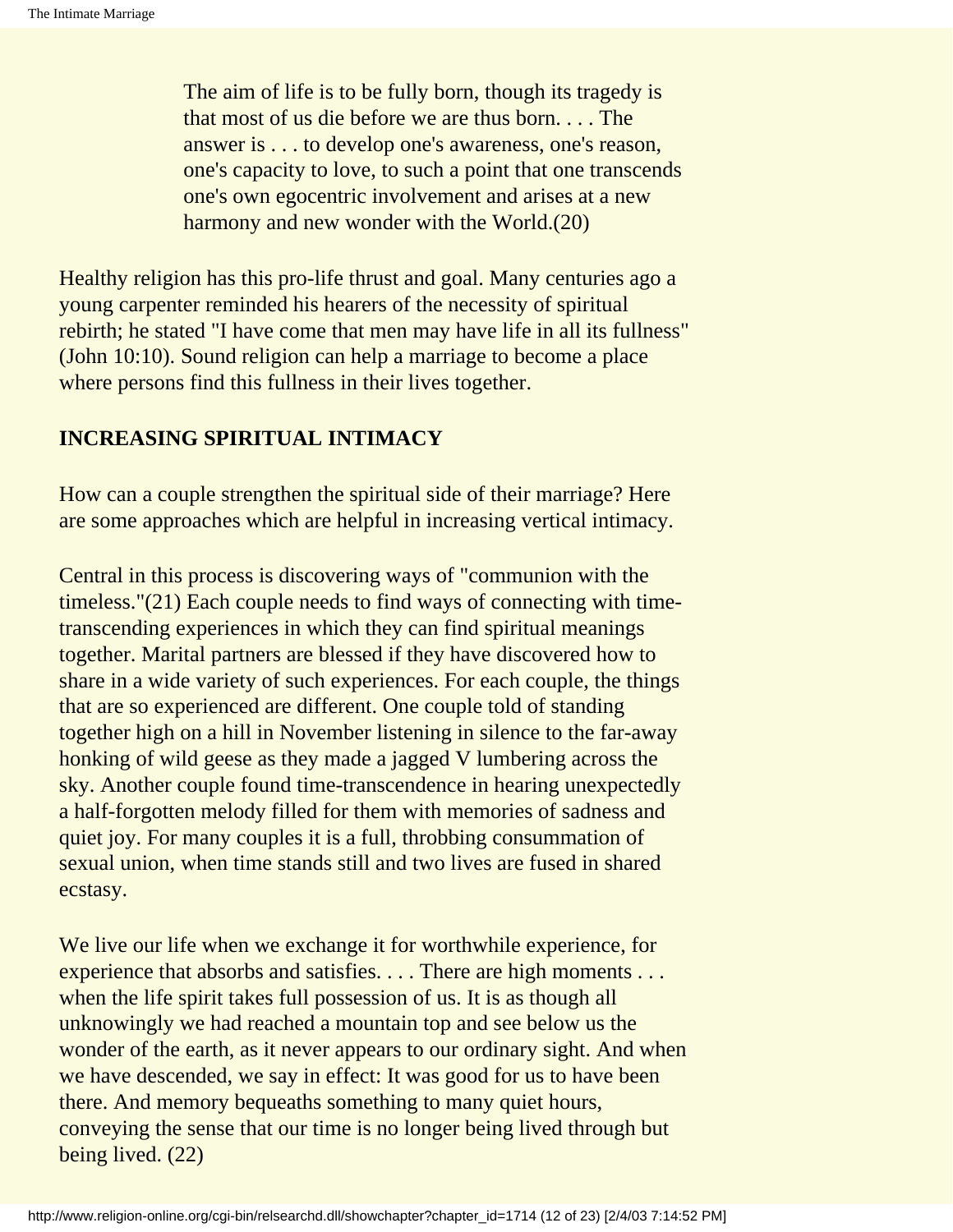> The aim of life is to be fully born, though its tragedy is that most of us die before we are thus born. . . . The answer is . . . to develop one's awareness, one's reason, one's capacity to love, to such a point that one transcends one's own egocentric involvement and arises at a new harmony and new wonder with the World.(20)

Healthy religion has this pro-life thrust and goal. Many centuries ago a young carpenter reminded his hearers of the necessity of spiritual rebirth; he stated "I have come that men may have life in all its fullness" (John 10:10). Sound religion can help a marriage to become a place where persons find this fullness in their lives together.

## INCREASING SPIRITUAL INTIMACY

How can a couple strengthen the spiritual side of their marriage? Here are some approaches which are helpful in increasing vertical intimacy.

Central in this process is discovering ways of "communion with the timeless."(21) Each couple needs to find ways of connecting with time-transcending experiences in which they can find spiritual meanings together. Marital partners are blessed if they have discovered how to share in a wide variety of such experiences. For each couple, the things that are so experienced are different. One couple told of standing together high on a hill in November listening in silence to the far-away honking of wild geese as they made a jagged V lumbering across the sky. Another couple found time-transcendence in hearing unexpectedly a half-forgotten melody filled for them with memories of sadness and quiet joy. For many couples it is a full, throbbing consummation of sexual union, when time stands still and two lives are fused in shared ecstasy.

We live our life when we exchange it for worthwhile experience, for experience that absorbs and satisfies. . . . There are high moments . . . when the life spirit takes full possession of us. It is as though all unknowingly we had reached a mountain top and see below us the wonder of the earth, as it never appears to our ordinary sight. And when we have descended, we say in effect: It was good for us to have been there. And memory bequeaths something to many quiet hours, conveying the sense that our time is no longer being lived through but being lived. (22)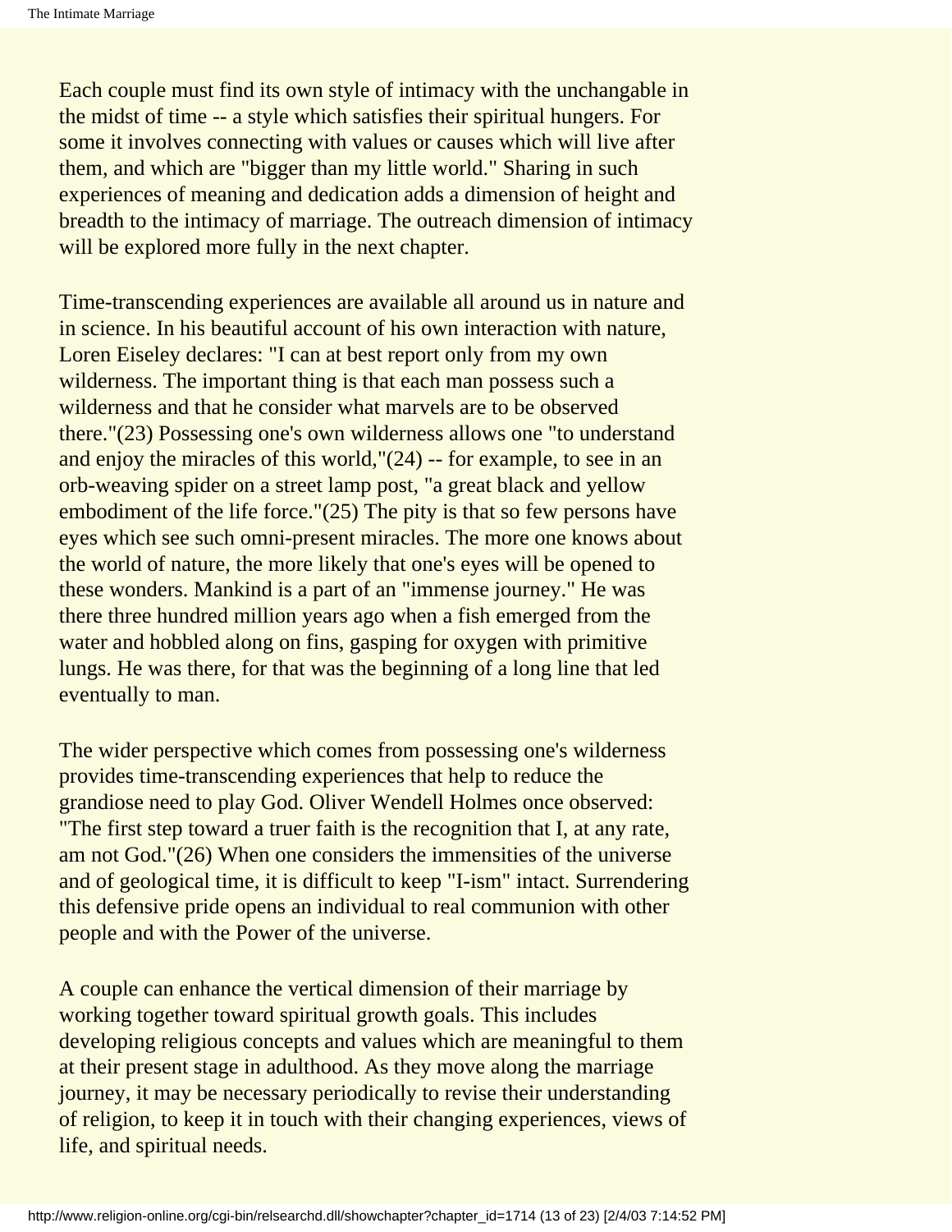Each couple must find its own style of intimacy with the unchangable in the midst of time -- a style which satisfies their spiritual hungers. For some it involves connecting with values or causes which will live after them, and which are "bigger than my little world." Sharing in such experiences of meaning and dedication adds a dimension of height and breadth to the intimacy of marriage. The outreach dimension of intimacy will be explored more fully in the next chapter.

Time-transcending experiences are available all around us in nature and in science. In his beautiful account of his own interaction with nature, Loren Eiseley declares: "I can at best report only from my own wilderness. The important thing is that each man possess such a wilderness and that he consider what marvels are to be observed there."(23) Possessing one's own wilderness allows one "to understand and enjoy the miracles of this world,"(24) -- for example, to see in an orb-weaving spider on a street lamp post, "a great black and yellow embodiment of the life force."(25) The pity is that so few persons have eyes which see such omni-present miracles. The more one knows about the world of nature, the more likely that one's eyes will be opened to these wonders. Mankind is a part of an "immense journey." He was there three hundred million years ago when a fish emerged from the water and hobbled along on fins, gasping for oxygen with primitive lungs. He was there, for that was the beginning of a long line that led eventually to man.

The wider perspective which comes from possessing one's wilderness provides time-transcending experiences that help to reduce the grandiose need to play God. Oliver Wendell Holmes once observed: "The first step toward a truer faith is the recognition that I, at any rate, am not God."(26) When one considers the immensities of the universe and of geological time, it is difficult to keep "I-ism" intact. Surrendering this defensive pride opens an individual to real communion with other people and with the Power of the universe.

A couple can enhance the vertical dimension of their marriage by working together toward spiritual growth goals. This includes developing religious concepts and values which are meaningful to them at their present stage in adulthood. As they move along the marriage journey, it may be necessary periodically to revise their understanding of religion, to keep it in touch with their changing experiences, views of life, and spiritual needs.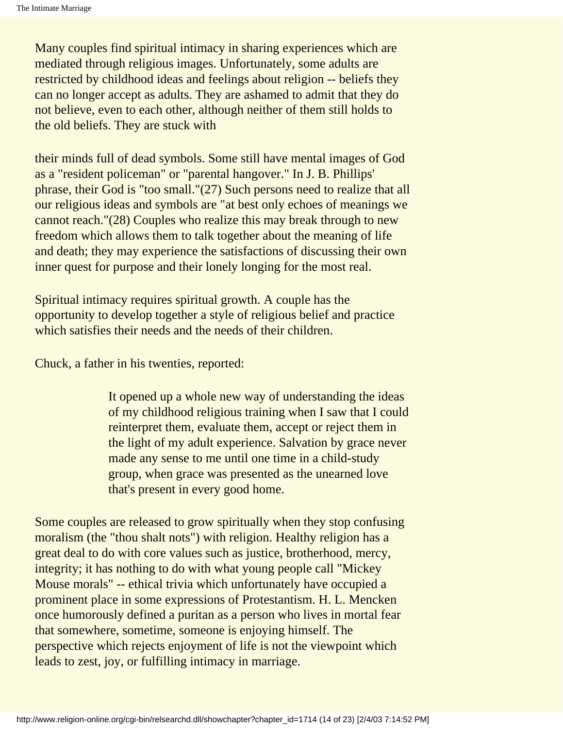Many couples find spiritual intimacy in sharing experiences which are mediated through religious images. Unfortunately, some adults are restricted by childhood ideas and feelings about religion -- beliefs they can no longer accept as adults. They are ashamed to admit that they do not believe, even to each other, although neither of them still holds to the old beliefs. They are stuck with their minds full of dead symbols. Some still have mental images of God as a "resident policeman" or "parental hangover." In J. B. Phillips' phrase, their God is "too small."(27) Such persons need to realize that all our religious ideas and symbols are "at best only echoes of meanings we cannot reach."(28) Couples who realize this may break through to new freedom which allows them to talk together about the meaning of life and death; they may experience the satisfactions of discussing their own inner quest for purpose and their lonely longing for the most real.

Spiritual intimacy requires spiritual growth. A couple has the opportunity to develop together a style of religious belief and practice which satisfies their needs and the needs of their children.

Chuck, a father in his twenties, reported:

> It opened up a whole new way of understanding the ideas of my childhood religious training when I saw that I could reinterpret them, evaluate them, accept or reject them in the light of my adult experience. Salvation by grace never made any sense to me until one time in a child-study group, when grace was presented as the unearned love that's present in every good home.

Some couples are released to grow spiritually when they stop confusing moralism (the "thou shalt nots") with religion. Healthy religion has a great deal to do with core values such as justice, brotherhood, mercy, integrity; it has nothing to do with what young people call "Mickey Mouse morals" -- ethical trivia which unfortunately have occupied a prominent place in some expressions of Protestantism. H. L. Mencken once humorously defined a puritan as a person who lives in mortal fear that somewhere, sometime, someone is enjoying himself. The perspective which rejects enjoyment of life is not the viewpoint which leads to zest, joy, or fulfilling intimacy in marriage.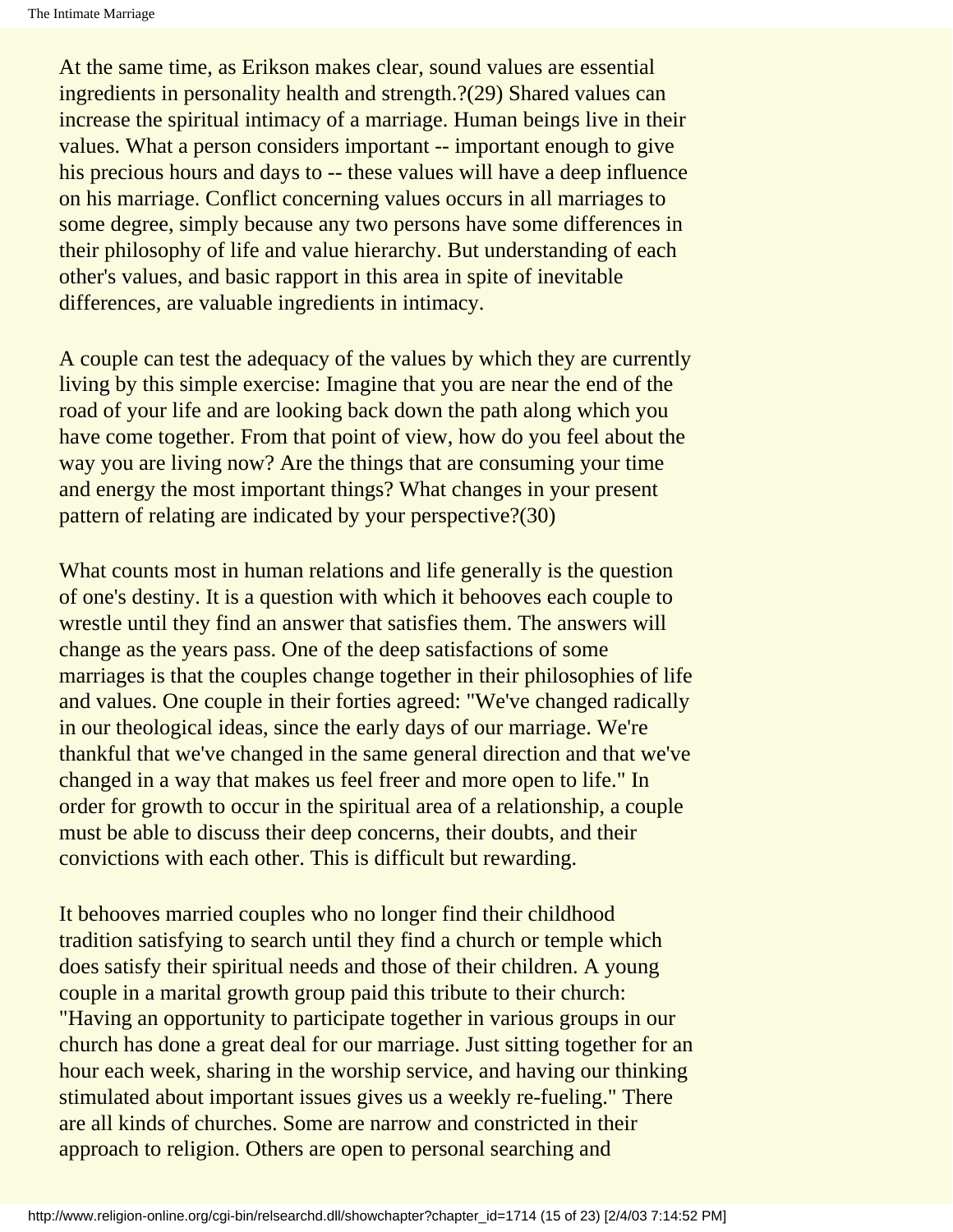At the same time, as Erikson makes clear, sound values are essential ingredients in personality health and strength.?(29) Shared values can increase the spiritual intimacy of a marriage. Human beings live in their values. What a person considers important -- important enough to give his precious hours and days to -- these values will have a deep influence on his marriage. Conflict concerning values occurs in all marriages to some degree, simply because any two persons have some differences in their philosophy of life and value hierarchy. But understanding of each other's values, and basic rapport in this area in spite of inevitable differences, are valuable ingredients in intimacy.

A couple can test the adequacy of the values by which they are currently living by this simple exercise: Imagine that you are near the end of the road of your life and are looking back down the path along which you have come together. From that point of view, how do you feel about the way you are living now? Are the things that are consuming your time and energy the most important things? What changes in your present pattern of relating are indicated by your perspective?(30)

What counts most in human relations and life generally is the question of one's destiny. It is a question with which it behooves each couple to wrestle until they find an answer that satisfies them. The answers will change as the years pass. One of the deep satisfactions of some marriages is that the couples change together in their philosophies of life and values. One couple in their forties agreed: "We've changed radically in our theological ideas, since the early days of our marriage. We're thankful that we've changed in the same general direction and that we've changed in a way that makes us feel freer and more open to life." In order for growth to occur in the spiritual area of a relationship, a couple must be able to discuss their deep concerns, their doubts, and their convictions with each other. This is difficult but rewarding.

It behooves married couples who no longer find their childhood tradition satisfying to search until they find a church or temple which does satisfy their spiritual needs and those of their children. A young couple in a marital growth group paid this tribute to their church: "Having an opportunity to participate together in various groups in our church has done a great deal for our marriage. Just sitting together for an hour each week, sharing in the worship service, and having our thinking stimulated about important issues gives us a weekly re-fueling." There are all kinds of churches. Some are narrow and constricted in their approach to religion. Others are open to personal searching and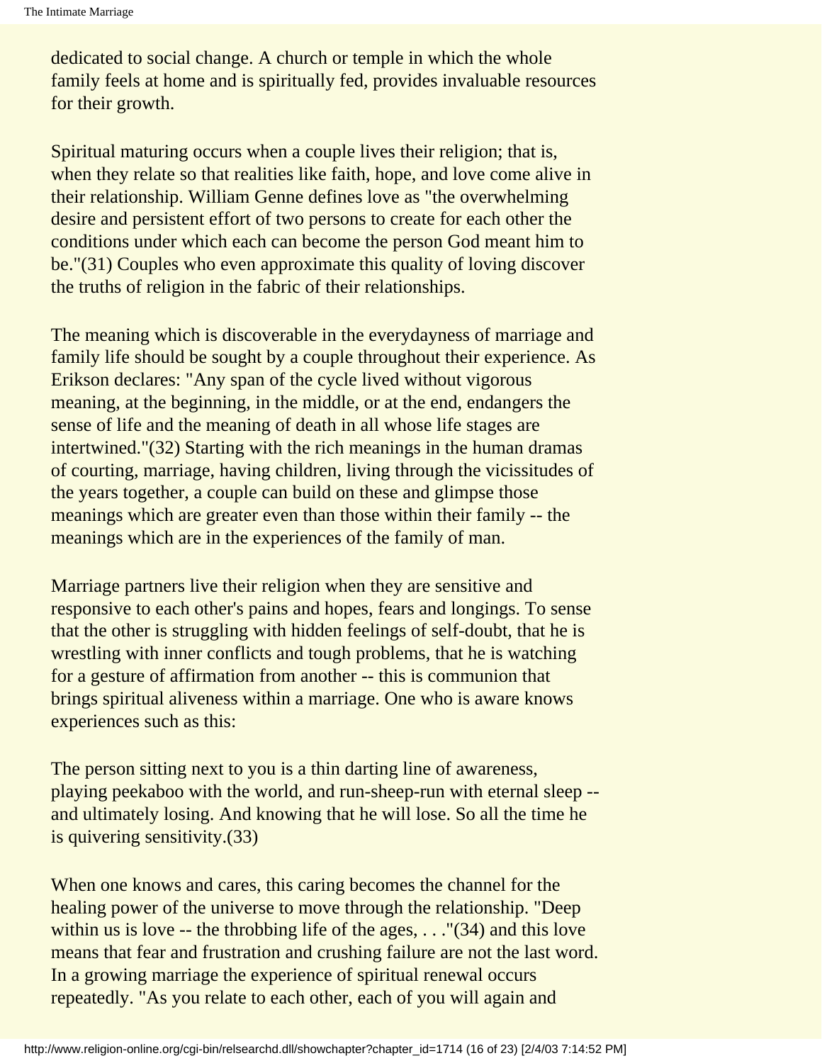dedicated to social change. A church or temple in which the whole family feels at home and is spiritually fed, provides invaluable resources for their growth.

Spiritual maturing occurs when a couple lives their religion; that is, when they relate so that realities like faith, hope, and love come alive in their relationship. William Genne defines love as "the overwhelming desire and persistent effort of two persons to create for each other the conditions under which each can become the person God meant him to be."(31) Couples who even approximate this quality of loving discover the truths of religion in the fabric of their relationships.

The meaning which is discoverable in the everydayness of marriage and family life should be sought by a couple throughout their experience. As Erikson declares: "Any span of the cycle lived without vigorous meaning, at the beginning, in the middle, or at the end, endangers the sense of life and the meaning of death in all whose life stages are intertwined."(32) Starting with the rich meanings in the human dramas of courting, marriage, having children, living through the vicissitudes of the years together, a couple can build on these and glimpse those meanings which are greater even than those within their family -- the meanings which are in the experiences of the family of man.

Marriage partners live their religion when they are sensitive and responsive to each other's pains and hopes, fears and longings. To sense that the other is struggling with hidden feelings of self-doubt, that he is wrestling with inner conflicts and tough problems, that he is watching for a gesture of affirmation from another -- this is communion that brings spiritual aliveness within a marriage. One who is aware knows experiences such as this:

The person sitting next to you is a thin darting line of awareness, playing peekaboo with the world, and run-sheep-run with eternal sleep -- and ultimately losing. And knowing that he will lose. So all the time he is quivering sensitivity.(33)

When one knows and cares, this caring becomes the channel for the healing power of the universe to move through the relationship. "Deep within us is love -- the throbbing life of the ages, . . ."(34) and this love means that fear and frustration and crushing failure are not the last word. In a growing marriage the experience of spiritual renewal occurs repeatedly. "As you relate to each other, each of you will again and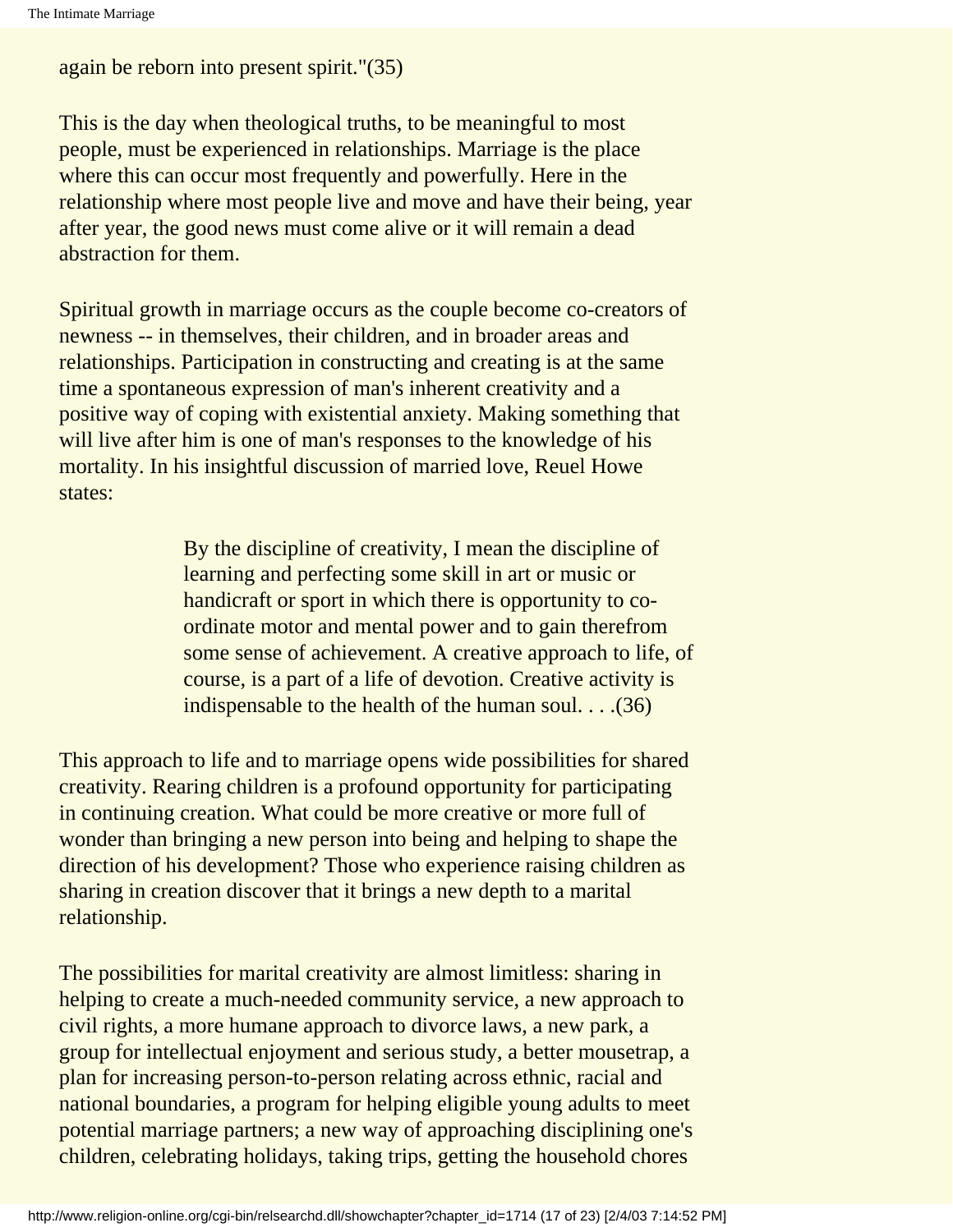again be reborn into present spirit."(35)

This is the day when theological truths, to be meaningful to most people, must be experienced in relationships. Marriage is the place where this can occur most frequently and powerfully. Here in the relationship where most people live and move and have their being, year after year, the good news must come alive or it will remain a dead abstraction for them.

Spiritual growth in marriage occurs as the couple become co-creators of newness -- in themselves, their children, and in broader areas and relationships. Participation in constructing and creating is at the same time a spontaneous expression of man's inherent creativity and a positive way of coping with existential anxiety. Making something that will live after him is one of man's responses to the knowledge of his mortality. In his insightful discussion of married love, Reuel Howe states:

> By the discipline of creativity, I mean the discipline of learning and perfecting some skill in art or music or handicraft or sport in which there is opportunity to co-ordinate motor and mental power and to gain therefrom some sense of achievement. A creative approach to life, of course, is a part of a life of devotion. Creative activity is indispensable to the health of the human soul. . . .(36)

This approach to life and to marriage opens wide possibilities for shared creativity. Rearing children is a profound opportunity for participating in continuing creation. What could be more creative or more full of wonder than bringing a new person into being and helping to shape the direction of his development? Those who experience raising children as sharing in creation discover that it brings a new depth to a marital relationship.

The possibilities for marital creativity are almost limitless: sharing in helping to create a much-needed community service, a new approach to civil rights, a more humane approach to divorce laws, a new park, a group for intellectual enjoyment and serious study, a better mousetrap, a plan for increasing person-to-person relating across ethnic, racial and national boundaries, a program for helping eligible young adults to meet potential marriage partners; a new way of approaching disciplining one's children, celebrating holidays, taking trips, getting the household chores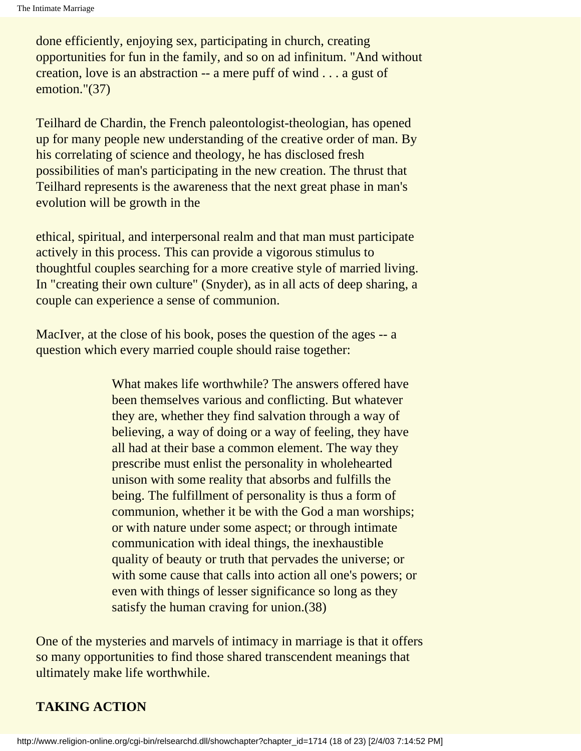done efficiently, enjoying sex, participating in church, creating opportunities for fun in the family, and so on ad infinitum. "And without creation, love is an abstraction -- a mere puff of wind . . . a gust of emotion."(37)

Teilhard de Chardin, the French paleontologist-theologian, has opened up for many people new understanding of the creative order of man. By his correlating of science and theology, he has disclosed fresh possibilities of man's participating in the new creation. The thrust that Teilhard represents is the awareness that the next great phase in man's evolution will be growth in the ethical, spiritual, and interpersonal realm and that man must participate actively in this process. This can provide a vigorous stimulus to thoughtful couples searching for a more creative style of married living. In "creating their own culture" (Snyder), as in all acts of deep sharing, a couple can experience a sense of communion.

MacIver, at the close of his book, poses the question of the ages -- a question which every married couple should raise together:

> What makes life worthwhile? The answers offered have been themselves various and conflicting. But whatever they are, whether they find salvation through a way of believing, a way of doing or a way of feeling, they have all had at their base a common element. The way they prescribe must enlist the personality in wholehearted unison with some reality that absorbs and fulfills the being. The fulfillment of personality is thus a form of communion, whether it be with the God a man worships; or with nature under some aspect; or through intimate communication with ideal things, the inexhaustible quality of beauty or truth that pervades the universe; or with some cause that calls into action all one's powers; or even with things of lesser significance so long as they satisfy the human craving for union.(38)

One of the mysteries and marvels of intimacy in marriage is that it offers so many opportunities to find those shared transcendent meanings that ultimately make life worthwhile.

## TAKING ACTION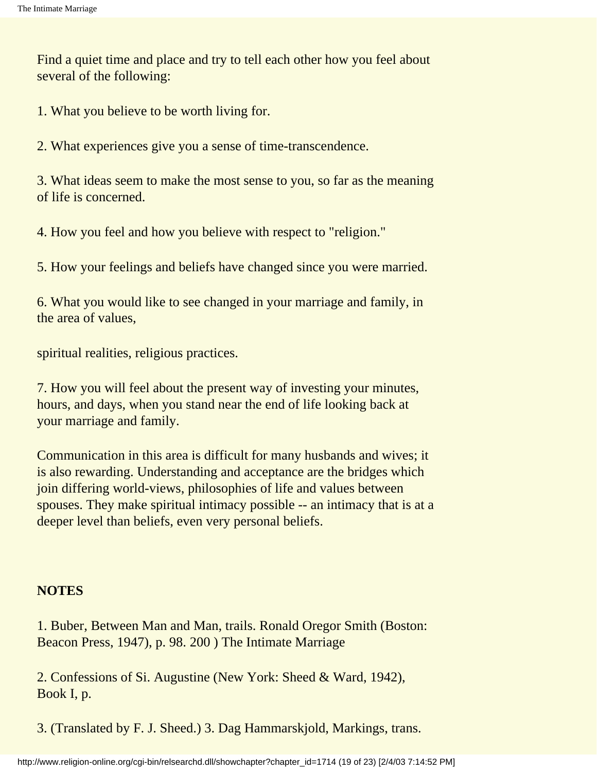Find a quiet time and place and try to tell each other how you feel about several of the following:

1. What you believe to be worth living for.

2. What experiences give you a sense of time-transcendence.

3. What ideas seem to make the most sense to you, so far as the meaning of life is concerned.

4. How you feel and how you believe with respect to "religion."

5. How your feelings and beliefs have changed since you were married.

6. What you would like to see changed in your marriage and family, in the area of values,

spiritual realities, religious practices.

7. How you will feel about the present way of investing your minutes, hours, and days, when you stand near the end of life looking back at your marriage and family.

Communication in this area is difficult for many husbands and wives; it is also rewarding. Understanding and acceptance are the bridges which join differing world-views, philosophies of life and values between spouses. They make spiritual intimacy possible -- an intimacy that is at a deeper level than beliefs, even very personal beliefs.

**NOTES**

1. Buber, Between Man and Man, trails. Ronald Oregor Smith (Boston: Beacon Press, 1947), p. 98. 200 ) The Intimate Marriage

2. Confessions of Si. Augustine (New York: Sheed & Ward, 1942), Book I, p.

3. (Translated by F. J. Sheed.) 3. Dag Hammarskjold, Markings, trans.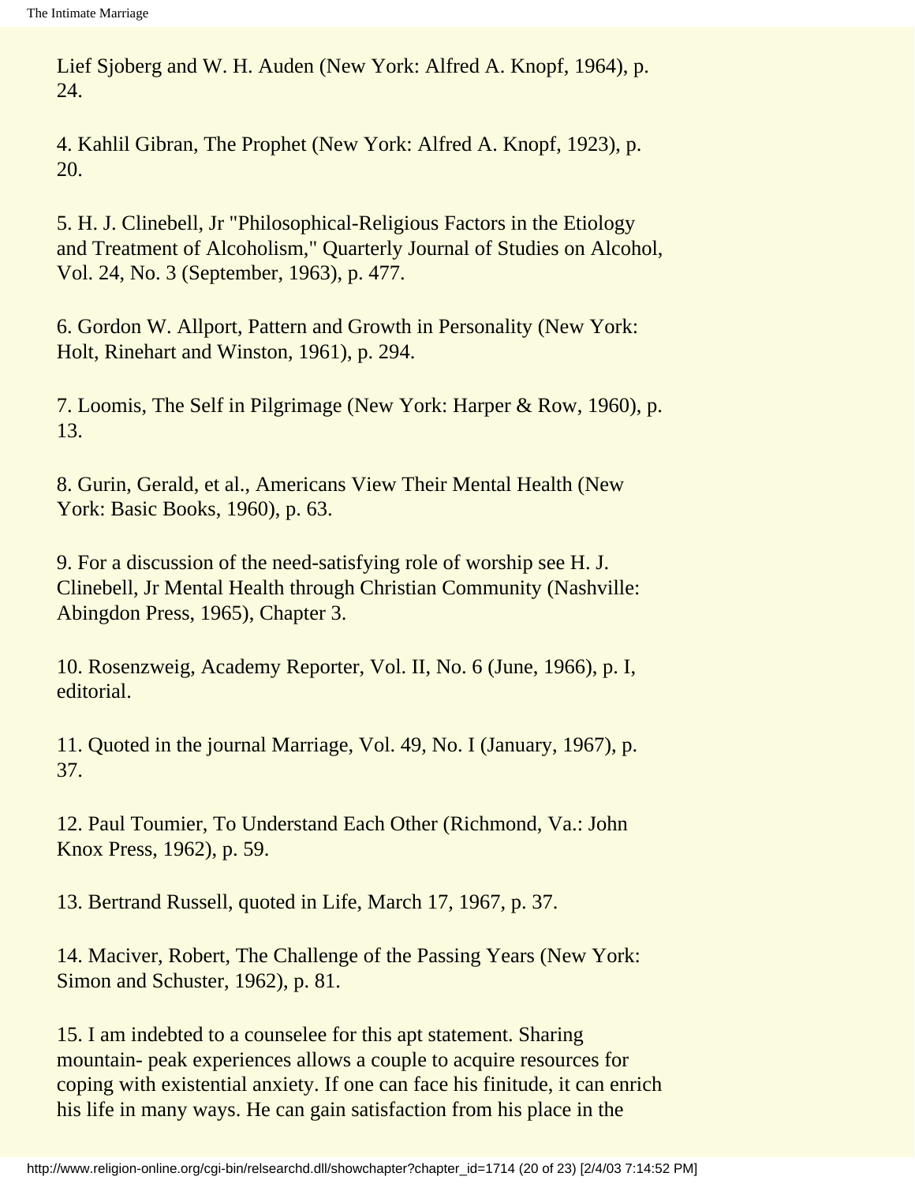Lief Sjoberg and W. H. Auden (New York: Alfred A. Knopf, 1964), p. 24.

4. Kahlil Gibran, The Prophet (New York: Alfred A. Knopf, 1923), p. 20.

5. H. J. Clinebell, Jr "Philosophical-Religious Factors in the Etiology and Treatment of Alcoholism," Quarterly Journal of Studies on Alcohol, Vol. 24, No. 3 (September, 1963), p. 477.

6. Gordon W. Allport, Pattern and Growth in Personality (New York: Holt, Rinehart and Winston, 1961), p. 294.

7. Loomis, The Self in Pilgrimage (New York: Harper & Row, 1960), p. 13.

8. Gurin, Gerald, et al., Americans View Their Mental Health (New York: Basic Books, 1960), p. 63.

9. For a discussion of the need-satisfying role of worship see H. J. Clinebell, Jr Mental Health through Christian Community (Nashville: Abingdon Press, 1965), Chapter 3.

10. Rosenzweig, Academy Reporter, Vol. II, No. 6 (June, 1966), p. I, editorial.

11. Quoted in the journal Marriage, Vol. 49, No. I (January, 1967), p. 37.

12. Paul Toumier, To Understand Each Other (Richmond, Va.: John Knox Press, 1962), p. 59.

13. Bertrand Russell, quoted in Life, March 17, 1967, p. 37.

14. Maciver, Robert, The Challenge of the Passing Years (New York: Simon and Schuster, 1962), p. 81.

15. I am indebted to a counselee for this apt statement. Sharing mountain- peak experiences allows a couple to acquire resources for coping with existential anxiety. If one can face his finitude, it can enrich his life in many ways. He can gain satisfaction from his place in the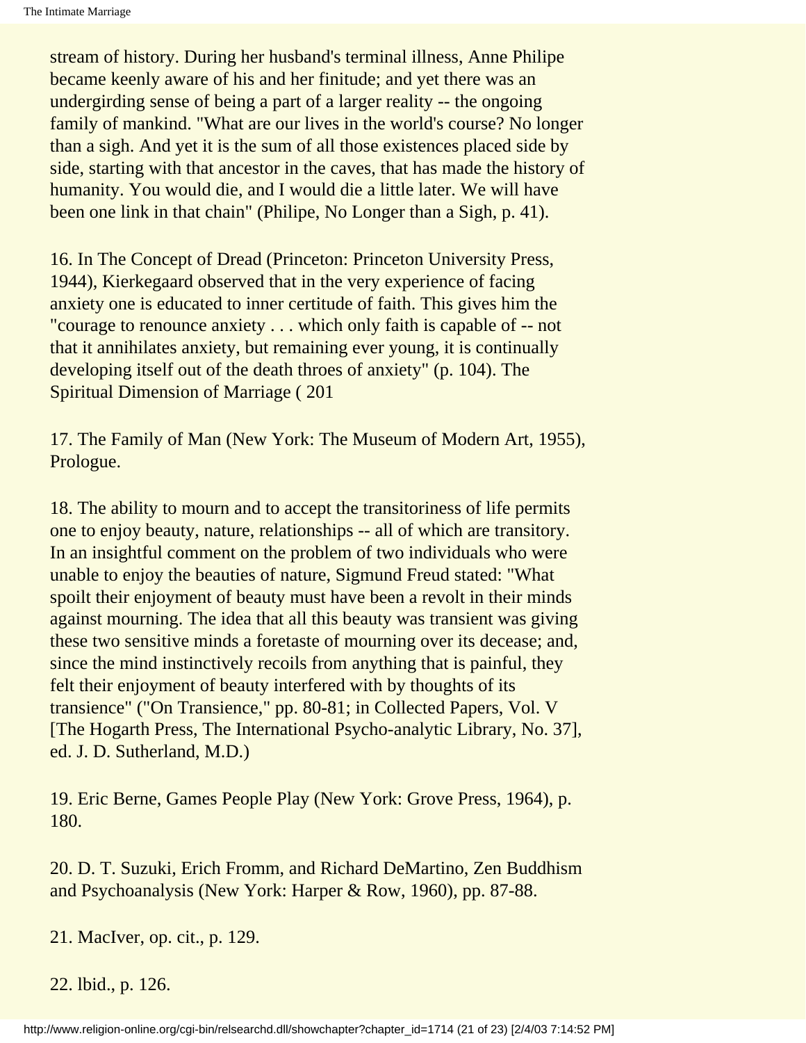stream of history. During her husband's terminal illness, Anne Philipe became keenly aware of his and her finitude; and yet there was an undergirding sense of being a part of a larger reality -- the ongoing family of mankind. "What are our lives in the world's course? No longer than a sigh. And yet it is the sum of all those existences placed side by side, starting with that ancestor in the caves, that has made the history of humanity. You would die, and I would die a little later. We will have been one link in that chain" (Philipe, No Longer than a Sigh, p. 41).

16. In The Concept of Dread (Princeton: Princeton University Press, 1944), Kierkegaard observed that in the very experience of facing anxiety one is educated to inner certitude of faith. This gives him the "courage to renounce anxiety . . . which only faith is capable of -- not that it annihilates anxiety, but remaining ever young, it is continually developing itself out of the death throes of anxiety" (p. 104). The Spiritual Dimension of Marriage ( 201

17. The Family of Man (New York: The Museum of Modern Art, 1955), Prologue.

18. The ability to mourn and to accept the transitoriness of life permits one to enjoy beauty, nature, relationships -- all of which are transitory. In an insightful comment on the problem of two individuals who were unable to enjoy the beauties of nature, Sigmund Freud stated: "What spoilt their enjoyment of beauty must have been a revolt in their minds against mourning. The idea that all this beauty was transient was giving these two sensitive minds a foretaste of mourning over its decease; and, since the mind instinctively recoils from anything that is painful, they felt their enjoyment of beauty interfered with by thoughts of its transience" ("On Transience," pp. 80-81; in Collected Papers, Vol. V [The Hogarth Press, The International Psycho-analytic Library, No. 37], ed. J. D. Sutherland, M.D.)

19. Eric Berne, Games People Play (New York: Grove Press, 1964), p. 180.

20. D. T. Suzuki, Erich Fromm, and Richard DeMartino, Zen Buddhism and Psychoanalysis (New York: Harper & Row, 1960), pp. 87-88.

21. MacIver, op. cit., p. 129.

22. lbid., p. 126.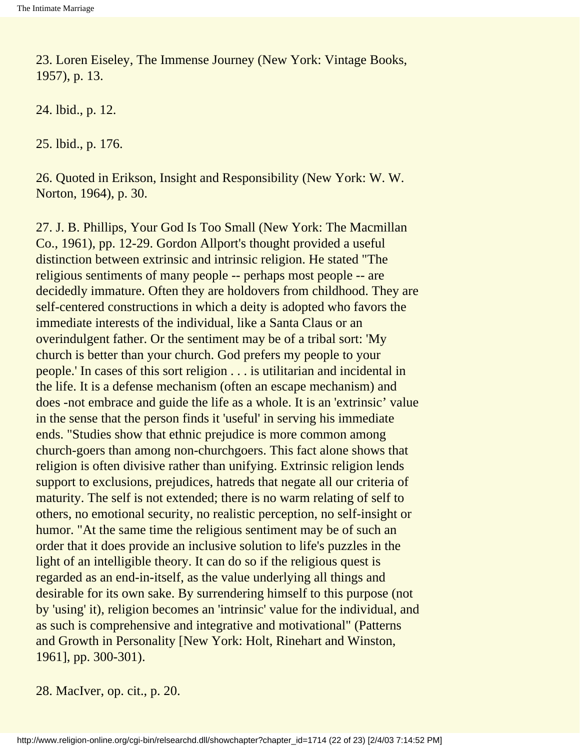23. Loren Eiseley, The Immense Journey (New York: Vintage Books, 1957), p. 13.

24. lbid., p. 12.

25. lbid., p. 176.

26. Quoted in Erikson, Insight and Responsibility (New York: W. W. Norton, 1964), p. 30.

27. J. B. Phillips, Your God Is Too Small (New York: The Macmillan Co., 1961), pp. 12-29. Gordon Allport's thought provided a useful distinction between extrinsic and intrinsic religion. He stated "The religious sentiments of many people -- perhaps most people -- are decidedly immature. Often they are holdovers from childhood. They are self-centered constructions in which a deity is adopted who favors the immediate interests of the individual, like a Santa Claus or an overindulgent father. Or the sentiment may be of a tribal sort: 'My church is better than your church. God prefers my people to your people.' In cases of this sort religion . . . is utilitarian and incidental in the life. It is a defense mechanism (often an escape mechanism) and does -not embrace and guide the life as a whole. It is an 'extrinsic' value in the sense that the person finds it 'useful' in serving his immediate ends. "Studies show that ethnic prejudice is more common among church-goers than among non-churchgoers. This fact alone shows that religion is often divisive rather than unifying. Extrinsic religion lends support to exclusions, prejudices, hatreds that negate all our criteria of maturity. The self is not extended; there is no warm relating of self to others, no emotional security, no realistic perception, no self-insight or humor. "At the same time the religious sentiment may be of such an order that it does provide an inclusive solution to life's puzzles in the light of an intelligible theory. It can do so if the religious quest is regarded as an end-in-itself, as the value underlying all things and desirable for its own sake. By surrendering himself to this purpose (not by 'using' it), religion becomes an 'intrinsic' value for the individual, and as such is comprehensive and integrative and motivational" (Patterns and Growth in Personality [New York: Holt, Rinehart and Winston, 1961], pp. 300-301).

28. MacIver, op. cit., p. 20.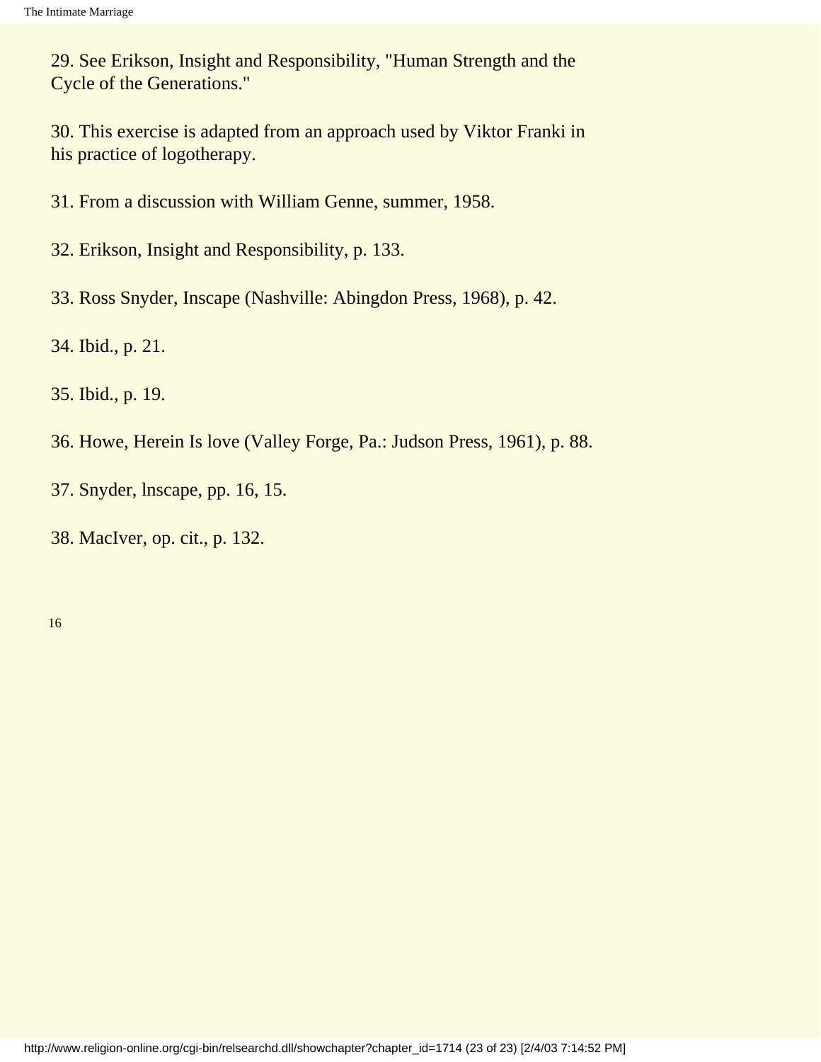29. See Erikson, Insight and Responsibility, "Human Strength and the Cycle of the Generations."

30. This exercise is adapted from an approach used by Viktor Franki in his practice of logotherapy.

31. From a discussion with William Genne, summer, 1958.

32. Erikson, Insight and Responsibility, p. 133.

33. Ross Snyder, Inscape (Nashville: Abingdon Press, 1968), p. 42.

34. Ibid., p. 21.

35. Ibid., p. 19.

36. Howe, Herein Is love (Valley Forge, Pa.: Judson Press, 1961), p. 88.

37. Snyder, lnscape, pp. 16, 15.

38. MacIver, op. cit., p. 132.

16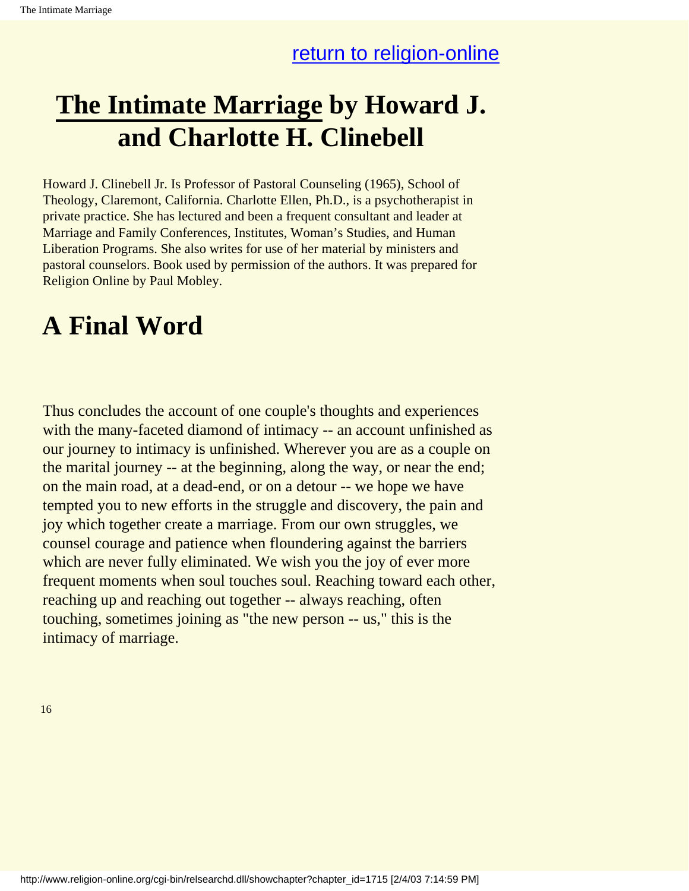return to religion-online

# The Intimate Marriage by Howard J. and Charlotte H. Clinebell

Howard J. Clinebell Jr. Is Professor of Pastoral Counseling (1965), School of Theology, Claremont, California. Charlotte Ellen, Ph.D., is a psychotherapist in private practice. She has lectured and been a frequent consultant and leader at Marriage and Family Conferences, Institutes, Woman's Studies, and Human Liberation Programs. She also writes for use of her material by ministers and pastoral counselors. Book used by permission of the authors. It was prepared for Religion Online by Paul Mobley.

# A Final Word

Thus concludes the account of one couple's thoughts and experiences with the many-faceted diamond of intimacy -- an account unfinished as our journey to intimacy is unfinished. Wherever you are as a couple on the marital journey -- at the beginning, along the way, or near the end; on the main road, at a dead-end, or on a detour -- we hope we have tempted you to new efforts in the struggle and discovery, the pain and joy which together create a marriage. From our own struggles, we counsel courage and patience when floundering against the barriers which are never fully eliminated. We wish you the joy of ever more frequent moments when soul touches soul. Reaching toward each other, reaching up and reaching out together -- always reaching, often touching, sometimes joining as "the new person -- us," this is the intimacy of marriage.